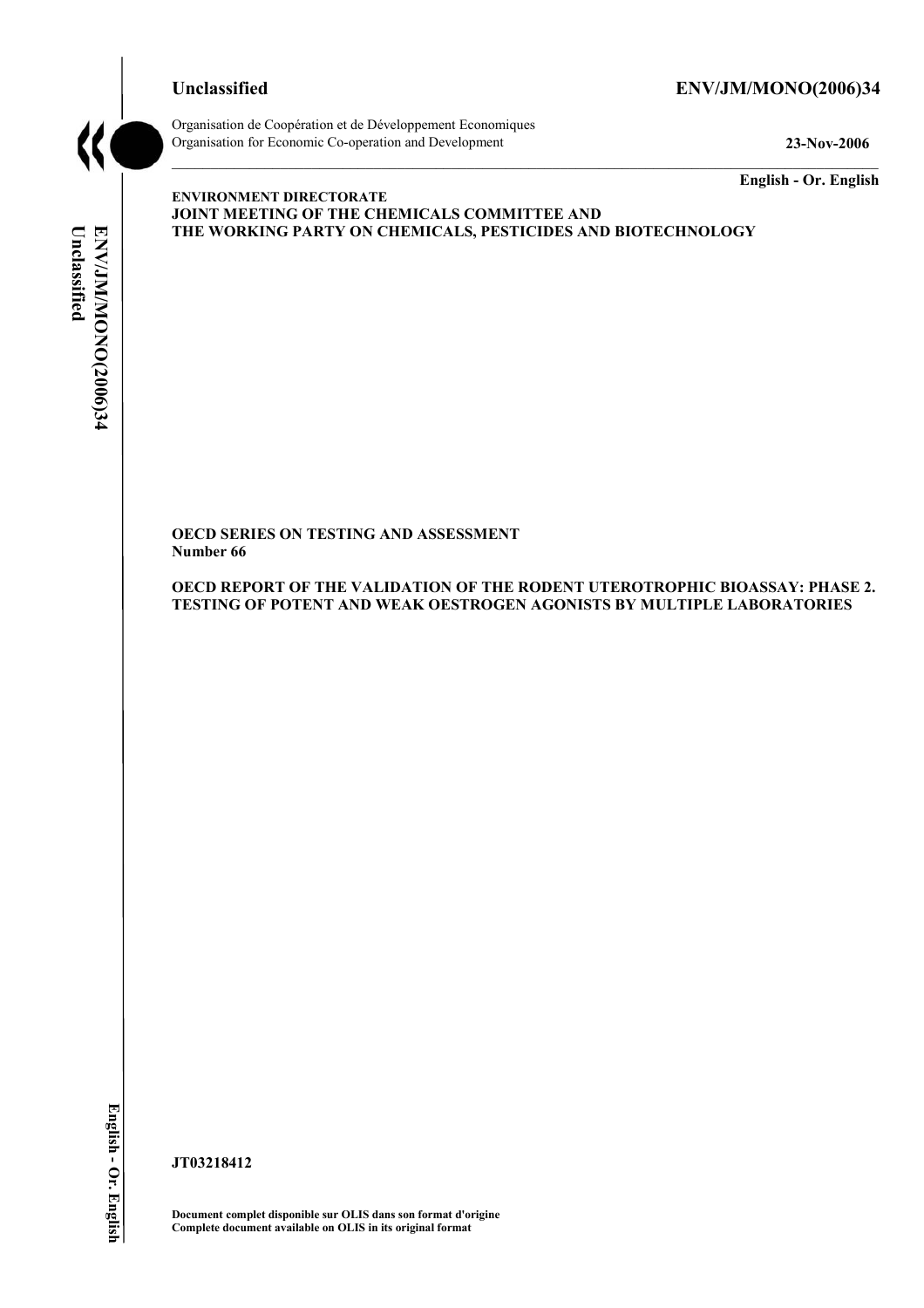**Unclassified** **ENV/JM/MONO(2006)34**

Organisation de Coopération et de Développement Economiques
Organisation for Economic Co-operation and Development **23-Nov-2006**

**English - Or. English**

**ENVIRONMENT DIRECTORATE**
**JOINT MEETING OF THE CHEMICALS COMMITTEE AND**
**THE WORKING PARTY ON CHEMICALS, PESTICIDES AND BIOTECHNOLOGY**

**OECD SERIES ON TESTING AND ASSESSMENT**
**Number 66**

**OECD REPORT OF THE VALIDATION OF THE RODENT UTEROTROPHIC BIOASSAY: PHASE 2. TESTING OF POTENT AND WEAK OESTROGEN AGONISTS BY MULTIPLE LABORATORIES**

**JT03218412**

**Document complet disponible sur OLIS dans son format d'origine**
**Complete document available on OLIS in its original format**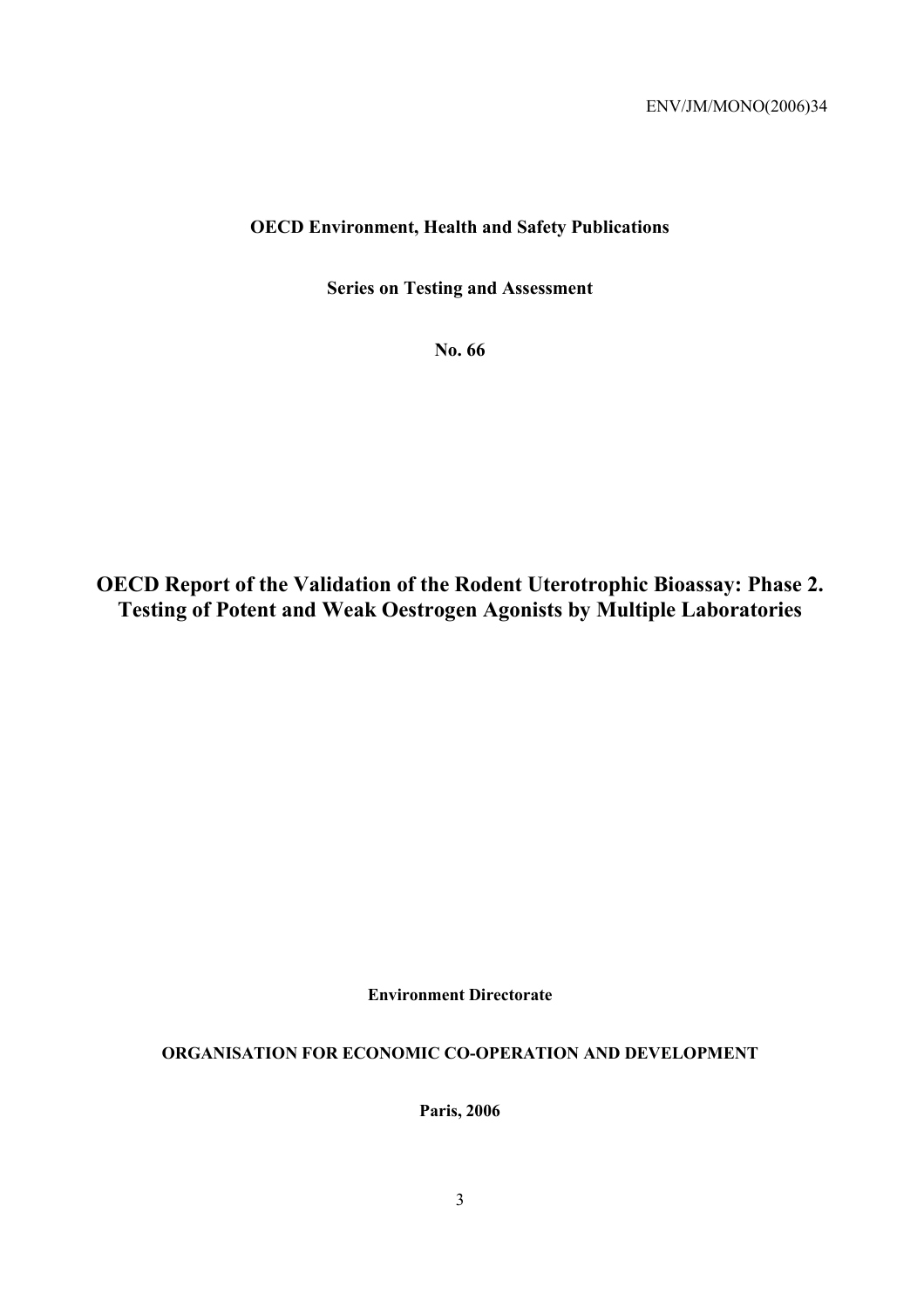ENV/JM/MONO(2006)34

**OECD Environment, Health and Safety Publications**

**Series on Testing and Assessment**

**No. 66**

# OECD Report of the Validation of the Rodent Uterotrophic Bioassay: Phase 2. Testing of Potent and Weak Oestrogen Agonists by Multiple Laboratories

**Environment Directorate**

**ORGANISATION FOR ECONOMIC CO-OPERATION AND DEVELOPMENT**

**Paris, 2006**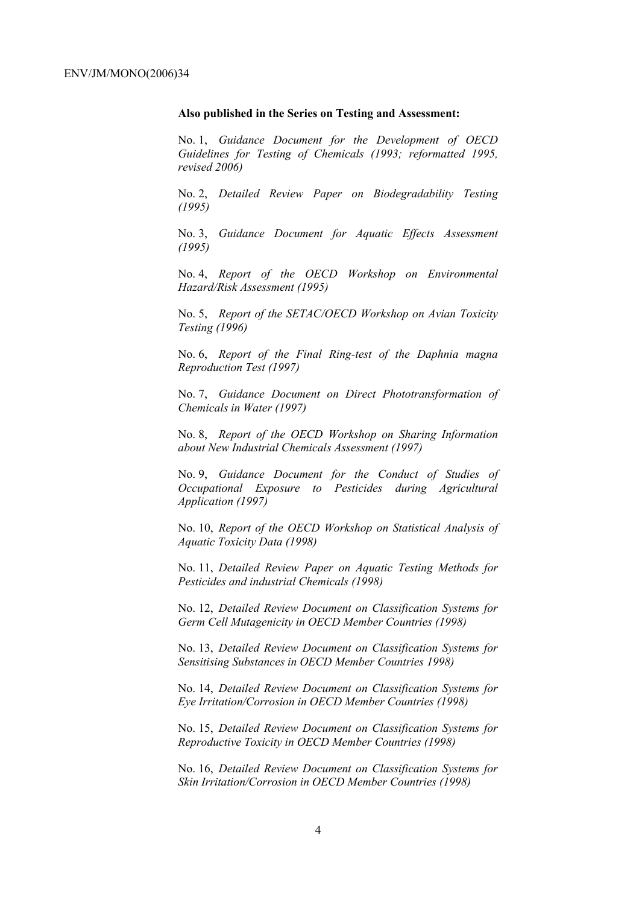**Also published in the Series on Testing and Assessment:**

No. 1, *Guidance Document for the Development of OECD Guidelines for Testing of Chemicals (1993; reformatted 1995, revised 2006)*

No. 2, *Detailed Review Paper on Biodegradability Testing (1995)*

No. 3, *Guidance Document for Aquatic Effects Assessment (1995)*

No. 4, *Report of the OECD Workshop on Environmental Hazard/Risk Assessment (1995)*

No. 5, *Report of the SETAC/OECD Workshop on Avian Toxicity Testing (1996)*

No. 6, *Report of the Final Ring-test of the Daphnia magna Reproduction Test (1997)*

No. 7, *Guidance Document on Direct Phototransformation of Chemicals in Water (1997)*

No. 8, *Report of the OECD Workshop on Sharing Information about New Industrial Chemicals Assessment (1997)*

No. 9, *Guidance Document for the Conduct of Studies of Occupational Exposure to Pesticides during Agricultural Application (1997)*

No. 10, *Report of the OECD Workshop on Statistical Analysis of Aquatic Toxicity Data (1998)*

No. 11, *Detailed Review Paper on Aquatic Testing Methods for Pesticides and industrial Chemicals (1998)*

No. 12, *Detailed Review Document on Classification Systems for Germ Cell Mutagenicity in OECD Member Countries (1998)*

No. 13, *Detailed Review Document on Classification Systems for Sensitising Substances in OECD Member Countries 1998)*

No. 14, *Detailed Review Document on Classification Systems for Eye Irritation/Corrosion in OECD Member Countries (1998)*

No. 15, *Detailed Review Document on Classification Systems for Reproductive Toxicity in OECD Member Countries (1998)*

No. 16, *Detailed Review Document on Classification Systems for Skin Irritation/Corrosion in OECD Member Countries (1998)*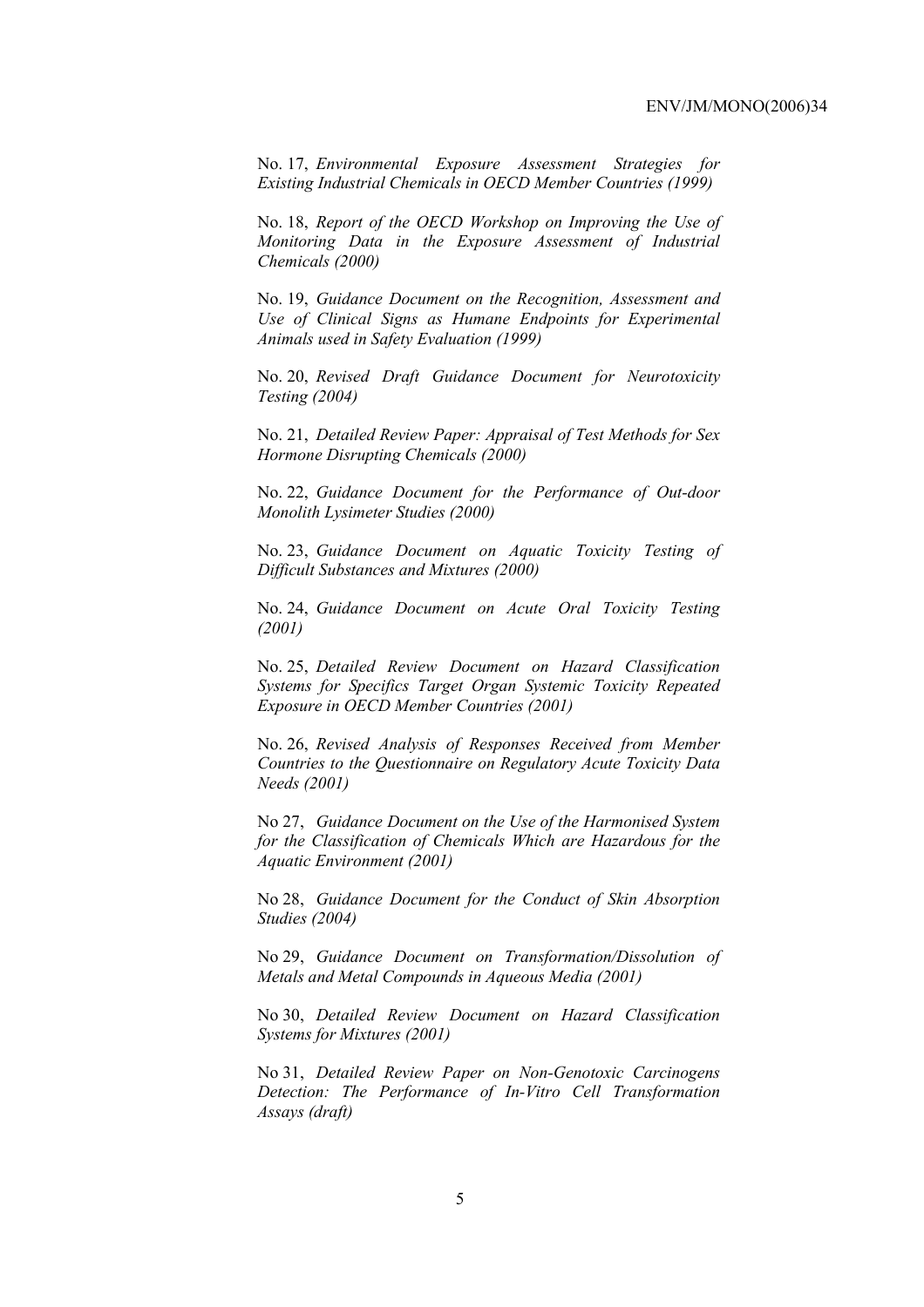No. 17, *Environmental Exposure Assessment Strategies for Existing Industrial Chemicals in OECD Member Countries (1999)*

No. 18, *Report of the OECD Workshop on Improving the Use of Monitoring Data in the Exposure Assessment of Industrial Chemicals (2000)*

No. 19, *Guidance Document on the Recognition, Assessment and Use of Clinical Signs as Humane Endpoints for Experimental Animals used in Safety Evaluation (1999)*

No. 20, *Revised Draft Guidance Document for Neurotoxicity Testing (2004)*

No. 21, *Detailed Review Paper: Appraisal of Test Methods for Sex Hormone Disrupting Chemicals (2000)*

No. 22, *Guidance Document for the Performance of Out-door Monolith Lysimeter Studies (2000)*

No. 23, *Guidance Document on Aquatic Toxicity Testing of Difficult Substances and Mixtures (2000)*

No. 24, *Guidance Document on Acute Oral Toxicity Testing (2001)*

No. 25, *Detailed Review Document on Hazard Classification Systems for Specifics Target Organ Systemic Toxicity Repeated Exposure in OECD Member Countries (2001)*

No. 26, *Revised Analysis of Responses Received from Member Countries to the Questionnaire on Regulatory Acute Toxicity Data Needs (2001)*

No 27, *Guidance Document on the Use of the Harmonised System for the Classification of Chemicals Which are Hazardous for the Aquatic Environment (2001)*

No 28, *Guidance Document for the Conduct of Skin Absorption Studies (2004)*

No 29, *Guidance Document on Transformation/Dissolution of Metals and Metal Compounds in Aqueous Media (2001)*

No 30, *Detailed Review Document on Hazard Classification Systems for Mixtures (2001)*

No 31, *Detailed Review Paper on Non-Genotoxic Carcinogens Detection: The Performance of In-Vitro Cell Transformation Assays (draft)*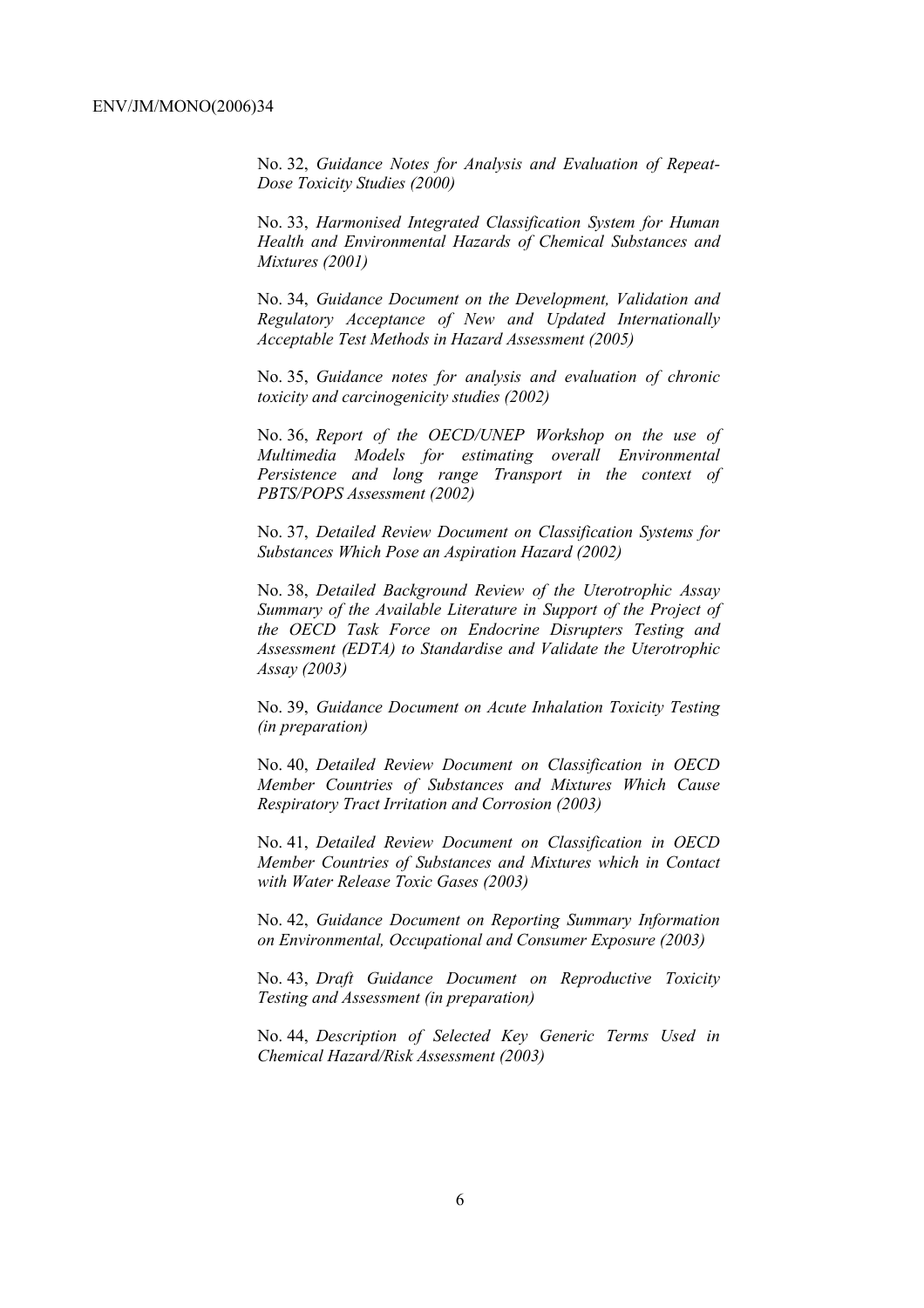No. 32, *Guidance Notes for Analysis and Evaluation of Repeat-Dose Toxicity Studies (2000)*

No. 33, *Harmonised Integrated Classification System for Human Health and Environmental Hazards of Chemical Substances and Mixtures (2001)*

No. 34, *Guidance Document on the Development, Validation and Regulatory Acceptance of New and Updated Internationally Acceptable Test Methods in Hazard Assessment (2005)*

No. 35, *Guidance notes for analysis and evaluation of chronic toxicity and carcinogenicity studies (2002)*

No. 36, *Report of the OECD/UNEP Workshop on the use of Multimedia Models for estimating overall Environmental Persistence and long range Transport in the context of PBTS/POPS Assessment (2002)*

No. 37, *Detailed Review Document on Classification Systems for Substances Which Pose an Aspiration Hazard (2002)*

No. 38, *Detailed Background Review of the Uterotrophic Assay Summary of the Available Literature in Support of the Project of the OECD Task Force on Endocrine Disrupters Testing and Assessment (EDTA) to Standardise and Validate the Uterotrophic Assay (2003)*

No. 39, *Guidance Document on Acute Inhalation Toxicity Testing (in preparation)*

No. 40, *Detailed Review Document on Classification in OECD Member Countries of Substances and Mixtures Which Cause Respiratory Tract Irritation and Corrosion (2003)*

No. 41, *Detailed Review Document on Classification in OECD Member Countries of Substances and Mixtures which in Contact with Water Release Toxic Gases (2003)*

No. 42, *Guidance Document on Reporting Summary Information on Environmental, Occupational and Consumer Exposure (2003)*

No. 43, *Draft Guidance Document on Reproductive Toxicity Testing and Assessment (in preparation)*

No. 44, *Description of Selected Key Generic Terms Used in Chemical Hazard/Risk Assessment (2003)*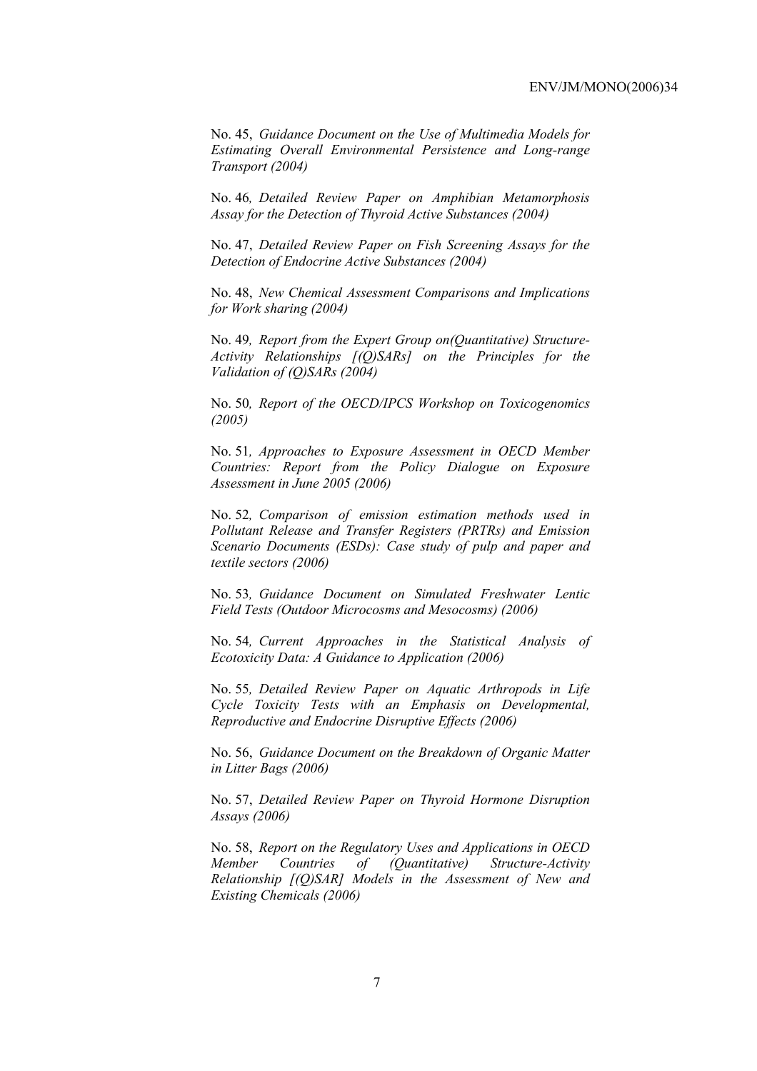No. 45, *Guidance Document on the Use of Multimedia Models for Estimating Overall Environmental Persistence and Long-range Transport (2004)*

No. 46*, Detailed Review Paper on Amphibian Metamorphosis Assay for the Detection of Thyroid Active Substances (2004)*

No. 47, *Detailed Review Paper on Fish Screening Assays for the Detection of Endocrine Active Substances (2004)*

No. 48, *New Chemical Assessment Comparisons and Implications for Work sharing (2004)*

No. 49*, Report from the Expert Group on(Quantitative) Structure-Activity Relationships [(Q)SARs] on the Principles for the Validation of (Q)SARs (2004)*

No. 50*, Report of the OECD/IPCS Workshop on Toxicogenomics (2005)*

No. 51*, Approaches to Exposure Assessment in OECD Member Countries: Report from the Policy Dialogue on Exposure Assessment in June 2005 (2006)*

No. 52*, Comparison of emission estimation methods used in Pollutant Release and Transfer Registers (PRTRs) and Emission Scenario Documents (ESDs): Case study of pulp and paper and textile sectors (2006)*

No. 53*, Guidance Document on Simulated Freshwater Lentic Field Tests (Outdoor Microcosms and Mesocosms) (2006)*

No. 54*, Current Approaches in the Statistical Analysis of Ecotoxicity Data: A Guidance to Application (2006)*

No. 55*, Detailed Review Paper on Aquatic Arthropods in Life Cycle Toxicity Tests with an Emphasis on Developmental, Reproductive and Endocrine Disruptive Effects (2006)*

No. 56, *Guidance Document on the Breakdown of Organic Matter in Litter Bags (2006)*

No. 57, *Detailed Review Paper on Thyroid Hormone Disruption Assays (2006)*

No. 58, *Report on the Regulatory Uses and Applications in OECD Member Countries of (Quantitative) Structure-Activity Relationship [(Q)SAR] Models in the Assessment of New and Existing Chemicals (2006)*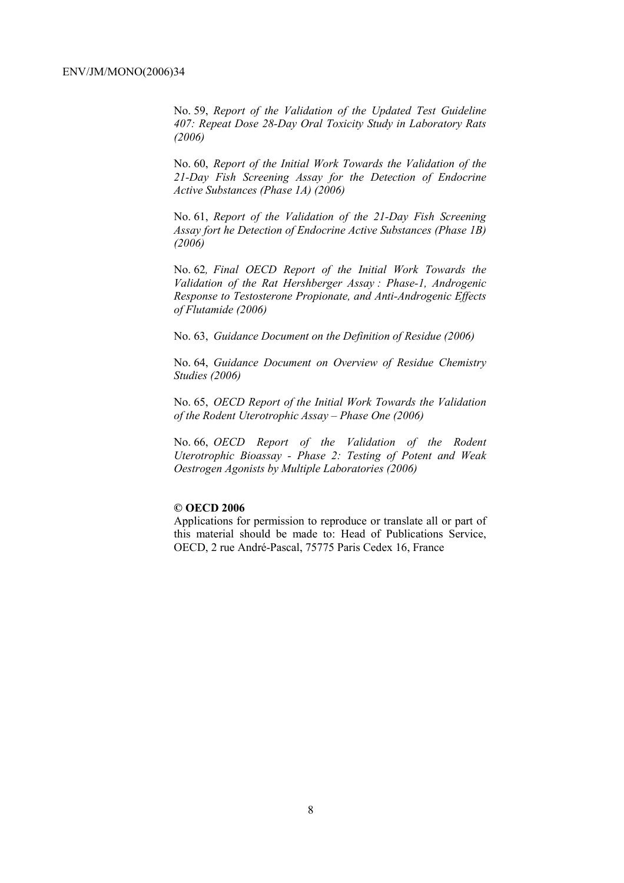No. 59, *Report of the Validation of the Updated Test Guideline 407: Repeat Dose 28-Day Oral Toxicity Study in Laboratory Rats (2006)*

No. 60, *Report of the Initial Work Towards the Validation of the 21-Day Fish Screening Assay for the Detection of Endocrine Active Substances (Phase 1A) (2006)*

No. 61, *Report of the Validation of the 21-Day Fish Screening Assay fort he Detection of Endocrine Active Substances (Phase 1B) (2006)*

No. 62*, Final OECD Report of the Initial Work Towards the Validation of the Rat Hershberger Assay : Phase-1, Androgenic Response to Testosterone Propionate, and Anti-Androgenic Effects of Flutamide (2006)*

No. 63, *Guidance Document on the Definition of Residue (2006)*

No. 64, *Guidance Document on Overview of Residue Chemistry Studies (2006)*

No. 65, *OECD Report of the Initial Work Towards the Validation of the Rodent Uterotrophic Assay – Phase One (2006)*

No. 66, *OECD Report of the Validation of the Rodent Uterotrophic Bioassay - Phase 2: Testing of Potent and Weak Oestrogen Agonists by Multiple Laboratories (2006)*

**© OECD 2006**

Applications for permission to reproduce or translate all or part of this material should be made to: Head of Publications Service, OECD, 2 rue André-Pascal, 75775 Paris Cedex 16, France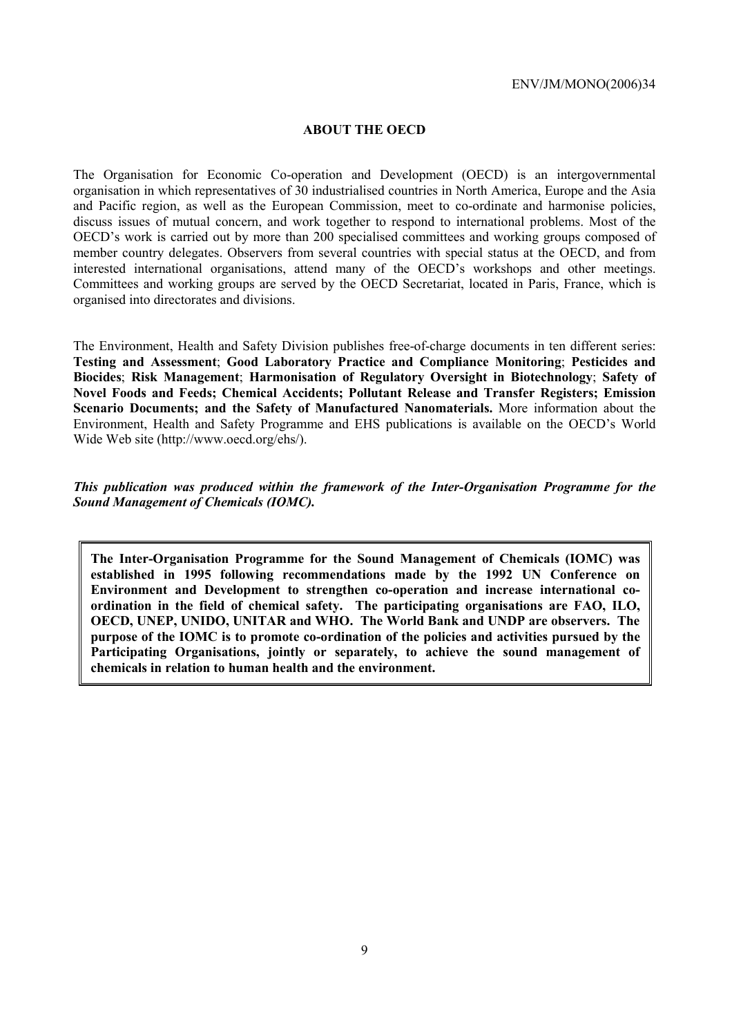# ABOUT THE OECD

The Organisation for Economic Co-operation and Development (OECD) is an intergovernmental organisation in which representatives of 30 industrialised countries in North America, Europe and the Asia and Pacific region, as well as the European Commission, meet to co-ordinate and harmonise policies, discuss issues of mutual concern, and work together to respond to international problems. Most of the OECD's work is carried out by more than 200 specialised committees and working groups composed of member country delegates. Observers from several countries with special status at the OECD, and from interested international organisations, attend many of the OECD's workshops and other meetings. Committees and working groups are served by the OECD Secretariat, located in Paris, France, which is organised into directorates and divisions.

The Environment, Health and Safety Division publishes free-of-charge documents in ten different series: **Testing and Assessment**; **Good Laboratory Practice and Compliance Monitoring**; **Pesticides and Biocides**; **Risk Management**; **Harmonisation of Regulatory Oversight in Biotechnology**; **Safety of Novel Foods and Feeds; Chemical Accidents; Pollutant Release and Transfer Registers; Emission Scenario Documents; and the Safety of Manufactured Nanomaterials.** More information about the Environment, Health and Safety Programme and EHS publications is available on the OECD's World Wide Web site (http://www.oecd.org/ehs/).

***This publication was produced within the framework of the Inter-Organisation Programme for the Sound Management of Chemicals (IOMC).***

**The Inter-Organisation Programme for the Sound Management of Chemicals (IOMC) was established in 1995 following recommendations made by the 1992 UN Conference on Environment and Development to strengthen co-operation and increase international co-ordination in the field of chemical safety. The participating organisations are FAO, ILO, OECD, UNEP, UNIDO, UNITAR and WHO. The World Bank and UNDP are observers. The purpose of the IOMC is to promote co-ordination of the policies and activities pursued by the Participating Organisations, jointly or separately, to achieve the sound management of chemicals in relation to human health and the environment.**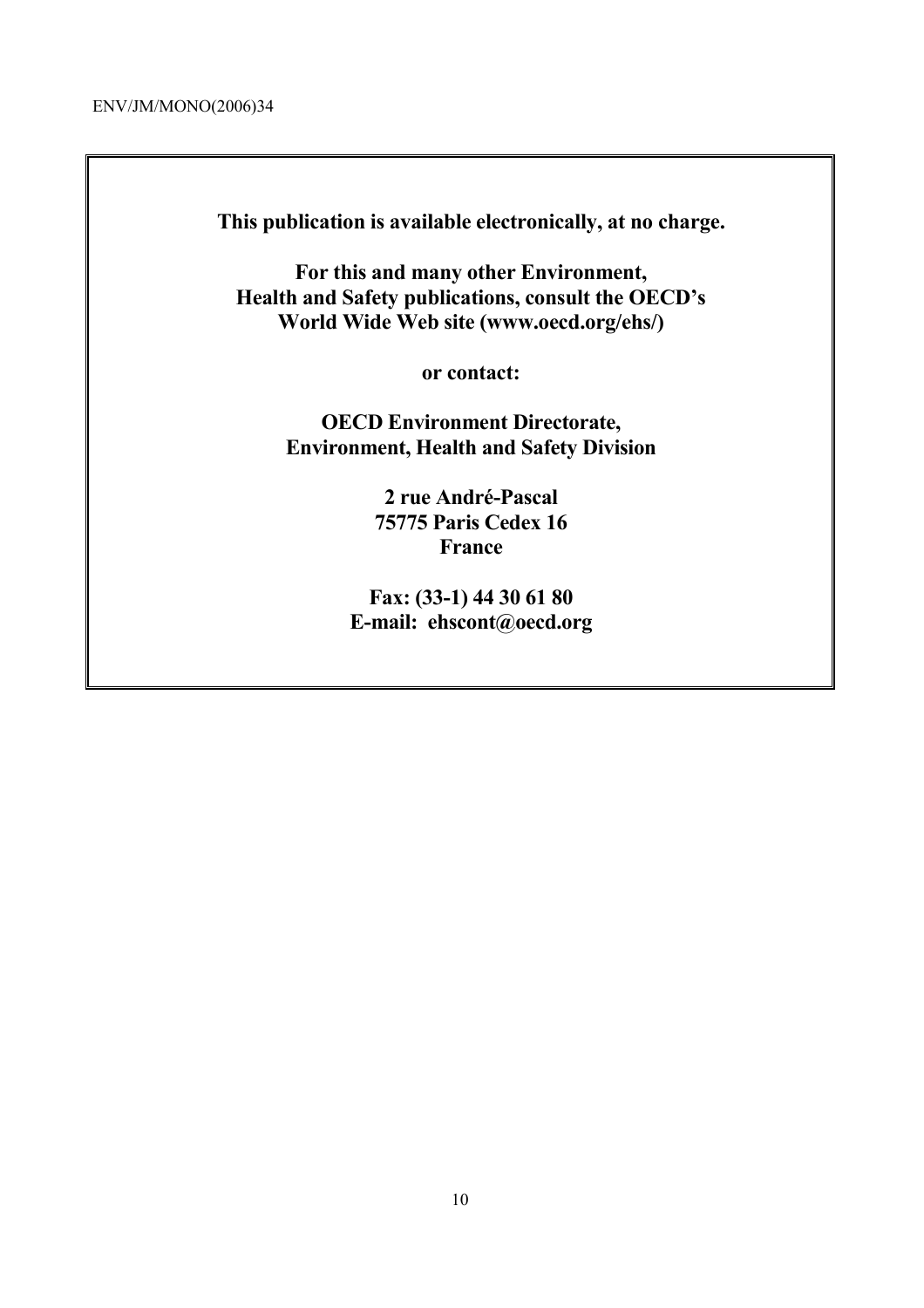**This publication is available electronically, at no charge.**

**For this and many other Environment, Health and Safety publications, consult the OECD's World Wide Web site (www.oecd.org/ehs/)**

**or contact:**

**OECD Environment Directorate,**
**Environment, Health and Safety Division**

**2 rue André-Pascal**
**75775 Paris Cedex 16**
**France**

**Fax: (33-1) 44 30 61 80**
**E-mail: ehscont@oecd.org**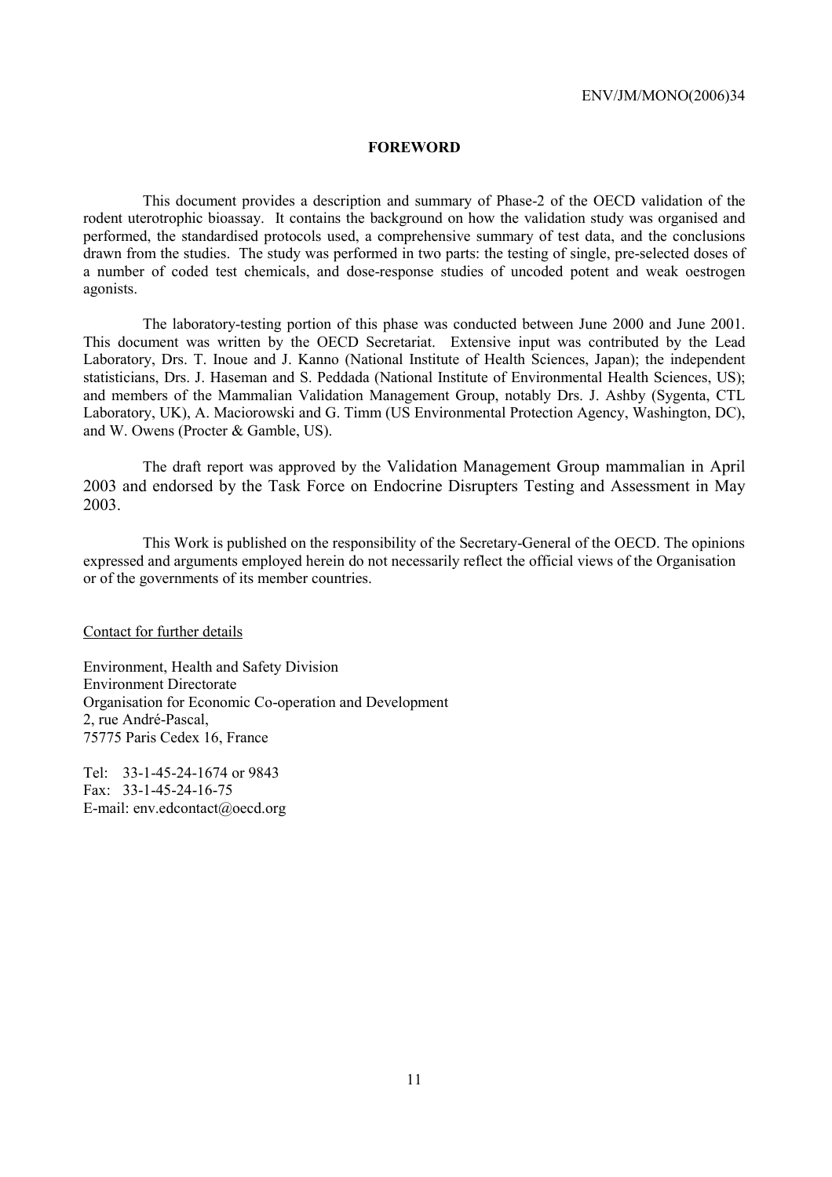# FOREWORD

This document provides a description and summary of Phase-2 of the OECD validation of the rodent uterotrophic bioassay. It contains the background on how the validation study was organised and performed, the standardised protocols used, a comprehensive summary of test data, and the conclusions drawn from the studies. The study was performed in two parts: the testing of single, pre-selected doses of a number of coded test chemicals, and dose-response studies of uncoded potent and weak oestrogen agonists.

The laboratory-testing portion of this phase was conducted between June 2000 and June 2001. This document was written by the OECD Secretariat. Extensive input was contributed by the Lead Laboratory, Drs. T. Inoue and J. Kanno (National Institute of Health Sciences, Japan); the independent statisticians, Drs. J. Haseman and S. Peddada (National Institute of Environmental Health Sciences, US); and members of the Mammalian Validation Management Group, notably Drs. J. Ashby (Sygenta, CTL Laboratory, UK), A. Maciorowski and G. Timm (US Environmental Protection Agency, Washington, DC), and W. Owens (Procter & Gamble, US).

The draft report was approved by the Validation Management Group mammalian in April 2003 and endorsed by the Task Force on Endocrine Disrupters Testing and Assessment in May 2003.

This Work is published on the responsibility of the Secretary-General of the OECD. The opinions expressed and arguments employed herein do not necessarily reflect the official views of the Organisation or of the governments of its member countries.

Contact for further details

Environment, Health and Safety Division
Environment Directorate
Organisation for Economic Co-operation and Development
2, rue André-Pascal,
75775 Paris Cedex 16, France

Tel: 33-1-45-24-1674 or 9843
Fax: 33-1-45-24-16-75
E-mail: env.edcontact@oecd.org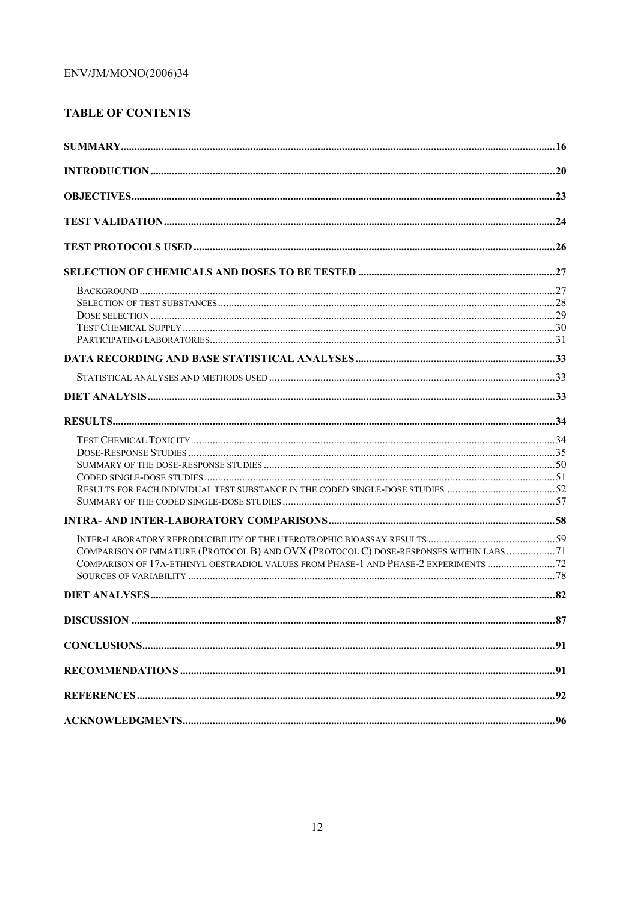## TABLE OF CONTENTS

**SUMMARY** ..... 16

**INTRODUCTION** ..... 20

**OBJECTIVES** ..... 23

**TEST VALIDATION** ..... 24

**TEST PROTOCOLS USED** ..... 26

**SELECTION OF CHEMICALS AND DOSES TO BE TESTED** ..... 27

- Background ..... 27
- Selection of test substances ..... 28
- Dose selection ..... 29
- Test Chemical Supply ..... 30
- Participating laboratories ..... 31

**DATA RECORDING AND BASE STATISTICAL ANALYSES** ..... 33

- Statistical analyses and methods used ..... 33

**DIET ANALYSIS** ..... 33

**RESULTS** ..... 34

- Test Chemical Toxicity ..... 34
- Dose-Response Studies ..... 35
- Summary of the dose-response studies ..... 50
- Coded single-dose studies ..... 51
- Results for each individual test substance in the coded single-dose studies ..... 52
- Summary of the coded single-dose studies ..... 57

**INTRA- AND INTER-LABORATORY COMPARISONS** ..... 58

- Inter-laboratory reproducibility of the uterotrophic bioassay results ..... 59
- Comparison of immature (Protocol B) and OVX (Protocol C) dose-responses within labs ..... 71
- Comparison of 17a-ethinyl oestradiol values from Phase-1 and Phase-2 experiments ..... 72
- Sources of variability ..... 78

**DIET ANALYSES** ..... 82

**DISCUSSION** ..... 87

**CONCLUSIONS** ..... 91

**RECOMMENDATIONS** ..... 91

**REFERENCES** ..... 92

**ACKNOWLEDGMENTS** ..... 96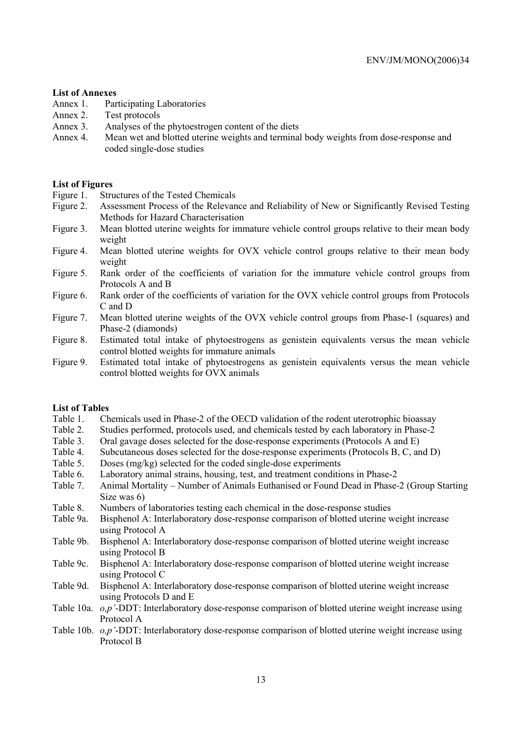**List of Annexes**

Annex 1. Participating Laboratories
Annex 2. Test protocols
Annex 3. Analyses of the phytoestrogen content of the diets
Annex 4. Mean wet and blotted uterine weights and terminal body weights from dose-response and coded single-dose studies

**List of Figures**

Figure 1. Structures of the Tested Chemicals
Figure 2. Assessment Process of the Relevance and Reliability of New or Significantly Revised Testing Methods for Hazard Characterisation
Figure 3. Mean blotted uterine weights for immature vehicle control groups relative to their mean body weight
Figure 4. Mean blotted uterine weights for OVX vehicle control groups relative to their mean body weight
Figure 5. Rank order of the coefficients of variation for the immature vehicle control groups from Protocols A and B
Figure 6. Rank order of the coefficients of variation for the OVX vehicle control groups from Protocols C and D
Figure 7. Mean blotted uterine weights of the OVX vehicle control groups from Phase-1 (squares) and Phase-2 (diamonds)
Figure 8. Estimated total intake of phytoestrogens as genistein equivalents versus the mean vehicle control blotted weights for immature animals
Figure 9. Estimated total intake of phytoestrogens as genistein equivalents versus the mean vehicle control blotted weights for OVX animals

**List of Tables**

Table 1. Chemicals used in Phase-2 of the OECD validation of the rodent uterotrophic bioassay
Table 2. Studies performed, protocols used, and chemicals tested by each laboratory in Phase-2
Table 3. Oral gavage doses selected for the dose-response experiments (Protocols A and E)
Table 4. Subcutaneous doses selected for the dose-response experiments (Protocols B, C, and D)
Table 5. Doses (mg/kg) selected for the coded single-dose experiments
Table 6. Laboratory animal strains, housing, test, and treatment conditions in Phase-2
Table 7. Animal Mortality – Number of Animals Euthanised or Found Dead in Phase-2 (Group Starting Size was 6)
Table 8. Numbers of laboratories testing each chemical in the dose-response studies
Table 9a. Bisphenol A: Interlaboratory dose-response comparison of blotted uterine weight increase using Protocol A
Table 9b. Bisphenol A: Interlaboratory dose-response comparison of blotted uterine weight increase using Protocol B
Table 9c. Bisphenol A: Interlaboratory dose-response comparison of blotted uterine weight increase using Protocol C
Table 9d. Bisphenol A: Interlaboratory dose-response comparison of blotted uterine weight increase using Protocols D and E
Table 10a. *o,p'*-DDT: Interlaboratory dose-response comparison of blotted uterine weight increase using Protocol A
Table 10b. *o,p'*-DDT: Interlaboratory dose-response comparison of blotted uterine weight increase using Protocol B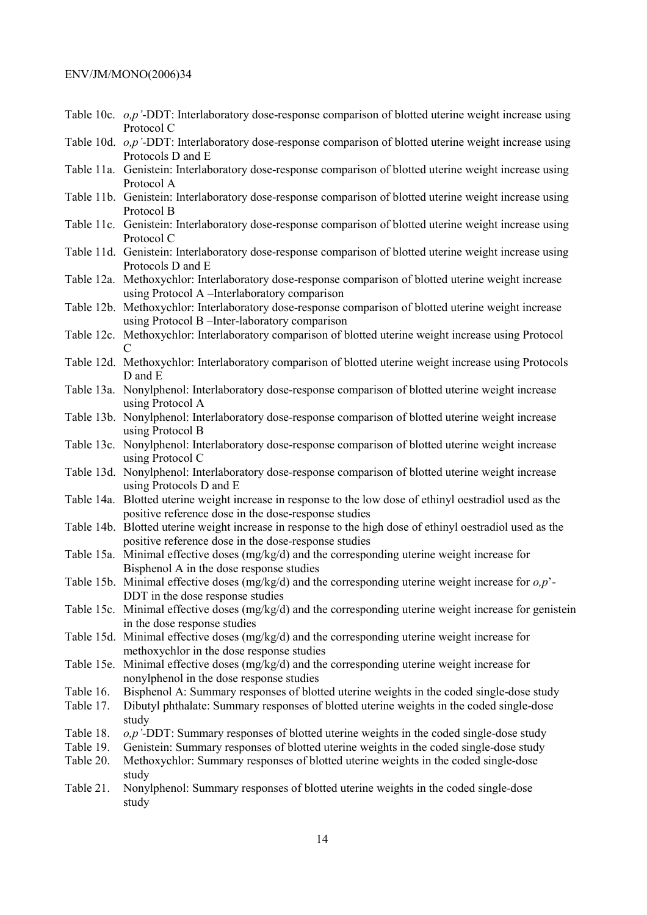Table 10c. *o,p'*-DDT: Interlaboratory dose-response comparison of blotted uterine weight increase using Protocol C

Table 10d. *o,p'*-DDT: Interlaboratory dose-response comparison of blotted uterine weight increase using Protocols D and E

Table 11a. Genistein: Interlaboratory dose-response comparison of blotted uterine weight increase using Protocol A

Table 11b. Genistein: Interlaboratory dose-response comparison of blotted uterine weight increase using Protocol B

Table 11c. Genistein: Interlaboratory dose-response comparison of blotted uterine weight increase using Protocol C

Table 11d. Genistein: Interlaboratory dose-response comparison of blotted uterine weight increase using Protocols D and E

Table 12a. Methoxychlor: Interlaboratory dose-response comparison of blotted uterine weight increase using Protocol A –Interlaboratory comparison

Table 12b. Methoxychlor: Interlaboratory dose-response comparison of blotted uterine weight increase using Protocol B –Inter-laboratory comparison

Table 12c. Methoxychlor: Interlaboratory comparison of blotted uterine weight increase using Protocol C

Table 12d. Methoxychlor: Interlaboratory comparison of blotted uterine weight increase using Protocols D and E

Table 13a. Nonylphenol: Interlaboratory dose-response comparison of blotted uterine weight increase using Protocol A

Table 13b. Nonylphenol: Interlaboratory dose-response comparison of blotted uterine weight increase using Protocol B

Table 13c. Nonylphenol: Interlaboratory dose-response comparison of blotted uterine weight increase using Protocol C

Table 13d. Nonylphenol: Interlaboratory dose-response comparison of blotted uterine weight increase using Protocols D and E

Table 14a. Blotted uterine weight increase in response to the low dose of ethinyl oestradiol used as the positive reference dose in the dose-response studies

Table 14b. Blotted uterine weight increase in response to the high dose of ethinyl oestradiol used as the positive reference dose in the dose-response studies

Table 15a. Minimal effective doses (mg/kg/d) and the corresponding uterine weight increase for Bisphenol A in the dose response studies

Table 15b. Minimal effective doses (mg/kg/d) and the corresponding uterine weight increase for *o,p*'-DDT in the dose response studies

Table 15c. Minimal effective doses (mg/kg/d) and the corresponding uterine weight increase for genistein in the dose response studies

Table 15d. Minimal effective doses (mg/kg/d) and the corresponding uterine weight increase for methoxychlor in the dose response studies

Table 15e. Minimal effective doses (mg/kg/d) and the corresponding uterine weight increase for nonylphenol in the dose response studies

Table 16. Bisphenol A: Summary responses of blotted uterine weights in the coded single-dose study

Table 17. Dibutyl phthalate: Summary responses of blotted uterine weights in the coded single-dose study

Table 18. *o,p'*-DDT: Summary responses of blotted uterine weights in the coded single-dose study

Table 19. Genistein: Summary responses of blotted uterine weights in the coded single-dose study

Table 20. Methoxychlor: Summary responses of blotted uterine weights in the coded single-dose study

Table 21. Nonylphenol: Summary responses of blotted uterine weights in the coded single-dose study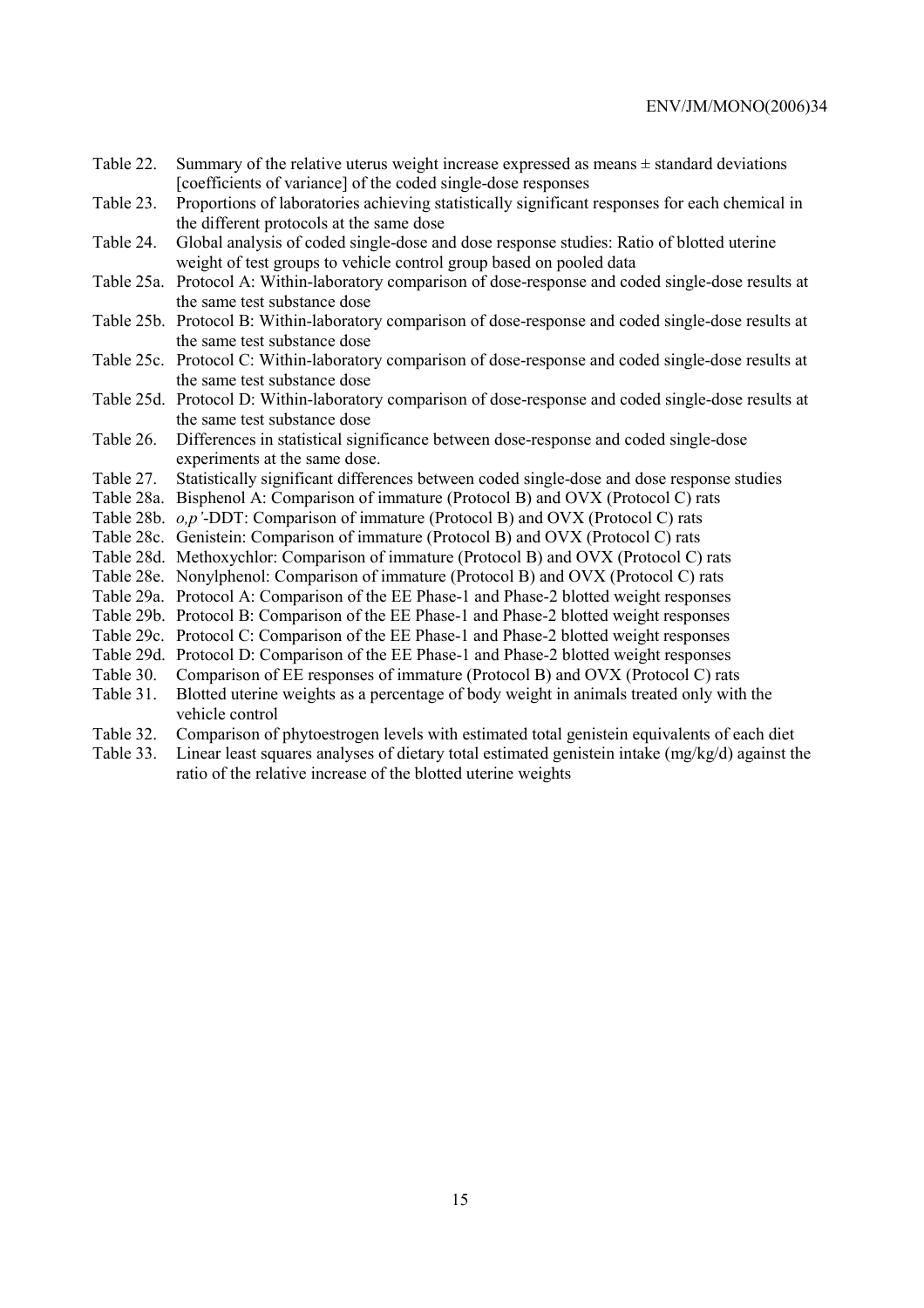Table 22. Summary of the relative uterus weight increase expressed as means ± standard deviations [coefficients of variance] of the coded single-dose responses

Table 23. Proportions of laboratories achieving statistically significant responses for each chemical in the different protocols at the same dose

Table 24. Global analysis of coded single-dose and dose response studies: Ratio of blotted uterine weight of test groups to vehicle control group based on pooled data

Table 25a. Protocol A: Within-laboratory comparison of dose-response and coded single-dose results at the same test substance dose

Table 25b. Protocol B: Within-laboratory comparison of dose-response and coded single-dose results at the same test substance dose

Table 25c. Protocol C: Within-laboratory comparison of dose-response and coded single-dose results at the same test substance dose

Table 25d. Protocol D: Within-laboratory comparison of dose-response and coded single-dose results at the same test substance dose

Table 26. Differences in statistical significance between dose-response and coded single-dose experiments at the same dose.

Table 27. Statistically significant differences between coded single-dose and dose response studies

Table 28a. Bisphenol A: Comparison of immature (Protocol B) and OVX (Protocol C) rats

Table 28b. *o,p'*-DDT: Comparison of immature (Protocol B) and OVX (Protocol C) rats

Table 28c. Genistein: Comparison of immature (Protocol B) and OVX (Protocol C) rats

Table 28d. Methoxychlor: Comparison of immature (Protocol B) and OVX (Protocol C) rats

Table 28e. Nonylphenol: Comparison of immature (Protocol B) and OVX (Protocol C) rats

Table 29a. Protocol A: Comparison of the EE Phase-1 and Phase-2 blotted weight responses

Table 29b. Protocol B: Comparison of the EE Phase-1 and Phase-2 blotted weight responses

Table 29c. Protocol C: Comparison of the EE Phase-1 and Phase-2 blotted weight responses

Table 29d. Protocol D: Comparison of the EE Phase-1 and Phase-2 blotted weight responses

Table 30. Comparison of EE responses of immature (Protocol B) and OVX (Protocol C) rats

Table 31. Blotted uterine weights as a percentage of body weight in animals treated only with the vehicle control

Table 32. Comparison of phytoestrogen levels with estimated total genistein equivalents of each diet

Table 33. Linear least squares analyses of dietary total estimated genistein intake (mg/kg/d) against the ratio of the relative increase of the blotted uterine weights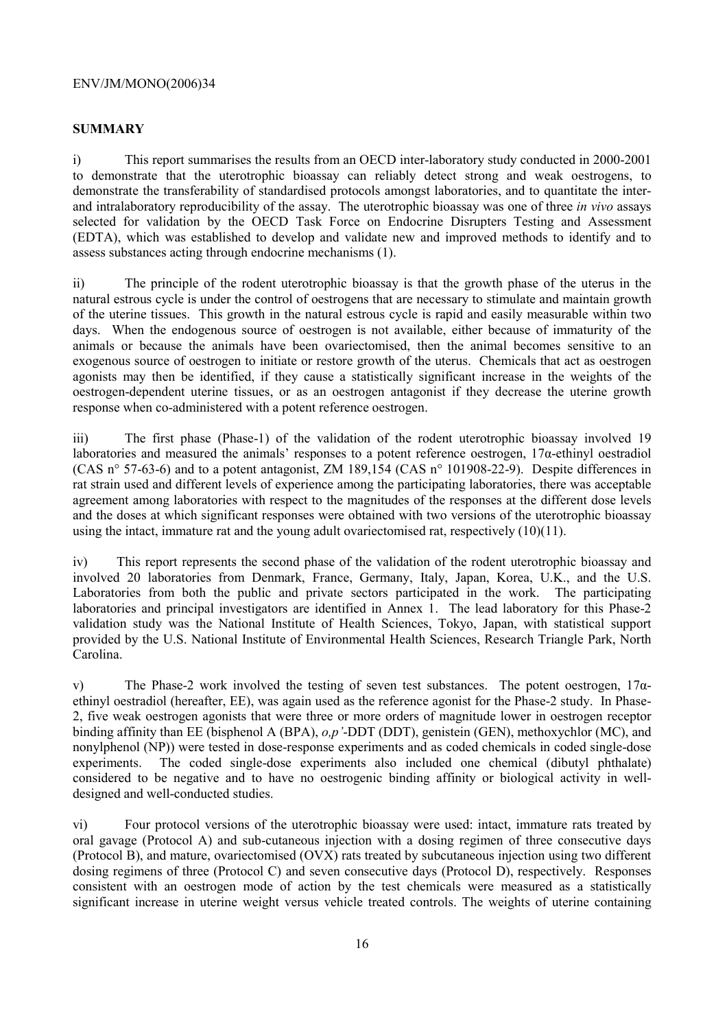## SUMMARY

i) This report summarises the results from an OECD inter-laboratory study conducted in 2000-2001 to demonstrate that the uterotrophic bioassay can reliably detect strong and weak oestrogens, to demonstrate the transferability of standardised protocols amongst laboratories, and to quantitate the inter- and intralaboratory reproducibility of the assay. The uterotrophic bioassay was one of three *in vivo* assays selected for validation by the OECD Task Force on Endocrine Disrupters Testing and Assessment (EDTA), which was established to develop and validate new and improved methods to identify and to assess substances acting through endocrine mechanisms (1).

ii) The principle of the rodent uterotrophic bioassay is that the growth phase of the uterus in the natural estrous cycle is under the control of oestrogens that are necessary to stimulate and maintain growth of the uterine tissues. This growth in the natural estrous cycle is rapid and easily measurable within two days. When the endogenous source of oestrogen is not available, either because of immaturity of the animals or because the animals have been ovariectomised, then the animal becomes sensitive to an exogenous source of oestrogen to initiate or restore growth of the uterus. Chemicals that act as oestrogen agonists may then be identified, if they cause a statistically significant increase in the weights of the oestrogen-dependent uterine tissues, or as an oestrogen antagonist if they decrease the uterine growth response when co-administered with a potent reference oestrogen.

iii) The first phase (Phase-1) of the validation of the rodent uterotrophic bioassay involved 19 laboratories and measured the animals' responses to a potent reference oestrogen, 17α-ethinyl oestradiol (CAS n° 57-63-6) and to a potent antagonist, ZM 189,154 (CAS n° 101908-22-9). Despite differences in rat strain used and different levels of experience among the participating laboratories, there was acceptable agreement among laboratories with respect to the magnitudes of the responses at the different dose levels and the doses at which significant responses were obtained with two versions of the uterotrophic bioassay using the intact, immature rat and the young adult ovariectomised rat, respectively (10)(11).

iv) This report represents the second phase of the validation of the rodent uterotrophic bioassay and involved 20 laboratories from Denmark, France, Germany, Italy, Japan, Korea, U.K., and the U.S. Laboratories from both the public and private sectors participated in the work. The participating laboratories and principal investigators are identified in Annex 1. The lead laboratory for this Phase-2 validation study was the National Institute of Health Sciences, Tokyo, Japan, with statistical support provided by the U.S. National Institute of Environmental Health Sciences, Research Triangle Park, North Carolina.

v) The Phase-2 work involved the testing of seven test substances. The potent oestrogen, 17α-ethinyl oestradiol (hereafter, EE), was again used as the reference agonist for the Phase-2 study. In Phase-2, five weak oestrogen agonists that were three or more orders of magnitude lower in oestrogen receptor binding affinity than EE (bisphenol A (BPA), *o,p'*-DDT (DDT), genistein (GEN), methoxychlor (MC), and nonylphenol (NP)) were tested in dose-response experiments and as coded chemicals in coded single-dose experiments. The coded single-dose experiments also included one chemical (dibutyl phthalate) considered to be negative and to have no oestrogenic binding affinity or biological activity in well-designed and well-conducted studies.

vi) Four protocol versions of the uterotrophic bioassay were used: intact, immature rats treated by oral gavage (Protocol A) and sub-cutaneous injection with a dosing regimen of three consecutive days (Protocol B), and mature, ovariectomised (OVX) rats treated by subcutaneous injection using two different dosing regimens of three (Protocol C) and seven consecutive days (Protocol D), respectively. Responses consistent with an oestrogen mode of action by the test chemicals were measured as a statistically significant increase in uterine weight versus vehicle treated controls. The weights of uterine containing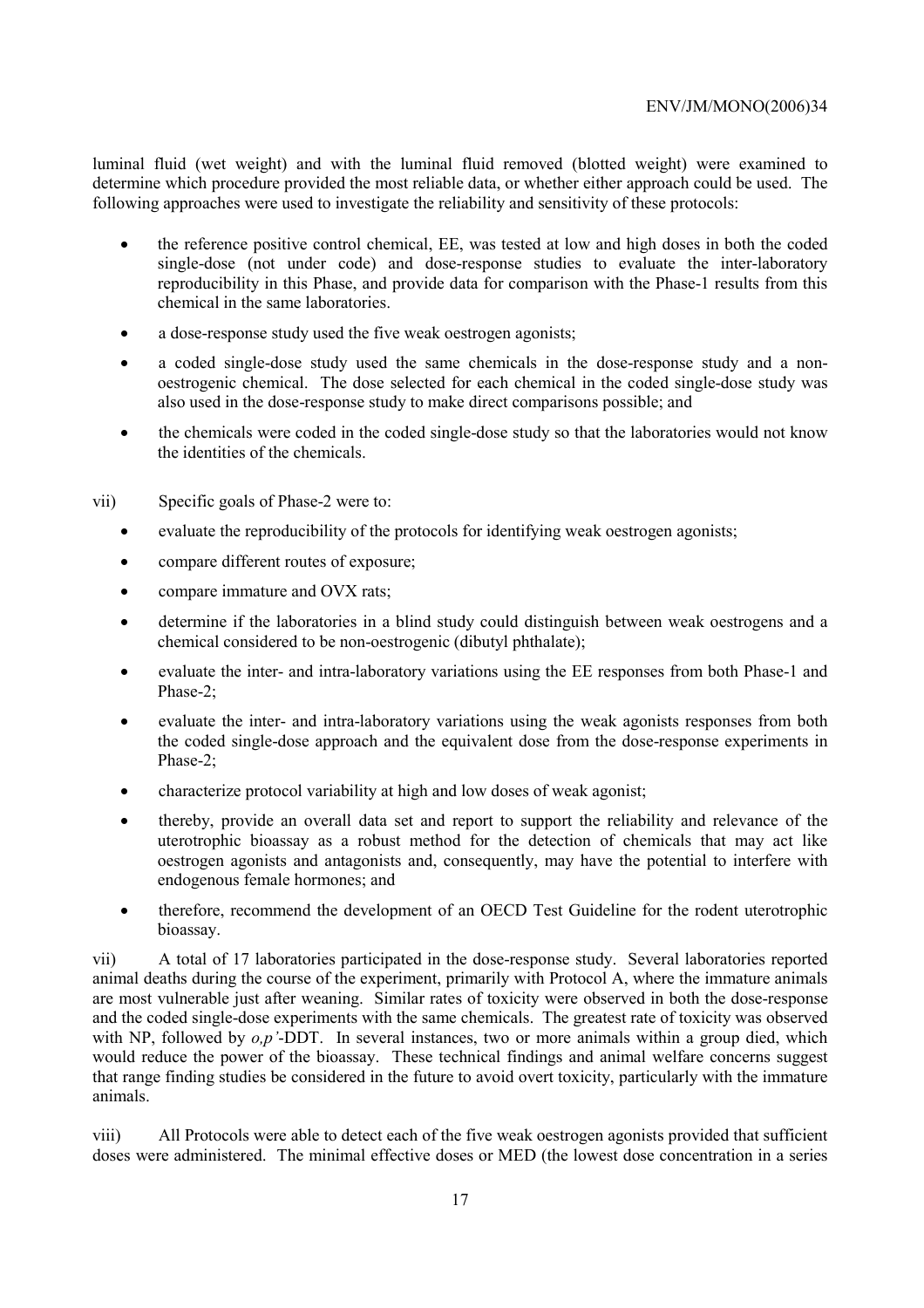luminal fluid (wet weight) and with the luminal fluid removed (blotted weight) were examined to determine which procedure provided the most reliable data, or whether either approach could be used. The following approaches were used to investigate the reliability and sensitivity of these protocols:

- the reference positive control chemical, EE, was tested at low and high doses in both the coded single-dose (not under code) and dose-response studies to evaluate the inter-laboratory reproducibility in this Phase, and provide data for comparison with the Phase-1 results from this chemical in the same laboratories.
- a dose-response study used the five weak oestrogen agonists;
- a coded single-dose study used the same chemicals in the dose-response study and a non-oestrogenic chemical. The dose selected for each chemical in the coded single-dose study was also used in the dose-response study to make direct comparisons possible; and
- the chemicals were coded in the coded single-dose study so that the laboratories would not know the identities of the chemicals.

vii) Specific goals of Phase-2 were to:

- evaluate the reproducibility of the protocols for identifying weak oestrogen agonists;
- compare different routes of exposure;
- compare immature and OVX rats;
- determine if the laboratories in a blind study could distinguish between weak oestrogens and a chemical considered to be non-oestrogenic (dibutyl phthalate);
- evaluate the inter- and intra-laboratory variations using the EE responses from both Phase-1 and Phase-2;
- evaluate the inter- and intra-laboratory variations using the weak agonists responses from both the coded single-dose approach and the equivalent dose from the dose-response experiments in Phase-2;
- characterize protocol variability at high and low doses of weak agonist;
- thereby, provide an overall data set and report to support the reliability and relevance of the uterotrophic bioassay as a robust method for the detection of chemicals that may act like oestrogen agonists and antagonists and, consequently, may have the potential to interfere with endogenous female hormones; and
- therefore, recommend the development of an OECD Test Guideline for the rodent uterotrophic bioassay.

vii) A total of 17 laboratories participated in the dose-response study. Several laboratories reported animal deaths during the course of the experiment, primarily with Protocol A, where the immature animals are most vulnerable just after weaning. Similar rates of toxicity were observed in both the dose-response and the coded single-dose experiments with the same chemicals. The greatest rate of toxicity was observed with NP, followed by *o,p'*-DDT. In several instances, two or more animals within a group died, which would reduce the power of the bioassay. These technical findings and animal welfare concerns suggest that range finding studies be considered in the future to avoid overt toxicity, particularly with the immature animals.

viii) All Protocols were able to detect each of the five weak oestrogen agonists provided that sufficient doses were administered. The minimal effective doses or MED (the lowest dose concentration in a series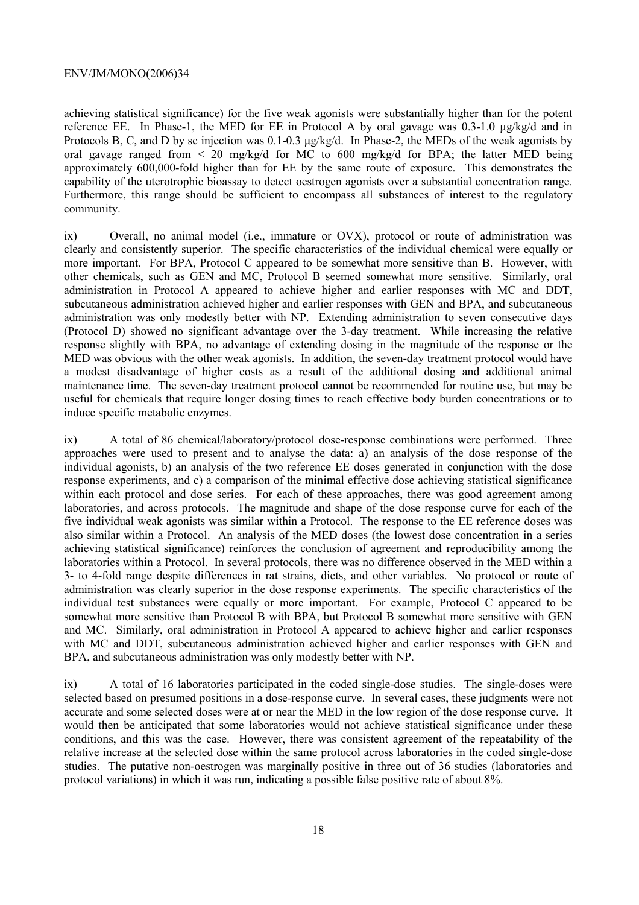achieving statistical significance) for the five weak agonists were substantially higher than for the potent reference EE. In Phase-1, the MED for EE in Protocol A by oral gavage was 0.3-1.0 µg/kg/d and in Protocols B, C, and D by sc injection was 0.1-0.3 µg/kg/d. In Phase-2, the MEDs of the weak agonists by oral gavage ranged from < 20 mg/kg/d for MC to 600 mg/kg/d for BPA; the latter MED being approximately 600,000-fold higher than for EE by the same route of exposure. This demonstrates the capability of the uterotrophic bioassay to detect oestrogen agonists over a substantial concentration range. Furthermore, this range should be sufficient to encompass all substances of interest to the regulatory community.

ix) Overall, no animal model (i.e., immature or OVX), protocol or route of administration was clearly and consistently superior. The specific characteristics of the individual chemical were equally or more important. For BPA, Protocol C appeared to be somewhat more sensitive than B. However, with other chemicals, such as GEN and MC, Protocol B seemed somewhat more sensitive. Similarly, oral administration in Protocol A appeared to achieve higher and earlier responses with MC and DDT, subcutaneous administration achieved higher and earlier responses with GEN and BPA, and subcutaneous administration was only modestly better with NP. Extending administration to seven consecutive days (Protocol D) showed no significant advantage over the 3-day treatment. While increasing the relative response slightly with BPA, no advantage of extending dosing in the magnitude of the response or the MED was obvious with the other weak agonists. In addition, the seven-day treatment protocol would have a modest disadvantage of higher costs as a result of the additional dosing and additional animal maintenance time. The seven-day treatment protocol cannot be recommended for routine use, but may be useful for chemicals that require longer dosing times to reach effective body burden concentrations or to induce specific metabolic enzymes.

ix) A total of 86 chemical/laboratory/protocol dose-response combinations were performed. Three approaches were used to present and to analyse the data: a) an analysis of the dose response of the individual agonists, b) an analysis of the two reference EE doses generated in conjunction with the dose response experiments, and c) a comparison of the minimal effective dose achieving statistical significance within each protocol and dose series. For each of these approaches, there was good agreement among laboratories, and across protocols. The magnitude and shape of the dose response curve for each of the five individual weak agonists was similar within a Protocol. The response to the EE reference doses was also similar within a Protocol. An analysis of the MED doses (the lowest dose concentration in a series achieving statistical significance) reinforces the conclusion of agreement and reproducibility among the laboratories within a Protocol. In several protocols, there was no difference observed in the MED within a 3- to 4-fold range despite differences in rat strains, diets, and other variables. No protocol or route of administration was clearly superior in the dose response experiments. The specific characteristics of the individual test substances were equally or more important. For example, Protocol C appeared to be somewhat more sensitive than Protocol B with BPA, but Protocol B somewhat more sensitive with GEN and MC. Similarly, oral administration in Protocol A appeared to achieve higher and earlier responses with MC and DDT, subcutaneous administration achieved higher and earlier responses with GEN and BPA, and subcutaneous administration was only modestly better with NP.

ix) A total of 16 laboratories participated in the coded single-dose studies. The single-doses were selected based on presumed positions in a dose-response curve. In several cases, these judgments were not accurate and some selected doses were at or near the MED in the low region of the dose response curve. It would then be anticipated that some laboratories would not achieve statistical significance under these conditions, and this was the case. However, there was consistent agreement of the repeatability of the relative increase at the selected dose within the same protocol across laboratories in the coded single-dose studies. The putative non-oestrogen was marginally positive in three out of 36 studies (laboratories and protocol variations) in which it was run, indicating a possible false positive rate of about 8%.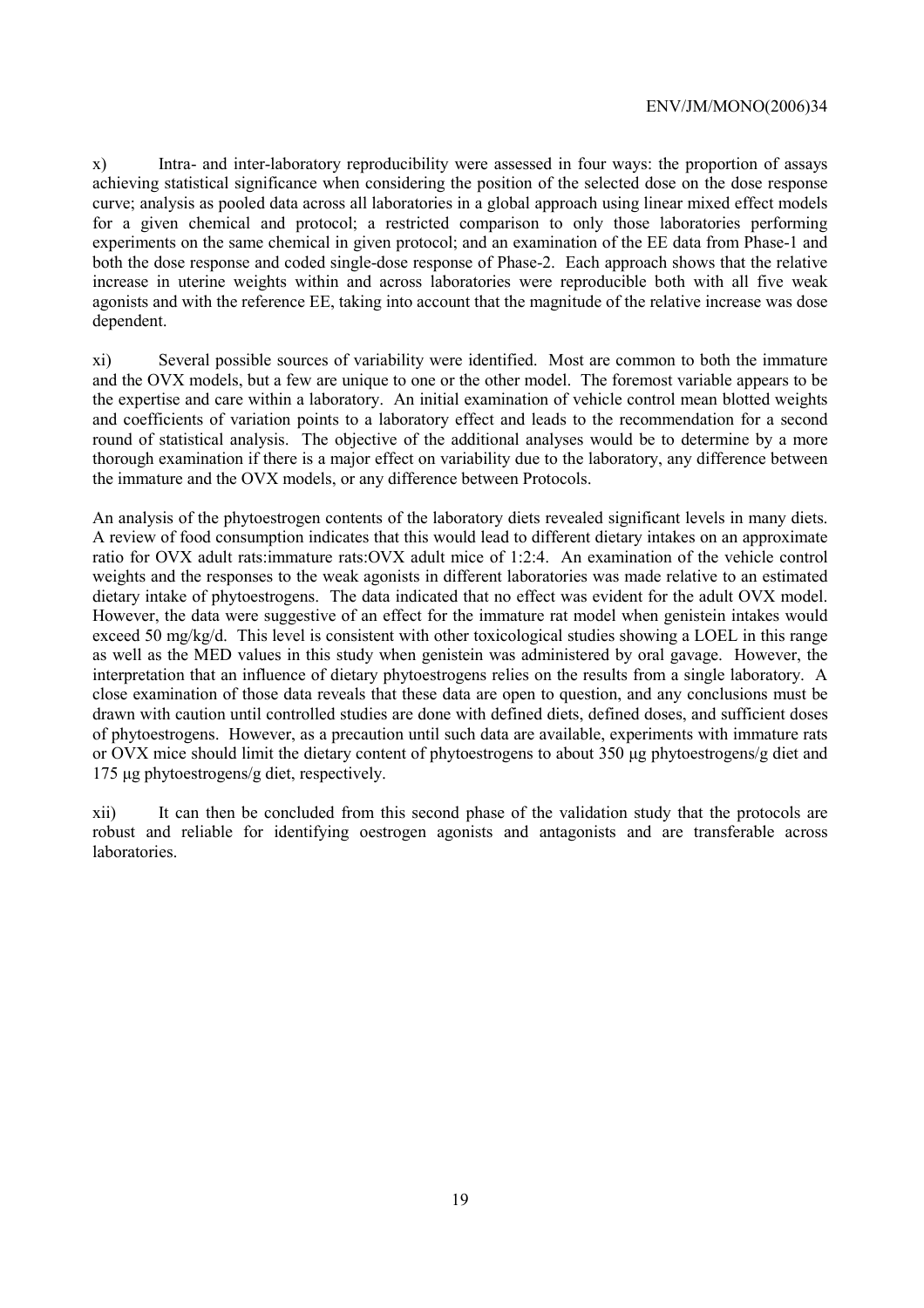x) Intra- and inter-laboratory reproducibility were assessed in four ways: the proportion of assays achieving statistical significance when considering the position of the selected dose on the dose response curve; analysis as pooled data across all laboratories in a global approach using linear mixed effect models for a given chemical and protocol; a restricted comparison to only those laboratories performing experiments on the same chemical in given protocol; and an examination of the EE data from Phase-1 and both the dose response and coded single-dose response of Phase-2. Each approach shows that the relative increase in uterine weights within and across laboratories were reproducible both with all five weak agonists and with the reference EE, taking into account that the magnitude of the relative increase was dose dependent.

xi) Several possible sources of variability were identified. Most are common to both the immature and the OVX models, but a few are unique to one or the other model. The foremost variable appears to be the expertise and care within a laboratory. An initial examination of vehicle control mean blotted weights and coefficients of variation points to a laboratory effect and leads to the recommendation for a second round of statistical analysis. The objective of the additional analyses would be to determine by a more thorough examination if there is a major effect on variability due to the laboratory, any difference between the immature and the OVX models, or any difference between Protocols.

An analysis of the phytoestrogen contents of the laboratory diets revealed significant levels in many diets. A review of food consumption indicates that this would lead to different dietary intakes on an approximate ratio for OVX adult rats:immature rats:OVX adult mice of 1:2:4. An examination of the vehicle control weights and the responses to the weak agonists in different laboratories was made relative to an estimated dietary intake of phytoestrogens. The data indicated that no effect was evident for the adult OVX model. However, the data were suggestive of an effect for the immature rat model when genistein intakes would exceed 50 mg/kg/d. This level is consistent with other toxicological studies showing a LOEL in this range as well as the MED values in this study when genistein was administered by oral gavage. However, the interpretation that an influence of dietary phytoestrogens relies on the results from a single laboratory. A close examination of those data reveals that these data are open to question, and any conclusions must be drawn with caution until controlled studies are done with defined diets, defined doses, and sufficient doses of phytoestrogens. However, as a precaution until such data are available, experiments with immature rats or OVX mice should limit the dietary content of phytoestrogens to about 350 µg phytoestrogens/g diet and 175 µg phytoestrogens/g diet, respectively.

xii) It can then be concluded from this second phase of the validation study that the protocols are robust and reliable for identifying oestrogen agonists and antagonists and are transferable across laboratories.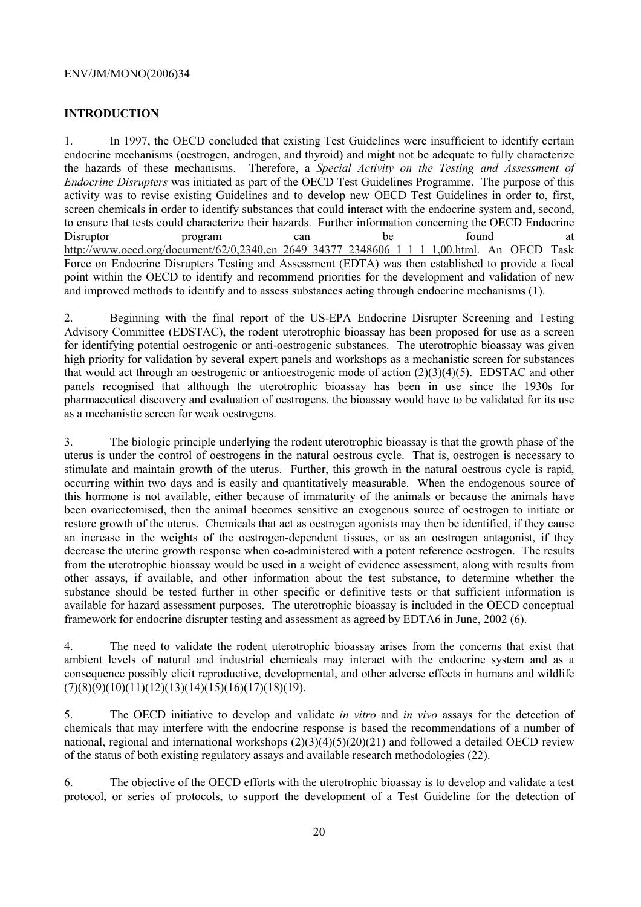## INTRODUCTION

1. In 1997, the OECD concluded that existing Test Guidelines were insufficient to identify certain endocrine mechanisms (oestrogen, androgen, and thyroid) and might not be adequate to fully characterize the hazards of these mechanisms. Therefore, a *Special Activity on the Testing and Assessment of Endocrine Disrupters* was initiated as part of the OECD Test Guidelines Programme. The purpose of this activity was to revise existing Guidelines and to develop new OECD Test Guidelines in order to, first, screen chemicals in order to identify substances that could interact with the endocrine system and, second, to ensure that tests could characterize their hazards. Further information concerning the OECD Endocrine Disruptor program can be found at http://www.oecd.org/document/62/0,2340,en_2649_34377_2348606_1_1_1_1,00.html. An OECD Task Force on Endocrine Disrupters Testing and Assessment (EDTA) was then established to provide a focal point within the OECD to identify and recommend priorities for the development and validation of new and improved methods to identify and to assess substances acting through endocrine mechanisms (1).

2. Beginning with the final report of the US-EPA Endocrine Disrupter Screening and Testing Advisory Committee (EDSTAC), the rodent uterotrophic bioassay has been proposed for use as a screen for identifying potential oestrogenic or anti-oestrogenic substances. The uterotrophic bioassay was given high priority for validation by several expert panels and workshops as a mechanistic screen for substances that would act through an oestrogenic or antioestrogenic mode of action (2)(3)(4)(5). EDSTAC and other panels recognised that although the uterotrophic bioassay has been in use since the 1930s for pharmaceutical discovery and evaluation of oestrogens, the bioassay would have to be validated for its use as a mechanistic screen for weak oestrogens.

3. The biologic principle underlying the rodent uterotrophic bioassay is that the growth phase of the uterus is under the control of oestrogens in the natural oestrous cycle. That is, oestrogen is necessary to stimulate and maintain growth of the uterus. Further, this growth in the natural oestrous cycle is rapid, occurring within two days and is easily and quantitatively measurable. When the endogenous source of this hormone is not available, either because of immaturity of the animals or because the animals have been ovariectomised, then the animal becomes sensitive an exogenous source of oestrogen to initiate or restore growth of the uterus. Chemicals that act as oestrogen agonists may then be identified, if they cause an increase in the weights of the oestrogen-dependent tissues, or as an oestrogen antagonist, if they decrease the uterine growth response when co-administered with a potent reference oestrogen. The results from the uterotrophic bioassay would be used in a weight of evidence assessment, along with results from other assays, if available, and other information about the test substance, to determine whether the substance should be tested further in other specific or definitive tests or that sufficient information is available for hazard assessment purposes. The uterotrophic bioassay is included in the OECD conceptual framework for endocrine disrupter testing and assessment as agreed by EDTA6 in June, 2002 (6).

4. The need to validate the rodent uterotrophic bioassay arises from the concerns that exist that ambient levels of natural and industrial chemicals may interact with the endocrine system and as a consequence possibly elicit reproductive, developmental, and other adverse effects in humans and wildlife (7)(8)(9)(10)(11)(12)(13)(14)(15)(16)(17)(18)(19).

5. The OECD initiative to develop and validate *in vitro* and *in vivo* assays for the detection of chemicals that may interfere with the endocrine response is based the recommendations of a number of national, regional and international workshops (2)(3)(4)(5)(20)(21) and followed a detailed OECD review of the status of both existing regulatory assays and available research methodologies (22).

6. The objective of the OECD efforts with the uterotrophic bioassay is to develop and validate a test protocol, or series of protocols, to support the development of a Test Guideline for the detection of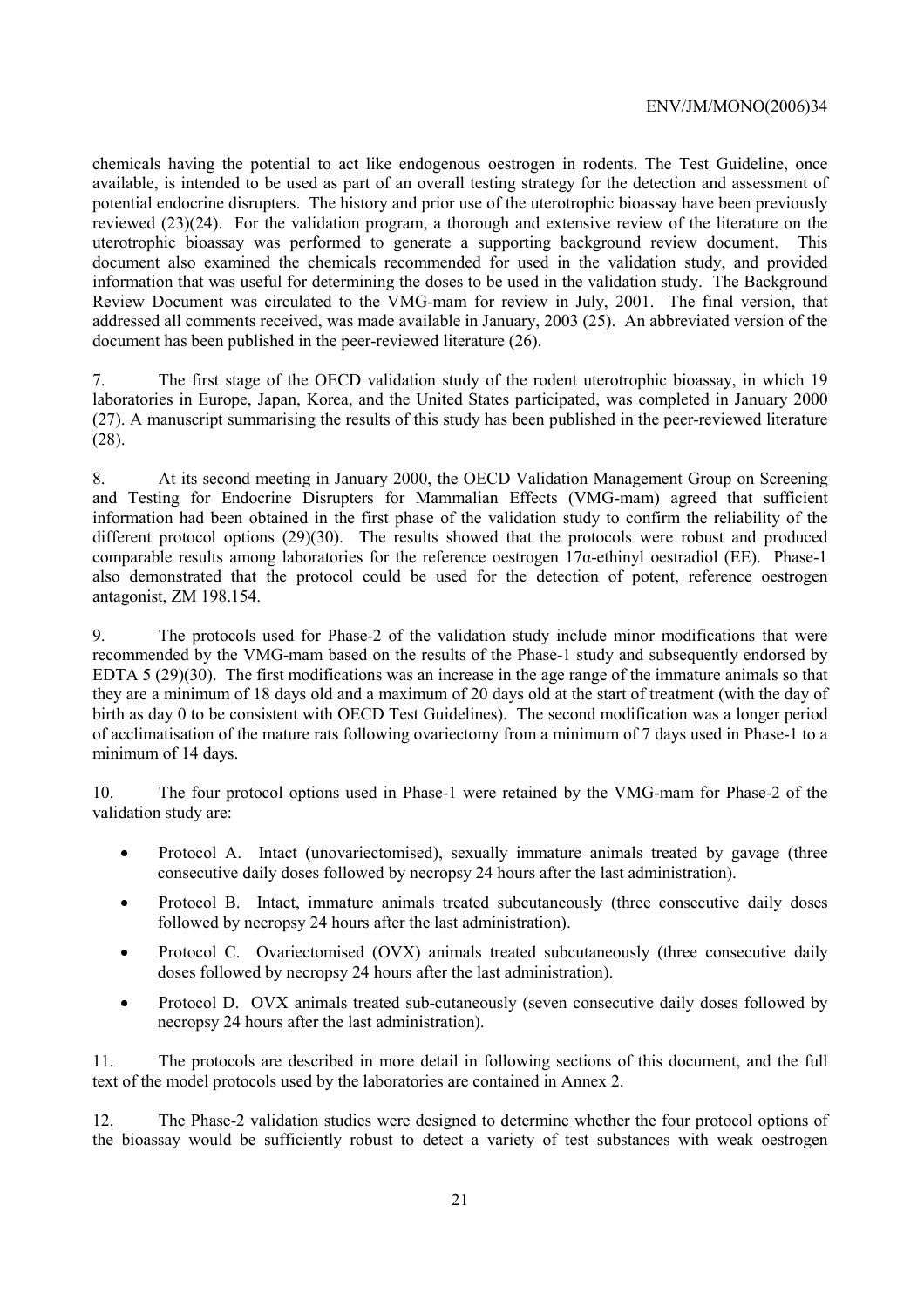chemicals having the potential to act like endogenous oestrogen in rodents. The Test Guideline, once available, is intended to be used as part of an overall testing strategy for the detection and assessment of potential endocrine disrupters. The history and prior use of the uterotrophic bioassay have been previously reviewed (23)(24). For the validation program, a thorough and extensive review of the literature on the uterotrophic bioassay was performed to generate a supporting background review document. This document also examined the chemicals recommended for used in the validation study, and provided information that was useful for determining the doses to be used in the validation study. The Background Review Document was circulated to the VMG-mam for review in July, 2001. The final version, that addressed all comments received, was made available in January, 2003 (25). An abbreviated version of the document has been published in the peer-reviewed literature (26).

7. The first stage of the OECD validation study of the rodent uterotrophic bioassay, in which 19 laboratories in Europe, Japan, Korea, and the United States participated, was completed in January 2000 (27). A manuscript summarising the results of this study has been published in the peer-reviewed literature (28).

8. At its second meeting in January 2000, the OECD Validation Management Group on Screening and Testing for Endocrine Disrupters for Mammalian Effects (VMG-mam) agreed that sufficient information had been obtained in the first phase of the validation study to confirm the reliability of the different protocol options (29)(30). The results showed that the protocols were robust and produced comparable results among laboratories for the reference oestrogen 17α-ethinyl oestradiol (EE). Phase-1 also demonstrated that the protocol could be used for the detection of potent, reference oestrogen antagonist, ZM 198.154.

9. The protocols used for Phase-2 of the validation study include minor modifications that were recommended by the VMG-mam based on the results of the Phase-1 study and subsequently endorsed by EDTA 5 (29)(30). The first modifications was an increase in the age range of the immature animals so that they are a minimum of 18 days old and a maximum of 20 days old at the start of treatment (with the day of birth as day 0 to be consistent with OECD Test Guidelines). The second modification was a longer period of acclimatisation of the mature rats following ovariectomy from a minimum of 7 days used in Phase-1 to a minimum of 14 days.

10. The four protocol options used in Phase-1 were retained by the VMG-mam for Phase-2 of the validation study are:

- Protocol A. Intact (unovariectomised), sexually immature animals treated by gavage (three consecutive daily doses followed by necropsy 24 hours after the last administration).
- Protocol B. Intact, immature animals treated subcutaneously (three consecutive daily doses followed by necropsy 24 hours after the last administration).
- Protocol C. Ovariectomised (OVX) animals treated subcutaneously (three consecutive daily doses followed by necropsy 24 hours after the last administration).
- Protocol D. OVX animals treated sub-cutaneously (seven consecutive daily doses followed by necropsy 24 hours after the last administration).

11. The protocols are described in more detail in following sections of this document, and the full text of the model protocols used by the laboratories are contained in Annex 2.

12. The Phase-2 validation studies were designed to determine whether the four protocol options of the bioassay would be sufficiently robust to detect a variety of test substances with weak oestrogen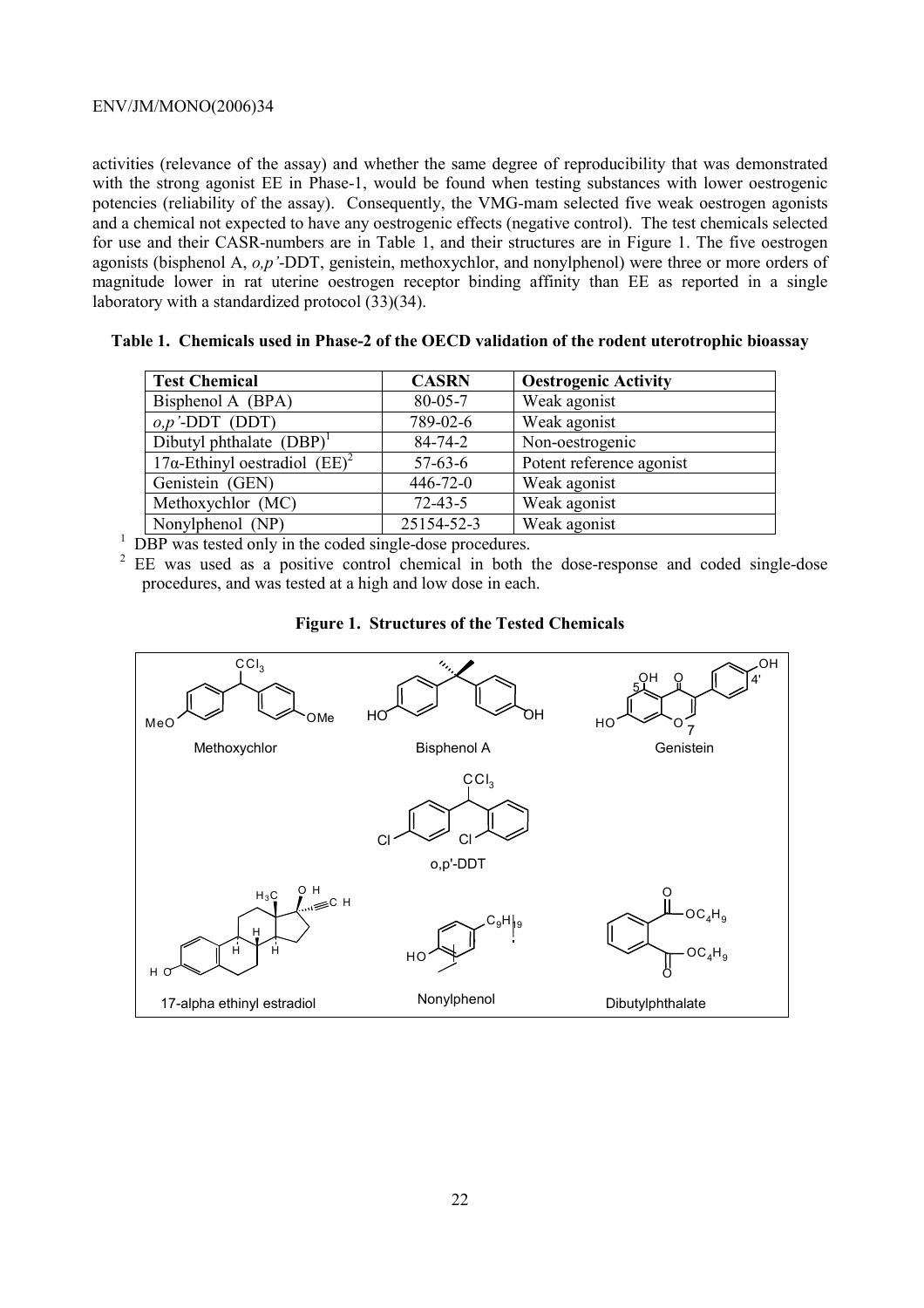activities (relevance of the assay) and whether the same degree of reproducibility that was demonstrated with the strong agonist EE in Phase-1, would be found when testing substances with lower oestrogenic potencies (reliability of the assay). Consequently, the VMG-mam selected five weak oestrogen agonists and a chemical not expected to have any oestrogenic effects (negative control). The test chemicals selected for use and their CASR-numbers are in Table 1, and their structures are in Figure 1. The five oestrogen agonists (bisphenol A, *o,p'*-DDT, genistein, methoxychlor, and nonylphenol) were three or more orders of magnitude lower in rat uterine oestrogen receptor binding affinity than EE as reported in a single laboratory with a standardized protocol (33)(34).

**Table 1. Chemicals used in Phase-2 of the OECD validation of the rodent uterotrophic bioassay**

| Test Chemical | CASRN | Oestrogenic Activity |
|---|---|---|
| Bisphenol A (BPA) | 80-05-7 | Weak agonist |
| *o,p'*-DDT (DDT) | 789-02-6 | Weak agonist |
| Dibutyl phthalate (DBP)[1] | 84-74-2 | Non-oestrogenic |
| 17α-Ethinyl oestradiol (EE)[2] | 57-63-6 | Potent reference agonist |
| Genistein (GEN) | 446-72-0 | Weak agonist |
| Methoxychlor (MC) | 72-43-5 | Weak agonist |
| Nonylphenol (NP) | 25154-52-3 | Weak agonist |

[1] DBP was tested only in the coded single-dose procedures.

[2] EE was used as a positive control chemical in both the dose-response and coded single-dose procedures, and was tested at a high and low dose in each.

**Figure 1. Structures of the Tested Chemicals**

Methoxychlor | Bisphenol A | Genistein | o,p'-DDT | 17-alpha ethinyl estradiol | Nonylphenol | Dibutylphthalate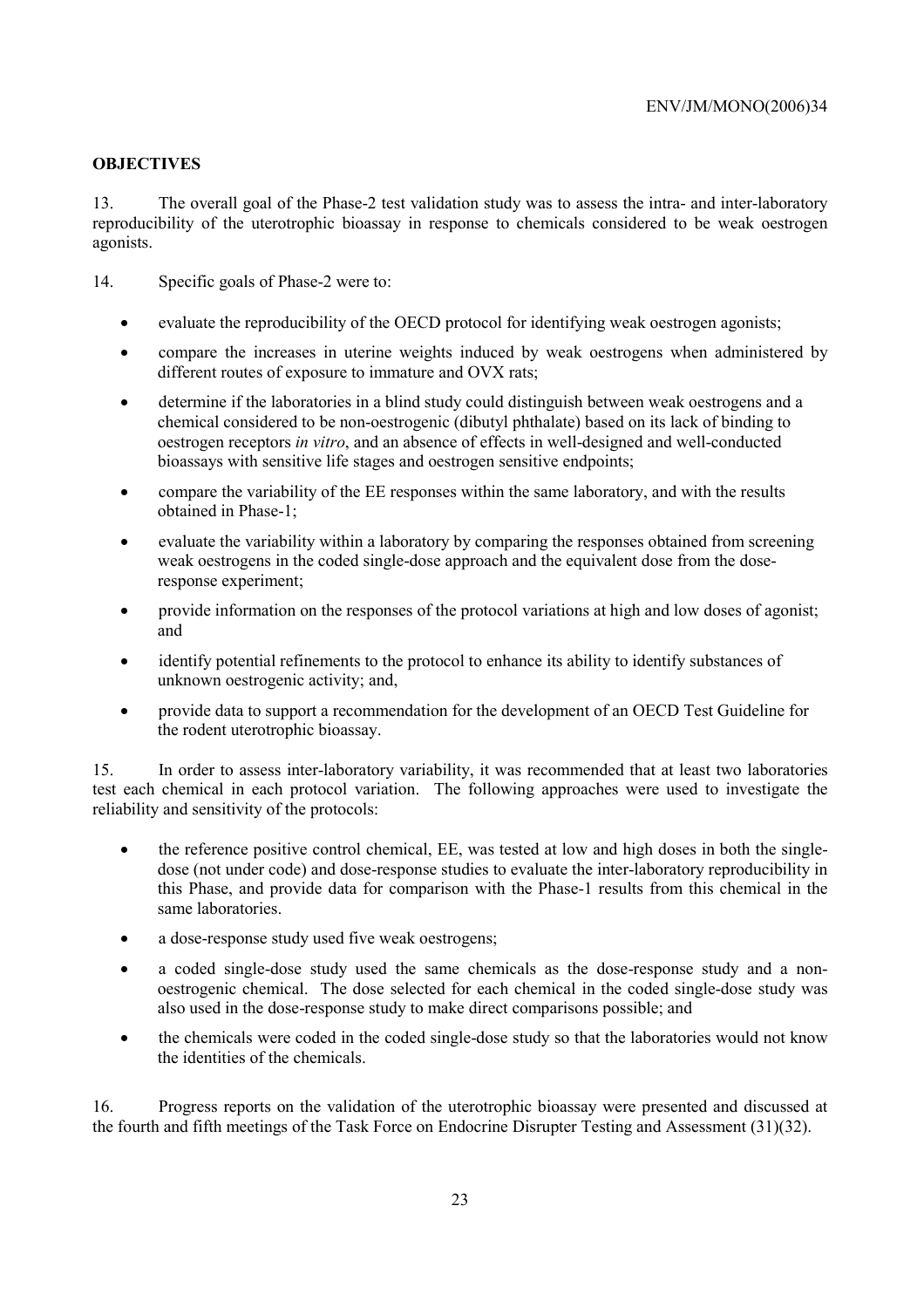## OBJECTIVES

13. The overall goal of the Phase-2 test validation study was to assess the intra- and inter-laboratory reproducibility of the uterotrophic bioassay in response to chemicals considered to be weak oestrogen agonists.

14. Specific goals of Phase-2 were to:

- evaluate the reproducibility of the OECD protocol for identifying weak oestrogen agonists;
- compare the increases in uterine weights induced by weak oestrogens when administered by different routes of exposure to immature and OVX rats;
- determine if the laboratories in a blind study could distinguish between weak oestrogens and a chemical considered to be non-oestrogenic (dibutyl phthalate) based on its lack of binding to oestrogen receptors *in vitro*, and an absence of effects in well-designed and well-conducted bioassays with sensitive life stages and oestrogen sensitive endpoints;
- compare the variability of the EE responses within the same laboratory, and with the results obtained in Phase-1;
- evaluate the variability within a laboratory by comparing the responses obtained from screening weak oestrogens in the coded single-dose approach and the equivalent dose from the dose-response experiment;
- provide information on the responses of the protocol variations at high and low doses of agonist; and
- identify potential refinements to the protocol to enhance its ability to identify substances of unknown oestrogenic activity; and,
- provide data to support a recommendation for the development of an OECD Test Guideline for the rodent uterotrophic bioassay.

15. In order to assess inter-laboratory variability, it was recommended that at least two laboratories test each chemical in each protocol variation. The following approaches were used to investigate the reliability and sensitivity of the protocols:

- the reference positive control chemical, EE, was tested at low and high doses in both the single-dose (not under code) and dose-response studies to evaluate the inter-laboratory reproducibility in this Phase, and provide data for comparison with the Phase-1 results from this chemical in the same laboratories.
- a dose-response study used five weak oestrogens;
- a coded single-dose study used the same chemicals as the dose-response study and a non-oestrogenic chemical. The dose selected for each chemical in the coded single-dose study was also used in the dose-response study to make direct comparisons possible; and
- the chemicals were coded in the coded single-dose study so that the laboratories would not know the identities of the chemicals.

16. Progress reports on the validation of the uterotrophic bioassay were presented and discussed at the fourth and fifth meetings of the Task Force on Endocrine Disrupter Testing and Assessment (31)(32).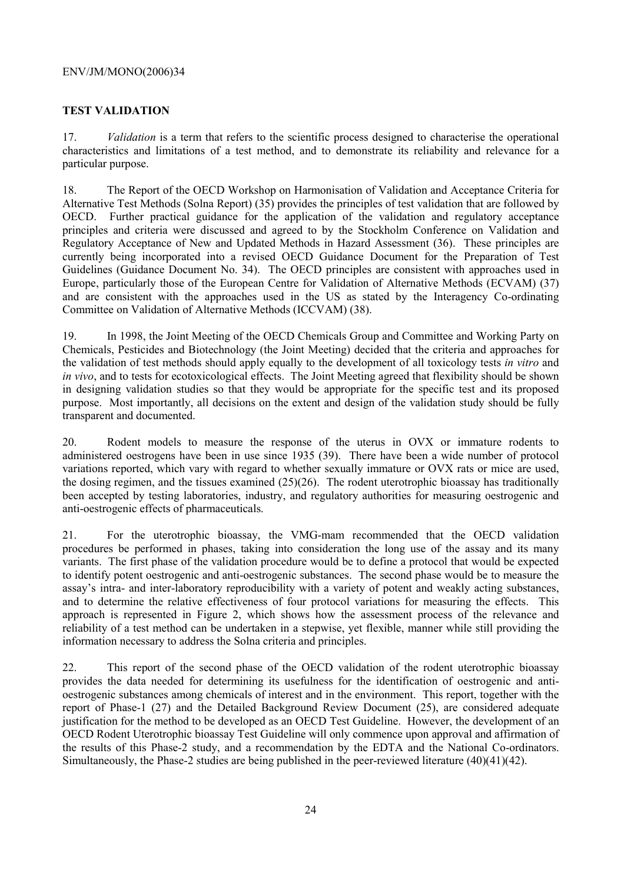## TEST VALIDATION

17. *Validation* is a term that refers to the scientific process designed to characterise the operational characteristics and limitations of a test method, and to demonstrate its reliability and relevance for a particular purpose.

18. The Report of the OECD Workshop on Harmonisation of Validation and Acceptance Criteria for Alternative Test Methods (Solna Report) (35) provides the principles of test validation that are followed by OECD. Further practical guidance for the application of the validation and regulatory acceptance principles and criteria were discussed and agreed to by the Stockholm Conference on Validation and Regulatory Acceptance of New and Updated Methods in Hazard Assessment (36). These principles are currently being incorporated into a revised OECD Guidance Document for the Preparation of Test Guidelines (Guidance Document No. 34). The OECD principles are consistent with approaches used in Europe, particularly those of the European Centre for Validation of Alternative Methods (ECVAM) (37) and are consistent with the approaches used in the US as stated by the Interagency Co-ordinating Committee on Validation of Alternative Methods (ICCVAM) (38).

19. In 1998, the Joint Meeting of the OECD Chemicals Group and Committee and Working Party on Chemicals, Pesticides and Biotechnology (the Joint Meeting) decided that the criteria and approaches for the validation of test methods should apply equally to the development of all toxicology tests *in vitro* and *in vivo*, and to tests for ecotoxicological effects. The Joint Meeting agreed that flexibility should be shown in designing validation studies so that they would be appropriate for the specific test and its proposed purpose. Most importantly, all decisions on the extent and design of the validation study should be fully transparent and documented.

20. Rodent models to measure the response of the uterus in OVX or immature rodents to administered oestrogens have been in use since 1935 (39). There have been a wide number of protocol variations reported, which vary with regard to whether sexually immature or OVX rats or mice are used, the dosing regimen, and the tissues examined (25)(26). The rodent uterotrophic bioassay has traditionally been accepted by testing laboratories, industry, and regulatory authorities for measuring oestrogenic and anti-oestrogenic effects of pharmaceuticals.

21. For the uterotrophic bioassay, the VMG-mam recommended that the OECD validation procedures be performed in phases, taking into consideration the long use of the assay and its many variants. The first phase of the validation procedure would be to define a protocol that would be expected to identify potent oestrogenic and anti-oestrogenic substances. The second phase would be to measure the assay's intra- and inter-laboratory reproducibility with a variety of potent and weakly acting substances, and to determine the relative effectiveness of four protocol variations for measuring the effects. This approach is represented in Figure 2, which shows how the assessment process of the relevance and reliability of a test method can be undertaken in a stepwise, yet flexible, manner while still providing the information necessary to address the Solna criteria and principles.

22. This report of the second phase of the OECD validation of the rodent uterotrophic bioassay provides the data needed for determining its usefulness for the identification of oestrogenic and anti-oestrogenic substances among chemicals of interest and in the environment. This report, together with the report of Phase-1 (27) and the Detailed Background Review Document (25), are considered adequate justification for the method to be developed as an OECD Test Guideline. However, the development of an OECD Rodent Uterotrophic bioassay Test Guideline will only commence upon approval and affirmation of the results of this Phase-2 study, and a recommendation by the EDTA and the National Co-ordinators. Simultaneously, the Phase-2 studies are being published in the peer-reviewed literature (40)(41)(42).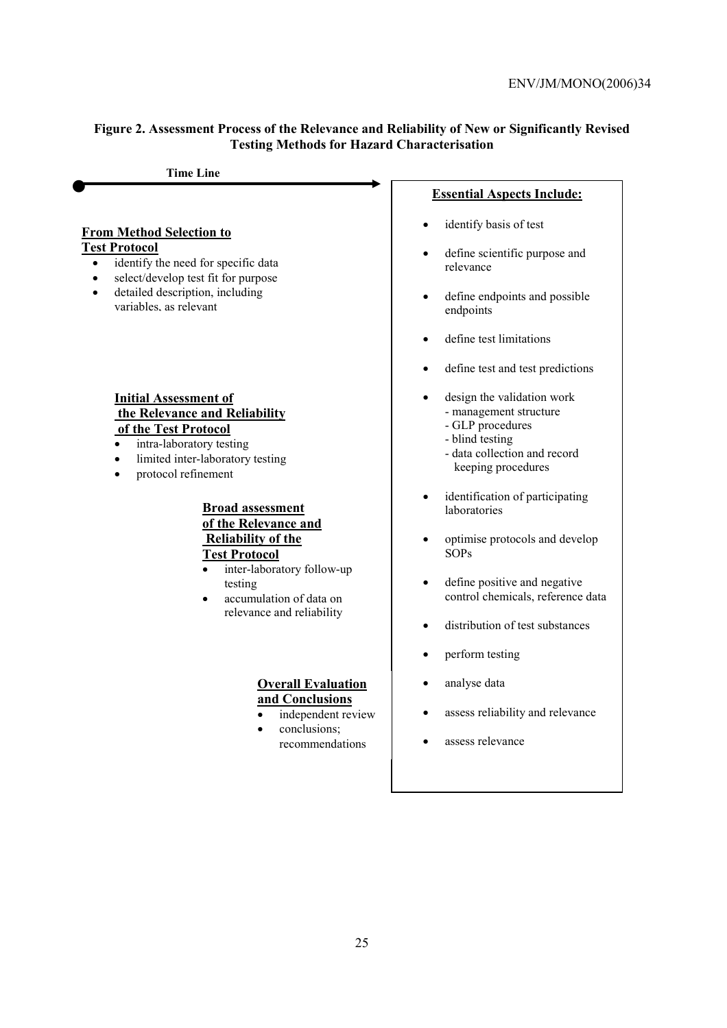**Figure 2. Assessment Process of the Relevance and Reliability of New or Significantly Revised Testing Methods for Hazard Characterisation**

**Time Line**

**From Method Selection to Test Protocol**

- identify the need for specific data
- select/develop test fit for purpose
- detailed description, including variables, as relevant

**Initial Assessment of the Relevance and Reliability of the Test Protocol**

- intra-laboratory testing
- limited inter-laboratory testing
- protocol refinement

**Broad assessment of the Relevance and Reliability of the Test Protocol**

- inter-laboratory follow-up testing
- accumulation of data on relevance and reliability

**Overall Evaluation and Conclusions**

- independent review
- conclusions; recommendations

**Essential Aspects Include:**

- identify basis of test
- define scientific purpose and relevance
- define endpoints and possible endpoints
- define test limitations
- define test and test predictions
- design the validation work
  - management structure
  - GLP procedures
  - blind testing
  - data collection and record keeping procedures
- identification of participating laboratories
- optimise protocols and develop SOPs
- define positive and negative control chemicals, reference data
- distribution of test substances
- perform testing
- analyse data
- assess reliability and relevance
- assess relevance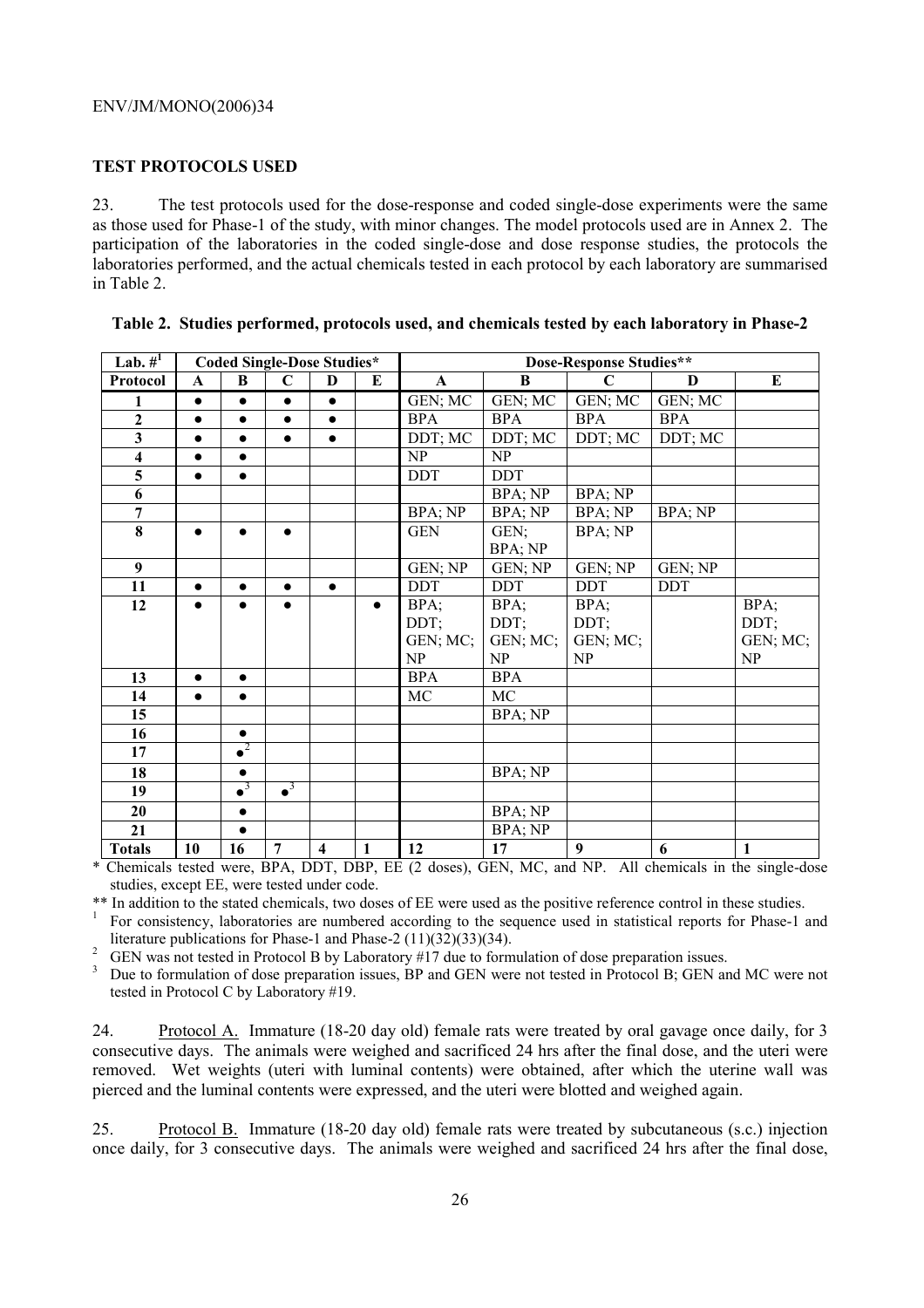## TEST PROTOCOLS USED

23. The test protocols used for the dose-response and coded single-dose experiments were the same as those used for Phase-1 of the study, with minor changes. The model protocols used are in Annex 2. The participation of the laboratories in the coded single-dose and dose response studies, the protocols the laboratories performed, and the actual chemicals tested in each protocol by each laboratory are summarised in Table 2.

**Table 2. Studies performed, protocols used, and chemicals tested by each laboratory in Phase-2**

| Lab. #[1] | Coded Single-Dose Studies* | | | | | Dose-Response Studies** | | | | |
|---|---|---|---|---|---|---|---|---|---|---|
| **Protocol** | **A** | **B** | **C** | **D** | **E** | **A** | **B** | **C** | **D** | **E** |
| **1** | ● | ● | ● | ● | | GEN; MC | GEN; MC | GEN; MC | GEN; MC | |
| **2** | ● | ● | ● | ● | | BPA | BPA | BPA | BPA | |
| **3** | ● | ● | ● | ● | | DDT; MC | DDT; MC | DDT; MC | DDT; MC | |
| **4** | ● | ● | | | | NP | NP | | | |
| **5** | ● | ● | | | | DDT | DDT | | | |
| **6** | | | | | | | BPA; NP | BPA; NP | | |
| **7** | | | | | | BPA; NP | BPA; NP | BPA; NP | BPA; NP | |
| **8** | ● | ● | ● | | | GEN | GEN; BPA; NP | BPA; NP | | |
| **9** | | | | | | GEN; NP | GEN; NP | GEN; NP | GEN; NP | |
| **11** | ● | ● | ● | ● | | DDT | DDT | DDT | DDT | |
| **12** | ● | ● | ● | | ● | BPA; DDT; GEN; MC; NP | BPA; DDT; GEN; MC; NP | BPA; DDT; GEN; MC; NP | | BPA; DDT; GEN; MC; NP |
| **13** | ● | ● | | | | BPA | BPA | | | |
| **14** | ● | ● | | | | MC | MC | | | |
| **15** | | | | | | | BPA; NP | | | |
| **16** | | ● | | | | | | | | |
| **17** | | ●[2] | | | | | | | | |
| **18** | | ● | | | | | BPA; NP | | | |
| **19** | | ●[3] | ●[3] | | | | | | | |
| **20** | | ● | | | | | BPA; NP | | | |
| **21** | | ● | | | | | BPA; NP | | | |
| **Totals** | 10 | 16 | 7 | 4 | 1 | 12 | 17 | 9 | 6 | 1 |

\* Chemicals tested were, BPA, DDT, DBP, EE (2 doses), GEN, MC, and NP. All chemicals in the single-dose studies, except EE, were tested under code.

\** In addition to the stated chemicals, two doses of EE were used as the positive reference control in these studies.

[1] For consistency, laboratories are numbered according to the sequence used in statistical reports for Phase-1 and literature publications for Phase-1 and Phase-2 (11)(32)(33)(34).

[2] GEN was not tested in Protocol B by Laboratory #17 due to formulation of dose preparation issues.

[3] Due to formulation of dose preparation issues, BP and GEN were not tested in Protocol B; GEN and MC were not tested in Protocol C by Laboratory #19.

24. Protocol A. Immature (18-20 day old) female rats were treated by oral gavage once daily, for 3 consecutive days. The animals were weighed and sacrificed 24 hrs after the final dose, and the uteri were removed. Wet weights (uteri with luminal contents) were obtained, after which the uterine wall was pierced and the luminal contents were expressed, and the uteri were blotted and weighed again.

25. Protocol B. Immature (18-20 day old) female rats were treated by subcutaneous (s.c.) injection once daily, for 3 consecutive days. The animals were weighed and sacrificed 24 hrs after the final dose,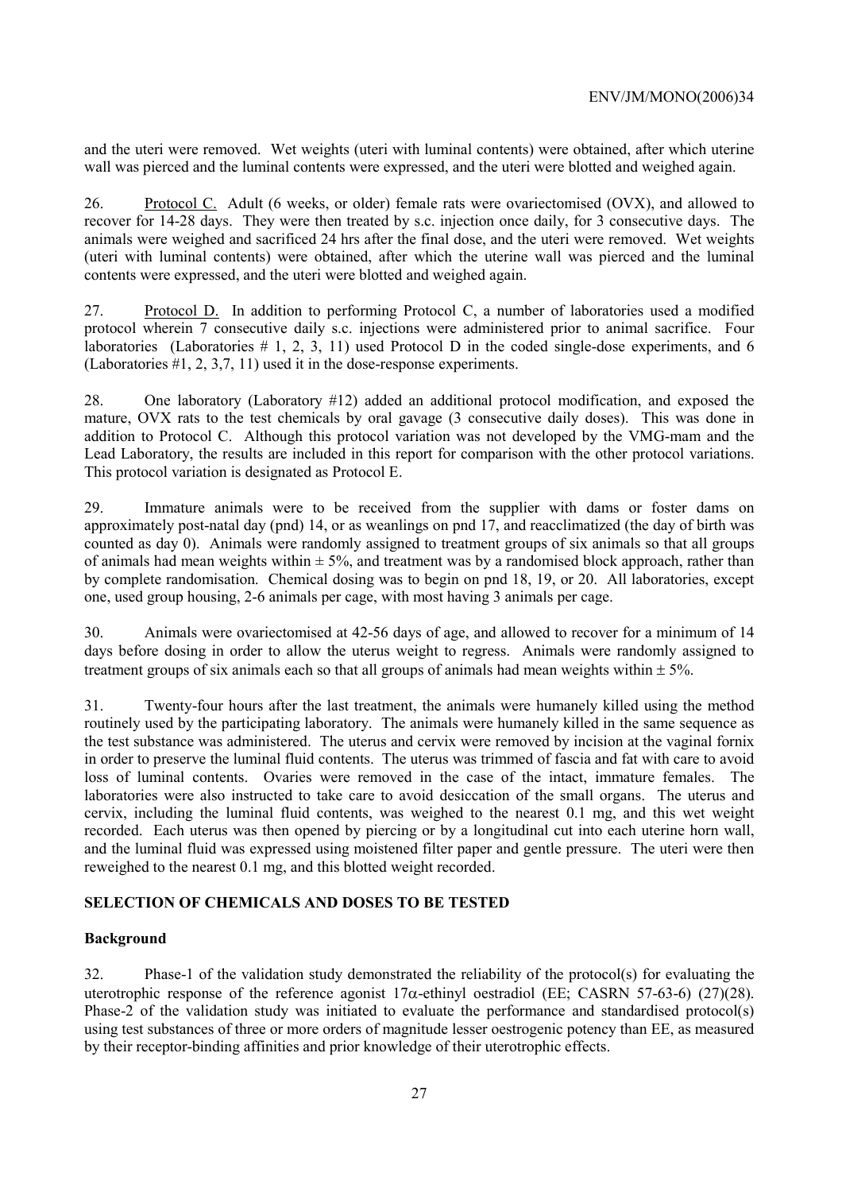and the uteri were removed. Wet weights (uteri with luminal contents) were obtained, after which uterine wall was pierced and the luminal contents were expressed, and the uteri were blotted and weighed again.

26. Protocol C. Adult (6 weeks, or older) female rats were ovariectomised (OVX), and allowed to recover for 14-28 days. They were then treated by s.c. injection once daily, for 3 consecutive days. The animals were weighed and sacrificed 24 hrs after the final dose, and the uteri were removed. Wet weights (uteri with luminal contents) were obtained, after which the uterine wall was pierced and the luminal contents were expressed, and the uteri were blotted and weighed again.

27. Protocol D. In addition to performing Protocol C, a number of laboratories used a modified protocol wherein 7 consecutive daily s.c. injections were administered prior to animal sacrifice. Four laboratories (Laboratories # 1, 2, 3, 11) used Protocol D in the coded single-dose experiments, and 6 (Laboratories #1, 2, 3,7, 11) used it in the dose-response experiments.

28. One laboratory (Laboratory #12) added an additional protocol modification, and exposed the mature, OVX rats to the test chemicals by oral gavage (3 consecutive daily doses). This was done in addition to Protocol C. Although this protocol variation was not developed by the VMG-mam and the Lead Laboratory, the results are included in this report for comparison with the other protocol variations. This protocol variation is designated as Protocol E.

29. Immature animals were to be received from the supplier with dams or foster dams on approximately post-natal day (pnd) 14, or as weanlings on pnd 17, and reacclimatized (the day of birth was counted as day 0). Animals were randomly assigned to treatment groups of six animals so that all groups of animals had mean weights within ± 5%, and treatment was by a randomised block approach, rather than by complete randomisation. Chemical dosing was to begin on pnd 18, 19, or 20. All laboratories, except one, used group housing, 2-6 animals per cage, with most having 3 animals per cage.

30. Animals were ovariectomised at 42-56 days of age, and allowed to recover for a minimum of 14 days before dosing in order to allow the uterus weight to regress. Animals were randomly assigned to treatment groups of six animals each so that all groups of animals had mean weights within ± 5%.

31. Twenty-four hours after the last treatment, the animals were humanely killed using the method routinely used by the participating laboratory. The animals were humanely killed in the same sequence as the test substance was administered. The uterus and cervix were removed by incision at the vaginal fornix in order to preserve the luminal fluid contents. The uterus was trimmed of fascia and fat with care to avoid loss of luminal contents. Ovaries were removed in the case of the intact, immature females. The laboratories were also instructed to take care to avoid desiccation of the small organs. The uterus and cervix, including the luminal fluid contents, was weighed to the nearest 0.1 mg, and this wet weight recorded. Each uterus was then opened by piercing or by a longitudinal cut into each uterine horn wall, and the luminal fluid was expressed using moistened filter paper and gentle pressure. The uteri were then reweighed to the nearest 0.1 mg, and this blotted weight recorded.

## SELECTION OF CHEMICALS AND DOSES TO BE TESTED

### Background

32. Phase-1 of the validation study demonstrated the reliability of the protocol(s) for evaluating the uterotrophic response of the reference agonist 17α-ethinyl oestradiol (EE; CASRN 57-63-6) (27)(28). Phase-2 of the validation study was initiated to evaluate the performance and standardised protocol(s) using test substances of three or more orders of magnitude lesser oestrogenic potency than EE, as measured by their receptor-binding affinities and prior knowledge of their uterotrophic effects.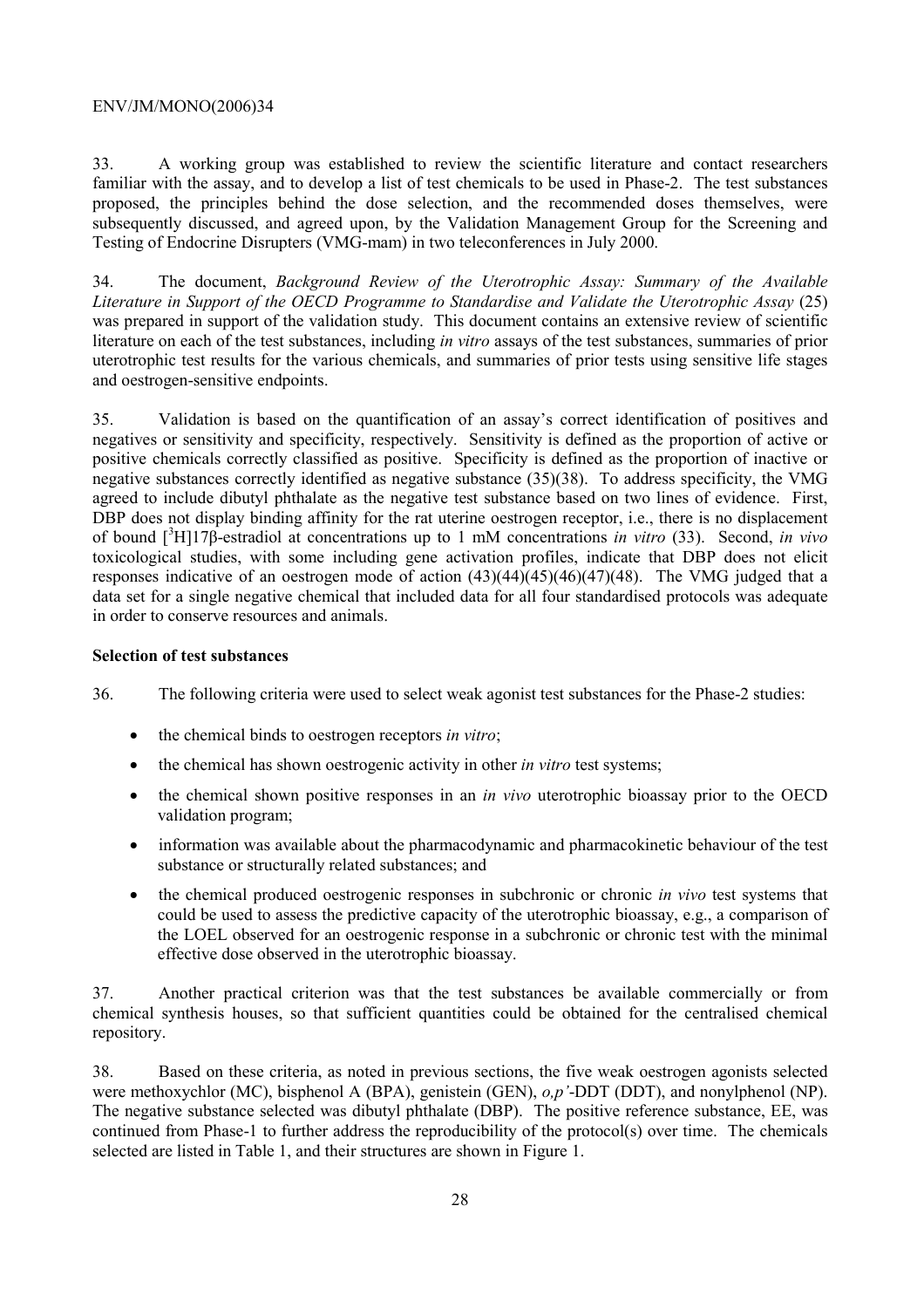33. A working group was established to review the scientific literature and contact researchers familiar with the assay, and to develop a list of test chemicals to be used in Phase-2. The test substances proposed, the principles behind the dose selection, and the recommended doses themselves, were subsequently discussed, and agreed upon, by the Validation Management Group for the Screening and Testing of Endocrine Disrupters (VMG-mam) in two teleconferences in July 2000.

34. The document, *Background Review of the Uterotrophic Assay: Summary of the Available Literature in Support of the OECD Programme to Standardise and Validate the Uterotrophic Assay* (25) was prepared in support of the validation study. This document contains an extensive review of scientific literature on each of the test substances, including *in vitro* assays of the test substances, summaries of prior uterotrophic test results for the various chemicals, and summaries of prior tests using sensitive life stages and oestrogen-sensitive endpoints.

35. Validation is based on the quantification of an assay's correct identification of positives and negatives or sensitivity and specificity, respectively. Sensitivity is defined as the proportion of active or positive chemicals correctly classified as positive. Specificity is defined as the proportion of inactive or negative substances correctly identified as negative substance (35)(38). To address specificity, the VMG agreed to include dibutyl phthalate as the negative test substance based on two lines of evidence. First, DBP does not display binding affinity for the rat uterine oestrogen receptor, i.e., there is no displacement of bound [$^3$H]17β-estradiol at concentrations up to 1 mM concentrations *in vitro* (33). Second, *in vivo* toxicological studies, with some including gene activation profiles, indicate that DBP does not elicit responses indicative of an oestrogen mode of action (43)(44)(45)(46)(47)(48). The VMG judged that a data set for a single negative chemical that included data for all four standardised protocols was adequate in order to conserve resources and animals.

**Selection of test substances**

36. The following criteria were used to select weak agonist test substances for the Phase-2 studies:

- the chemical binds to oestrogen receptors *in vitro*;
- the chemical has shown oestrogenic activity in other *in vitro* test systems;
- the chemical shown positive responses in an *in vivo* uterotrophic bioassay prior to the OECD validation program;
- information was available about the pharmacodynamic and pharmacokinetic behaviour of the test substance or structurally related substances; and
- the chemical produced oestrogenic responses in subchronic or chronic *in vivo* test systems that could be used to assess the predictive capacity of the uterotrophic bioassay, e.g., a comparison of the LOEL observed for an oestrogenic response in a subchronic or chronic test with the minimal effective dose observed in the uterotrophic bioassay.

37. Another practical criterion was that the test substances be available commercially or from chemical synthesis houses, so that sufficient quantities could be obtained for the centralised chemical repository.

38. Based on these criteria, as noted in previous sections, the five weak oestrogen agonists selected were methoxychlor (MC), bisphenol A (BPA), genistein (GEN), *o,p'*-DDT (DDT), and nonylphenol (NP). The negative substance selected was dibutyl phthalate (DBP). The positive reference substance, EE, was continued from Phase-1 to further address the reproducibility of the protocol(s) over time. The chemicals selected are listed in Table 1, and their structures are shown in Figure 1.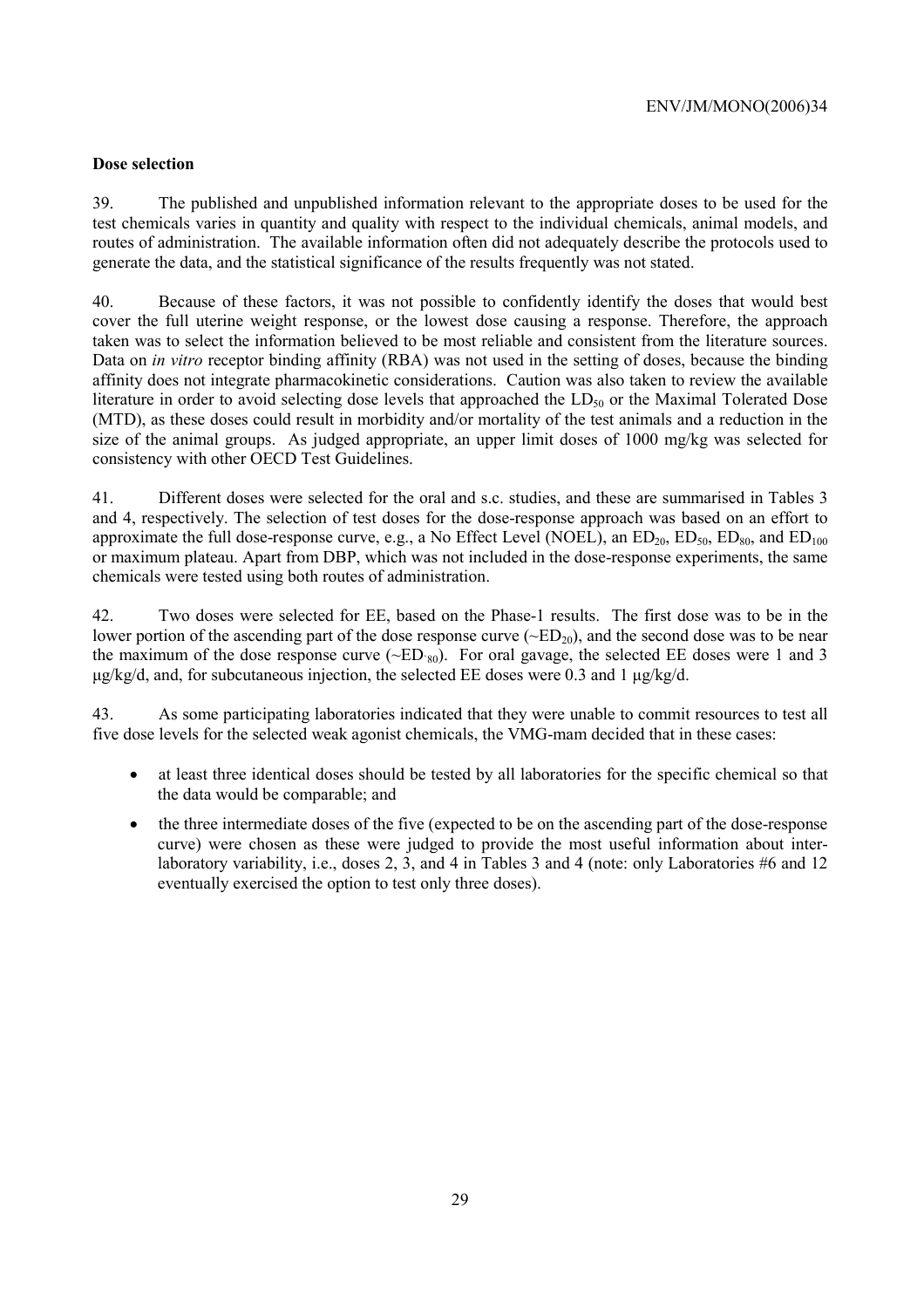**Dose selection**

39. The published and unpublished information relevant to the appropriate doses to be used for the test chemicals varies in quantity and quality with respect to the individual chemicals, animal models, and routes of administration. The available information often did not adequately describe the protocols used to generate the data, and the statistical significance of the results frequently was not stated.

40. Because of these factors, it was not possible to confidently identify the doses that would best cover the full uterine weight response, or the lowest dose causing a response. Therefore, the approach taken was to select the information believed to be most reliable and consistent from the literature sources. Data on *in vitro* receptor binding affinity (RBA) was not used in the setting of doses, because the binding affinity does not integrate pharmacokinetic considerations. Caution was also taken to review the available literature in order to avoid selecting dose levels that approached the $LD_{50}$ or the Maximal Tolerated Dose (MTD), as these doses could result in morbidity and/or mortality of the test animals and a reduction in the size of the animal groups. As judged appropriate, an upper limit doses of 1000 mg/kg was selected for consistency with other OECD Test Guidelines.

41. Different doses were selected for the oral and s.c. studies, and these are summarised in Tables 3 and 4, respectively. The selection of test doses for the dose-response approach was based on an effort to approximate the full dose-response curve, e.g., a No Effect Level (NOEL), an $ED_{20}$, $ED_{50}$, $ED_{80}$, and $ED_{100}$ or maximum plateau. Apart from DBP, which was not included in the dose-response experiments, the same chemicals were tested using both routes of administration.

42. Two doses were selected for EE, based on the Phase-1 results. The first dose was to be in the lower portion of the ascending part of the dose response curve ($\sim ED_{20}$), and the second dose was to be near the maximum of the dose response curve ($\sim ED_{80}$). For oral gavage, the selected EE doses were 1 and 3 μg/kg/d, and, for subcutaneous injection, the selected EE doses were 0.3 and 1 μg/kg/d.

43. As some participating laboratories indicated that they were unable to commit resources to test all five dose levels for the selected weak agonist chemicals, the VMG-mam decided that in these cases:

- at least three identical doses should be tested by all laboratories for the specific chemical so that the data would be comparable; and
- the three intermediate doses of the five (expected to be on the ascending part of the dose-response curve) were chosen as these were judged to provide the most useful information about inter-laboratory variability, i.e., doses 2, 3, and 4 in Tables 3 and 4 (note: only Laboratories #6 and 12 eventually exercised the option to test only three doses).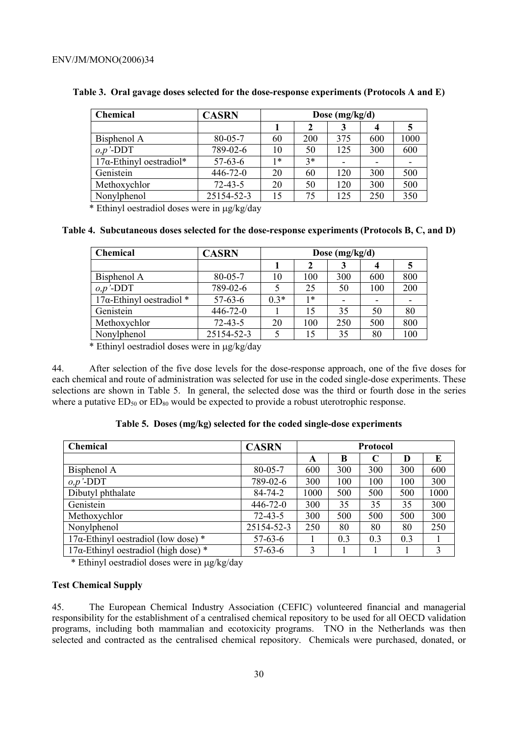**Table 3. Oral gavage doses selected for the dose-response experiments (Protocols A and E)**

| Chemical | CASRN | Dose (mg/kg/d) | | | | |
|---|---|---|---|---|---|---|
| | | 1 | 2 | 3 | 4 | 5 |
| Bisphenol A | 80-05-7 | 60 | 200 | 375 | 600 | 1000 |
| *o,p'*-DDT | 789-02-6 | 10 | 50 | 125 | 300 | 600 |
| 17α-Ethinyl oestradiol* | 57-63-6 | 1* | 3* | - | - | - |
| Genistein | 446-72-0 | 20 | 60 | 120 | 300 | 500 |
| Methoxychlor | 72-43-5 | 20 | 50 | 120 | 300 | 500 |
| Nonylphenol | 25154-52-3 | 15 | 75 | 125 | 250 | 350 |

* Ethinyl oestradiol doses were in μg/kg/day

**Table 4. Subcutaneous doses selected for the dose-response experiments (Protocols B, C, and D)**

| Chemical | CASRN | Dose (mg/kg/d) | | | | |
|---|---|---|---|---|---|---|
| | | 1 | 2 | 3 | 4 | 5 |
| Bisphenol A | 80-05-7 | 10 | 100 | 300 | 600 | 800 |
| *o,p'*-DDT | 789-02-6 | 5 | 25 | 50 | 100 | 200 |
| 17α-Ethinyl oestradiol * | 57-63-6 | 0.3* | 1* | - | - | - |
| Genistein | 446-72-0 | 1 | 15 | 35 | 50 | 80 |
| Methoxychlor | 72-43-5 | 20 | 100 | 250 | 500 | 800 |
| Nonylphenol | 25154-52-3 | 5 | 15 | 35 | 80 | 100 |

* Ethinyl oestradiol doses were in μg/kg/day

44. After selection of the five dose levels for the dose-response approach, one of the five doses for each chemical and route of administration was selected for use in the coded single-dose experiments. These selections are shown in Table 5. In general, the selected dose was the third or fourth dose in the series where a putative $ED_{50}$ or $ED_{80}$ would be expected to provide a robust uterotrophic response.

**Table 5. Doses (mg/kg) selected for the coded single-dose experiments**

| Chemical | CASRN | Protocol | | | | |
|---|---|---|---|---|---|---|
| | | A | B | C | D | E |
| Bisphenol A | 80-05-7 | 600 | 300 | 300 | 300 | 600 |
| *o,p'*-DDT | 789-02-6 | 300 | 100 | 100 | 100 | 300 |
| Dibutyl phthalate | 84-74-2 | 1000 | 500 | 500 | 500 | 1000 |
| Genistein | 446-72-0 | 300 | 35 | 35 | 35 | 300 |
| Methoxychlor | 72-43-5 | 300 | 500 | 500 | 500 | 300 |
| Nonylphenol | 25154-52-3 | 250 | 80 | 80 | 80 | 250 |
| 17α-Ethinyl oestradiol (low dose) * | 57-63-6 | 1 | 0.3 | 0.3 | 0.3 | 1 |
| 17α-Ethinyl oestradiol (high dose) * | 57-63-6 | 3 | 1 | 1 | 1 | 3 |

* Ethinyl oestradiol doses were in μg/kg/day

### Test Chemical Supply

45. The European Chemical Industry Association (CEFIC) volunteered financial and managerial responsibility for the establishment of a centralised chemical repository to be used for all OECD validation programs, including both mammalian and ecotoxicity programs. TNO in the Netherlands was then selected and contracted as the centralised chemical repository. Chemicals were purchased, donated, or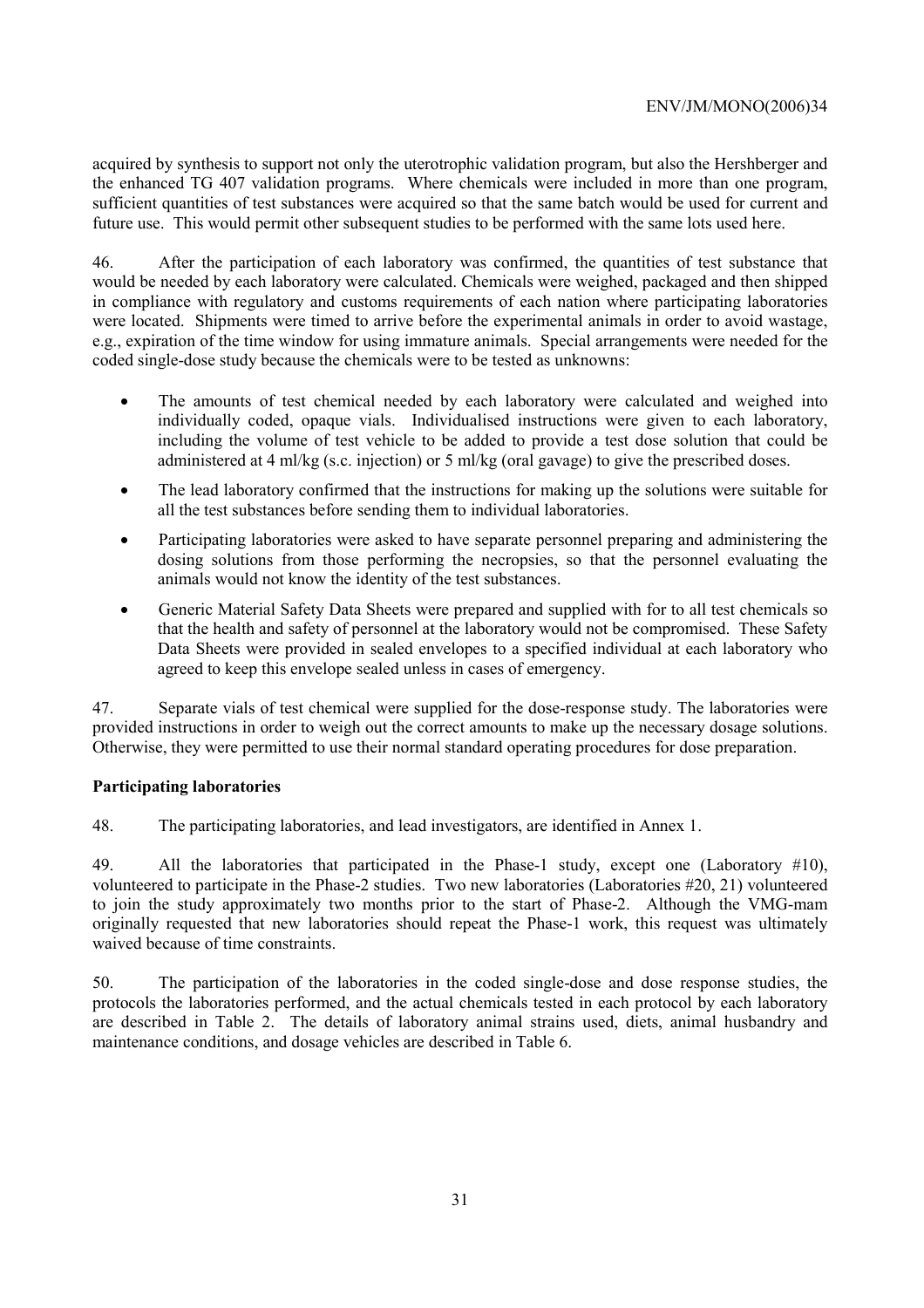acquired by synthesis to support not only the uterotrophic validation program, but also the Hershberger and the enhanced TG 407 validation programs. Where chemicals were included in more than one program, sufficient quantities of test substances were acquired so that the same batch would be used for current and future use. This would permit other subsequent studies to be performed with the same lots used here.

46. After the participation of each laboratory was confirmed, the quantities of test substance that would be needed by each laboratory were calculated. Chemicals were weighed, packaged and then shipped in compliance with regulatory and customs requirements of each nation where participating laboratories were located. Shipments were timed to arrive before the experimental animals in order to avoid wastage, e.g., expiration of the time window for using immature animals. Special arrangements were needed for the coded single-dose study because the chemicals were to be tested as unknowns:

- The amounts of test chemical needed by each laboratory were calculated and weighed into individually coded, opaque vials. Individualised instructions were given to each laboratory, including the volume of test vehicle to be added to provide a test dose solution that could be administered at 4 ml/kg (s.c. injection) or 5 ml/kg (oral gavage) to give the prescribed doses.
- The lead laboratory confirmed that the instructions for making up the solutions were suitable for all the test substances before sending them to individual laboratories.
- Participating laboratories were asked to have separate personnel preparing and administering the dosing solutions from those performing the necropsies, so that the personnel evaluating the animals would not know the identity of the test substances.
- Generic Material Safety Data Sheets were prepared and supplied with for to all test chemicals so that the health and safety of personnel at the laboratory would not be compromised. These Safety Data Sheets were provided in sealed envelopes to a specified individual at each laboratory who agreed to keep this envelope sealed unless in cases of emergency.

47. Separate vials of test chemical were supplied for the dose-response study. The laboratories were provided instructions in order to weigh out the correct amounts to make up the necessary dosage solutions. Otherwise, they were permitted to use their normal standard operating procedures for dose preparation.

**Participating laboratories**

48. The participating laboratories, and lead investigators, are identified in Annex 1.

49. All the laboratories that participated in the Phase-1 study, except one (Laboratory #10), volunteered to participate in the Phase-2 studies. Two new laboratories (Laboratories #20, 21) volunteered to join the study approximately two months prior to the start of Phase-2. Although the VMG-mam originally requested that new laboratories should repeat the Phase-1 work, this request was ultimately waived because of time constraints.

50. The participation of the laboratories in the coded single-dose and dose response studies, the protocols the laboratories performed, and the actual chemicals tested in each protocol by each laboratory are described in Table 2. The details of laboratory animal strains used, diets, animal husbandry and maintenance conditions, and dosage vehicles are described in Table 6.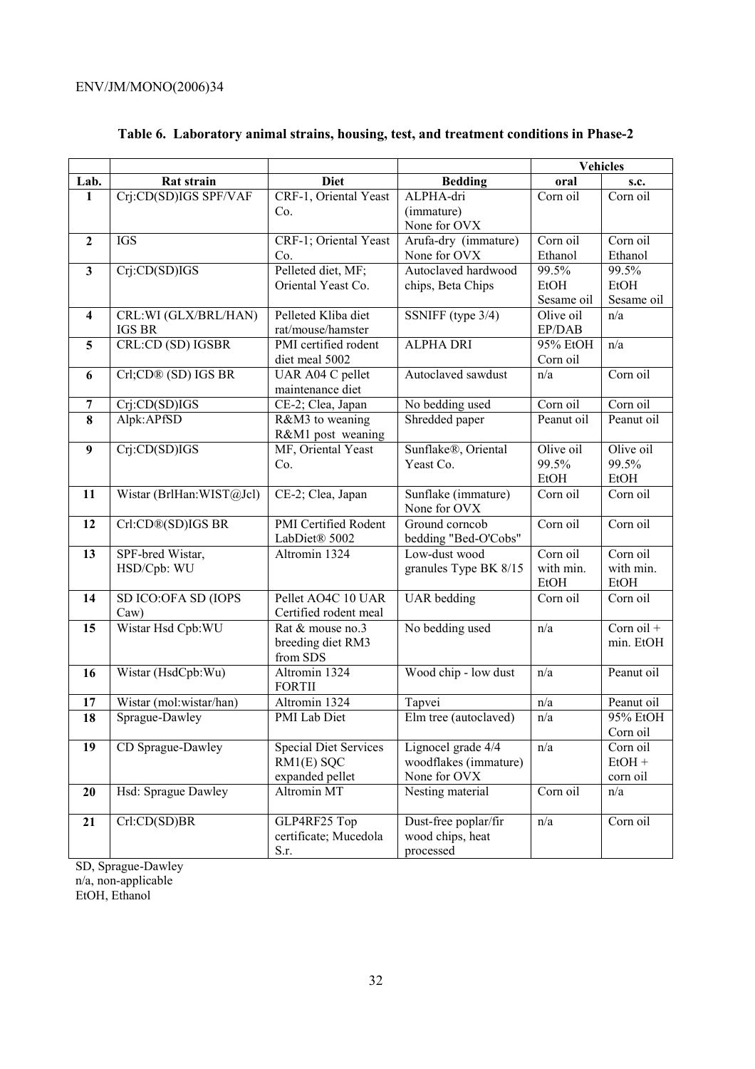**Table 6. Laboratory animal strains, housing, test, and treatment conditions in Phase-2**

| | | | | Vehicles | |
|---|---|---|---|---|---|
| Lab. | Rat strain | Diet | Bedding | oral | s.c. |
| 1 | Crj:CD(SD)IGS SPF/VAF | CRF-1, Oriental Yeast Co. | ALPHA-dri (immature) None for OVX | Corn oil | Corn oil |
| 2 | IGS | CRF-1; Oriental Yeast Co. | Arufa-dry (immature) None for OVX | Corn oil Ethanol | Corn oil Ethanol |
| 3 | Crj:CD(SD)IGS | Pelleted diet, MF; Oriental Yeast Co. | Autoclaved hardwood chips, Beta Chips | 99.5% EtOH Sesame oil | 99.5% EtOH Sesame oil |
| 4 | CRL:WI (GLX/BRL/HAN) IGS BR | Pelleted Kliba diet rat/mouse/hamster | SSNIFF (type 3/4) | Olive oil EP/DAB | n/a |
| 5 | CRL:CD (SD) IGSBR | PMI certified rodent diet meal 5002 | ALPHA DRI | 95% EtOH Corn oil | n/a |
| 6 | Crl;CD® (SD) IGS BR | UAR A04 C pellet maintenance diet | Autoclaved sawdust | n/a | Corn oil |
| 7 | Crj:CD(SD)IGS | CE-2; Clea, Japan | No bedding used | Corn oil | Corn oil |
| 8 | Alpk:APfSD | R&M3 to weaning R&M1 post weaning | Shredded paper | Peanut oil | Peanut oil |
| 9 | Crj:CD(SD)IGS | MF, Oriental Yeast Co. | Sunflake®, Oriental Yeast Co. | Olive oil 99.5% EtOH | Olive oil 99.5% EtOH |
| 11 | Wistar (BrlHan:WIST@Jcl) | CE-2; Clea, Japan | Sunflake (immature) None for OVX | Corn oil | Corn oil |
| 12 | Crl:CD®(SD)IGS BR | PMI Certified Rodent LabDiet® 5002 | Ground corncob bedding "Bed-O'Cobs" | Corn oil | Corn oil |
| 13 | SPF-bred Wistar, HSD/Cpb: WU | Altromin 1324 | Low-dust wood granules Type BK 8/15 | Corn oil with min. EtOH | Corn oil with min. EtOH |
| 14 | SD ICO:OFA SD (IOPS Caw) | Pellet AO4C 10 UAR Certified rodent meal | UAR bedding | Corn oil | Corn oil |
| 15 | Wistar Hsd Cpb:WU | Rat & mouse no.3 breeding diet RM3 from SDS | No bedding used | n/a | Corn oil + min. EtOH |
| 16 | Wistar (HsdCpb:Wu) | Altromin 1324 FORTII | Wood chip - low dust | n/a | Peanut oil |
| 17 | Wistar (mol:wistar/han) | Altromin 1324 | Tapvei | n/a | Peanut oil |
| 18 | Sprague-Dawley | PMI Lab Diet | Elm tree (autoclaved) | n/a | 95% EtOH Corn oil |
| 19 | CD Sprague-Dawley | Special Diet Services RM1(E) SQC expanded pellet | Lignocel grade 4/4 woodflakes (immature) None for OVX | n/a | Corn oil EtOH + corn oil |
| 20 | Hsd: Sprague Dawley | Altromin MT | Nesting material | Corn oil | n/a |
| 21 | Crl:CD(SD)BR | GLP4RF25 Top certificate; Mucedola S.r. | Dust-free poplar/fir wood chips, heat processed | n/a | Corn oil |

SD, Sprague-Dawley
n/a, non-applicable
EtOH, Ethanol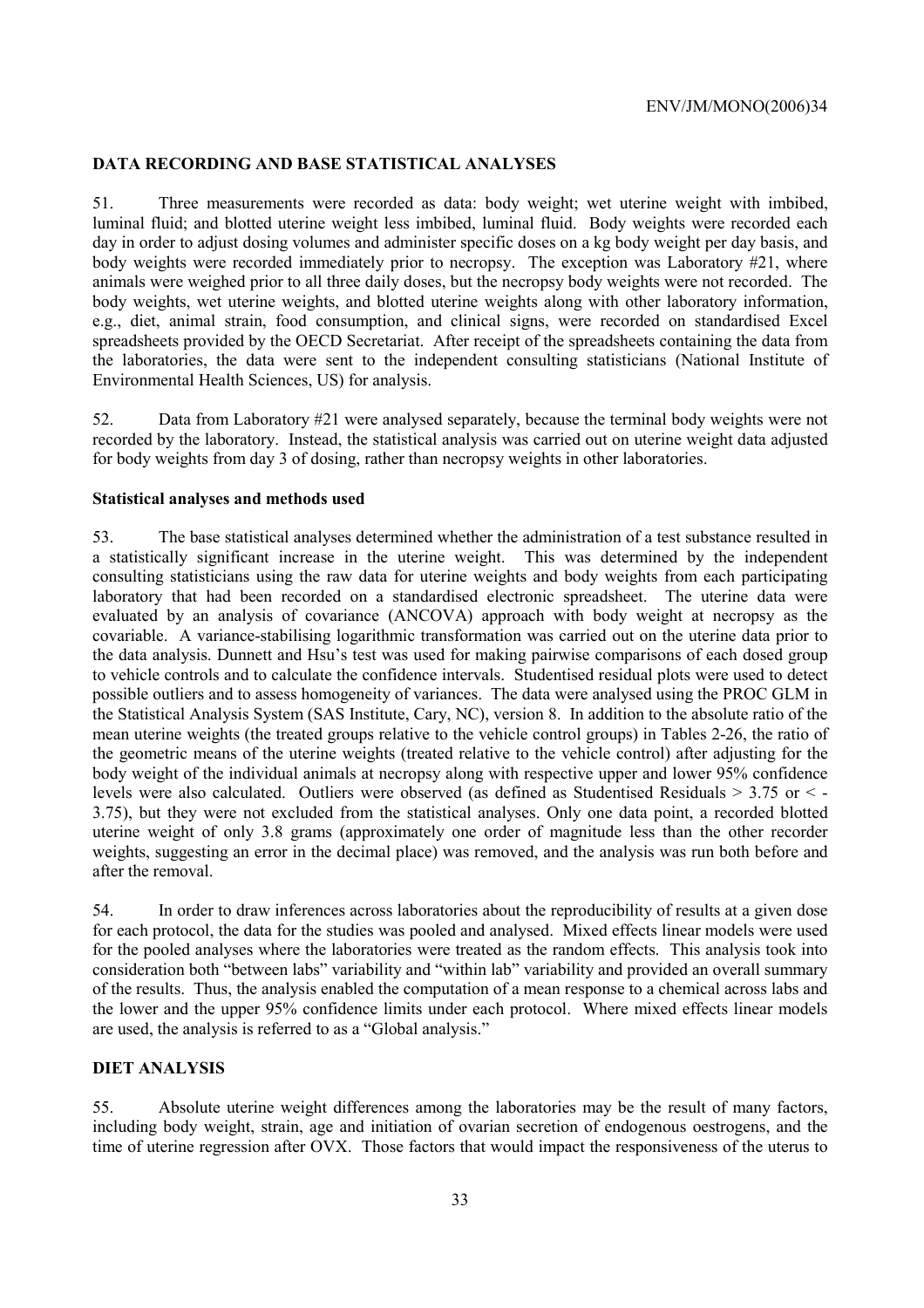## DATA RECORDING AND BASE STATISTICAL ANALYSES

51. Three measurements were recorded as data: body weight; wet uterine weight with imbibed, luminal fluid; and blotted uterine weight less imbibed, luminal fluid. Body weights were recorded each day in order to adjust dosing volumes and administer specific doses on a kg body weight per day basis, and body weights were recorded immediately prior to necropsy. The exception was Laboratory #21, where animals were weighed prior to all three daily doses, but the necropsy body weights were not recorded. The body weights, wet uterine weights, and blotted uterine weights along with other laboratory information, e.g., diet, animal strain, food consumption, and clinical signs, were recorded on standardised Excel spreadsheets provided by the OECD Secretariat. After receipt of the spreadsheets containing the data from the laboratories, the data were sent to the independent consulting statisticians (National Institute of Environmental Health Sciences, US) for analysis.

52. Data from Laboratory #21 were analysed separately, because the terminal body weights were not recorded by the laboratory. Instead, the statistical analysis was carried out on uterine weight data adjusted for body weights from day 3 of dosing, rather than necropsy weights in other laboratories.

### Statistical analyses and methods used

53. The base statistical analyses determined whether the administration of a test substance resulted in a statistically significant increase in the uterine weight. This was determined by the independent consulting statisticians using the raw data for uterine weights and body weights from each participating laboratory that had been recorded on a standardised electronic spreadsheet. The uterine data were evaluated by an analysis of covariance (ANCOVA) approach with body weight at necropsy as the covariable. A variance-stabilising logarithmic transformation was carried out on the uterine data prior to the data analysis. Dunnett and Hsu's test was used for making pairwise comparisons of each dosed group to vehicle controls and to calculate the confidence intervals. Studentised residual plots were used to detect possible outliers and to assess homogeneity of variances. The data were analysed using the PROC GLM in the Statistical Analysis System (SAS Institute, Cary, NC), version 8. In addition to the absolute ratio of the mean uterine weights (the treated groups relative to the vehicle control groups) in Tables 2-26, the ratio of the geometric means of the uterine weights (treated relative to the vehicle control) after adjusting for the body weight of the individual animals at necropsy along with respective upper and lower 95% confidence levels were also calculated. Outliers were observed (as defined as Studentised Residuals > 3.75 or < -3.75), but they were not excluded from the statistical analyses. Only one data point, a recorded blotted uterine weight of only 3.8 grams (approximately one order of magnitude less than the other recorder weights, suggesting an error in the decimal place) was removed, and the analysis was run both before and after the removal.

54. In order to draw inferences across laboratories about the reproducibility of results at a given dose for each protocol, the data for the studies was pooled and analysed. Mixed effects linear models were used for the pooled analyses where the laboratories were treated as the random effects. This analysis took into consideration both "between labs" variability and "within lab" variability and provided an overall summary of the results. Thus, the analysis enabled the computation of a mean response to a chemical across labs and the lower and the upper 95% confidence limits under each protocol. Where mixed effects linear models are used, the analysis is referred to as a "Global analysis."

## DIET ANALYSIS

55. Absolute uterine weight differences among the laboratories may be the result of many factors, including body weight, strain, age and initiation of ovarian secretion of endogenous oestrogens, and the time of uterine regression after OVX. Those factors that would impact the responsiveness of the uterus to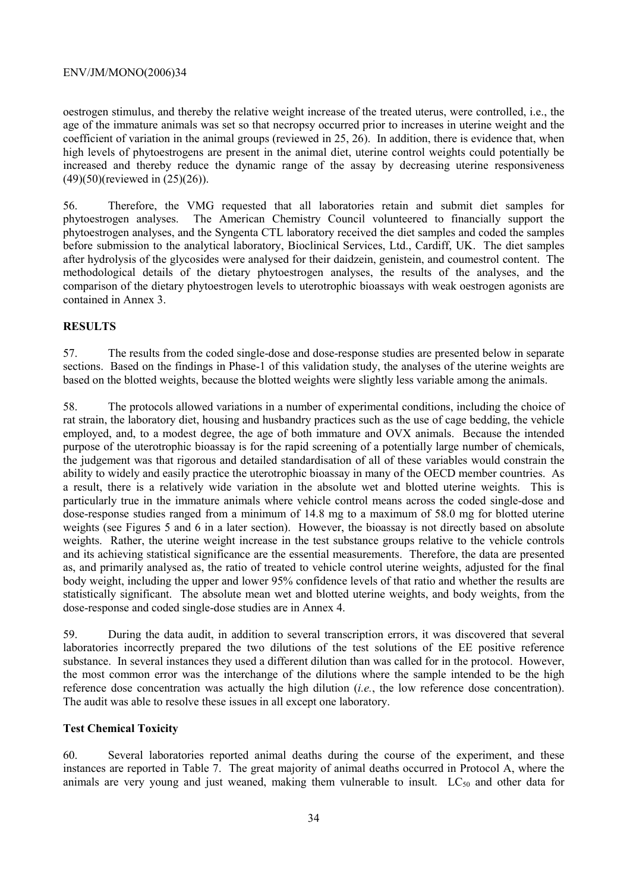oestrogen stimulus, and thereby the relative weight increase of the treated uterus, were controlled, i.e., the age of the immature animals was set so that necropsy occurred prior to increases in uterine weight and the coefficient of variation in the animal groups (reviewed in 25, 26). In addition, there is evidence that, when high levels of phytoestrogens are present in the animal diet, uterine control weights could potentially be increased and thereby reduce the dynamic range of the assay by decreasing uterine responsiveness (49)(50)(reviewed in (25)(26)).

56. Therefore, the VMG requested that all laboratories retain and submit diet samples for phytoestrogen analyses. The American Chemistry Council volunteered to financially support the phytoestrogen analyses, and the Syngenta CTL laboratory received the diet samples and coded the samples before submission to the analytical laboratory, Bioclinical Services, Ltd., Cardiff, UK. The diet samples after hydrolysis of the glycosides were analysed for their daidzein, genistein, and coumestrol content. The methodological details of the dietary phytoestrogen analyses, the results of the analyses, and the comparison of the dietary phytoestrogen levels to uterotrophic bioassays with weak oestrogen agonists are contained in Annex 3.

## RESULTS

57. The results from the coded single-dose and dose-response studies are presented below in separate sections. Based on the findings in Phase-1 of this validation study, the analyses of the uterine weights are based on the blotted weights, because the blotted weights were slightly less variable among the animals.

58. The protocols allowed variations in a number of experimental conditions, including the choice of rat strain, the laboratory diet, housing and husbandry practices such as the use of cage bedding, the vehicle employed, and, to a modest degree, the age of both immature and OVX animals. Because the intended purpose of the uterotrophic bioassay is for the rapid screening of a potentially large number of chemicals, the judgement was that rigorous and detailed standardisation of all of these variables would constrain the ability to widely and easily practice the uterotrophic bioassay in many of the OECD member countries. As a result, there is a relatively wide variation in the absolute wet and blotted uterine weights. This is particularly true in the immature animals where vehicle control means across the coded single-dose and dose-response studies ranged from a minimum of 14.8 mg to a maximum of 58.0 mg for blotted uterine weights (see Figures 5 and 6 in a later section). However, the bioassay is not directly based on absolute weights. Rather, the uterine weight increase in the test substance groups relative to the vehicle controls and its achieving statistical significance are the essential measurements. Therefore, the data are presented as, and primarily analysed as, the ratio of treated to vehicle control uterine weights, adjusted for the final body weight, including the upper and lower 95% confidence levels of that ratio and whether the results are statistically significant. The absolute mean wet and blotted uterine weights, and body weights, from the dose-response and coded single-dose studies are in Annex 4.

59. During the data audit, in addition to several transcription errors, it was discovered that several laboratories incorrectly prepared the two dilutions of the test solutions of the EE positive reference substance. In several instances they used a different dilution than was called for in the protocol. However, the most common error was the interchange of the dilutions where the sample intended to be the high reference dose concentration was actually the high dilution (*i.e.*, the low reference dose concentration). The audit was able to resolve these issues in all except one laboratory.

### Test Chemical Toxicity

60. Several laboratories reported animal deaths during the course of the experiment, and these instances are reported in Table 7. The great majority of animal deaths occurred in Protocol A, where the animals are very young and just weaned, making them vulnerable to insult. $LC_{50}$ and other data for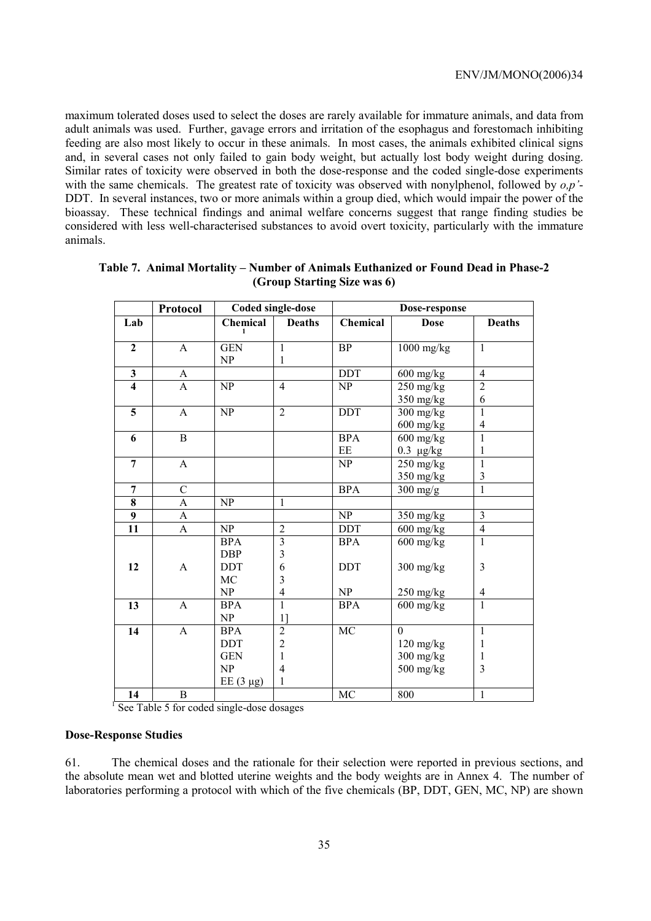maximum tolerated doses used to select the doses are rarely available for immature animals, and data from adult animals was used. Further, gavage errors and irritation of the esophagus and forestomach inhibiting feeding are also most likely to occur in these animals. In most cases, the animals exhibited clinical signs and, in several cases not only failed to gain body weight, but actually lost body weight during dosing. Similar rates of toxicity were observed in both the dose-response and the coded single-dose experiments with the same chemicals. The greatest rate of toxicity was observed with nonylphenol, followed by *o,p'*-DDT. In several instances, two or more animals within a group died, which would impair the power of the bioassay. These technical findings and animal welfare concerns suggest that range finding studies be considered with less well-characterised substances to avoid overt toxicity, particularly with the immature animals.

**Table 7. Animal Mortality – Number of Animals Euthanized or Found Dead in Phase-2 (Group Starting Size was 6)**

| | Protocol | Coded single-dose | | Dose-response | | |
|---|---|---|---|---|---|---|
| **Lab** | | **Chemical** [1] | **Deaths** | **Chemical** | **Dose** | **Deaths** |
| **2** | A | GEN<br>NP | 1<br>1 | BP | 1000 mg/kg | 1 |
| **3** | A | | | DDT | 600 mg/kg | 4 |
| **4** | A | NP | 4 | NP | 250 mg/kg<br>350 mg/kg | 2<br>6 |
| **5** | A | NP | 2 | DDT | 300 mg/kg<br>600 mg/kg | 1<br>4 |
| **6** | B | | | BPA<br>EE | 600 mg/kg<br>0.3 μg/kg | 1<br>1 |
| **7** | A | | | NP | 250 mg/kg<br>350 mg/kg | 1<br>3 |
| **7** | C | | | BPA | 300 mg/g | 1 |
| **8** | A | NP | 1 | | | |
| **9** | A | | | NP | 350 mg/kg | 3 |
| **11** | A | NP | 2 | DDT | 600 mg/kg | 4 |
| **12** | A | BPA<br>DBP<br>DDT<br>MC<br>NP | 3<br>3<br>6<br>3<br>4 | BPA<br><br>DDT<br><br>NP | 600 mg/kg<br><br>300 mg/kg<br><br>250 mg/kg | 1<br><br>3<br><br>4 |
| **13** | A | BPA<br>NP | 1<br>1] | BPA | 600 mg/kg | 1 |
| **14** | A | BPA<br>DDT<br>GEN<br>NP<br>EE (3 μg) | 2<br>2<br>1<br>4<br>1 | MC | 0<br>120 mg/kg<br>300 mg/kg<br>500 mg/kg | 1<br>1<br>1<br>3 |
| **14** | B | | | MC | 800 | 1 |

[1] See Table 5 for coded single-dose dosages

**Dose-Response Studies**

61. The chemical doses and the rationale for their selection were reported in previous sections, and the absolute mean wet and blotted uterine weights and the body weights are in Annex 4. The number of laboratories performing a protocol with which of the five chemicals (BP, DDT, GEN, MC, NP) are shown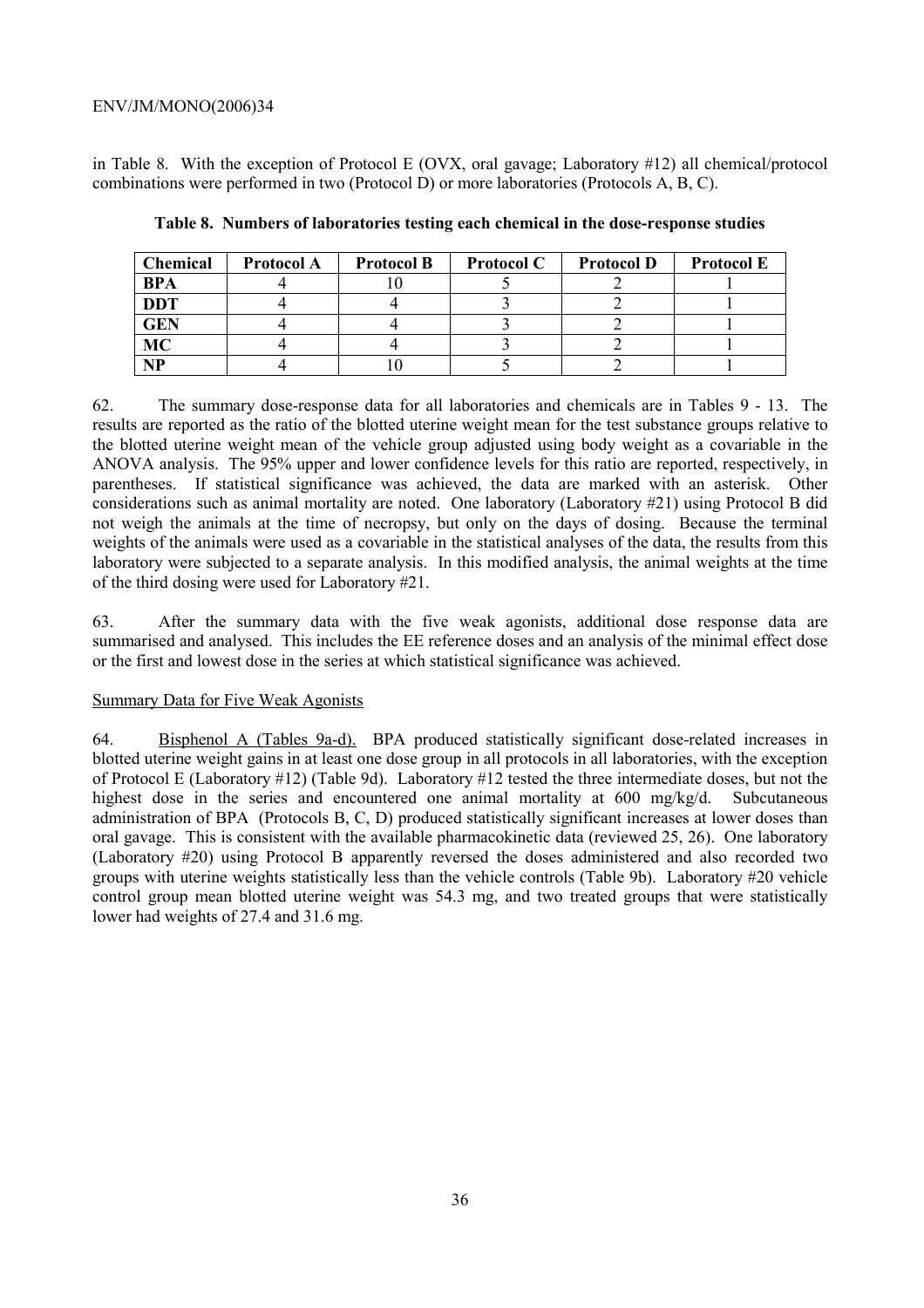in Table 8. With the exception of Protocol E (OVX, oral gavage; Laboratory #12) all chemical/protocol combinations were performed in two (Protocol D) or more laboratories (Protocols A, B, C).

**Table 8. Numbers of laboratories testing each chemical in the dose-response studies**

| Chemical | Protocol A | Protocol B | Protocol C | Protocol D | Protocol E |
|---|---|---|---|---|---|
| **BPA** | 4 | 10 | 5 | 2 | 1 |
| **DDT** | 4 | 4 | 3 | 2 | 1 |
| **GEN** | 4 | 4 | 3 | 2 | 1 |
| **MC** | 4 | 4 | 3 | 2 | 1 |
| **NP** | 4 | 10 | 5 | 2 | 1 |

62. The summary dose-response data for all laboratories and chemicals are in Tables 9 - 13. The results are reported as the ratio of the blotted uterine weight mean for the test substance groups relative to the blotted uterine weight mean of the vehicle group adjusted using body weight as a covariable in the ANOVA analysis. The 95% upper and lower confidence levels for this ratio are reported, respectively, in parentheses. If statistical significance was achieved, the data are marked with an asterisk. Other considerations such as animal mortality are noted. One laboratory (Laboratory #21) using Protocol B did not weigh the animals at the time of necropsy, but only on the days of dosing. Because the terminal weights of the animals were used as a covariable in the statistical analyses of the data, the results from this laboratory were subjected to a separate analysis. In this modified analysis, the animal weights at the time of the third dosing were used for Laboratory #21.

63. After the summary data with the five weak agonists, additional dose response data are summarised and analysed. This includes the EE reference doses and an analysis of the minimal effect dose or the first and lowest dose in the series at which statistical significance was achieved.

Summary Data for Five Weak Agonists

64. Bisphenol A (Tables 9a-d). BPA produced statistically significant dose-related increases in blotted uterine weight gains in at least one dose group in all protocols in all laboratories, with the exception of Protocol E (Laboratory #12) (Table 9d). Laboratory #12 tested the three intermediate doses, but not the highest dose in the series and encountered one animal mortality at 600 mg/kg/d. Subcutaneous administration of BPA (Protocols B, C, D) produced statistically significant increases at lower doses than oral gavage. This is consistent with the available pharmacokinetic data (reviewed 25, 26). One laboratory (Laboratory #20) using Protocol B apparently reversed the doses administered and also recorded two groups with uterine weights statistically less than the vehicle controls (Table 9b). Laboratory #20 vehicle control group mean blotted uterine weight was 54.3 mg, and two treated groups that were statistically lower had weights of 27.4 and 31.6 mg.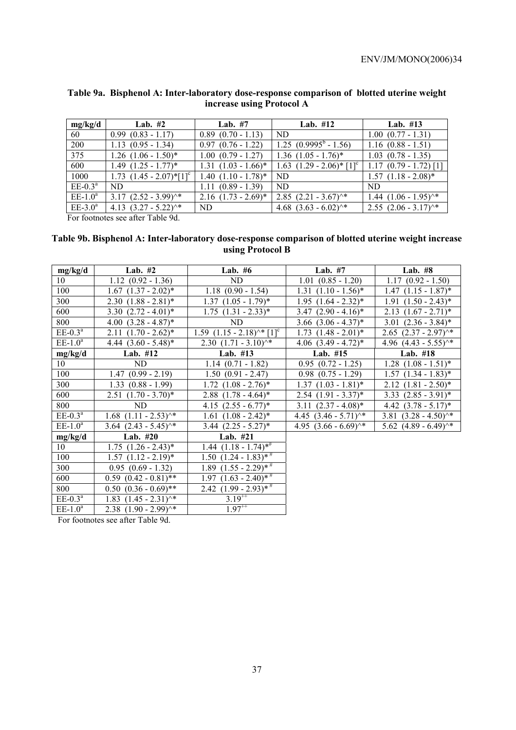**Table 9a. Bisphenol A: Inter-laboratory dose-response comparison of blotted uterine weight increase using Protocol A**

| mg/kg/d | Lab. #2 | Lab. #7 | Lab. #12 | Lab. #13 |
|---|---|---|---|---|
| 60 | 0.99 (0.83 - 1.17) | 0.89 (0.70 - 1.13) | ND | 1.00 (0.77 - 1.31) |
| 200 | 1.13 (0.95 - 1.34) | 0.97 (0.76 - 1.22) | 1.25 (0.9995[b] - 1.56) | 1.16 (0.88 - 1.51) |
| 375 | 1.26 (1.06 - 1.50)* | 1.00 (0.79 - 1.27) | 1.36 (1.05 - 1.76)* | 1.03 (0.78 - 1.35) |
| 600 | 1.49 (1.25 - 1.77)* | 1.31 (1.03 - 1.66)* | 1.63 (1.29 - 2.06)* [1][c] | 1.17 (0.79 - 1.72) [1] |
| 1000 | 1.73 (1.45 - 2.07)*[1][c] | 1.40 (1.10 - 1.78)* | ND | 1.57 (1.18 - 2.08)* |
| EE-0.3[a] | ND | 1.11 (0.89 - 1.39) | ND | ND |
| EE-1.0[a] | 3.17 (2.52 - 3.99)^* | 2.16 (1.73 - 2.69)* | 2.85 (2.21 - 3.67)^* | 1.44 (1.06 - 1.95)^* |
| EE-3.0[a] | 4.13 (3.27 - 5.22)^* | ND | 4.68 (3.63 - 6.02)^* | 2.55 (2.06 - 3.17)^* |

For footnotes see after Table 9d.

**Table 9b. Bisphenol A: Inter-laboratory dose-response comparison of blotted uterine weight increase using Protocol B**

| mg/kg/d | Lab. #2 | Lab. #6 | Lab. #7 | Lab. #8 |
|---|---|---|---|---|
| 10 | 1.12 (0.92 - 1.36) | ND | 1.01 (0.85 - 1.20) | 1.17 (0.92 - 1.50) |
| 100 | 1.67 (1.37 - 2.02)* | 1.18 (0.90 - 1.54) | 1.31 (1.10 - 1.56)* | 1.47 (1.15 - 1.87)* |
| 300 | 2.30 (1.88 - 2.81)* | 1.37 (1.05 - 1.79)* | 1.95 (1.64 - 2.32)* | 1.91 (1.50 - 2.43)* |
| 600 | 3.30 (2.72 - 4.01)* | 1.75 (1.31 - 2.33)* | 3.47 (2.90 - 4.16)* | 2.13 (1.67 - 2.71)* |
| 800 | 4.00 (3.28 - 4.87)* | ND | 3.66 (3.06 - 4.37)* | 3.01 (2.36 - 3.84)* |
| EE-0.3[a] | 2.11 (1.70 - 2.62)* | 1.59 (1.15 - 2.18)^* [1][c] | 1.73 (1.48 - 2.01)* | 2.65 (2.37 - 2.97)^* |
| EE-1.0[a] | 4.44 (3.60 - 5.48)* | 2.30 (1.71 - 3.10)^* | 4.06 (3.49 - 4.72)* | 4.96 (4.43 - 5.55)^* |
| **mg/kg/d** | **Lab. #12** | **Lab. #13** | **Lab. #15** | **Lab. #18** |
| 10 | ND | 1.14 (0.71 - 1.82) | 0.95 (0.72 - 1.25) | 1.28 (1.08 - 1.51)* |
| 100 | 1.47 (0.99 - 2.19) | 1.50 (0.91 - 2.47) | 0.98 (0.75 - 1.29) | 1.57 (1.34 - 1.83)* |
| 300 | 1.33 (0.88 - 1.99) | 1.72 (1.08 - 2.76)* | 1.37 (1.03 - 1.81)* | 2.12 (1.81 - 2.50)* |
| 600 | 2.51 (1.70 - 3.70)* | 2.88 (1.78 - 4.64)* | 2.54 (1.91 - 3.37)* | 3.33 (2.85 - 3.91)* |
| 800 | ND | 4.15 (2.55 - 6.77)* | 3.11 (2.37 - 4.08)* | 4.42 (3.78 - 5.17)* |
| EE-0.3[a] | 1.68 (1.11 - 2.53)^* | 1.61 (1.08 - 2.42)* | 4.45 (3.46 - 5.71)^* | 3.81 (3.28 - 4.50)^* |
| EE-1.0[a] | 3.64 (2.43 - 5.45)^* | 3.44 (2.25 - 5.27)* | 4.95 (3.66 - 6.69)^* | 5.62 (4.89 - 6.49)^* |
| **mg/kg/d** | **Lab. #20** | **Lab. #21** | | |
| 10 | 1.75 (1.26 - 2.43)* | 1.44 (1.18 - 1.74)*[#] | | |
| 100 | 1.57 (1.12 - 2.19)* | 1.50 (1.24 - 1.83)*[#] | | |
| 300 | 0.95 (0.69 - 1.32) | 1.89 (1.55 - 2.29)*[#] | | |
| 600 | 0.59 (0.42 - 0.81)** | 1.97 (1.63 - 2.40)*[#] | | |
| 800 | 0.50 (0.36 - 0.69)** | 2.42 (1.99 - 2.93)*[#] | | |
| EE-0.3[a] | 1.83 (1.45 - 2.31)^* | 3.19[++] | | |
| EE-1.0[a] | 2.38 (1.90 - 2.99)^* | 1.97[++] | | |

For footnotes see after Table 9d.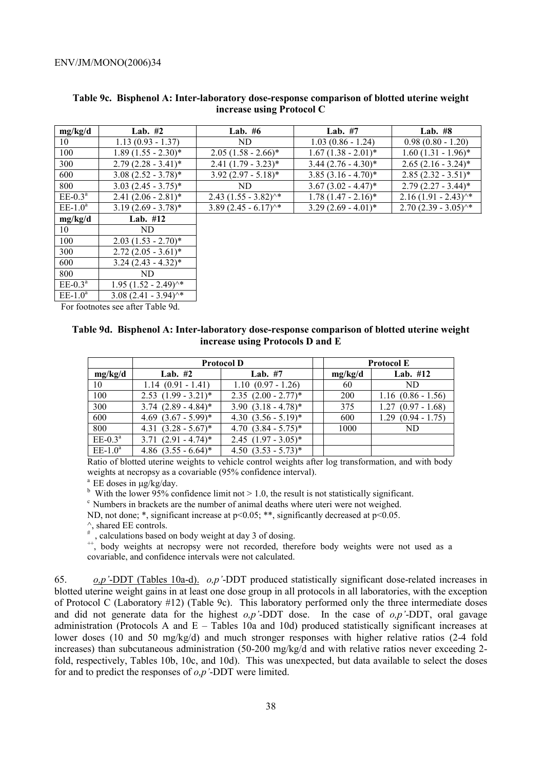**Table 9c. Bisphenol A: Inter-laboratory dose-response comparison of blotted uterine weight increase using Protocol C**

| mg/kg/d | Lab. #2 | Lab. #6 | Lab. #7 | Lab. #8 |
|---|---|---|---|---|
| 10 | 1.13 (0.93 - 1.37) | ND | 1.03 (0.86 - 1.24) | 0.98 (0.80 - 1.20) |
| 100 | 1.89 (1.55 - 2.30)* | 2.05 (1.58 - 2.66)* | 1.67 (1.38 - 2.01)* | 1.60 (1.31 - 1.96)* |
| 300 | 2.79 (2.28 - 3.41)* | 2.41 (1.79 - 3.23)* | 3.44 (2.76 - 4.30)* | 2.65 (2.16 - 3.24)* |
| 600 | 3.08 (2.52 - 3.78)* | 3.92 (2.97 - 5.18)* | 3.85 (3.16 - 4.70)* | 2.85 (2.32 - 3.51)* |
| 800 | 3.03 (2.45 - 3.75)* | ND | 3.67 (3.02 - 4.47)* | 2.79 (2.27 - 3.44)* |
| EE-0.3[a] | 2.41 (2.06 - 2.81)* | 2.43 (1.55 - 3.82)^* | 1.78 (1.47 - 2.16)* | 2.16 (1.91 - 2.43)^* |
| EE-1.0[a] | 3.19 (2.69 - 3.78)* | 3.89 (2.45 - 6.17)^* | 3.29 (2.69 - 4.01)* | 2.70 (2.39 - 3.05)^* |

| mg/kg/d | Lab. #12 |
|---|---|
| 10 | ND |
| 100 | 2.03 (1.53 - 2.70)* |
| 300 | 2.72 (2.05 - 3.61)* |
| 600 | 3.24 (2.43 - 4.32)* |
| 800 | ND |
| EE-0.3[a] | 1.95 (1.52 - 2.49)^* |
| EE-1.0[a] | 3.08 (2.41 - 3.94)^* |

For footnotes see after Table 9d.

**Table 9d. Bisphenol A: Inter-laboratory dose-response comparison of blotted uterine weight increase using Protocols D and E**

| | Protocol D | | | Protocol E | |
|---|---|---|---|---|---|
| mg/kg/d | Lab. #2 | Lab. #7 | | mg/kg/d | Lab. #12 |
| 10 | 1.14 (0.91 - 1.41) | 1.10 (0.97 - 1.26) | | 60 | ND |
| 100 | 2.53 (1.99 - 3.21)* | 2.35 (2.00 - 2.77)* | | 200 | 1.16 (0.86 - 1.56) |
| 300 | 3.74 (2.89 - 4.84)* | 3.90 (3.18 - 4.78)* | | 375 | 1.27 (0.97 - 1.68) |
| 600 | 4.69 (3.67 - 5.99)* | 4.30 (3.56 - 5.19)* | | 600 | 1.29 (0.94 - 1.75) |
| 800 | 4.31 (3.28 - 5.67)* | 4.70 (3.84 - 5.75)* | | 1000 | ND |
| EE-0.3[a] | 3.71 (2.91 - 4.74)* | 2.45 (1.97 - 3.05)* | | | |
| EE-1.0[a] | 4.86 (3.55 - 6.64)* | 4.50 (3.53 - 5.73)* | | | |

Ratio of blotted uterine weights to vehicle control weights after log transformation, and with body weights at necropsy as a covariable (95% confidence interval).

[a] EE doses in μg/kg/day.

[b] With the lower 95% confidence limit not > 1.0, the result is not statistically significant.

[c] Numbers in brackets are the number of animal deaths where uteri were not weighed.

ND, not done; *, significant increase at $p<0.05$; **, significantly decreased at $p<0.05$.

^, shared EE controls.

[#], calculations based on body weight at day 3 of dosing.

[++], body weights at necropsy were not recorded, therefore body weights were not used as a covariable, and confidence intervals were not calculated.

65. *o,p'*-DDT (Tables 10a-d). *o,p'*-DDT produced statistically significant dose-related increases in blotted uterine weight gains in at least one dose group in all protocols in all laboratories, with the exception of Protocol C (Laboratory #12) (Table 9c). This laboratory performed only the three intermediate doses and did not generate data for the highest *o,p'*-DDT dose. In the case of *o,p'*-DDT, oral gavage administration (Protocols A and E – Tables 10a and 10d) produced statistically significant increases at lower doses (10 and 50 mg/kg/d) and much stronger responses with higher relative ratios (2-4 fold increases) than subcutaneous administration (50-200 mg/kg/d and with relative ratios never exceeding 2-fold, respectively, Tables 10b, 10c, and 10d). This was unexpected, but data available to select the doses for and to predict the responses of *o,p'*-DDT were limited.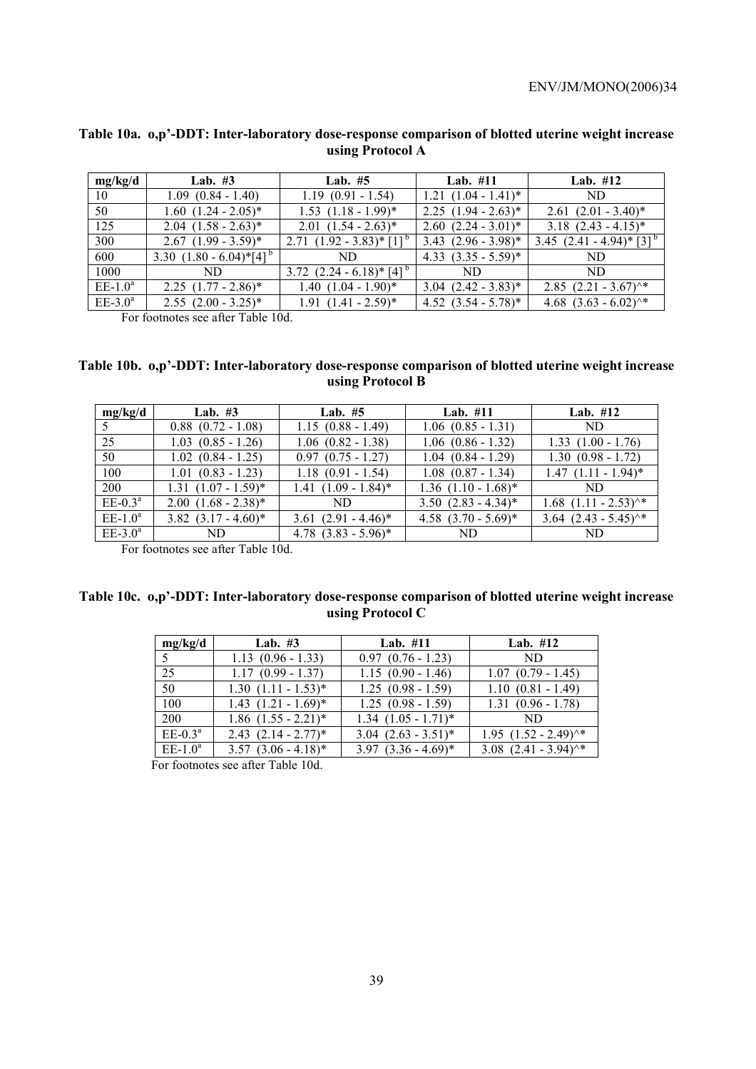**Table 10a. o,p'-DDT: Inter-laboratory dose-response comparison of blotted uterine weight increase using Protocol A**

| mg/kg/d | Lab. #3 | Lab. #5 | Lab. #11 | Lab. #12 |
|---|---|---|---|---|
| 10 | 1.09 (0.84 - 1.40) | 1.19 (0.91 - 1.54) | 1.21 (1.04 - 1.41)* | ND |
| 50 | 1.60 (1.24 - 2.05)* | 1.53 (1.18 - 1.99)* | 2.25 (1.94 - 2.63)* | 2.61 (2.01 - 3.40)* |
| 125 | 2.04 (1.58 - 2.63)* | 2.01 (1.54 - 2.63)* | 2.60 (2.24 - 3.01)* | 3.18 (2.43 - 4.15)* |
| 300 | 2.67 (1.99 - 3.59)* | 2.71 (1.92 - 3.83)* [1] [b] | 3.43 (2.96 - 3.98)* | 3.45 (2.41 - 4.94)* [3] [b] |
| 600 | 3.30 (1.80 - 6.04)*[4] [b] | ND | 4.33 (3.35 - 5.59)* | ND |
| 1000 | ND | 3.72 (2.24 - 6.18)* [4] [b] | ND | ND |
| EE-1.0[a] | 2.25 (1.77 - 2.86)* | 1.40 (1.04 - 1.90)* | 3.04 (2.42 - 3.83)* | 2.85 (2.21 - 3.67)^* |
| EE-3.0[a] | 2.55 (2.00 - 3.25)* | 1.91 (1.41 - 2.59)* | 4.52 (3.54 - 5.78)* | 4.68 (3.63 - 6.02)^* |

For footnotes see after Table 10d.

**Table 10b. o,p'-DDT: Inter-laboratory dose-response comparison of blotted uterine weight increase using Protocol B**

| mg/kg/d | Lab. #3 | Lab. #5 | Lab. #11 | Lab. #12 |
|---|---|---|---|---|
| 5 | 0.88 (0.72 - 1.08) | 1.15 (0.88 - 1.49) | 1.06 (0.85 - 1.31) | ND |
| 25 | 1.03 (0.85 - 1.26) | 1.06 (0.82 - 1.38) | 1.06 (0.86 - 1.32) | 1.33 (1.00 - 1.76) |
| 50 | 1.02 (0.84 - 1.25) | 0.97 (0.75 - 1.27) | 1.04 (0.84 - 1.29) | 1.30 (0.98 - 1.72) |
| 100 | 1.01 (0.83 - 1.23) | 1.18 (0.91 - 1.54) | 1.08 (0.87 - 1.34) | 1.47 (1.11 - 1.94)* |
| 200 | 1.31 (1.07 - 1.59)* | 1.41 (1.09 - 1.84)* | 1.36 (1.10 - 1.68)* | ND |
| EE-0.3[a] | 2.00 (1.68 - 2.38)* | ND | 3.50 (2.83 - 4.34)* | 1.68 (1.11 - 2.53)^* |
| EE-1.0[a] | 3.82 (3.17 - 4.60)* | 3.61 (2.91 - 4.46)* | 4.58 (3.70 - 5.69)* | 3.64 (2.43 - 5.45)^* |
| EE-3.0[a] | ND | 4.78 (3.83 - 5.96)* | ND | ND |

For footnotes see after Table 10d.

**Table 10c. o,p'-DDT: Inter-laboratory dose-response comparison of blotted uterine weight increase using Protocol C**

| mg/kg/d | Lab. #3 | Lab. #11 | Lab. #12 |
|---|---|---|---|
| 5 | 1.13 (0.96 - 1.33) | 0.97 (0.76 - 1.23) | ND |
| 25 | 1.17 (0.99 - 1.37) | 1.15 (0.90 - 1.46) | 1.07 (0.79 - 1.45) |
| 50 | 1.30 (1.11 - 1.53)* | 1.25 (0.98 - 1.59) | 1.10 (0.81 - 1.49) |
| 100 | 1.43 (1.21 - 1.69)* | 1.25 (0.98 - 1.59) | 1.31 (0.96 - 1.78) |
| 200 | 1.86 (1.55 - 2.21)* | 1.34 (1.05 - 1.71)* | ND |
| EE-0.3[a] | 2.43 (2.14 - 2.77)* | 3.04 (2.63 - 3.51)* | 1.95 (1.52 - 2.49)^* |
| EE-1.0[a] | 3.57 (3.06 - 4.18)* | 3.97 (3.36 - 4.69)* | 3.08 (2.41 - 3.94)^* |

For footnotes see after Table 10d.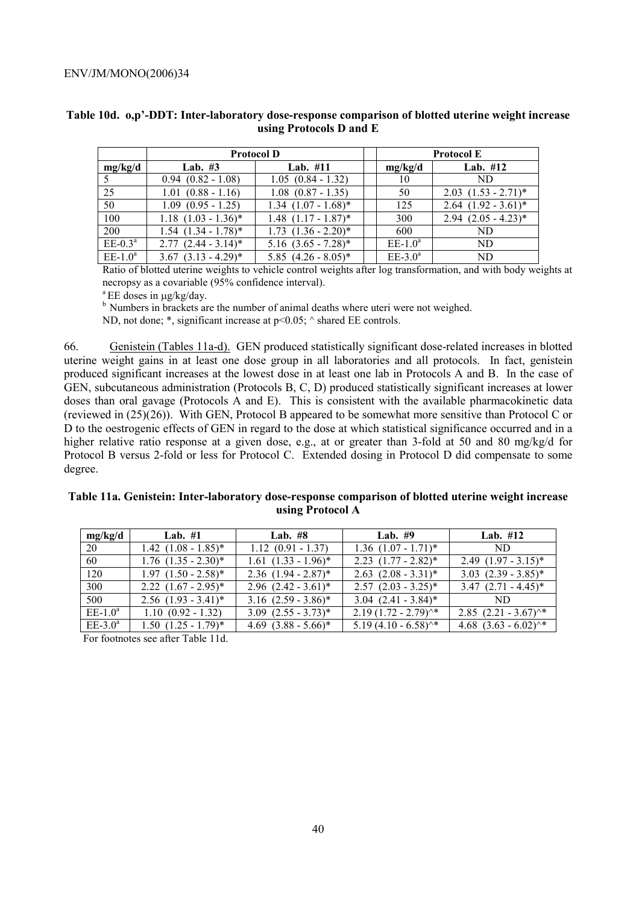**Table 10d. o,p'-DDT: Inter-laboratory dose-response comparison of blotted uterine weight increase using Protocols D and E**

| | Protocol D | | | Protocol E | |
|---|---|---|---|---|---|
| mg/kg/d | Lab. #3 | Lab. #11 | | mg/kg/d | Lab. #12 |
| 5 | 0.94 (0.82 - 1.08) | 1.05 (0.84 - 1.32) | | 10 | ND |
| 25 | 1.01 (0.88 - 1.16) | 1.08 (0.87 - 1.35) | | 50 | 2.03 (1.53 - 2.71)* |
| 50 | 1.09 (0.95 - 1.25) | 1.34 (1.07 - 1.68)* | | 125 | 2.64 (1.92 - 3.61)* |
| 100 | 1.18 (1.03 - 1.36)* | 1.48 (1.17 - 1.87)* | | 300 | 2.94 (2.05 - 4.23)* |
| 200 | 1.54 (1.34 - 1.78)* | 1.73 (1.36 - 2.20)* | | 600 | ND |
| EE-0.3[a] | 2.77 (2.44 - 3.14)* | 5.16 (3.65 - 7.28)* | | EE-1.0[a] | ND |
| EE-1.0[a] | 3.67 (3.13 - 4.29)* | 5.85 (4.26 - 8.05)* | | EE-3.0[a] | ND |

Ratio of blotted uterine weights to vehicle control weights after log transformation, and with body weights at necropsy as a covariable (95% confidence interval).

[a] EE doses in μg/kg/day.

[b] Numbers in brackets are the number of animal deaths where uteri were not weighed.

ND, not done; *, significant increase at $p<0.05$; ^ shared EE controls.

66. Genistein (Tables 11a-d). GEN produced statistically significant dose-related increases in blotted uterine weight gains in at least one dose group in all laboratories and all protocols. In fact, genistein produced significant increases at the lowest dose in at least one lab in Protocols A and B. In the case of GEN, subcutaneous administration (Protocols B, C, D) produced statistically significant increases at lower doses than oral gavage (Protocols A and E). This is consistent with the available pharmacokinetic data (reviewed in (25)(26)). With GEN, Protocol B appeared to be somewhat more sensitive than Protocol C or D to the oestrogenic effects of GEN in regard to the dose at which statistical significance occurred and in a higher relative ratio response at a given dose, e.g., at or greater than 3-fold at 50 and 80 mg/kg/d for Protocol B versus 2-fold or less for Protocol C. Extended dosing in Protocol D did compensate to some degree.

**Table 11a. Genistein: Inter-laboratory dose-response comparison of blotted uterine weight increase using Protocol A**

| mg/kg/d | Lab. #1 | Lab. #8 | Lab. #9 | Lab. #12 |
|---|---|---|---|---|
| 20 | 1.42 (1.08 - 1.85)* | 1.12 (0.91 - 1.37) | 1.36 (1.07 - 1.71)* | ND |
| 60 | 1.76 (1.35 - 2.30)* | 1.61 (1.33 - 1.96)* | 2.23 (1.77 - 2.82)* | 2.49 (1.97 - 3.15)* |
| 120 | 1.97 (1.50 - 2.58)* | 2.36 (1.94 - 2.87)* | 2.63 (2.08 - 3.31)* | 3.03 (2.39 - 3.85)* |
| 300 | 2.22 (1.67 - 2.95)* | 2.96 (2.42 - 3.61)* | 2.57 (2.03 - 3.25)* | 3.47 (2.71 - 4.45)* |
| 500 | 2.56 (1.93 - 3.41)* | 3.16 (2.59 - 3.86)* | 3.04 (2.41 - 3.84)* | ND |
| EE-1.0[a] | 1.10 (0.92 - 1.32) | 3.09 (2.55 - 3.73)* | 2.19 (1.72 - 2.79)^* | 2.85 (2.21 - 3.67)^* |
| EE-3.0[a] | 1.50 (1.25 - 1.79)* | 4.69 (3.88 - 5.66)* | 5.19 (4.10 - 6.58)^* | 4.68 (3.63 - 6.02)^* |

For footnotes see after Table 11d.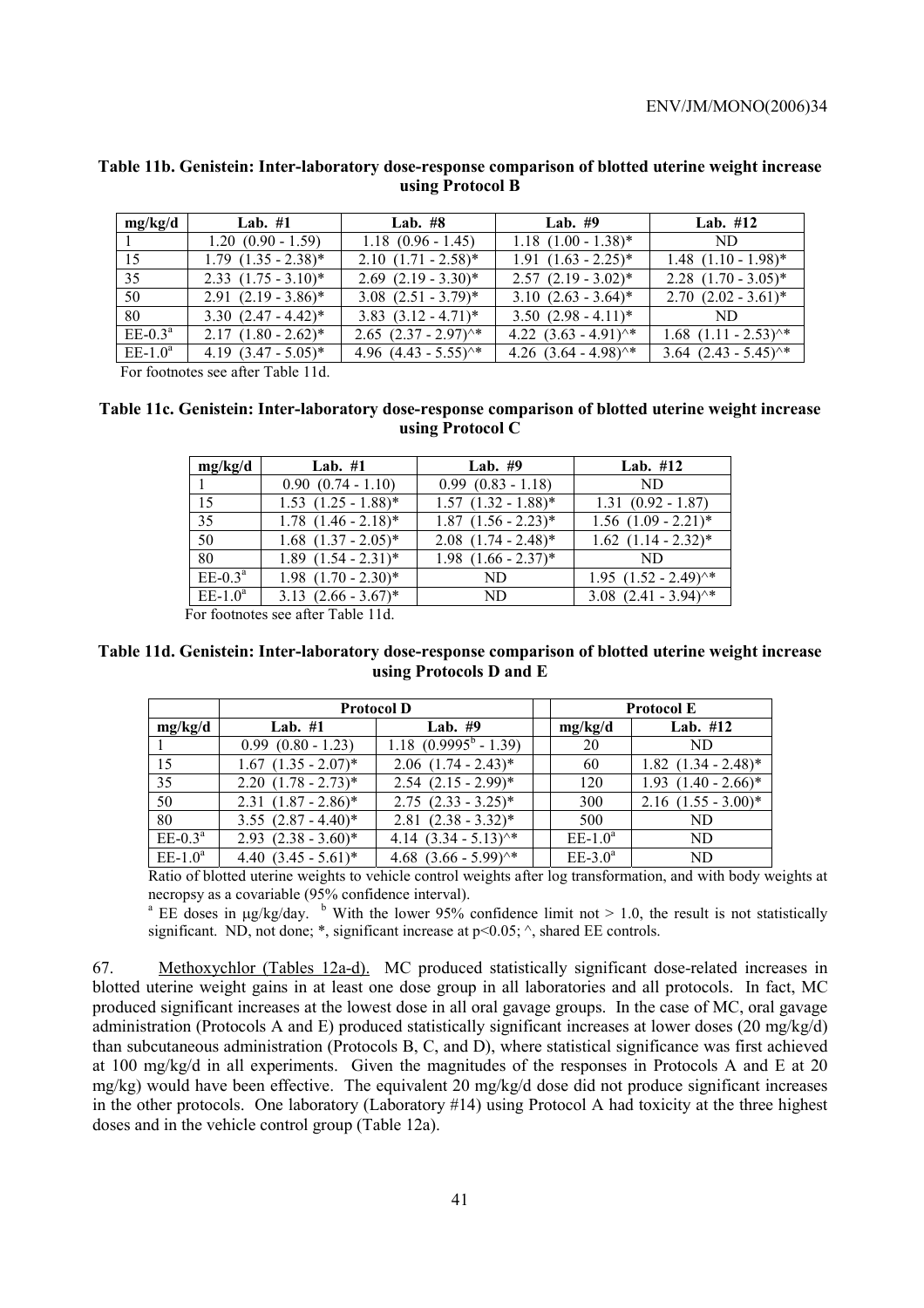**Table 11b. Genistein: Inter-laboratory dose-response comparison of blotted uterine weight increase using Protocol B**

| mg/kg/d | Lab. #1 | Lab. #8 | Lab. #9 | Lab. #12 |
|---|---|---|---|---|
| 1 | 1.20 (0.90 - 1.59) | 1.18 (0.96 - 1.45) | 1.18 (1.00 - 1.38)* | ND |
| 15 | 1.79 (1.35 - 2.38)* | 2.10 (1.71 - 2.58)* | 1.91 (1.63 - 2.25)* | 1.48 (1.10 - 1.98)* |
| 35 | 2.33 (1.75 - 3.10)* | 2.69 (2.19 - 3.30)* | 2.57 (2.19 - 3.02)* | 2.28 (1.70 - 3.05)* |
| 50 | 2.91 (2.19 - 3.86)* | 3.08 (2.51 - 3.79)* | 3.10 (2.63 - 3.64)* | 2.70 (2.02 - 3.61)* |
| 80 | 3.30 (2.47 - 4.42)* | 3.83 (3.12 - 4.71)* | 3.50 (2.98 - 4.11)* | ND |
| EE-0.3[a] | 2.17 (1.80 - 2.62)* | 2.65 (2.37 - 2.97)^* | 4.22 (3.63 - 4.91)^* | 1.68 (1.11 - 2.53)^* |
| EE-1.0[a] | 4.19 (3.47 - 5.05)* | 4.96 (4.43 - 5.55)^* | 4.26 (3.64 - 4.98)^* | 3.64 (2.43 - 5.45)^* |

For footnotes see after Table 11d.

**Table 11c. Genistein: Inter-laboratory dose-response comparison of blotted uterine weight increase using Protocol C**

| mg/kg/d | Lab. #1 | Lab. #9 | Lab. #12 |
|---|---|---|---|
| 1 | 0.90 (0.74 - 1.10) | 0.99 (0.83 - 1.18) | ND |
| 15 | 1.53 (1.25 - 1.88)* | 1.57 (1.32 - 1.88)* | 1.31 (0.92 - 1.87) |
| 35 | 1.78 (1.46 - 2.18)* | 1.87 (1.56 - 2.23)* | 1.56 (1.09 - 2.21)* |
| 50 | 1.68 (1.37 - 2.05)* | 2.08 (1.74 - 2.48)* | 1.62 (1.14 - 2.32)* |
| 80 | 1.89 (1.54 - 2.31)* | 1.98 (1.66 - 2.37)* | ND |
| EE-0.3[a] | 1.98 (1.70 - 2.30)* | ND | 1.95 (1.52 - 2.49)^* |
| EE-1.0[a] | 3.13 (2.66 - 3.67)* | ND | 3.08 (2.41 - 3.94)^* |

For footnotes see after Table 11d.

**Table 11d. Genistein: Inter-laboratory dose-response comparison of blotted uterine weight increase using Protocols D and E**

| | Protocol D | | | Protocol E | |
|---|---|---|---|---|---|
| mg/kg/d | Lab. #1 | Lab. #9 | | mg/kg/d | Lab. #12 |
| 1 | 0.99 (0.80 - 1.23) | 1.18 (0.9995[b] - 1.39) | | 20 | ND |
| 15 | 1.67 (1.35 - 2.07)* | 2.06 (1.74 - 2.43)* | | 60 | 1.82 (1.34 - 2.48)* |
| 35 | 2.20 (1.78 - 2.73)* | 2.54 (2.15 - 2.99)* | | 120 | 1.93 (1.40 - 2.66)* |
| 50 | 2.31 (1.87 - 2.86)* | 2.75 (2.33 - 3.25)* | | 300 | 2.16 (1.55 - 3.00)* |
| 80 | 3.55 (2.87 - 4.40)* | 2.81 (2.38 - 3.32)* | | 500 | ND |
| EE-0.3[a] | 2.93 (2.38 - 3.60)* | 4.14 (3.34 - 5.13)^* | | EE-1.0[a] | ND |
| EE-1.0[a] | 4.40 (3.45 - 5.61)* | 4.68 (3.66 - 5.99)^* | | EE-3.0[a] | ND |

Ratio of blotted uterine weights to vehicle control weights after log transformation, and with body weights at necropsy as a covariable (95% confidence interval).

[a] EE doses in µg/kg/day. [b] With the lower 95% confidence limit not > 1.0, the result is not statistically significant. ND, not done; *, significant increase at $p<0.05$; ^, shared EE controls.

67. Methoxychlor (Tables 12a-d). MC produced statistically significant dose-related increases in blotted uterine weight gains in at least one dose group in all laboratories and all protocols. In fact, MC produced significant increases at the lowest dose in all oral gavage groups. In the case of MC, oral gavage administration (Protocols A and E) produced statistically significant increases at lower doses (20 mg/kg/d) than subcutaneous administration (Protocols B, C, and D), where statistical significance was first achieved at 100 mg/kg/d in all experiments. Given the magnitudes of the responses in Protocols A and E at 20 mg/kg) would have been effective. The equivalent 20 mg/kg/d dose did not produce significant increases in the other protocols. One laboratory (Laboratory #14) using Protocol A had toxicity at the three highest doses and in the vehicle control group (Table 12a).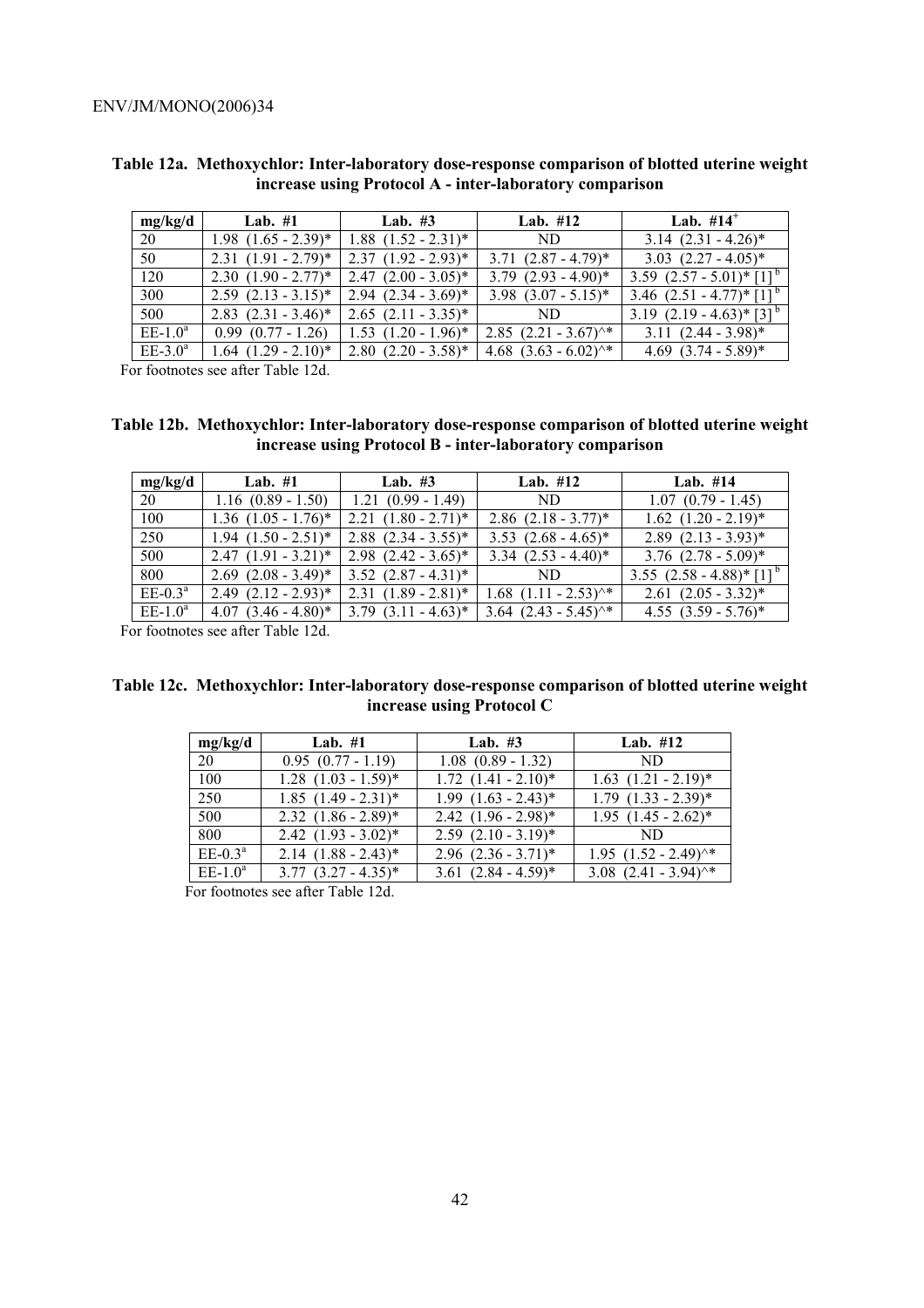**Table 12a. Methoxychlor: Inter-laboratory dose-response comparison of blotted uterine weight increase using Protocol A - inter-laboratory comparison**

| mg/kg/d | Lab. #1 | Lab. #3 | Lab. #12 | Lab. #14[+] |
|---|---|---|---|---|
| 20 | 1.98 (1.65 - 2.39)* | 1.88 (1.52 - 2.31)* | ND | 3.14 (2.31 - 4.26)* |
| 50 | 2.31 (1.91 - 2.79)* | 2.37 (1.92 - 2.93)* | 3.71 (2.87 - 4.79)* | 3.03 (2.27 - 4.05)* |
| 120 | 2.30 (1.90 - 2.77)* | 2.47 (2.00 - 3.05)* | 3.79 (2.93 - 4.90)* | 3.59 (2.57 - 5.01)* [1] [b] |
| 300 | 2.59 (2.13 - 3.15)* | 2.94 (2.34 - 3.69)* | 3.98 (3.07 - 5.15)* | 3.46 (2.51 - 4.77)* [1] [b] |
| 500 | 2.83 (2.31 - 3.46)* | 2.65 (2.11 - 3.35)* | ND | 3.19 (2.19 - 4.63)* [3] [b] |
| EE-1.0[a] | 0.99 (0.77 - 1.26) | 1.53 (1.20 - 1.96)* | 2.85 (2.21 - 3.67)^* | 3.11 (2.44 - 3.98)* |
| EE-3.0[a] | 1.64 (1.29 - 2.10)* | 2.80 (2.20 - 3.58)* | 4.68 (3.63 - 6.02)^* | 4.69 (3.74 - 5.89)* |

For footnotes see after Table 12d.

**Table 12b. Methoxychlor: Inter-laboratory dose-response comparison of blotted uterine weight increase using Protocol B - inter-laboratory comparison**

| mg/kg/d | Lab. #1 | Lab. #3 | Lab. #12 | Lab. #14 |
|---|---|---|---|---|
| 20 | 1.16 (0.89 - 1.50) | 1.21 (0.99 - 1.49) | ND | 1.07 (0.79 - 1.45) |
| 100 | 1.36 (1.05 - 1.76)* | 2.21 (1.80 - 2.71)* | 2.86 (2.18 - 3.77)* | 1.62 (1.20 - 2.19)* |
| 250 | 1.94 (1.50 - 2.51)* | 2.88 (2.34 - 3.55)* | 3.53 (2.68 - 4.65)* | 2.89 (2.13 - 3.93)* |
| 500 | 2.47 (1.91 - 3.21)* | 2.98 (2.42 - 3.65)* | 3.34 (2.53 - 4.40)* | 3.76 (2.78 - 5.09)* |
| 800 | 2.69 (2.08 - 3.49)* | 3.52 (2.87 - 4.31)* | ND | 3.55 (2.58 - 4.88)* [1] [b] |
| EE-0.3[a] | 2.49 (2.12 - 2.93)* | 2.31 (1.89 - 2.81)* | 1.68 (1.11 - 2.53)^* | 2.61 (2.05 - 3.32)* |
| EE-1.0[a] | 4.07 (3.46 - 4.80)* | 3.79 (3.11 - 4.63)* | 3.64 (2.43 - 5.45)^* | 4.55 (3.59 - 5.76)* |

For footnotes see after Table 12d.

**Table 12c. Methoxychlor: Inter-laboratory dose-response comparison of blotted uterine weight increase using Protocol C**

| mg/kg/d | Lab. #1 | Lab. #3 | Lab. #12 |
|---|---|---|---|
| 20 | 0.95 (0.77 - 1.19) | 1.08 (0.89 - 1.32) | ND |
| 100 | 1.28 (1.03 - 1.59)* | 1.72 (1.41 - 2.10)* | 1.63 (1.21 - 2.19)* |
| 250 | 1.85 (1.49 - 2.31)* | 1.99 (1.63 - 2.43)* | 1.79 (1.33 - 2.39)* |
| 500 | 2.32 (1.86 - 2.89)* | 2.42 (1.96 - 2.98)* | 1.95 (1.45 - 2.62)* |
| 800 | 2.42 (1.93 - 3.02)* | 2.59 (2.10 - 3.19)* | ND |
| EE-0.3[a] | 2.14 (1.88 - 2.43)* | 2.96 (2.36 - 3.71)* | 1.95 (1.52 - 2.49)^* |
| EE-1.0[a] | 3.77 (3.27 - 4.35)* | 3.61 (2.84 - 4.59)* | 3.08 (2.41 - 3.94)^* |

For footnotes see after Table 12d.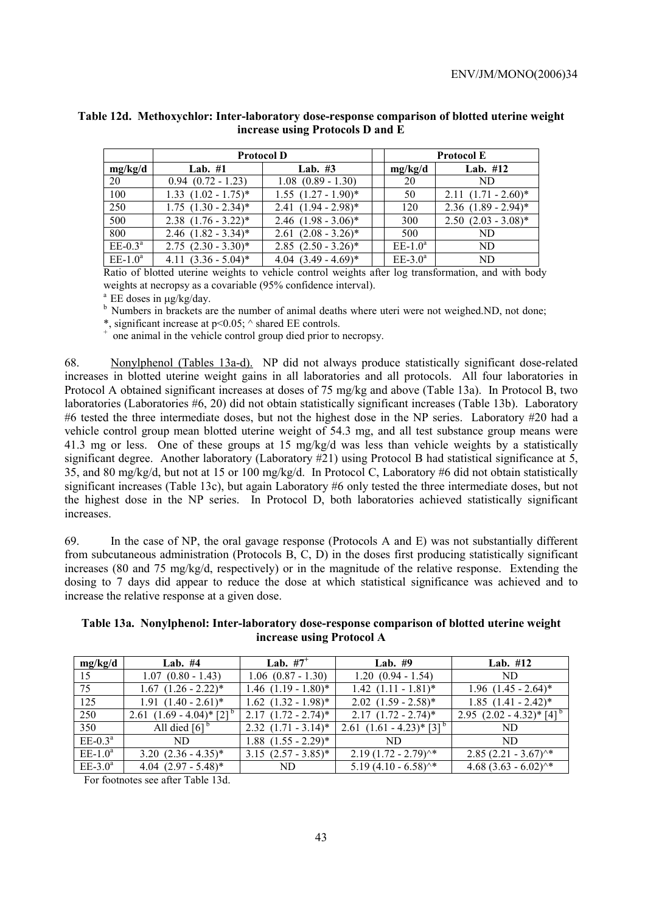**Table 12d. Methoxychlor: Inter-laboratory dose-response comparison of blotted uterine weight increase using Protocols D and E**

| | Protocol D | | | Protocol E | |
|---|---|---|---|---|---|
| mg/kg/d | Lab. #1 | Lab. #3 | | mg/kg/d | Lab. #12 |
| 20 | 0.94 (0.72 - 1.23) | 1.08 (0.89 - 1.30) | | 20 | ND |
| 100 | 1.33 (1.02 - 1.75)* | 1.55 (1.27 - 1.90)* | | 50 | 2.11 (1.71 - 2.60)* |
| 250 | 1.75 (1.30 - 2.34)* | 2.41 (1.94 - 2.98)* | | 120 | 2.36 (1.89 - 2.94)* |
| 500 | 2.38 (1.76 - 3.22)* | 2.46 (1.98 - 3.06)* | | 300 | 2.50 (2.03 - 3.08)* |
| 800 | 2.46 (1.82 - 3.34)* | 2.61 (2.08 - 3.26)* | | 500 | ND |
| EE-0.3[a] | 2.75 (2.30 - 3.30)* | 2.85 (2.50 - 3.26)* | | EE-1.0[a] | ND |
| EE-1.0[a] | 4.11 (3.36 - 5.04)* | 4.04 (3.49 - 4.69)* | | EE-3.0[a] | ND |

Ratio of blotted uterine weights to vehicle control weights after log transformation, and with body weights at necropsy as a covariable (95% confidence interval).

[a] EE doses in μg/kg/day.

[b] Numbers in brackets are the number of animal deaths where uteri were not weighed.ND, not done;

*, significant increase at $p<0.05$; ^ shared EE controls.

[+] one animal in the vehicle control group died prior to necropsy.

68. Nonylphenol (Tables 13a-d). NP did not always produce statistically significant dose-related increases in blotted uterine weight gains in all laboratories and all protocols. All four laboratories in Protocol A obtained significant increases at doses of 75 mg/kg and above (Table 13a). In Protocol B, two laboratories (Laboratories #6, 20) did not obtain statistically significant increases (Table 13b). Laboratory #6 tested the three intermediate doses, but not the highest dose in the NP series. Laboratory #20 had a vehicle control group mean blotted uterine weight of 54.3 mg, and all test substance group means were 41.3 mg or less. One of these groups at 15 mg/kg/d was less than vehicle weights by a statistically significant degree. Another laboratory (Laboratory #21) using Protocol B had statistical significance at 5, 35, and 80 mg/kg/d, but not at 15 or 100 mg/kg/d. In Protocol C, Laboratory #6 did not obtain statistically significant increases (Table 13c), but again Laboratory #6 only tested the three intermediate doses, but not the highest dose in the NP series. In Protocol D, both laboratories achieved statistically significant increases.

69. In the case of NP, the oral gavage response (Protocols A and E) was not substantially different from subcutaneous administration (Protocols B, C, D) in the doses first producing statistically significant increases (80 and 75 mg/kg/d, respectively) or in the magnitude of the relative response. Extending the dosing to 7 days did appear to reduce the dose at which statistical significance was achieved and to increase the relative response at a given dose.

**Table 13a. Nonylphenol: Inter-laboratory dose-response comparison of blotted uterine weight increase using Protocol A**

| mg/kg/d | Lab. #4 | Lab. #7[+] | Lab. #9 | Lab. #12 |
|---|---|---|---|---|
| 15 | 1.07 (0.80 - 1.43) | 1.06 (0.87 - 1.30) | 1.20 (0.94 - 1.54) | ND |
| 75 | 1.67 (1.26 - 2.22)* | 1.46 (1.19 - 1.80)* | 1.42 (1.11 - 1.81)* | 1.96 (1.45 - 2.64)* |
| 125 | 1.91 (1.40 - 2.61)* | 1.62 (1.32 - 1.98)* | 2.02 (1.59 - 2.58)* | 1.85 (1.41 - 2.42)* |
| 250 | 2.61 (1.69 - 4.04)* [2] [b] | 2.17 (1.72 - 2.74)* | 2.17 (1.72 - 2.74)* | 2.95 (2.02 - 4.32)* [4] [b] |
| 350 | All died [6] [b] | 2.32 (1.71 - 3.14)* | 2.61 (1.61 - 4.23)* [3] [b] | ND |
| EE-0.3[a] | ND | 1.88 (1.55 - 2.29)* | ND | ND |
| EE-1.0[a] | 3.20 (2.36 - 4.35)* | 3.15 (2.57 - 3.85)* | 2.19 (1.72 - 2.79)^* | 2.85 (2.21 - 3.67)^* |
| EE-3.0[a] | 4.04 (2.97 - 5.48)* | ND | 5.19 (4.10 - 6.58)^* | 4.68 (3.63 - 6.02)^* |

For footnotes see after Table 13d.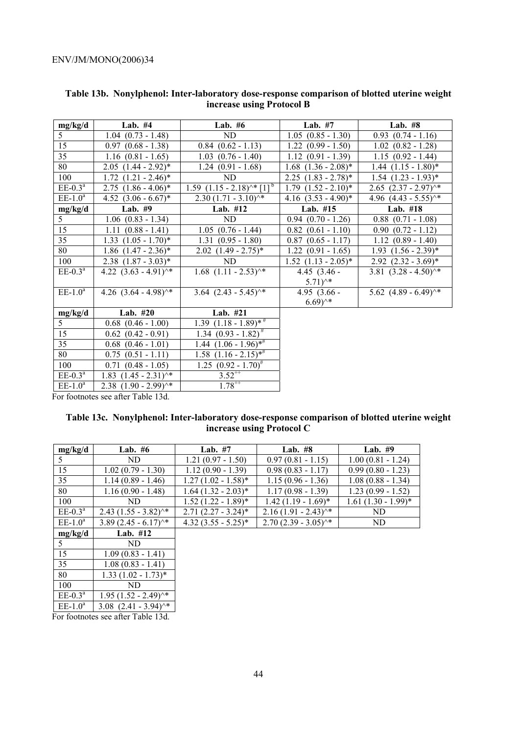**Table 13b. Nonylphenol: Inter-laboratory dose-response comparison of blotted uterine weight increase using Protocol B**

| mg/kg/d | Lab. #4 | Lab. #6 | Lab. #7 | Lab. #8 |
|---|---|---|---|---|
| 5 | 1.04 (0.73 - 1.48) | ND | 1.05 (0.85 - 1.30) | 0.93 (0.74 - 1.16) |
| 15 | 0.97 (0.68 - 1.38) | 0.84 (0.62 - 1.13) | 1.22 (0.99 - 1.50) | 1.02 (0.82 - 1.28) |
| 35 | 1.16 (0.81 - 1.65) | 1.03 (0.76 - 1.40) | 1.12 (0.91 - 1.39) | 1.15 (0.92 - 1.44) |
| 80 | 2.05 (1.44 - 2.92)* | 1.24 (0.91 - 1.68) | 1.68 (1.36 - 2.08)* | 1.44 (1.15 - 1.80)* |
| 100 | 1.72 (1.21 - 2.46)* | ND | 2.25 (1.83 - 2.78)* | 1.54 (1.23 - 1.93)* |
| EE-0.3[a] | 2.75 (1.86 - 4.06)* | 1.59 (1.15 - 2.18)^* [1] [b] | 1.79 (1.52 - 2.10)* | 2.65 (2.37 - 2.97)^* |
| EE-1.0[a] | 4.52 (3.06 - 6.67)* | 2.30 (1.71 - 3.10)^* | 4.16 (3.53 - 4.90)* | 4.96 (4.43 - 5.55)^* |
| **mg/kg/d** | **Lab. #9** | **Lab. #12** | **Lab. #15** | **Lab. #18** |
| 5 | 1.06 (0.83 - 1.34) | ND | 0.94 (0.70 - 1.26) | 0.88 (0.71 - 1.08) |
| 15 | 1.11 (0.88 - 1.41) | 1.05 (0.76 - 1.44) | 0.82 (0.61 - 1.10) | 0.90 (0.72 - 1.12) |
| 35 | 1.33 (1.05 - 1.70)* | 1.31 (0.95 - 1.80) | 0.87 (0.65 - 1.17) | 1.12 (0.89 - 1.40) |
| 80 | 1.86 (1.47 - 2.36)* | 2.02 (1.49 - 2.75)* | 1.22 (0.91 - 1.65) | 1.93 (1.56 - 2.39)* |
| 100 | 2.38 (1.87 - 3.03)* | ND | 1.52 (1.13 - 2.05)* | 2.92 (2.32 - 3.69)* |
| EE-0.3[a] | 4.22 (3.63 - 4.91)^* | 1.68 (1.11 - 2.53)^* | 4.45 (3.46 - 5.71)^* | 3.81 (3.28 - 4.50)^* |
| EE-1.0[a] | 4.26 (3.64 - 4.98)^* | 3.64 (2.43 - 5.45)^* | 4.95 (3.66 - 6.69)^* | 5.62 (4.89 - 6.49)^* |
| **mg/kg/d** | **Lab. #20** | **Lab. #21** | | |
| 5 | 0.68 (0.46 - 1.00) | 1.39 (1.18 - 1.89)* [#] | | |
| 15 | 0.62 (0.42 - 0.91) | 1.34 (0.93 - 1.82) [#] | | |
| 35 | 0.68 (0.46 - 1.01) | 1.44 (1.06 - 1.96)*[#] | | |
| 80 | 0.75 (0.51 - 1.11) | 1.58 (1.16 - 2.15)*[#] | | |
| 100 | 0.71 (0.48 - 1.05) | 1.25 (0.92 - 1.70)[#] | | |
| EE-0.3[a] | 1.83 (1.45 - 2.31)^* | 3.52[++] | | |
| EE-1.0[a] | 2.38 (1.90 - 2.99)^* | 1.78[++] | | |

For footnotes see after Table 13d.

**Table 13c. Nonylphenol: Inter-laboratory dose-response comparison of blotted uterine weight increase using Protocol C**

| mg/kg/d | Lab. #6 | Lab. #7 | Lab. #8 | Lab. #9 |
|---|---|---|---|---|
| 5 | ND | 1.21 (0.97 - 1.50) | 0.97 (0.81 - 1.15) | 1.00 (0.81 - 1.24) |
| 15 | 1.02 (0.79 - 1.30) | 1.12 (0.90 - 1.39) | 0.98 (0.83 - 1.17) | 0.99 (0.80 - 1.23) |
| 35 | 1.14 (0.89 - 1.46) | 1.27 (1.02 - 1.58)* | 1.15 (0.96 - 1.36) | 1.08 (0.88 - 1.34) |
| 80 | 1.16 (0.90 - 1.48) | 1.64 (1.32 - 2.03)* | 1.17 (0.98 - 1.39) | 1.23 (0.99 - 1.52) |
| 100 | ND | 1.52 (1.22 - 1.89)* | 1.42 (1.19 - 1.69)* | 1.61 (1.30 - 1.99)* |
| EE-0.3[a] | 2.43 (1.55 - 3.82)^* | 2.71 (2.27 - 3.24)* | 2.16 (1.91 - 2.43)^* | ND |
| EE-1.0[a] | 3.89 (2.45 - 6.17)^* | 4.32 (3.55 - 5.25)* | 2.70 (2.39 - 3.05)^* | ND |
| **mg/kg/d** | **Lab. #12** | | | |
| 5 | ND | | | |
| 15 | 1.09 (0.83 - 1.41) | | | |
| 35 | 1.08 (0.83 - 1.41) | | | |
| 80 | 1.33 (1.02 - 1.73)* | | | |
| 100 | ND | | | |
| EE-0.3[a] | 1.95 (1.52 - 2.49)^* | | | |
| EE-1.0[a] | 3.08 (2.41 - 3.94)^* | | | |

For footnotes see after Table 13d.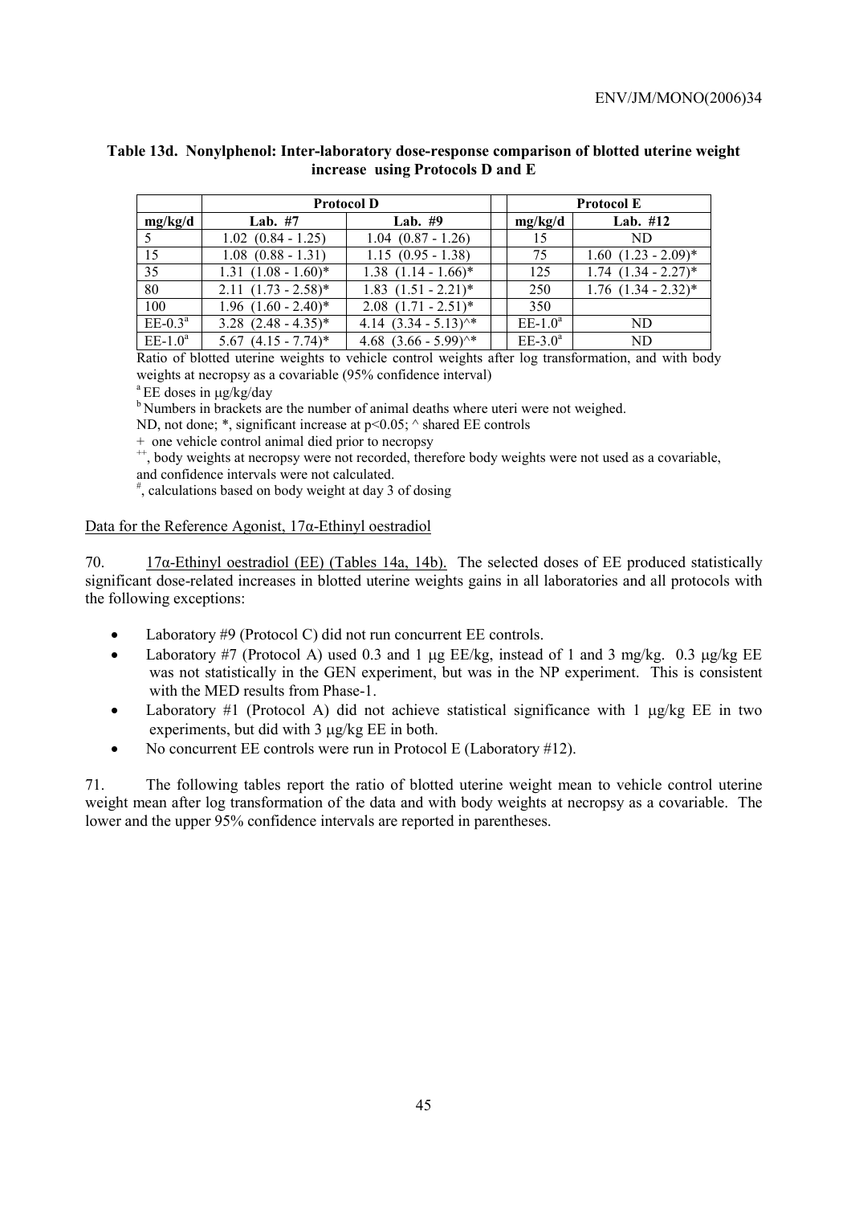**Table 13d. Nonylphenol: Inter-laboratory dose-response comparison of blotted uterine weight increase using Protocols D and E**

| | Protocol D | | | Protocol E | |
|---|---|---|---|---|---|
| mg/kg/d | Lab. #7 | Lab. #9 | | mg/kg/d | Lab. #12 |
| 5 | 1.02 (0.84 - 1.25) | 1.04 (0.87 - 1.26) | | 15 | ND |
| 15 | 1.08 (0.88 - 1.31) | 1.15 (0.95 - 1.38) | | 75 | 1.60 (1.23 - 2.09)* |
| 35 | 1.31 (1.08 - 1.60)* | 1.38 (1.14 - 1.66)* | | 125 | 1.74 (1.34 - 2.27)* |
| 80 | 2.11 (1.73 - 2.58)* | 1.83 (1.51 - 2.21)* | | 250 | 1.76 (1.34 - 2.32)* |
| 100 | 1.96 (1.60 - 2.40)* | 2.08 (1.71 - 2.51)* | | 350 | |
| EE-0.3[a] | 3.28 (2.48 - 4.35)* | 4.14 (3.34 - 5.13)^* | | EE-1.0[a] | ND |
| EE-1.0[a] | 5.67 (4.15 - 7.74)* | 4.68 (3.66 - 5.99)^* | | EE-3.0[a] | ND |

Ratio of blotted uterine weights to vehicle control weights after log transformation, and with body weights at necropsy as a covariable (95% confidence interval)

[a] EE doses in μg/kg/day

[b] Numbers in brackets are the number of animal deaths where uteri were not weighed.

ND, not done; *, significant increase at $p<0.05$; ^ shared EE controls

\+ one vehicle control animal died prior to necropsy

[++], body weights at necropsy were not recorded, therefore body weights were not used as a covariable, and confidence intervals were not calculated.

[#], calculations based on body weight at day 3 of dosing

Data for the Reference Agonist, 17α-Ethinyl oestradiol

70. 17α-Ethinyl oestradiol (EE) (Tables 14a, 14b). The selected doses of EE produced statistically significant dose-related increases in blotted uterine weights gains in all laboratories and all protocols with the following exceptions:

- Laboratory #9 (Protocol C) did not run concurrent EE controls.
- Laboratory #7 (Protocol A) used 0.3 and 1 μg EE/kg, instead of 1 and 3 mg/kg. 0.3 μg/kg EE was not statistically in the GEN experiment, but was in the NP experiment. This is consistent with the MED results from Phase-1.
- Laboratory #1 (Protocol A) did not achieve statistical significance with 1 μg/kg EE in two experiments, but did with 3 μg/kg EE in both.
- No concurrent EE controls were run in Protocol E (Laboratory #12).

71. The following tables report the ratio of blotted uterine weight mean to vehicle control uterine weight mean after log transformation of the data and with body weights at necropsy as a covariable. The lower and the upper 95% confidence intervals are reported in parentheses.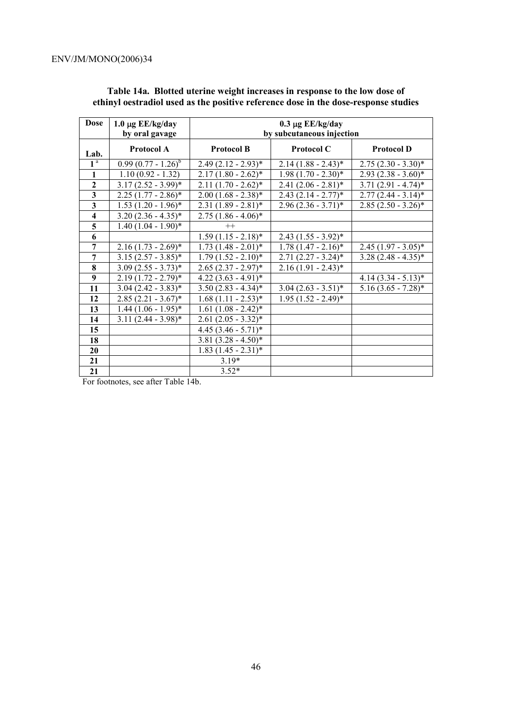**Table 14a. Blotted uterine weight increases in response to the low dose of ethinyl oestradiol used as the positive reference dose in the dose-response studies**

| Dose | 1.0 μg EE/kg/day by oral gavage | 0.3 μg EE/kg/day by subcutaneous injection | | |
|---|---|---|---|---|
| Lab. | Protocol A | Protocol B | Protocol C | Protocol D |
| 1 [a] | 0.99 (0.77 - 1.26) [b] | 2.49 (2.12 - 2.93)* | 2.14 (1.88 - 2.43)* | 2.75 (2.30 - 3.30)* |
| 1 | 1.10 (0.92 - 1.32) | 2.17 (1.80 - 2.62)* | 1.98 (1.70 - 2.30)* | 2.93 (2.38 - 3.60)* |
| 2 | 3.17 (2.52 - 3.99)* | 2.11 (1.70 - 2.62)* | 2.41 (2.06 - 2.81)* | 3.71 (2.91 - 4.74)* |
| 3 | 2.25 (1.77 - 2.86)* | 2.00 (1.68 - 2.38)* | 2.43 (2.14 - 2.77)* | 2.77 (2.44 - 3.14)* |
| 3 | 1.53 (1.20 - 1.96)* | 2.31 (1.89 - 2.81)* | 2.96 (2.36 - 3.71)* | 2.85 (2.50 - 3.26)* |
| 4 | 3.20 (2.36 - 4.35)* | 2.75 (1.86 - 4.06)* | | |
| 5 | 1.40 (1.04 - 1.90)* | ++ | | |
| 6 | | 1.59 (1.15 - 2.18)* | 2.43 (1.55 - 3.92)* | |
| 7 | 2.16 (1.73 - 2.69)* | 1.73 (1.48 - 2.01)* | 1.78 (1.47 - 2.16)* | 2.45 (1.97 - 3.05)* |
| 7 | 3.15 (2.57 - 3.85)* | 1.79 (1.52 - 2.10)* | 2.71 (2.27 - 3.24)* | 3.28 (2.48 - 4.35)* |
| 8 | 3.09 (2.55 - 3.73)* | 2.65 (2.37 - 2.97)* | 2.16 (1.91 - 2.43)* | |
| 9 | 2.19 (1.72 - 2.79)* | 4.22 (3.63 - 4.91)* | | 4.14 (3.34 - 5.13)* |
| 11 | 3.04 (2.42 - 3.83)* | 3.50 (2.83 - 4.34)* | 3.04 (2.63 - 3.51)* | 5.16 (3.65 - 7.28)* |
| 12 | 2.85 (2.21 - 3.67)* | 1.68 (1.11 - 2.53)* | 1.95 (1.52 - 2.49)* | |
| 13 | 1.44 (1.06 - 1.95)* | 1.61 (1.08 - 2.42)* | | |
| 14 | 3.11 (2.44 - 3.98)* | 2.61 (2.05 - 3.32)* | | |
| 15 | | 4.45 (3.46 - 5.71)* | | |
| 18 | | 3.81 (3.28 - 4.50)* | | |
| 20 | | 1.83 (1.45 - 2.31)* | | |
| 21 | | 3.19* | | |
| 21 | | 3.52* | | |

For footnotes, see after Table 14b.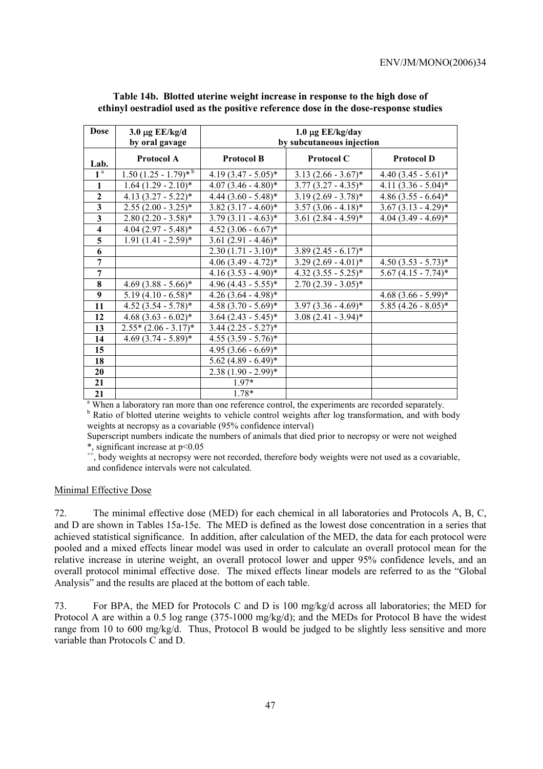**Table 14b. Blotted uterine weight increase in response to the high dose of ethinyl oestradiol used as the positive reference dose in the dose-response studies**

| Dose | 3.0 μg EE/kg/d by oral gavage | 1.0 μg EE/kg/day by subcutaneous injection | | |
|---|---|---|---|---|
| Lab. | Protocol A | Protocol B | Protocol C | Protocol D |
| 1 [a] | 1.50 (1.25 - 1.79)* [b] | 4.19 (3.47 - 5.05)* | 3.13 (2.66 - 3.67)* | 4.40 (3.45 - 5.61)* |
| 1 | 1.64 (1.29 - 2.10)* | 4.07 (3.46 - 4.80)* | 3.77 (3.27 - 4.35)* | 4.11 (3.36 - 5.04)* |
| 2 | 4.13 (3.27 - 5.22)* | 4.44 (3.60 - 5.48)* | 3.19 (2.69 - 3.78)* | 4.86 (3.55 - 6.64)* |
| 3 | 2.55 (2.00 - 3.25)* | 3.82 (3.17 - 4.60)* | 3.57 (3.06 - 4.18)* | 3.67 (3.13 - 4.29)* |
| 3 | 2.80 (2.20 - 3.58)* | 3.79 (3.11 - 4.63)* | 3.61 (2.84 - 4.59)* | 4.04 (3.49 - 4.69)* |
| 4 | 4.04 (2.97 - 5.48)* | 4.52 (3.06 - 6.67)* | | |
| 5 | 1.91 (1.41 - 2.59)* | 3.61 (2.91 - 4.46)* | | |
| 6 | | 2.30 (1.71 - 3.10)* | 3.89 (2.45 - 6.17)* | |
| 7 | | 4.06 (3.49 - 4.72)* | 3.29 (2.69 - 4.01)* | 4.50 (3.53 - 5.73)* |
| 7 | | 4.16 (3.53 - 4.90)* | 4.32 (3.55 - 5.25)* | 5.67 (4.15 - 7.74)* |
| 8 | 4.69 (3.88 - 5.66)* | 4.96 (4.43 - 5.55)* | 2.70 (2.39 - 3.05)* | |
| 9 | 5.19 (4.10 - 6.58)* | 4.26 (3.64 - 4.98)* | | 4.68 (3.66 - 5.99)* |
| 11 | 4.52 (3.54 - 5.78)* | 4.58 (3.70 - 5.69)* | 3.97 (3.36 - 4.69)* | 5.85 (4.26 - 8.05)* |
| 12 | 4.68 (3.63 - 6.02)* | 3.64 (2.43 - 5.45)* | 3.08 (2.41 - 3.94)* | |
| 13 | 2.55* (2.06 - 3.17)* | 3.44 (2.25 - 5.27)* | | |
| 14 | 4.69 (3.74 - 5.89)* | 4.55 (3.59 - 5.76)* | | |
| 15 | | 4.95 (3.66 - 6.69)* | | |
| 18 | | 5.62 (4.89 - 6.49)* | | |
| 20 | | 2.38 (1.90 - 2.99)* | | |
| 21 | | 1.97* | | |
| 21 | | 1.78* | | |

[a] When a laboratory ran more than one reference control, the experiments are recorded separately.
[b] Ratio of blotted uterine weights to vehicle control weights after log transformation, and with body weights at necropsy as a covariable (95% confidence interval)
Superscript numbers indicate the numbers of animals that died prior to necropsy or were not weighed
*, significant increase at $p<0.05$
[++], body weights at necropsy were not recorded, therefore body weights were not used as a covariable, and confidence intervals were not calculated.

Minimal Effective Dose

72. The minimal effective dose (MED) for each chemical in all laboratories and Protocols A, B, C, and D are shown in Tables 15a-15e. The MED is defined as the lowest dose concentration in a series that achieved statistical significance. In addition, after calculation of the MED, the data for each protocol were pooled and a mixed effects linear model was used in order to calculate an overall protocol mean for the relative increase in uterine weight, an overall protocol lower and upper 95% confidence levels, and an overall protocol minimal effective dose. The mixed effects linear models are referred to as the "Global Analysis" and the results are placed at the bottom of each table.

73. For BPA, the MED for Protocols C and D is 100 mg/kg/d across all laboratories; the MED for Protocol A are within a 0.5 log range (375-1000 mg/kg/d); and the MEDs for Protocol B have the widest range from 10 to 600 mg/kg/d. Thus, Protocol B would be judged to be slightly less sensitive and more variable than Protocols C and D.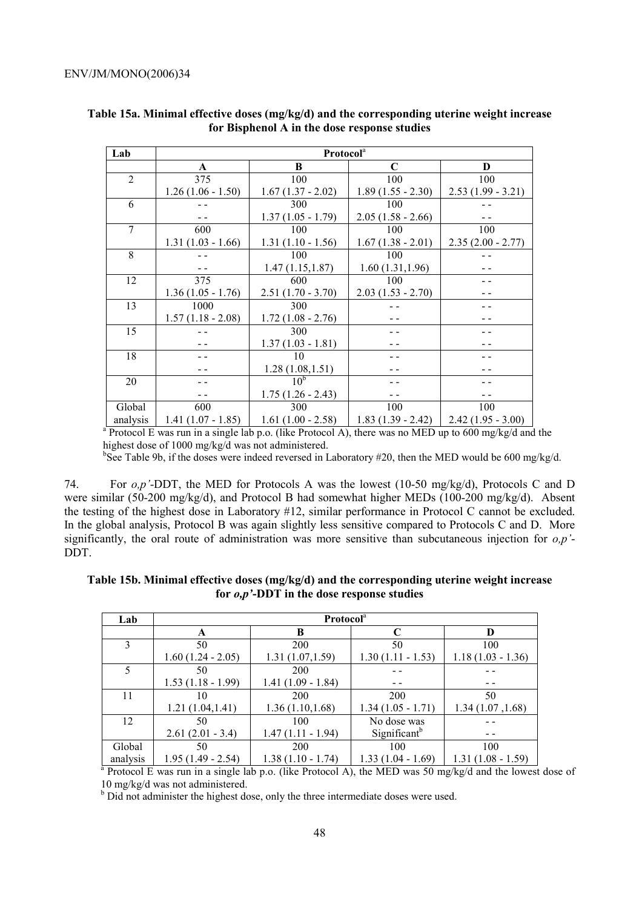**Table 15a. Minimal effective doses (mg/kg/d) and the corresponding uterine weight increase for Bisphenol A in the dose response studies**

| Lab | Protocol[a] | | | |
|---|---|---|---|---|
| | A | B | C | D |
| 2 | 375<br>1.26 (1.06 - 1.50) | 100<br>1.67 (1.37 - 2.02) | 100<br>1.89 (1.55 - 2.30) | 100<br>2.53 (1.99 - 3.21) |
| 6 | - -<br>- - | 300<br>1.37 (1.05 - 1.79) | 100<br>2.05 (1.58 - 2.66) | - -<br>- - |
| 7 | 600<br>1.31 (1.03 - 1.66) | 100<br>1.31 (1.10 - 1.56) | 100<br>1.67 (1.38 - 2.01) | 100<br>2.35 (2.00 - 2.77) |
| 8 | - -<br>- - | 100<br>1.47 (1.15,1.87) | 100<br>1.60 (1.31,1.96) | - -<br>- - |
| 12 | 375<br>1.36 (1.05 - 1.76) | 600<br>2.51 (1.70 - 3.70) | 100<br>2.03 (1.53 - 2.70) | - -<br>- - |
| 13 | 1000<br>1.57 (1.18 - 2.08) | 300<br>1.72 (1.08 - 2.76) | - -<br>- - | - -<br>- - |
| 15 | - -<br>- - | 300<br>1.37 (1.03 - 1.81) | - -<br>- - | - -<br>- - |
| 18 | - -<br>- - | 10<br>1.28 (1.08,1.51) | - -<br>- - | - -<br>- - |
| 20 | - -<br>- - | 10[b]<br>1.75 (1.26 - 2.43) | - -<br>- - | - -<br>- - |
| Global analysis | 600<br>1.41 (1.07 - 1.85) | 300<br>1.61 (1.00 - 2.58) | 100<br>1.83 (1.39 - 2.42) | 100<br>2.42 (1.95 - 3.00) |

[a] Protocol E was run in a single lab p.o. (like Protocol A), there was no MED up to 600 mg/kg/d and the highest dose of 1000 mg/kg/d was not administered.

[b] See Table 9b, if the doses were indeed reversed in Laboratory #20, then the MED would be 600 mg/kg/d.

74. For *o,p'*-DDT, the MED for Protocols A was the lowest (10-50 mg/kg/d), Protocols C and D were similar (50-200 mg/kg/d), and Protocol B had somewhat higher MEDs (100-200 mg/kg/d). Absent the testing of the highest dose in Laboratory #12, similar performance in Protocol C cannot be excluded. In the global analysis, Protocol B was again slightly less sensitive compared to Protocols C and D. More significantly, the oral route of administration was more sensitive than subcutaneous injection for *o,p'*-DDT.

**Table 15b. Minimal effective doses (mg/kg/d) and the corresponding uterine weight increase for *o,p'*-DDT in the dose response studies**

| Lab | Protocol[a] | | | |
|---|---|---|---|---|
| | A | B | C | D |
| 3 | 50<br>1.60 (1.24 - 2.05) | 200<br>1.31 (1.07,1.59) | 50<br>1.30 (1.11 - 1.53) | 100<br>1.18 (1.03 - 1.36) |
| 5 | 50<br>1.53 (1.18 - 1.99) | 200<br>1.41 (1.09 - 1.84) | - -<br>- - | - -<br>- - |
| 11 | 10<br>1.21 (1.04,1.41) | 200<br>1.36 (1.10,1.68) | 200<br>1.34 (1.05 - 1.71) | 50<br>1.34 (1.07 ,1.68) |
| 12 | 50<br>2.61 (2.01 - 3.4) | 100<br>1.47 (1.11 - 1.94) | No dose was<br>Significant[b] | - -<br>- - |
| Global analysis | 50<br>1.95 (1.49 - 2.54) | 200<br>1.38 (1.10 - 1.74) | 100<br>1.33 (1.04 - 1.69) | 100<br>1.31 (1.08 - 1.59) |

[a] Protocol E was run in a single lab p.o. (like Protocol A), the MED was 50 mg/kg/d and the lowest dose of 10 mg/kg/d was not administered.

[b] Did not administer the highest dose, only the three intermediate doses were used.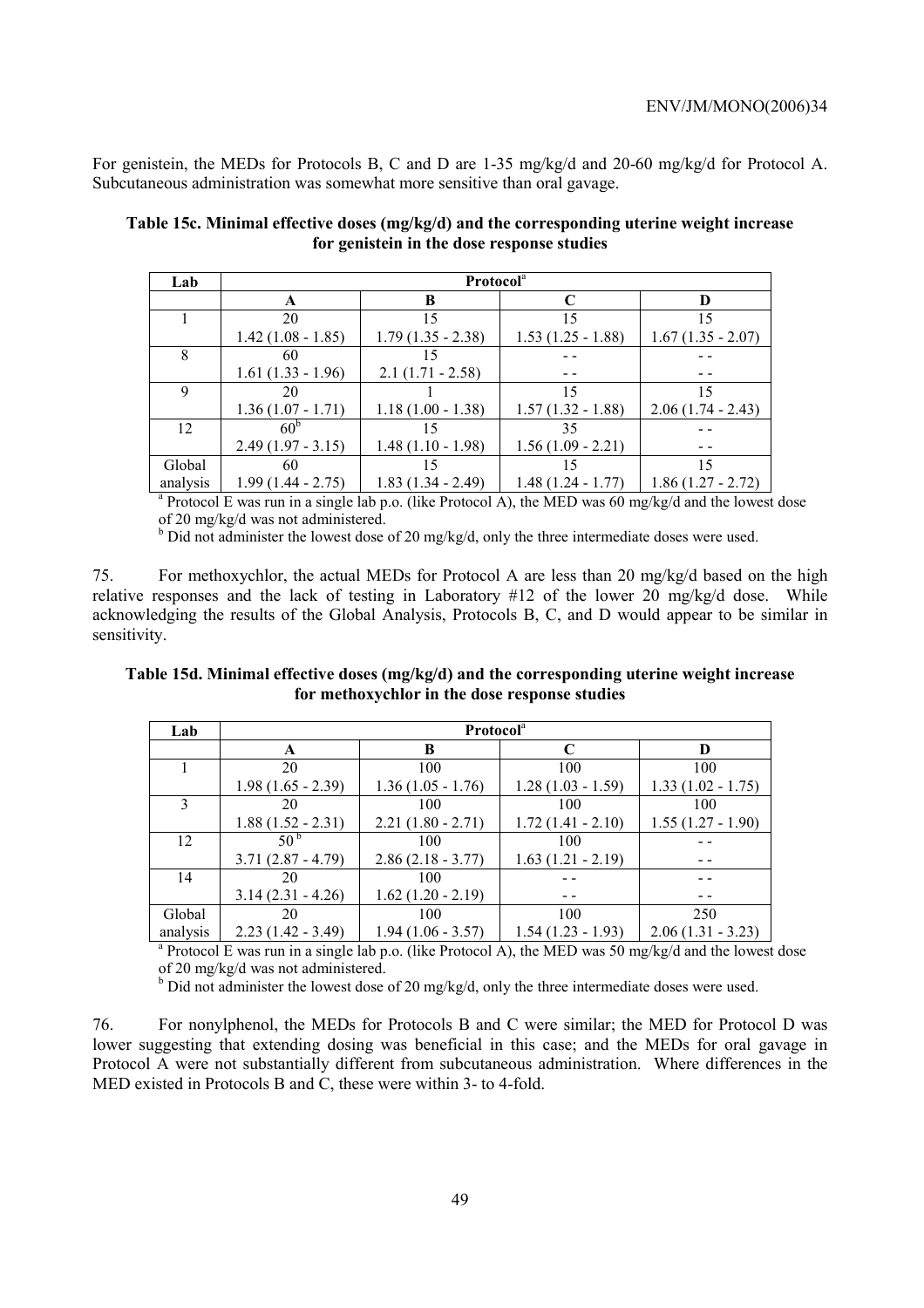For genistein, the MEDs for Protocols B, C and D are 1-35 mg/kg/d and 20-60 mg/kg/d for Protocol A. Subcutaneous administration was somewhat more sensitive than oral gavage.

**Table 15c. Minimal effective doses (mg/kg/d) and the corresponding uterine weight increase for genistein in the dose response studies**

| Lab | Protocol[a] | | | |
|---|---|---|---|---|
| | A | B | C | D |
| 1 | 20<br>1.42 (1.08 - 1.85) | 15<br>1.79 (1.35 - 2.38) | 15<br>1.53 (1.25 - 1.88) | 15<br>1.67 (1.35 - 2.07) |
| 8 | 60<br>1.61 (1.33 - 1.96) | 15<br>2.1 (1.71 - 2.58) | - -<br>- - | - -<br>- - |
| 9 | 20<br>1.36 (1.07 - 1.71) | 1<br>1.18 (1.00 - 1.38) | 15<br>1.57 (1.32 - 1.88) | 15<br>2.06 (1.74 - 2.43) |
| 12 | 60[b]<br>2.49 (1.97 - 3.15) | 15<br>1.48 (1.10 - 1.98) | 35<br>1.56 (1.09 - 2.21) | - -<br>- - |
| Global analysis | 60<br>1.99 (1.44 - 2.75) | 15<br>1.83 (1.34 - 2.49) | 15<br>1.48 (1.24 - 1.77) | 15<br>1.86 (1.27 - 2.72) |

[a] Protocol E was run in a single lab p.o. (like Protocol A), the MED was 60 mg/kg/d and the lowest dose of 20 mg/kg/d was not administered.

[b] Did not administer the lowest dose of 20 mg/kg/d, only the three intermediate doses were used.

75. For methoxychlor, the actual MEDs for Protocol A are less than 20 mg/kg/d based on the high relative responses and the lack of testing in Laboratory #12 of the lower 20 mg/kg/d dose. While acknowledging the results of the Global Analysis, Protocols B, C, and D would appear to be similar in sensitivity.

**Table 15d. Minimal effective doses (mg/kg/d) and the corresponding uterine weight increase for methoxychlor in the dose response studies**

| Lab | Protocol[a] | | | |
|---|---|---|---|---|
| | A | B | C | D |
| 1 | 20<br>1.98 (1.65 - 2.39) | 100<br>1.36 (1.05 - 1.76) | 100<br>1.28 (1.03 - 1.59) | 100<br>1.33 (1.02 - 1.75) |
| 3 | 20<br>1.88 (1.52 - 2.31) | 100<br>2.21 (1.80 - 2.71) | 100<br>1.72 (1.41 - 2.10) | 100<br>1.55 (1.27 - 1.90) |
| 12 | 50[b]<br>3.71 (2.87 - 4.79) | 100<br>2.86 (2.18 - 3.77) | 100<br>1.63 (1.21 - 2.19) | - -<br>- - |
| 14 | 20<br>3.14 (2.31 - 4.26) | 100<br>1.62 (1.20 - 2.19) | - -<br>- - | - -<br>- - |
| Global analysis | 20<br>2.23 (1.42 - 3.49) | 100<br>1.94 (1.06 - 3.57) | 100<br>1.54 (1.23 - 1.93) | 250<br>2.06 (1.31 - 3.23) |

[a] Protocol E was run in a single lab p.o. (like Protocol A), the MED was 50 mg/kg/d and the lowest dose of 20 mg/kg/d was not administered.

[b] Did not administer the lowest dose of 20 mg/kg/d, only the three intermediate doses were used.

76. For nonylphenol, the MEDs for Protocols B and C were similar; the MED for Protocol D was lower suggesting that extending dosing was beneficial in this case; and the MEDs for oral gavage in Protocol A were not substantially different from subcutaneous administration. Where differences in the MED existed in Protocols B and C, these were within 3- to 4-fold.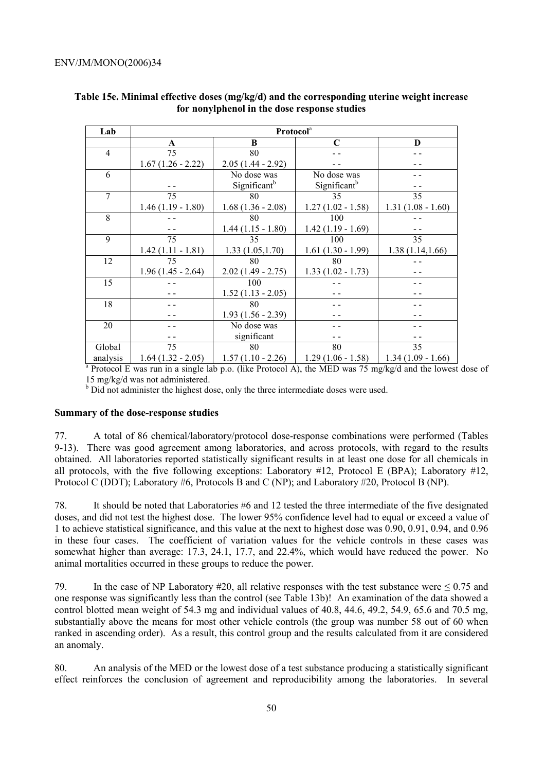**Table 15e. Minimal effective doses (mg/kg/d) and the corresponding uterine weight increase for nonylphenol in the dose response studies**

| Lab | Protocol[a] | | | |
|---|---|---|---|---|
| | A | B | C | D |
| 4 | 75<br>1.67 (1.26 - 2.22) | 80<br>2.05 (1.44 - 2.92) | - -<br>- - | - -<br>- - |
| 6 | <br>- - | No dose was Significant[b] | No dose was Significant[b] | - -<br>- - |
| 7 | 75<br>1.46 (1.19 - 1.80) | 80<br>1.68 (1.36 - 2.08) | 35<br>1.27 (1.02 - 1.58) | 35<br>1.31 (1.08 - 1.60) |
| 8 | - -<br>- - | 80<br>1.44 (1.15 - 1.80) | 100<br>1.42 (1.19 - 1.69) | - -<br>- - |
| 9 | 75<br>1.42 (1.11 - 1.81) | 35<br>1.33 (1.05,1.70) | 100<br>1.61 (1.30 - 1.99) | 35<br>1.38 (1.14,1.66) |
| 12 | 75<br>1.96 (1.45 - 2.64) | 80<br>2.02 (1.49 - 2.75) | 80<br>1.33 (1.02 - 1.73) | - -<br>- - |
| 15 | - -<br>- - | 100<br>1.52 (1.13 - 2.05) | - -<br>- - | - -<br>- - |
| 18 | - -<br>- - | 80<br>1.93 (1.56 - 2.39) | - -<br>- - | - -<br>- - |
| 20 | - -<br>- - | No dose was significant | - -<br>- - | - -<br>- - |
| Global analysis | 75<br>1.64 (1.32 - 2.05) | 80<br>1.57 (1.10 - 2.26) | 80<br>1.29 (1.06 - 1.58) | 35<br>1.34 (1.09 - 1.66) |

[a] Protocol E was run in a single lab p.o. (like Protocol A), the MED was 75 mg/kg/d and the lowest dose of 15 mg/kg/d was not administered.

[b] Did not administer the highest dose, only the three intermediate doses were used.

**Summary of the dose-response studies**

77. A total of 86 chemical/laboratory/protocol dose-response combinations were performed (Tables 9-13). There was good agreement among laboratories, and across protocols, with regard to the results obtained. All laboratories reported statistically significant results in at least one dose for all chemicals in all protocols, with the five following exceptions: Laboratory #12, Protocol E (BPA); Laboratory #12, Protocol C (DDT); Laboratory #6, Protocols B and C (NP); and Laboratory #20, Protocol B (NP).

78. It should be noted that Laboratories #6 and 12 tested the three intermediate of the five designated doses, and did not test the highest dose. The lower 95% confidence level had to equal or exceed a value of 1 to achieve statistical significance, and this value at the next to highest dose was 0.90, 0.91, 0.94, and 0.96 in these four cases. The coefficient of variation values for the vehicle controls in these cases was somewhat higher than average: 17.3, 24.1, 17.7, and 22.4%, which would have reduced the power. No animal mortalities occurred in these groups to reduce the power.

79. In the case of NP Laboratory #20, all relative responses with the test substance were ≤ 0.75 and one response was significantly less than the control (see Table 13b)! An examination of the data showed a control blotted mean weight of 54.3 mg and individual values of 40.8, 44.6, 49.2, 54.9, 65.6 and 70.5 mg, substantially above the means for most other vehicle controls (the group was number 58 out of 60 when ranked in ascending order). As a result, this control group and the results calculated from it are considered an anomaly.

80. An analysis of the MED or the lowest dose of a test substance producing a statistically significant effect reinforces the conclusion of agreement and reproducibility among the laboratories. In several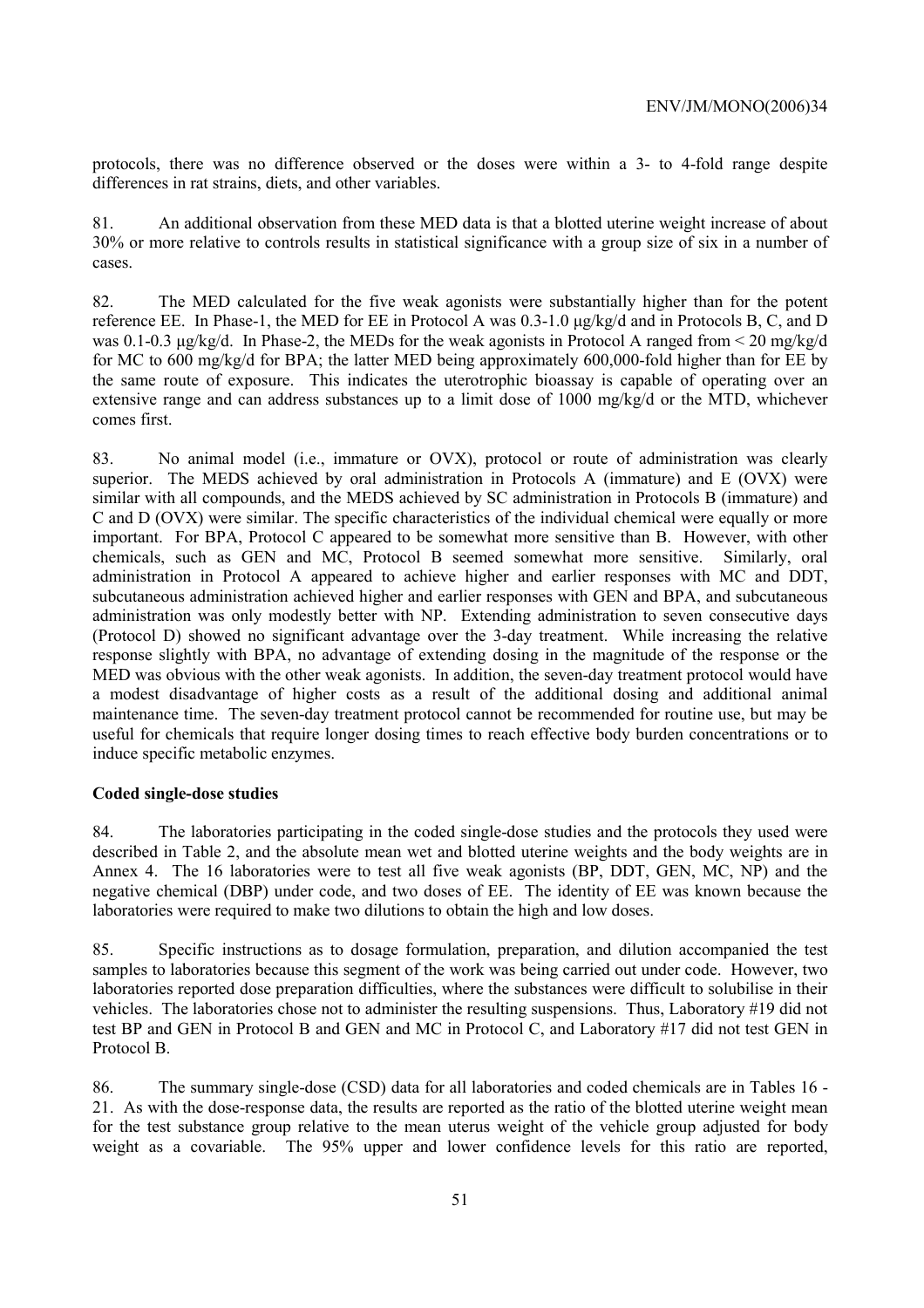protocols, there was no difference observed or the doses were within a 3- to 4-fold range despite differences in rat strains, diets, and other variables.

81. An additional observation from these MED data is that a blotted uterine weight increase of about 30% or more relative to controls results in statistical significance with a group size of six in a number of cases.

82. The MED calculated for the five weak agonists were substantially higher than for the potent reference EE. In Phase-1, the MED for EE in Protocol A was 0.3-1.0 µg/kg/d and in Protocols B, C, and D was 0.1-0.3 µg/kg/d. In Phase-2, the MEDs for the weak agonists in Protocol A ranged from < 20 mg/kg/d for MC to 600 mg/kg/d for BPA; the latter MED being approximately 600,000-fold higher than for EE by the same route of exposure. This indicates the uterotrophic bioassay is capable of operating over an extensive range and can address substances up to a limit dose of 1000 mg/kg/d or the MTD, whichever comes first.

83. No animal model (i.e., immature or OVX), protocol or route of administration was clearly superior. The MEDS achieved by oral administration in Protocols A (immature) and E (OVX) were similar with all compounds, and the MEDS achieved by SC administration in Protocols B (immature) and C and D (OVX) were similar. The specific characteristics of the individual chemical were equally or more important. For BPA, Protocol C appeared to be somewhat more sensitive than B. However, with other chemicals, such as GEN and MC, Protocol B seemed somewhat more sensitive. Similarly, oral administration in Protocol A appeared to achieve higher and earlier responses with MC and DDT, subcutaneous administration achieved higher and earlier responses with GEN and BPA, and subcutaneous administration was only modestly better with NP. Extending administration to seven consecutive days (Protocol D) showed no significant advantage over the 3-day treatment. While increasing the relative response slightly with BPA, no advantage of extending dosing in the magnitude of the response or the MED was obvious with the other weak agonists. In addition, the seven-day treatment protocol would have a modest disadvantage of higher costs as a result of the additional dosing and additional animal maintenance time. The seven-day treatment protocol cannot be recommended for routine use, but may be useful for chemicals that require longer dosing times to reach effective body burden concentrations or to induce specific metabolic enzymes.

**Coded single-dose studies**

84. The laboratories participating in the coded single-dose studies and the protocols they used were described in Table 2, and the absolute mean wet and blotted uterine weights and the body weights are in Annex 4. The 16 laboratories were to test all five weak agonists (BP, DDT, GEN, MC, NP) and the negative chemical (DBP) under code, and two doses of EE. The identity of EE was known because the laboratories were required to make two dilutions to obtain the high and low doses.

85. Specific instructions as to dosage formulation, preparation, and dilution accompanied the test samples to laboratories because this segment of the work was being carried out under code. However, two laboratories reported dose preparation difficulties, where the substances were difficult to solubilise in their vehicles. The laboratories chose not to administer the resulting suspensions. Thus, Laboratory #19 did not test BP and GEN in Protocol B and GEN and MC in Protocol C, and Laboratory #17 did not test GEN in Protocol B.

86. The summary single-dose (CSD) data for all laboratories and coded chemicals are in Tables 16 - 21. As with the dose-response data, the results are reported as the ratio of the blotted uterine weight mean for the test substance group relative to the mean uterus weight of the vehicle group adjusted for body weight as a covariable. The 95% upper and lower confidence levels for this ratio are reported,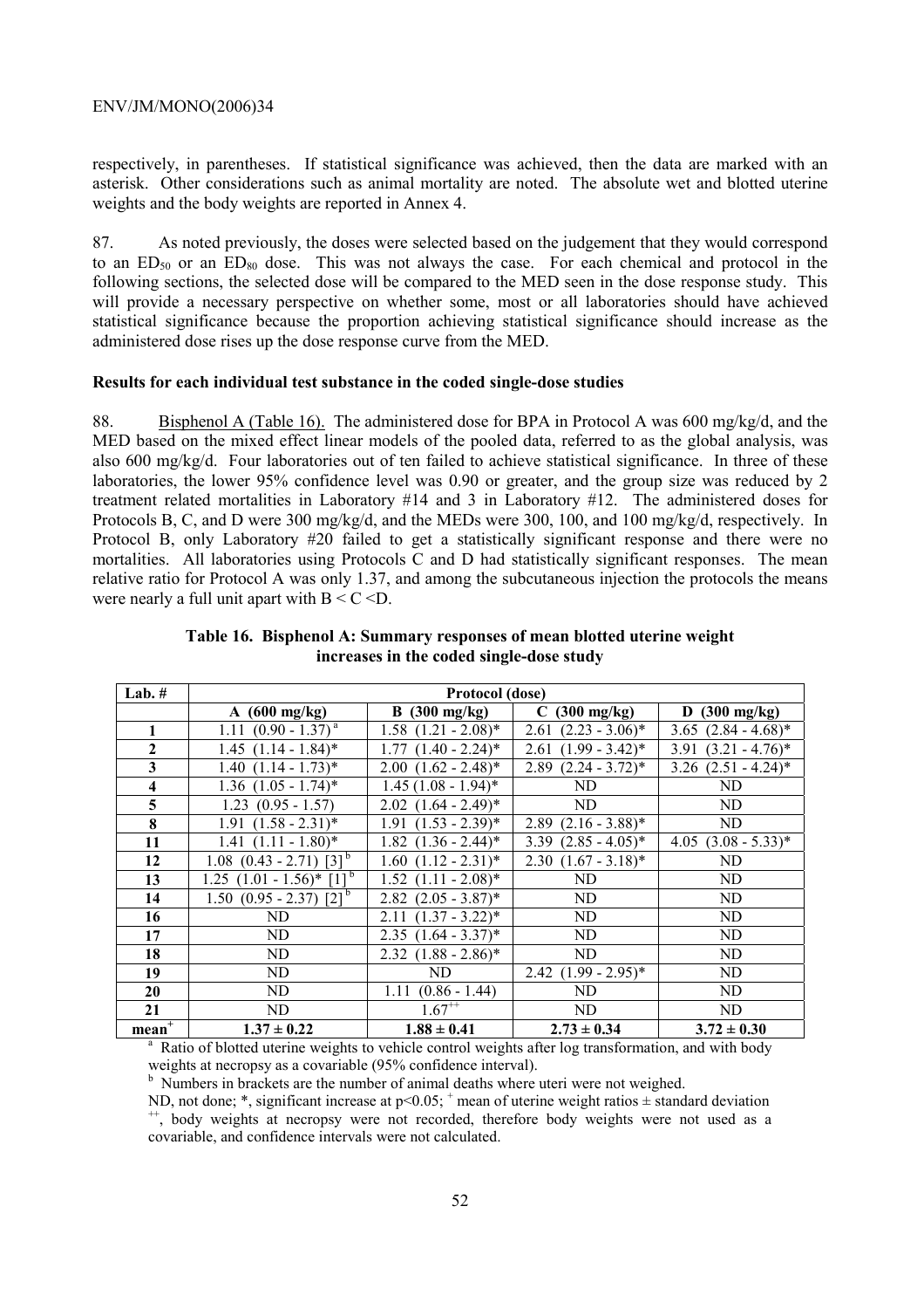respectively, in parentheses. If statistical significance was achieved, then the data are marked with an asterisk. Other considerations such as animal mortality are noted. The absolute wet and blotted uterine weights and the body weights are reported in Annex 4.

87. As noted previously, the doses were selected based on the judgement that they would correspond to an $ED_{50}$ or an $ED_{80}$ dose. This was not always the case. For each chemical and protocol in the following sections, the selected dose will be compared to the MED seen in the dose response study. This will provide a necessary perspective on whether some, most or all laboratories should have achieved statistical significance because the proportion achieving statistical significance should increase as the administered dose rises up the dose response curve from the MED.

**Results for each individual test substance in the coded single-dose studies**

88. Bisphenol A (Table 16). The administered dose for BPA in Protocol A was 600 mg/kg/d, and the MED based on the mixed effect linear models of the pooled data, referred to as the global analysis, was also 600 mg/kg/d. Four laboratories out of ten failed to achieve statistical significance. In three of these laboratories, the lower 95% confidence level was 0.90 or greater, and the group size was reduced by 2 treatment related mortalities in Laboratory #14 and 3 in Laboratory #12. The administered doses for Protocols B, C, and D were 300 mg/kg/d, and the MEDs were 300, 100, and 100 mg/kg/d, respectively. In Protocol B, only Laboratory #20 failed to get a statistically significant response and there were no mortalities. All laboratories using Protocols C and D had statistically significant responses. The mean relative ratio for Protocol A was only 1.37, and among the subcutaneous injection the protocols the means were nearly a full unit apart with B < C <D.

**Table 16. Bisphenol A: Summary responses of mean blotted uterine weight increases in the coded single-dose study**

| Lab. # | Protocol (dose) | | | |
|---|---|---|---|---|
| | A (600 mg/kg) | B (300 mg/kg) | C (300 mg/kg) | D (300 mg/kg) |
| 1 | 1.11 (0.90 - 1.37) [a] | 1.58 (1.21 - 2.08)* | 2.61 (2.23 - 3.06)* | 3.65 (2.84 - 4.68)* |
| 2 | 1.45 (1.14 - 1.84)* | 1.77 (1.40 - 2.24)* | 2.61 (1.99 - 3.42)* | 3.91 (3.21 - 4.76)* |
| 3 | 1.40 (1.14 - 1.73)* | 2.00 (1.62 - 2.48)* | 2.89 (2.24 - 3.72)* | 3.26 (2.51 - 4.24)* |
| 4 | 1.36 (1.05 - 1.74)* | 1.45 (1.08 - 1.94)* | ND | ND |
| 5 | 1.23 (0.95 - 1.57) | 2.02 (1.64 - 2.49)* | ND | ND |
| 8 | 1.91 (1.58 - 2.31)* | 1.91 (1.53 - 2.39)* | 2.89 (2.16 - 3.88)* | ND |
| 11 | 1.41 (1.11 - 1.80)* | 1.82 (1.36 - 2.44)* | 3.39 (2.85 - 4.05)* | 4.05 (3.08 - 5.33)* |
| 12 | 1.08 (0.43 - 2.71) [3] [b] | 1.60 (1.12 - 2.31)* | 2.30 (1.67 - 3.18)* | ND |
| 13 | 1.25 (1.01 - 1.56)* [1] [b] | 1.52 (1.11 - 2.08)* | ND | ND |
| 14 | 1.50 (0.95 - 2.37) [2] [b] | 2.82 (2.05 - 3.87)* | ND | ND |
| 16 | ND | 2.11 (1.37 - 3.22)* | ND | ND |
| 17 | ND | 2.35 (1.64 - 3.37)* | ND | ND |
| 18 | ND | 2.32 (1.88 - 2.86)* | ND | ND |
| 19 | ND | ND | 2.42 (1.99 - 2.95)* | ND |
| 20 | ND | 1.11 (0.86 - 1.44) | ND | ND |
| 21 | ND | 1.67 [++] | ND | ND |
| **mean** [+] | **1.37 ± 0.22** | **1.88 ± 0.41** | **2.73 ± 0.34** | **3.72 ± 0.30** |

[a] Ratio of blotted uterine weights to vehicle control weights after log transformation, and with body weights at necropsy as a covariable (95% confidence interval).

[b] Numbers in brackets are the number of animal deaths where uteri were not weighed.

ND, not done; *, significant increase at $p<0.05$; [+] mean of uterine weight ratios ± standard deviation [++], body weights at necropsy were not recorded, therefore body weights were not used as a covariable, and confidence intervals were not calculated.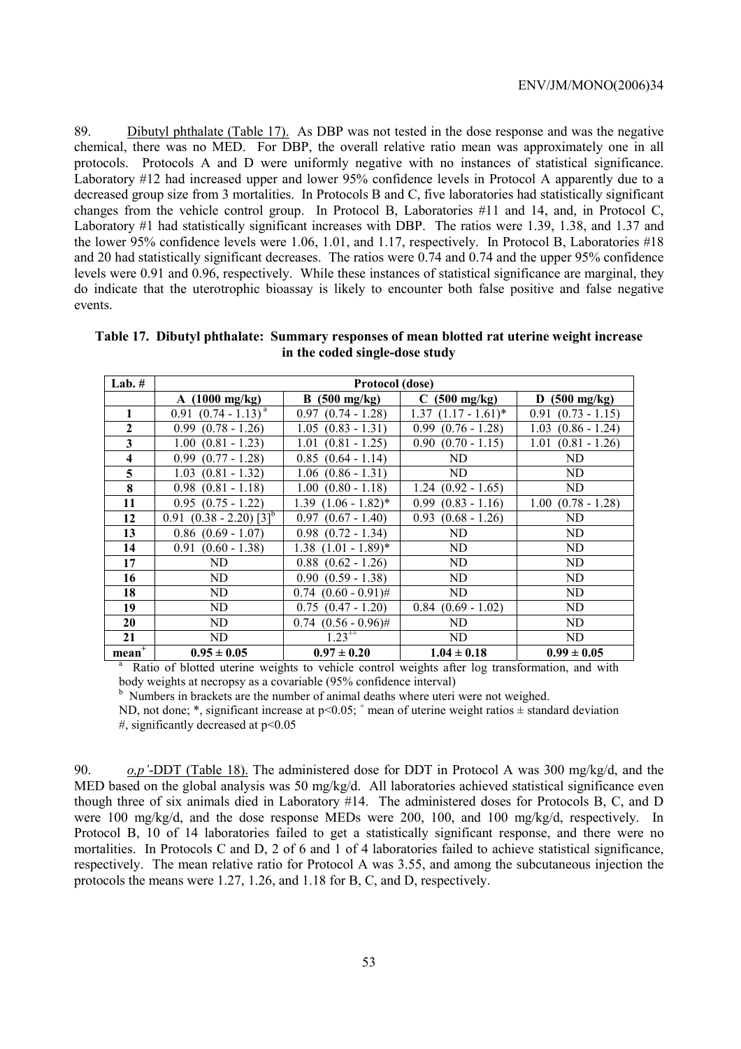89. Dibutyl phthalate (Table 17). As DBP was not tested in the dose response and was the negative chemical, there was no MED. For DBP, the overall relative ratio mean was approximately one in all protocols. Protocols A and D were uniformly negative with no instances of statistical significance. Laboratory #12 had increased upper and lower 95% confidence levels in Protocol A apparently due to a decreased group size from 3 mortalities. In Protocols B and C, five laboratories had statistically significant changes from the vehicle control group. In Protocol B, Laboratories #11 and 14, and, in Protocol C, Laboratory #1 had statistically significant increases with DBP. The ratios were 1.39, 1.38, and 1.37 and the lower 95% confidence levels were 1.06, 1.01, and 1.17, respectively. In Protocol B, Laboratories #18 and 20 had statistically significant decreases. The ratios were 0.74 and 0.74 and the upper 95% confidence levels were 0.91 and 0.96, respectively. While these instances of statistical significance are marginal, they do indicate that the uterotrophic bioassay is likely to encounter both false positive and false negative events.

**Table 17. Dibutyl phthalate: Summary responses of mean blotted rat uterine weight increase in the coded single-dose study**

| Lab. # | Protocol (dose) | | | |
|---|---|---|---|---|
| | A (1000 mg/kg) | B (500 mg/kg) | C (500 mg/kg) | D (500 mg/kg) |
| **1** | 0.91 (0.74 - 1.13) [a] | 0.97 (0.74 - 1.28) | 1.37 (1.17 - 1.61)* | 0.91 (0.73 - 1.15) |
| **2** | 0.99 (0.78 - 1.26) | 1.05 (0.83 - 1.31) | 0.99 (0.76 - 1.28) | 1.03 (0.86 - 1.24) |
| **3** | 1.00 (0.81 - 1.23) | 1.01 (0.81 - 1.25) | 0.90 (0.70 - 1.15) | 1.01 (0.81 - 1.26) |
| **4** | 0.99 (0.77 - 1.28) | 0.85 (0.64 - 1.14) | ND | ND |
| **5** | 1.03 (0.81 - 1.32) | 1.06 (0.86 - 1.31) | ND | ND |
| **8** | 0.98 (0.81 - 1.18) | 1.00 (0.80 - 1.18) | 1.24 (0.92 - 1.65) | ND |
| **11** | 0.95 (0.75 - 1.22) | 1.39 (1.06 - 1.82)* | 0.99 (0.83 - 1.16) | 1.00 (0.78 - 1.28) |
| **12** | 0.91 (0.38 - 2.20) [3][b] | 0.97 (0.67 - 1.40) | 0.93 (0.68 - 1.26) | ND |
| **13** | 0.86 (0.69 - 1.07) | 0.98 (0.72 - 1.34) | ND | ND |
| **14** | 0.91 (0.60 - 1.38) | 1.38 (1.01 - 1.89)* | ND | ND |
| **17** | ND | 0.88 (0.62 - 1.26) | ND | ND |
| **16** | ND | 0.90 (0.59 - 1.38) | ND | ND |
| **18** | ND | 0.74 (0.60 - 0.91)# | ND | ND |
| **19** | ND | 0.75 (0.47 - 1.20) | 0.84 (0.69 - 1.02) | ND |
| **20** | ND | 0.74 (0.56 - 0.96)# | ND | ND |
| **21** | ND | 1.23[++] | ND | ND |
| **mean[+]** | **0.95 ± 0.05** | **0.97 ± 0.20** | **1.04 ± 0.18** | **0.99 ± 0.05** |

[a] Ratio of blotted uterine weights to vehicle control weights after log transformation, and with body weights at necropsy as a covariable (95% confidence interval)

[b] Numbers in brackets are the number of animal deaths where uteri were not weighed.

ND, not done; *, significant increase at $p<0.05$; [+] mean of uterine weight ratios ± standard deviation

#, significantly decreased at $p<0.05$

90. *o,p'*-DDT (Table 18). The administered dose for DDT in Protocol A was 300 mg/kg/d, and the MED based on the global analysis was 50 mg/kg/d. All laboratories achieved statistical significance even though three of six animals died in Laboratory #14. The administered doses for Protocols B, C, and D were 100 mg/kg/d, and the dose response MEDs were 200, 100, and 100 mg/kg/d, respectively. In Protocol B, 10 of 14 laboratories failed to get a statistically significant response, and there were no mortalities. In Protocols C and D, 2 of 6 and 1 of 4 laboratories failed to achieve statistical significance, respectively. The mean relative ratio for Protocol A was 3.55, and among the subcutaneous injection the protocols the means were 1.27, 1.26, and 1.18 for B, C, and D, respectively.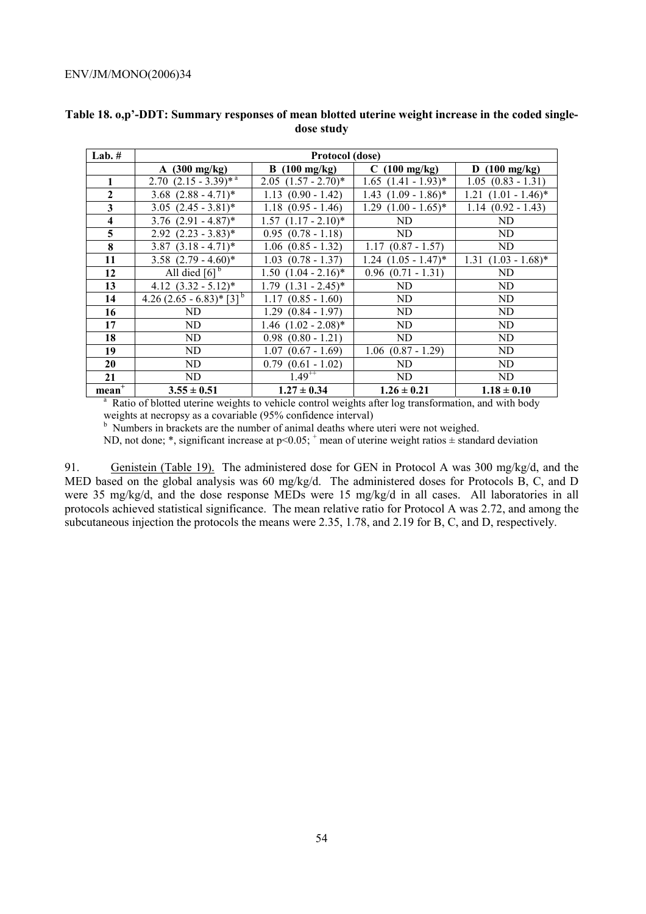**Table 18. o,p'-DDT: Summary responses of mean blotted uterine weight increase in the coded single-dose study**

| Lab. # | Protocol (dose) | | | |
|---|---|---|---|---|
| | A (300 mg/kg) | B (100 mg/kg) | C (100 mg/kg) | D (100 mg/kg) |
| **1** | 2.70 (2.15 - 3.39)* [a] | 2.05 (1.57 - 2.70)* | 1.65 (1.41 - 1.93)* | 1.05 (0.83 - 1.31) |
| **2** | 3.68 (2.88 - 4.71)* | 1.13 (0.90 - 1.42) | 1.43 (1.09 - 1.86)* | 1.21 (1.01 - 1.46)* |
| **3** | 3.05 (2.45 - 3.81)* | 1.18 (0.95 - 1.46) | 1.29 (1.00 - 1.65)* | 1.14 (0.92 - 1.43) |
| **4** | 3.76 (2.91 - 4.87)* | 1.57 (1.17 - 2.10)* | ND | ND |
| **5** | 2.92 (2.23 - 3.83)* | 0.95 (0.78 - 1.18) | ND | ND |
| **8** | 3.87 (3.18 - 4.71)* | 1.06 (0.85 - 1.32) | 1.17 (0.87 - 1.57) | ND |
| **11** | 3.58 (2.79 - 4.60)* | 1.03 (0.78 - 1.37) | 1.24 (1.05 - 1.47)* | 1.31 (1.03 - 1.68)* |
| **12** | All died [6] [b] | 1.50 (1.04 - 2.16)* | 0.96 (0.71 - 1.31) | ND |
| **13** | 4.12 (3.32 - 5.12)* | 1.79 (1.31 - 2.45)* | ND | ND |
| **14** | 4.26 (2.65 - 6.83)* [3] [b] | 1.17 (0.85 - 1.60) | ND | ND |
| **16** | ND | 1.29 (0.84 - 1.97) | ND | ND |
| **17** | ND | 1.46 (1.02 - 2.08)* | ND | ND |
| **18** | ND | 0.98 (0.80 - 1.21) | ND | ND |
| **19** | ND | 1.07 (0.67 - 1.69) | 1.06 (0.87 - 1.29) | ND |
| **20** | ND | 0.79 (0.61 - 1.02) | ND | ND |
| **21** | ND | 1.49[++] | ND | ND |
| **mean[+]** | **3.55 ± 0.51** | **1.27 ± 0.34** | **1.26 ± 0.21** | **1.18 ± 0.10** |

[a] Ratio of blotted uterine weights to vehicle control weights after log transformation, and with body weights at necropsy as a covariable (95% confidence interval)

[b] Numbers in brackets are the number of animal deaths where uteri were not weighed.

ND, not done; *, significant increase at $p<0.05$; [+] mean of uterine weight ratios ± standard deviation

91. Genistein (Table 19). The administered dose for GEN in Protocol A was 300 mg/kg/d, and the MED based on the global analysis was 60 mg/kg/d. The administered doses for Protocols B, C, and D were 35 mg/kg/d, and the dose response MEDs were 15 mg/kg/d in all cases. All laboratories in all protocols achieved statistical significance. The mean relative ratio for Protocol A was 2.72, and among the subcutaneous injection the protocols the means were 2.35, 1.78, and 2.19 for B, C, and D, respectively.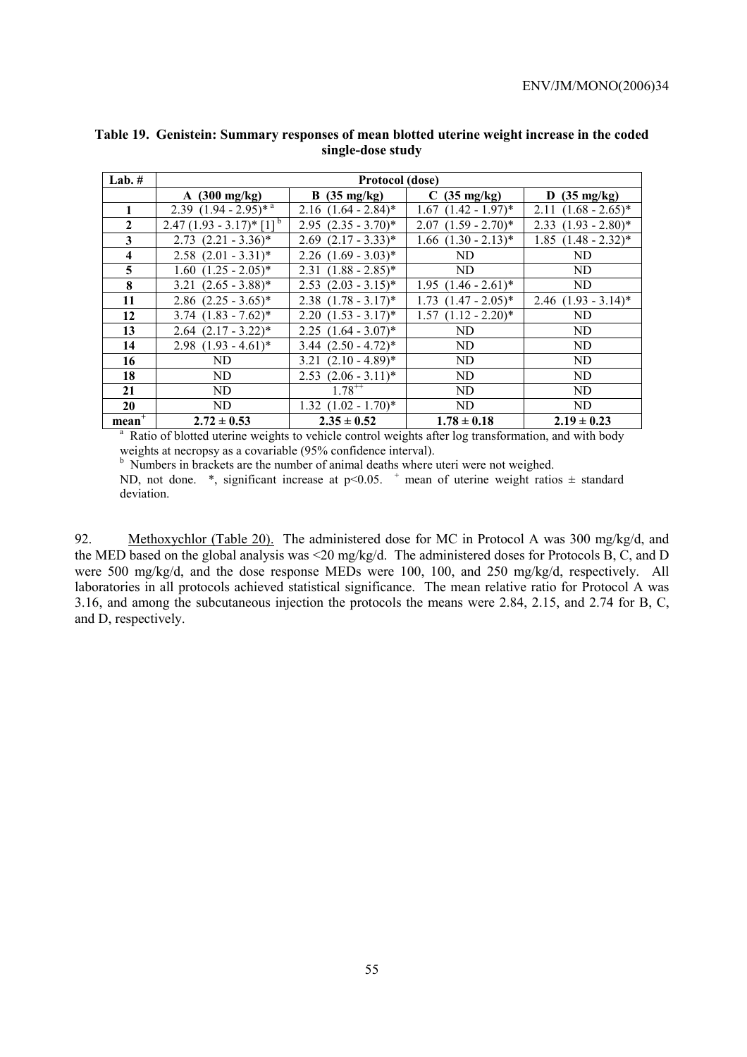**Table 19. Genistein: Summary responses of mean blotted uterine weight increase in the coded single-dose study**

| Lab. # | Protocol (dose) | | | |
|---|---|---|---|---|
| | A (300 mg/kg) | B (35 mg/kg) | C (35 mg/kg) | D (35 mg/kg) |
| 1 | 2.39 (1.94 - 2.95)* [a] | 2.16 (1.64 - 2.84)* | 1.67 (1.42 - 1.97)* | 2.11 (1.68 - 2.65)* |
| 2 | 2.47 (1.93 - 3.17)* [1] [b] | 2.95 (2.35 - 3.70)* | 2.07 (1.59 - 2.70)* | 2.33 (1.93 - 2.80)* |
| 3 | 2.73 (2.21 - 3.36)* | 2.69 (2.17 - 3.33)* | 1.66 (1.30 - 2.13)* | 1.85 (1.48 - 2.32)* |
| 4 | 2.58 (2.01 - 3.31)* | 2.26 (1.69 - 3.03)* | ND | ND |
| 5 | 1.60 (1.25 - 2.05)* | 2.31 (1.88 - 2.85)* | ND | ND |
| 8 | 3.21 (2.65 - 3.88)* | 2.53 (2.03 - 3.15)* | 1.95 (1.46 - 2.61)* | ND |
| 11 | 2.86 (2.25 - 3.65)* | 2.38 (1.78 - 3.17)* | 1.73 (1.47 - 2.05)* | 2.46 (1.93 - 3.14)* |
| 12 | 3.74 (1.83 - 7.62)* | 2.20 (1.53 - 3.17)* | 1.57 (1.12 - 2.20)* | ND |
| 13 | 2.64 (2.17 - 3.22)* | 2.25 (1.64 - 3.07)* | ND | ND |
| 14 | 2.98 (1.93 - 4.61)* | 3.44 (2.50 - 4.72)* | ND | ND |
| 16 | ND | 3.21 (2.10 - 4.89)* | ND | ND |
| 18 | ND | 2.53 (2.06 - 3.11)* | ND | ND |
| 21 | ND | 1.78[++] | ND | ND |
| 20 | ND | 1.32 (1.02 - 1.70)* | ND | ND |
| **mean[+]** | **2.72 ± 0.53** | **2.35 ± 0.52** | **1.78 ± 0.18** | **2.19 ± 0.23** |

[a] Ratio of blotted uterine weights to vehicle control weights after log transformation, and with body weights at necropsy as a covariable (95% confidence interval).

[b] Numbers in brackets are the number of animal deaths where uteri were not weighed.

ND, not done. *, significant increase at $p<0.05$. [+] mean of uterine weight ratios ± standard deviation.

92. Methoxychlor (Table 20). The administered dose for MC in Protocol A was 300 mg/kg/d, and the MED based on the global analysis was <20 mg/kg/d. The administered doses for Protocols B, C, and D were 500 mg/kg/d, and the dose response MEDs were 100, 100, and 250 mg/kg/d, respectively. All laboratories in all protocols achieved statistical significance. The mean relative ratio for Protocol A was 3.16, and among the subcutaneous injection the protocols the means were 2.84, 2.15, and 2.74 for B, C, and D, respectively.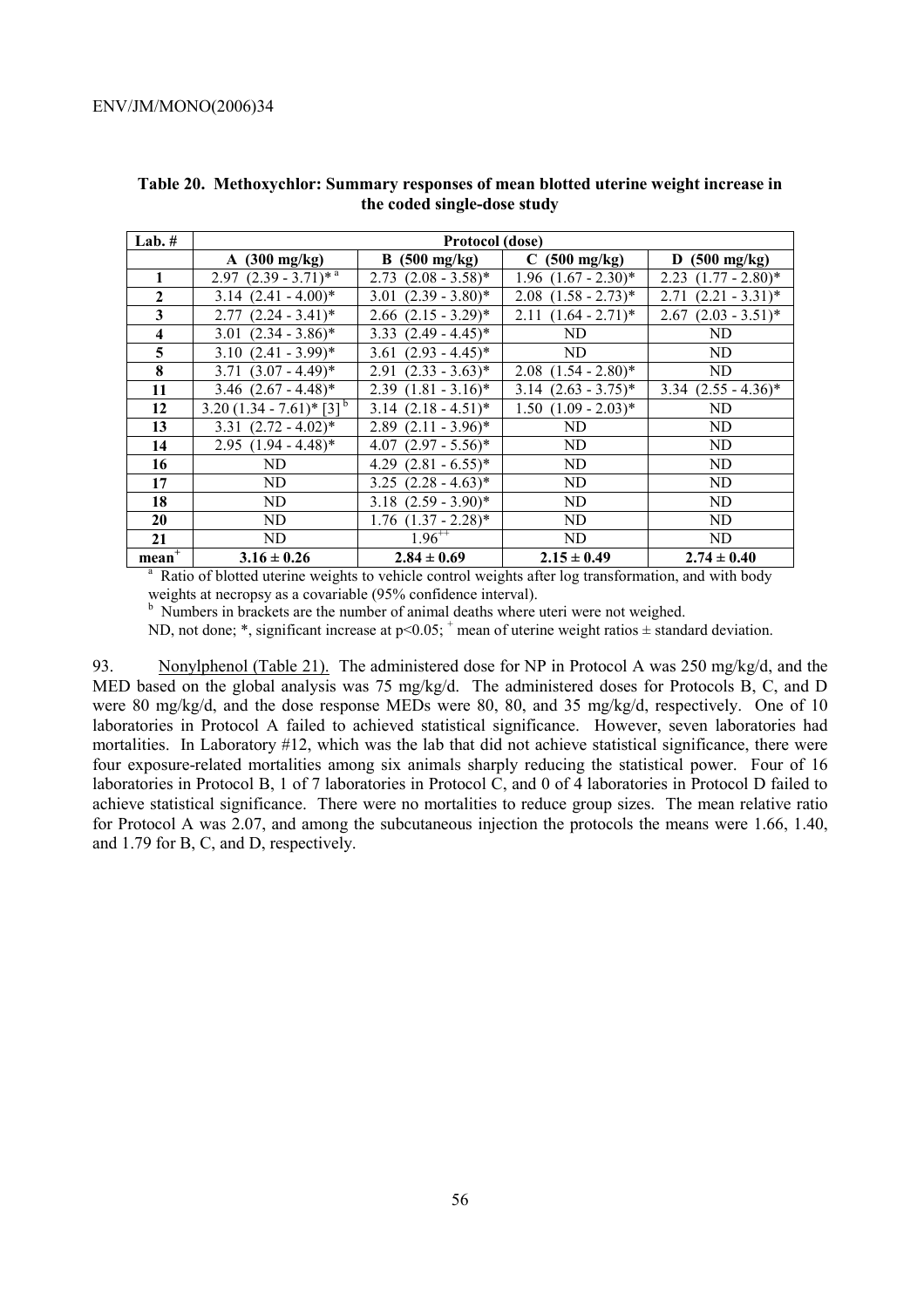**Table 20. Methoxychlor: Summary responses of mean blotted uterine weight increase in the coded single-dose study**

| Lab. # | Protocol (dose) | | | |
|---|---|---|---|---|
| | A (300 mg/kg) | B (500 mg/kg) | C (500 mg/kg) | D (500 mg/kg) |
| **1** | 2.97 (2.39 - 3.71)* [a] | 2.73 (2.08 - 3.58)* | 1.96 (1.67 - 2.30)* | 2.23 (1.77 - 2.80)* |
| **2** | 3.14 (2.41 - 4.00)* | 3.01 (2.39 - 3.80)* | 2.08 (1.58 - 2.73)* | 2.71 (2.21 - 3.31)* |
| **3** | 2.77 (2.24 - 3.41)* | 2.66 (2.15 - 3.29)* | 2.11 (1.64 - 2.71)* | 2.67 (2.03 - 3.51)* |
| **4** | 3.01 (2.34 - 3.86)* | 3.33 (2.49 - 4.45)* | ND | ND |
| **5** | 3.10 (2.41 - 3.99)* | 3.61 (2.93 - 4.45)* | ND | ND |
| **8** | 3.71 (3.07 - 4.49)* | 2.91 (2.33 - 3.63)* | 2.08 (1.54 - 2.80)* | ND |
| **11** | 3.46 (2.67 - 4.48)* | 2.39 (1.81 - 3.16)* | 3.14 (2.63 - 3.75)* | 3.34 (2.55 - 4.36)* |
| **12** | 3.20 (1.34 - 7.61)* [3] [b] | 3.14 (2.18 - 4.51)* | 1.50 (1.09 - 2.03)* | ND |
| **13** | 3.31 (2.72 - 4.02)* | 2.89 (2.11 - 3.96)* | ND | ND |
| **14** | 2.95 (1.94 - 4.48)* | 4.07 (2.97 - 5.56)* | ND | ND |
| **16** | ND | 4.29 (2.81 - 6.55)* | ND | ND |
| **17** | ND | 3.25 (2.28 - 4.63)* | ND | ND |
| **18** | ND | 3.18 (2.59 - 3.90)* | ND | ND |
| **20** | ND | 1.76 (1.37 - 2.28)* | ND | ND |
| **21** | ND | 1.96[++] | ND | ND |
| **mean[+]** | **3.16 ± 0.26** | **2.84 ± 0.69** | **2.15 ± 0.49** | **2.74 ± 0.40** |

[a] Ratio of blotted uterine weights to vehicle control weights after log transformation, and with body weights at necropsy as a covariable (95% confidence interval).

[b] Numbers in brackets are the number of animal deaths where uteri were not weighed.

ND, not done; *, significant increase at $p<0.05$; [+] mean of uterine weight ratios ± standard deviation.

93. Nonylphenol (Table 21). The administered dose for NP in Protocol A was 250 mg/kg/d, and the MED based on the global analysis was 75 mg/kg/d. The administered doses for Protocols B, C, and D were 80 mg/kg/d, and the dose response MEDs were 80, 80, and 35 mg/kg/d, respectively. One of 10 laboratories in Protocol A failed to achieved statistical significance. However, seven laboratories had mortalities. In Laboratory #12, which was the lab that did not achieve statistical significance, there were four exposure-related mortalities among six animals sharply reducing the statistical power. Four of 16 laboratories in Protocol B, 1 of 7 laboratories in Protocol C, and 0 of 4 laboratories in Protocol D failed to achieve statistical significance. There were no mortalities to reduce group sizes. The mean relative ratio for Protocol A was 2.07, and among the subcutaneous injection the protocols the means were 1.66, 1.40, and 1.79 for B, C, and D, respectively.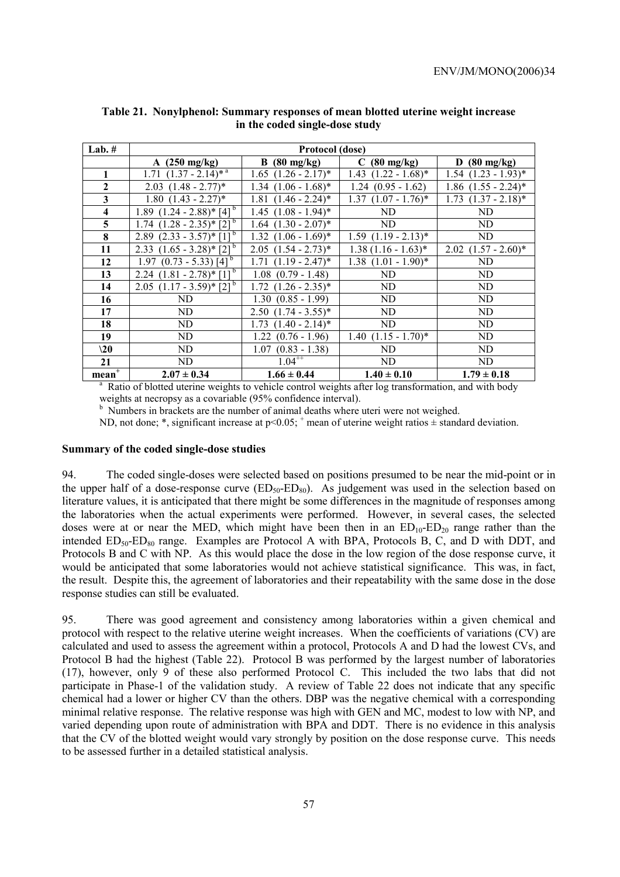**Table 21. Nonylphenol: Summary responses of mean blotted uterine weight increase in the coded single-dose study**

| Lab. # | Protocol (dose) | | | |
|---|---|---|---|---|
| | A (250 mg/kg) | B (80 mg/kg) | C (80 mg/kg) | D (80 mg/kg) |
| **1** | 1.71 (1.37 - 2.14)* [a] | 1.65 (1.26 - 2.17)* | 1.43 (1.22 - 1.68)* | 1.54 (1.23 - 1.93)* |
| **2** | 2.03 (1.48 - 2.77)* | 1.34 (1.06 - 1.68)* | 1.24 (0.95 - 1.62) | 1.86 (1.55 - 2.24)* |
| **3** | 1.80 (1.43 - 2.27)* | 1.81 (1.46 - 2.24)* | 1.37 (1.07 - 1.76)* | 1.73 (1.37 - 2.18)* |
| **4** | 1.89 (1.24 - 2.88)* [4] [b] | 1.45 (1.08 - 1.94)* | ND | ND |
| **5** | 1.74 (1.28 - 2.35)* [2] [b] | 1.64 (1.30 - 2.07)* | ND | ND |
| **8** | 2.89 (2.33 - 3.57)* [1] [b] | 1.32 (1.06 - 1.69)* | 1.59 (1.19 - 2.13)* | ND |
| **11** | 2.33 (1.65 - 3.28)* [2] [b] | 2.05 (1.54 - 2.73)* | 1.38 (1.16 - 1.63)* | 2.02 (1.57 - 2.60)* |
| **12** | 1.97 (0.73 - 5.33) [4] [b] | 1.71 (1.19 - 2.47)* | 1.38 (1.01 - 1.90)* | ND |
| **13** | 2.24 (1.81 - 2.78)* [1] [b] | 1.08 (0.79 - 1.48) | ND | ND |
| **14** | 2.05 (1.17 - 3.59)* [2] [b] | 1.72 (1.26 - 2.35)* | ND | ND |
| **16** | ND | 1.30 (0.85 - 1.99) | ND | ND |
| **17** | ND | 2.50 (1.74 - 3.55)* | ND | ND |
| **18** | ND | 1.73 (1.40 - 2.14)* | ND | ND |
| **19** | ND | 1.22 (0.76 - 1.96) | 1.40 (1.15 - 1.70)* | ND |
| **\20** | ND | 1.07 (0.83 - 1.38) | ND | ND |
| **21** | ND | 1.04 [++] | ND | ND |
| **mean [+]** | **2.07 ± 0.34** | **1.66 ± 0.44** | **1.40 ± 0.10** | **1.79 ± 0.18** |

[a] Ratio of blotted uterine weights to vehicle control weights after log transformation, and with body weights at necropsy as a covariable (95% confidence interval).

[b] Numbers in brackets are the number of animal deaths where uteri were not weighed.

ND, not done; *, significant increase at $p<0.05$; [+] mean of uterine weight ratios ± standard deviation.

### Summary of the coded single-dose studies

94. The coded single-doses were selected based on positions presumed to be near the mid-point or in the upper half of a dose-response curve ($ED_{50}$-$ED_{80}$). As judgement was used in the selection based on literature values, it is anticipated that there might be some differences in the magnitude of responses among the laboratories when the actual experiments were performed. However, in several cases, the selected doses were at or near the MED, which might have been then in an $ED_{10}$-$ED_{20}$ range rather than the intended $ED_{50}$-$ED_{80}$ range. Examples are Protocol A with BPA, Protocols B, C, and D with DDT, and Protocols B and C with NP. As this would place the dose in the low region of the dose response curve, it would be anticipated that some laboratories would not achieve statistical significance. This was, in fact, the result. Despite this, the agreement of laboratories and their repeatability with the same dose in the dose response studies can still be evaluated.

95. There was good agreement and consistency among laboratories within a given chemical and protocol with respect to the relative uterine weight increases. When the coefficients of variations (CV) are calculated and used to assess the agreement within a protocol, Protocols A and D had the lowest CVs, and Protocol B had the highest (Table 22). Protocol B was performed by the largest number of laboratories (17), however, only 9 of these also performed Protocol C. This included the two labs that did not participate in Phase-1 of the validation study. A review of Table 22 does not indicate that any specific chemical had a lower or higher CV than the others. DBP was the negative chemical with a corresponding minimal relative response. The relative response was high with GEN and MC, modest to low with NP, and varied depending upon route of administration with BPA and DDT. There is no evidence in this analysis that the CV of the blotted weight would vary strongly by position on the dose response curve. This needs to be assessed further in a detailed statistical analysis.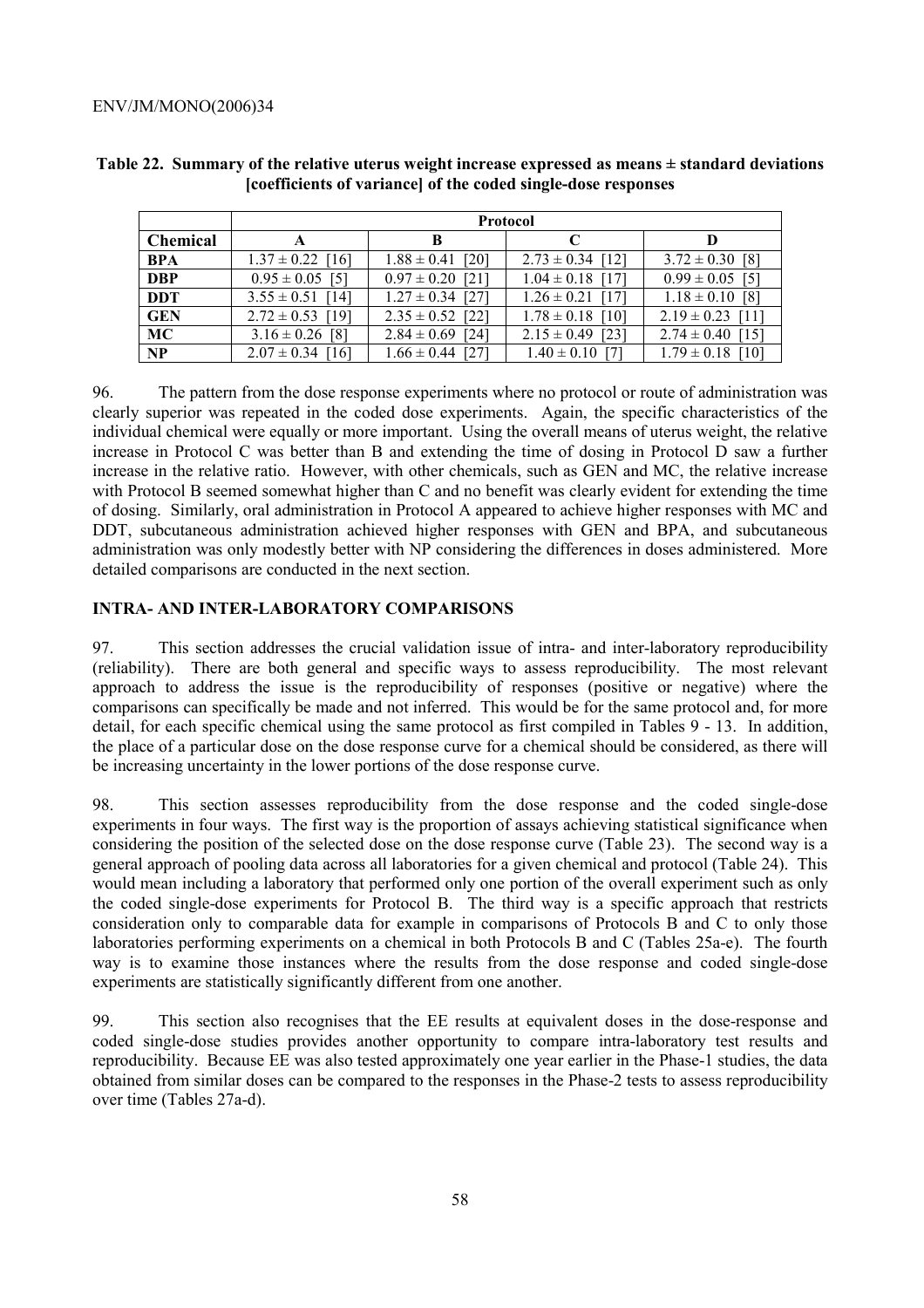**Table 22. Summary of the relative uterus weight increase expressed as means ± standard deviations [coefficients of variance] of the coded single-dose responses**

| | Protocol | | | |
|---|---|---|---|---|
| **Chemical** | **A** | **B** | **C** | **D** |
| **BPA** | 1.37 ± 0.22 [16] | 1.88 ± 0.41 [20] | 2.73 ± 0.34 [12] | 3.72 ± 0.30 [8] |
| **DBP** | 0.95 ± 0.05 [5] | 0.97 ± 0.20 [21] | 1.04 ± 0.18 [17] | 0.99 ± 0.05 [5] |
| **DDT** | 3.55 ± 0.51 [14] | 1.27 ± 0.34 [27] | 1.26 ± 0.21 [17] | 1.18 ± 0.10 [8] |
| **GEN** | 2.72 ± 0.53 [19] | 2.35 ± 0.52 [22] | 1.78 ± 0.18 [10] | 2.19 ± 0.23 [11] |
| **MC** | 3.16 ± 0.26 [8] | 2.84 ± 0.69 [24] | 2.15 ± 0.49 [23] | 2.74 ± 0.40 [15] |
| **NP** | 2.07 ± 0.34 [16] | 1.66 ± 0.44 [27] | 1.40 ± 0.10 [7] | 1.79 ± 0.18 [10] |

96. The pattern from the dose response experiments where no protocol or route of administration was clearly superior was repeated in the coded dose experiments. Again, the specific characteristics of the individual chemical were equally or more important. Using the overall means of uterus weight, the relative increase in Protocol C was better than B and extending the time of dosing in Protocol D saw a further increase in the relative ratio. However, with other chemicals, such as GEN and MC, the relative increase with Protocol B seemed somewhat higher than C and no benefit was clearly evident for extending the time of dosing. Similarly, oral administration in Protocol A appeared to achieve higher responses with MC and DDT, subcutaneous administration achieved higher responses with GEN and BPA, and subcutaneous administration was only modestly better with NP considering the differences in doses administered. More detailed comparisons are conducted in the next section.

## INTRA- AND INTER-LABORATORY COMPARISONS

97. This section addresses the crucial validation issue of intra- and inter-laboratory reproducibility (reliability). There are both general and specific ways to assess reproducibility. The most relevant approach to address the issue is the reproducibility of responses (positive or negative) where the comparisons can specifically be made and not inferred. This would be for the same protocol and, for more detail, for each specific chemical using the same protocol as first compiled in Tables 9 - 13. In addition, the place of a particular dose on the dose response curve for a chemical should be considered, as there will be increasing uncertainty in the lower portions of the dose response curve.

98. This section assesses reproducibility from the dose response and the coded single-dose experiments in four ways. The first way is the proportion of assays achieving statistical significance when considering the position of the selected dose on the dose response curve (Table 23). The second way is a general approach of pooling data across all laboratories for a given chemical and protocol (Table 24). This would mean including a laboratory that performed only one portion of the overall experiment such as only the coded single-dose experiments for Protocol B. The third way is a specific approach that restricts consideration only to comparable data for example in comparisons of Protocols B and C to only those laboratories performing experiments on a chemical in both Protocols B and C (Tables 25a-e). The fourth way is to examine those instances where the results from the dose response and coded single-dose experiments are statistically significantly different from one another.

99. This section also recognises that the EE results at equivalent doses in the dose-response and coded single-dose studies provides another opportunity to compare intra-laboratory test results and reproducibility. Because EE was also tested approximately one year earlier in the Phase-1 studies, the data obtained from similar doses can be compared to the responses in the Phase-2 tests to assess reproducibility over time (Tables 27a-d).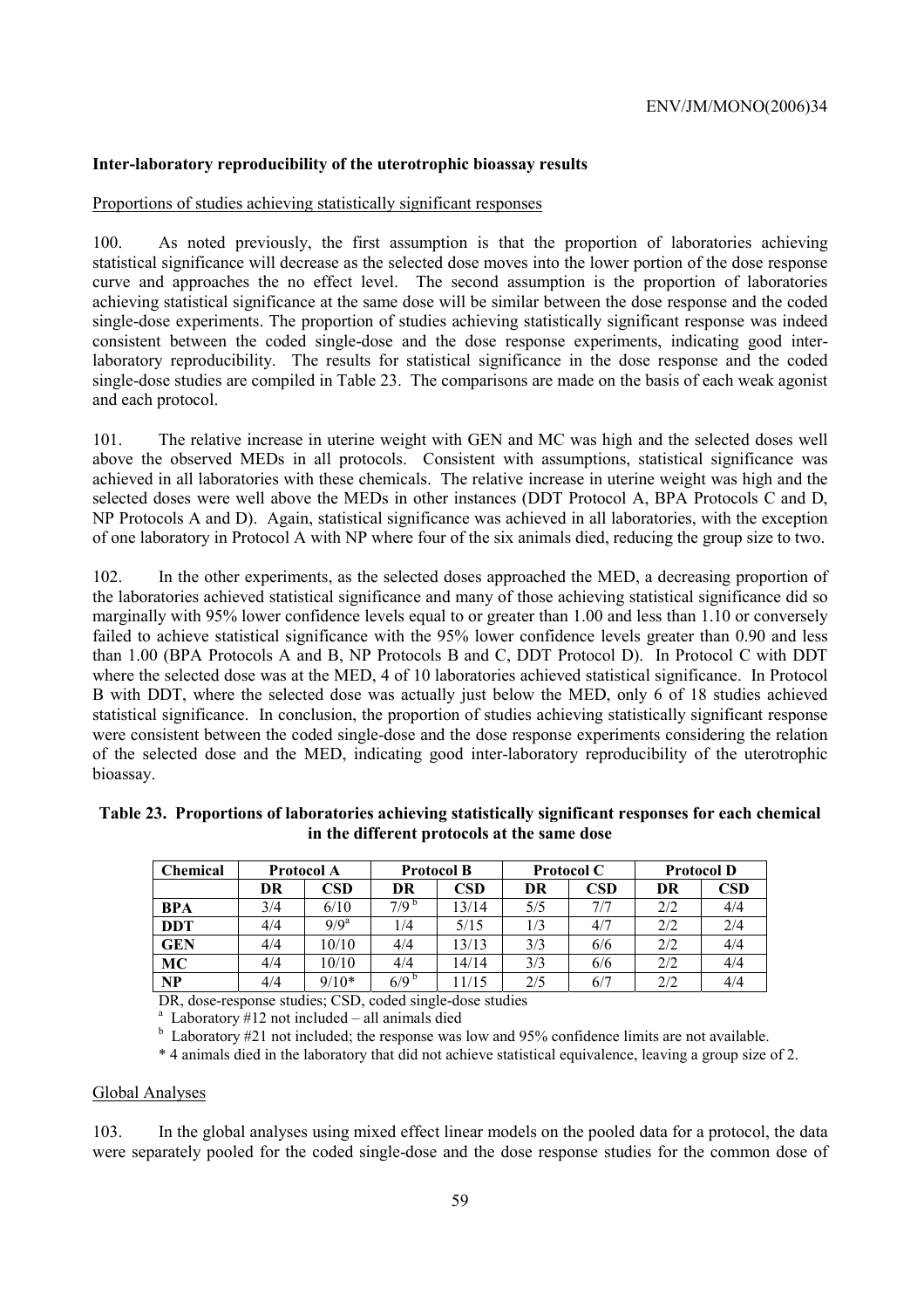**Inter-laboratory reproducibility of the uterotrophic bioassay results**

Proportions of studies achieving statistically significant responses

100. As noted previously, the first assumption is that the proportion of laboratories achieving statistical significance will decrease as the selected dose moves into the lower portion of the dose response curve and approaches the no effect level. The second assumption is the proportion of laboratories achieving statistical significance at the same dose will be similar between the dose response and the coded single-dose experiments. The proportion of studies achieving statistically significant response was indeed consistent between the coded single-dose and the dose response experiments, indicating good inter-laboratory reproducibility. The results for statistical significance in the dose response and the coded single-dose studies are compiled in Table 23. The comparisons are made on the basis of each weak agonist and each protocol.

101. The relative increase in uterine weight with GEN and MC was high and the selected doses well above the observed MEDs in all protocols. Consistent with assumptions, statistical significance was achieved in all laboratories with these chemicals. The relative increase in uterine weight was high and the selected doses were well above the MEDs in other instances (DDT Protocol A, BPA Protocols C and D, NP Protocols A and D). Again, statistical significance was achieved in all laboratories, with the exception of one laboratory in Protocol A with NP where four of the six animals died, reducing the group size to two.

102. In the other experiments, as the selected doses approached the MED, a decreasing proportion of the laboratories achieved statistical significance and many of those achieving statistical significance did so marginally with 95% lower confidence levels equal to or greater than 1.00 and less than 1.10 or conversely failed to achieve statistical significance with the 95% lower confidence levels greater than 0.90 and less than 1.00 (BPA Protocols A and B, NP Protocols B and C, DDT Protocol D). In Protocol C with DDT where the selected dose was at the MED, 4 of 10 laboratories achieved statistical significance. In Protocol B with DDT, where the selected dose was actually just below the MED, only 6 of 18 studies achieved statistical significance. In conclusion, the proportion of studies achieving statistically significant response were consistent between the coded single-dose and the dose response experiments considering the relation of the selected dose and the MED, indicating good inter-laboratory reproducibility of the uterotrophic bioassay.

**Table 23. Proportions of laboratories achieving statistically significant responses for each chemical in the different protocols at the same dose**

| Chemical | Protocol A | | Protocol B | | Protocol C | | Protocol D | |
|---|---|---|---|---|---|---|---|---|
| | DR | CSD | DR | CSD | DR | CSD | DR | CSD |
| BPA | 3/4 | 6/10 | 7/9 [b] | 13/14 | 5/5 | 7/7 | 2/2 | 4/4 |
| DDT | 4/4 | 9/9 [a] | 1/4 | 5/15 | 1/3 | 4/7 | 2/2 | 2/4 |
| GEN | 4/4 | 10/10 | 4/4 | 13/13 | 3/3 | 6/6 | 2/2 | 4/4 |
| MC | 4/4 | 10/10 | 4/4 | 14/14 | 3/3 | 6/6 | 2/2 | 4/4 |
| NP | 4/4 | 9/10* | 6/9 [b] | 11/15 | 2/5 | 6/7 | 2/2 | 4/4 |

DR, dose-response studies; CSD, coded single-dose studies

[a] Laboratory #12 not included – all animals died

[b] Laboratory #21 not included; the response was low and 95% confidence limits are not available.

* 4 animals died in the laboratory that did not achieve statistical equivalence, leaving a group size of 2.

Global Analyses

103. In the global analyses using mixed effect linear models on the pooled data for a protocol, the data were separately pooled for the coded single-dose and the dose response studies for the common dose of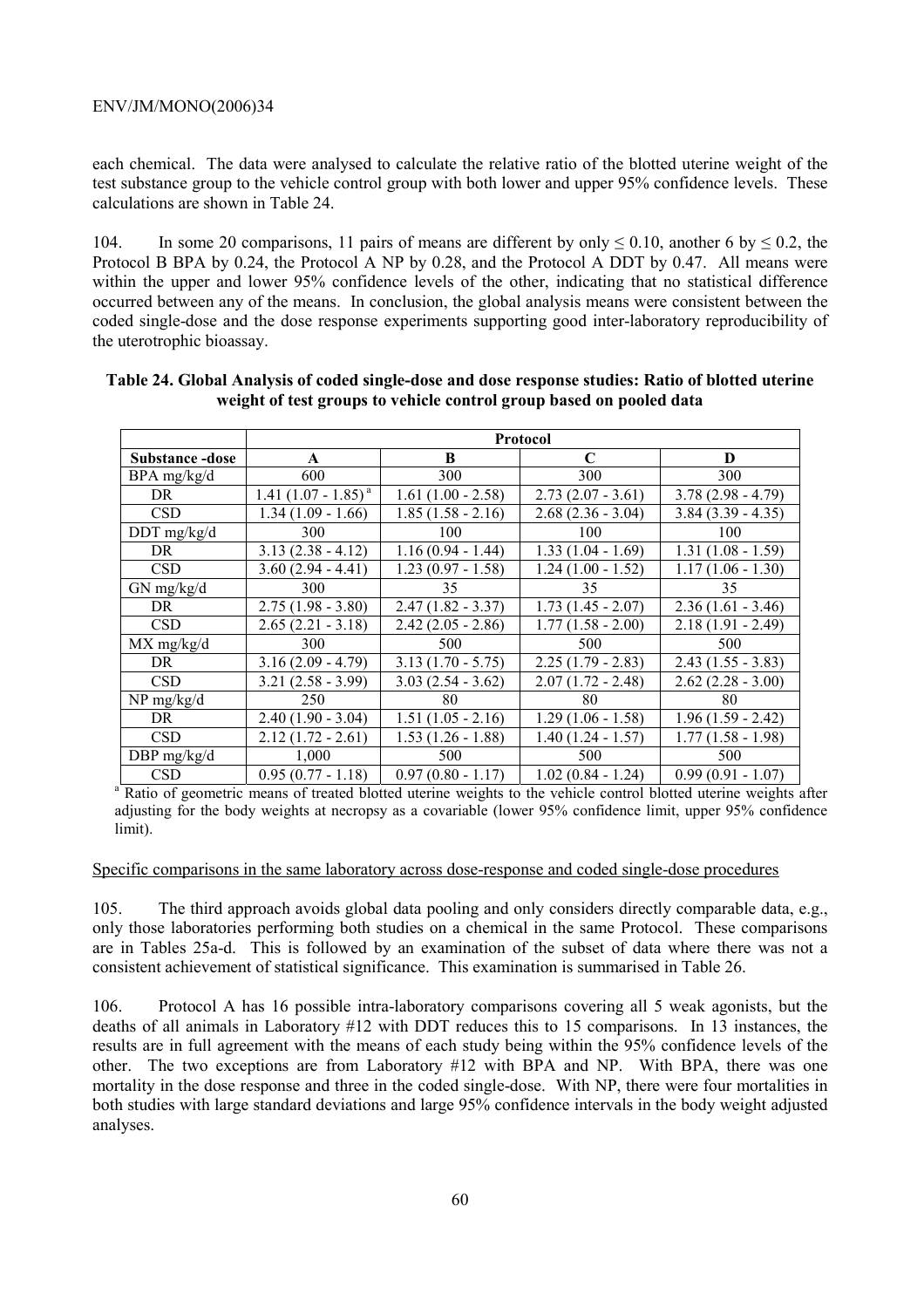each chemical. The data were analysed to calculate the relative ratio of the blotted uterine weight of the test substance group to the vehicle control group with both lower and upper 95% confidence levels. These calculations are shown in Table 24.

104. In some 20 comparisons, 11 pairs of means are different by only ≤ 0.10, another 6 by ≤ 0.2, the Protocol B BPA by 0.24, the Protocol A NP by 0.28, and the Protocol A DDT by 0.47. All means were within the upper and lower 95% confidence levels of the other, indicating that no statistical difference occurred between any of the means. In conclusion, the global analysis means were consistent between the coded single-dose and the dose response experiments supporting good inter-laboratory reproducibility of the uterotrophic bioassay.

**Table 24. Global Analysis of coded single-dose and dose response studies: Ratio of blotted uterine weight of test groups to vehicle control group based on pooled data**

| | Protocol | | | |
|---|---|---|---|---|
| **Substance -dose** | **A** | **B** | **C** | **D** |
| BPA mg/kg/d | 600 | 300 | 300 | 300 |
| DR | 1.41 (1.07 - 1.85) [a] | 1.61 (1.00 - 2.58) | 2.73 (2.07 - 3.61) | 3.78 (2.98 - 4.79) |
| CSD | 1.34 (1.09 - 1.66) | 1.85 (1.58 - 2.16) | 2.68 (2.36 - 3.04) | 3.84 (3.39 - 4.35) |
| DDT mg/kg/d | 300 | 100 | 100 | 100 |
| DR | 3.13 (2.38 - 4.12) | 1.16 (0.94 - 1.44) | 1.33 (1.04 - 1.69) | 1.31 (1.08 - 1.59) |
| CSD | 3.60 (2.94 - 4.41) | 1.23 (0.97 - 1.58) | 1.24 (1.00 - 1.52) | 1.17 (1.06 - 1.30) |
| GN mg/kg/d | 300 | 35 | 35 | 35 |
| DR | 2.75 (1.98 - 3.80) | 2.47 (1.82 - 3.37) | 1.73 (1.45 - 2.07) | 2.36 (1.61 - 3.46) |
| CSD | 2.65 (2.21 - 3.18) | 2.42 (2.05 - 2.86) | 1.77 (1.58 - 2.00) | 2.18 (1.91 - 2.49) |
| MX mg/kg/d | 300 | 300 | 500 | 500 |
| DR | 3.16 (2.09 - 4.79) | 3.13 (1.70 - 5.75) | 2.25 (1.79 - 2.83) | 2.43 (1.55 - 3.83) |
| CSD | 3.21 (2.58 - 3.99) | 3.03 (2.54 - 3.62) | 2.07 (1.72 - 2.48) | 2.62 (2.28 - 3.00) |
| NP mg/kg/d | 250 | 80 | 80 | 80 |
| DR | 2.40 (1.90 - 3.04) | 1.51 (1.05 - 2.16) | 1.29 (1.06 - 1.58) | 1.96 (1.59 - 2.42) |
| CSD | 2.12 (1.72 - 2.61) | 1.53 (1.26 - 1.88) | 1.40 (1.24 - 1.57) | 1.77 (1.58 - 1.98) |
| DBP mg/kg/d | 1,000 | 500 | 500 | 500 |
| CSD | 0.95 (0.77 - 1.18) | 0.97 (0.80 - 1.17) | 1.02 (0.84 - 1.24) | 0.99 (0.91 - 1.07) |

[a] Ratio of geometric means of treated blotted uterine weights to the vehicle control blotted uterine weights after adjusting for the body weights at necropsy as a covariable (lower 95% confidence limit, upper 95% confidence limit).

Specific comparisons in the same laboratory across dose-response and coded single-dose procedures

105. The third approach avoids global data pooling and only considers directly comparable data, e.g., only those laboratories performing both studies on a chemical in the same Protocol. These comparisons are in Tables 25a-d. This is followed by an examination of the subset of data where there was not a consistent achievement of statistical significance. This examination is summarised in Table 26.

106. Protocol A has 16 possible intra-laboratory comparisons covering all 5 weak agonists, but the deaths of all animals in Laboratory #12 with DDT reduces this to 15 comparisons. In 13 instances, the results are in full agreement with the means of each study being within the 95% confidence levels of the other. The two exceptions are from Laboratory #12 with BPA and NP. With BPA, there was one mortality in the dose response and three in the coded single-dose. With NP, there were four mortalities in both studies with large standard deviations and large 95% confidence intervals in the body weight adjusted analyses.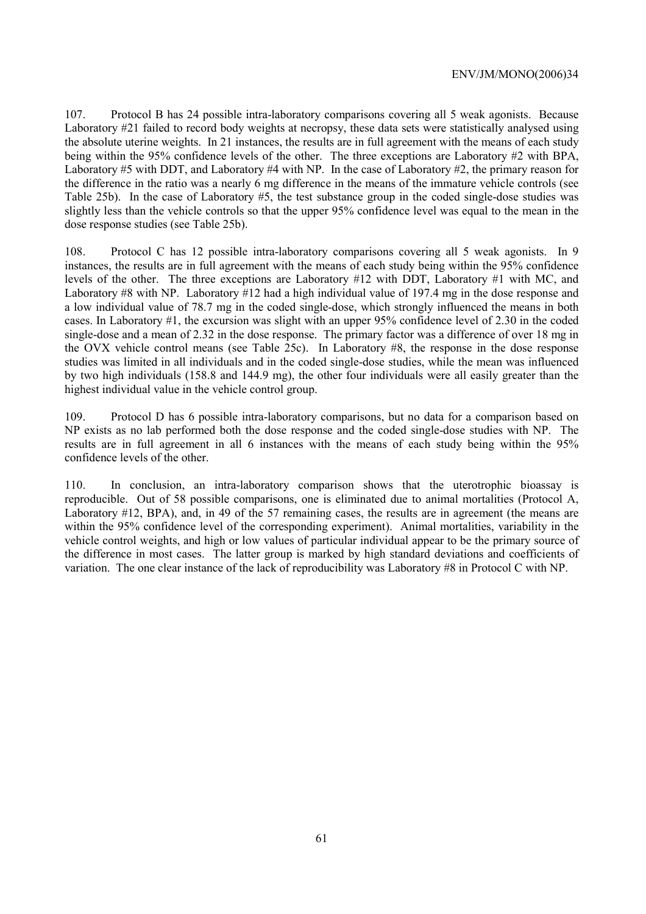107. Protocol B has 24 possible intra-laboratory comparisons covering all 5 weak agonists. Because Laboratory #21 failed to record body weights at necropsy, these data sets were statistically analysed using the absolute uterine weights. In 21 instances, the results are in full agreement with the means of each study being within the 95% confidence levels of the other. The three exceptions are Laboratory #2 with BPA, Laboratory #5 with DDT, and Laboratory #4 with NP. In the case of Laboratory #2, the primary reason for the difference in the ratio was a nearly 6 mg difference in the means of the immature vehicle controls (see Table 25b). In the case of Laboratory #5, the test substance group in the coded single-dose studies was slightly less than the vehicle controls so that the upper 95% confidence level was equal to the mean in the dose response studies (see Table 25b).

108. Protocol C has 12 possible intra-laboratory comparisons covering all 5 weak agonists. In 9 instances, the results are in full agreement with the means of each study being within the 95% confidence levels of the other. The three exceptions are Laboratory #12 with DDT, Laboratory #1 with MC, and Laboratory #8 with NP. Laboratory #12 had a high individual value of 197.4 mg in the dose response and a low individual value of 78.7 mg in the coded single-dose, which strongly influenced the means in both cases. In Laboratory #1, the excursion was slight with an upper 95% confidence level of 2.30 in the coded single-dose and a mean of 2.32 in the dose response. The primary factor was a difference of over 18 mg in the OVX vehicle control means (see Table 25c). In Laboratory #8, the response in the dose response studies was limited in all individuals and in the coded single-dose studies, while the mean was influenced by two high individuals (158.8 and 144.9 mg), the other four individuals were all easily greater than the highest individual value in the vehicle control group.

109. Protocol D has 6 possible intra-laboratory comparisons, but no data for a comparison based on NP exists as no lab performed both the dose response and the coded single-dose studies with NP. The results are in full agreement in all 6 instances with the means of each study being within the 95% confidence levels of the other.

110. In conclusion, an intra-laboratory comparison shows that the uterotrophic bioassay is reproducible. Out of 58 possible comparisons, one is eliminated due to animal mortalities (Protocol A, Laboratory #12, BPA), and, in 49 of the 57 remaining cases, the results are in agreement (the means are within the 95% confidence level of the corresponding experiment). Animal mortalities, variability in the vehicle control weights, and high or low values of particular individual appear to be the primary source of the difference in most cases. The latter group is marked by high standard deviations and coefficients of variation. The one clear instance of the lack of reproducibility was Laboratory #8 in Protocol C with NP.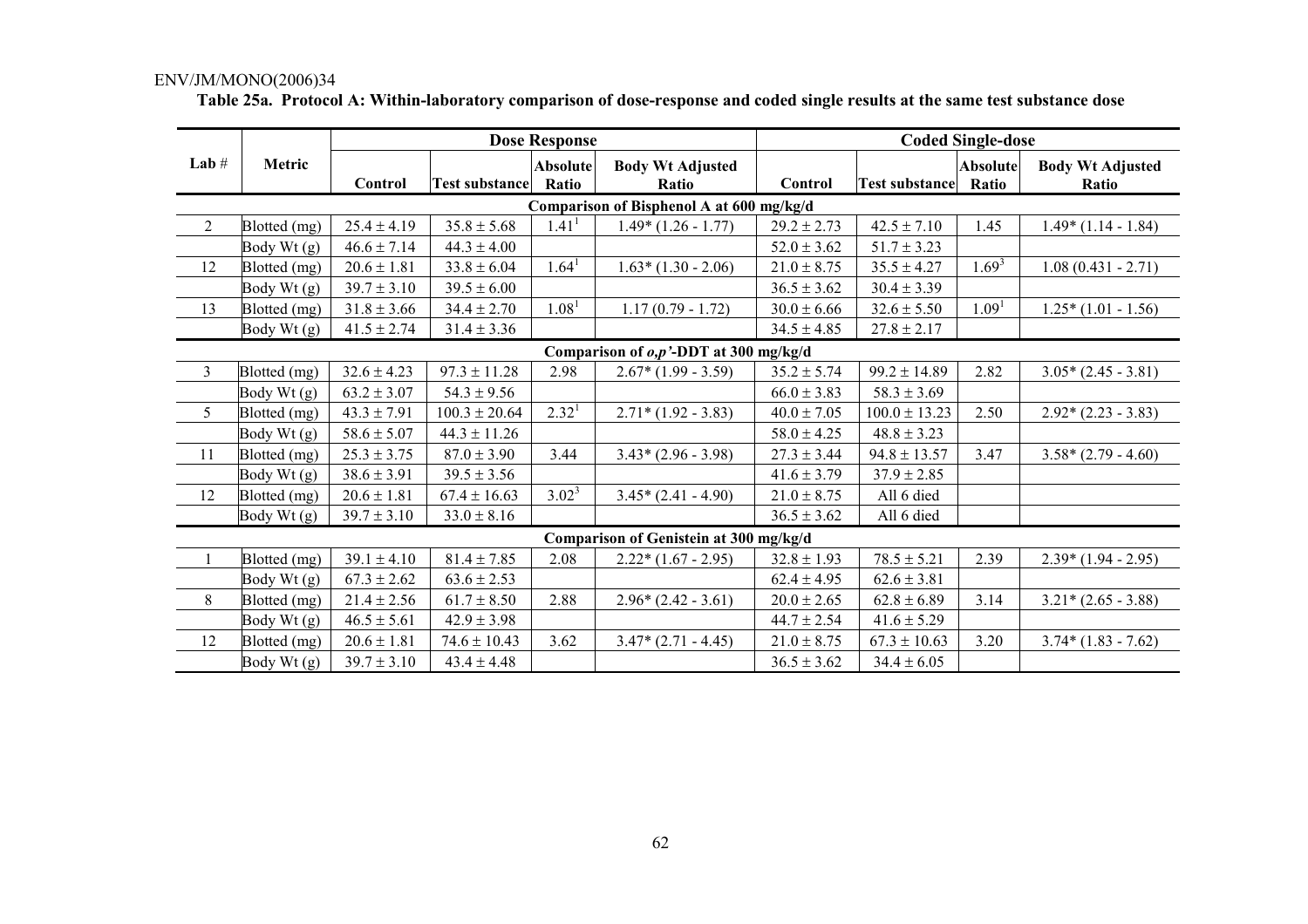**Table 25a. Protocol A: Within-laboratory comparison of dose-response and coded single results at the same test substance dose**

| Lab # | Metric | Dose Response | | | | Coded Single-dose | | | |
|---|---|---|---|---|---|---|---|---|---|
| | | Control | Test substance | Absolute Ratio | Body Wt Adjusted Ratio | Control | Test substance | Absolute Ratio | Body Wt Adjusted Ratio |
| **Comparison of Bisphenol A at 600 mg/kg/d** | | | | | | | | | |
| 2 | Blotted (mg) | 25.4 ± 4.19 | 35.8 ± 5.68 | 1.41[1] | 1.49* (1.26 - 1.77) | 29.2 ± 2.73 | 42.5 ± 7.10 | 1.45 | 1.49* (1.14 - 1.84) |
| | Body Wt (g) | 46.6 ± 7.14 | 44.3 ± 4.00 | | | 52.0 ± 3.62 | 51.7 ± 3.23 | | |
| 12 | Blotted (mg) | 20.6 ± 1.81 | 33.8 ± 6.04 | 1.64[1] | 1.63* (1.30 - 2.06) | 21.0 ± 8.75 | 35.5 ± 4.27 | 1.69[3] | 1.08 (0.431 - 2.71) |
| | Body Wt (g) | 39.7 ± 3.10 | 39.5 ± 6.00 | | | 36.5 ± 3.62 | 30.4 ± 3.39 | | |
| 13 | Blotted (mg) | 31.8 ± 3.66 | 34.4 ± 2.70 | 1.08[1] | 1.17 (0.79 - 1.72) | 30.0 ± 6.66 | 32.6 ± 5.50 | 1.09[1] | 1.25* (1.01 - 1.56) |
| | Body Wt (g) | 41.5 ± 2.74 | 31.4 ± 3.36 | | | 34.5 ± 4.85 | 27.8 ± 2.17 | | |
| **Comparison of *o,p'*-DDT at 300 mg/kg/d** | | | | | | | | | |
| 3 | Blotted (mg) | 32.6 ± 4.23 | 97.3 ± 11.28 | 2.98 | 2.67* (1.99 - 3.59) | 35.2 ± 5.74 | 99.2 ± 14.89 | 2.82 | 3.05* (2.45 - 3.81) |
| | Body Wt (g) | 63.2 ± 3.07 | 54.3 ± 9.56 | | | 66.0 ± 3.83 | 58.3 ± 3.69 | | |
| 5 | Blotted (mg) | 43.3 ± 7.91 | 100.3 ± 20.64 | 2.32[1] | 2.71* (1.92 - 3.83) | 40.0 ± 7.05 | 100.0 ± 13.23 | 2.50 | 2.92* (2.23 - 3.83) |
| | Body Wt (g) | 58.6 ± 5.07 | 44.3 ± 11.26 | | | 58.0 ± 4.25 | 48.8 ± 3.23 | | |
| 11 | Blotted (mg) | 25.3 ± 3.75 | 87.0 ± 3.90 | 3.44 | 3.43* (2.96 - 3.98) | 27.3 ± 3.44 | 94.8 ± 13.57 | 3.47 | 3.58* (2.79 - 4.60) |
| | Body Wt (g) | 38.6 ± 3.91 | 39.5 ± 3.56 | | | 41.6 ± 3.79 | 37.9 ± 2.85 | | |
| 12 | Blotted (mg) | 20.6 ± 1.81 | 67.4 ± 16.63 | 3.02[3] | 3.45* (2.41 - 4.90) | 21.0 ± 8.75 | All 6 died | | |
| | Body Wt (g) | 39.7 ± 3.10 | 33.0 ± 8.16 | | | 36.5 ± 3.62 | All 6 died | | |
| **Comparison of Genistein at 300 mg/kg/d** | | | | | | | | | |
| 1 | Blotted (mg) | 39.1 ± 4.10 | 81.4 ± 7.85 | 2.08 | 2.22* (1.67 - 2.95) | 32.8 ± 1.93 | 78.5 ± 5.21 | 2.39 | 2.39* (1.94 - 2.95) |
| | Body Wt (g) | 67.3 ± 2.62 | 63.6 ± 2.53 | | | 62.4 ± 4.95 | 62.6 ± 3.81 | | |
| 8 | Blotted (mg) | 21.4 ± 2.56 | 61.7 ± 8.50 | 2.88 | 2.96* (2.42 - 3.61) | 20.0 ± 2.65 | 62.8 ± 6.89 | 3.14 | 3.21* (2.65 - 3.88) |
| | Body Wt (g) | 46.5 ± 5.61 | 42.9 ± 3.98 | | | 44.7 ± 2.54 | 41.6 ± 5.29 | | |
| 12 | Blotted (mg) | 20.6 ± 1.81 | 74.6 ± 10.43 | 3.62 | 3.47* (2.71 - 4.45) | 21.0 ± 8.75 | 67.3 ± 10.63 | 3.20 | 3.74* (1.83 - 7.62) |
| | Body Wt (g) | 39.7 ± 3.10 | 43.4 ± 4.48 | | | 36.5 ± 3.62 | 34.4 ± 6.05 | | |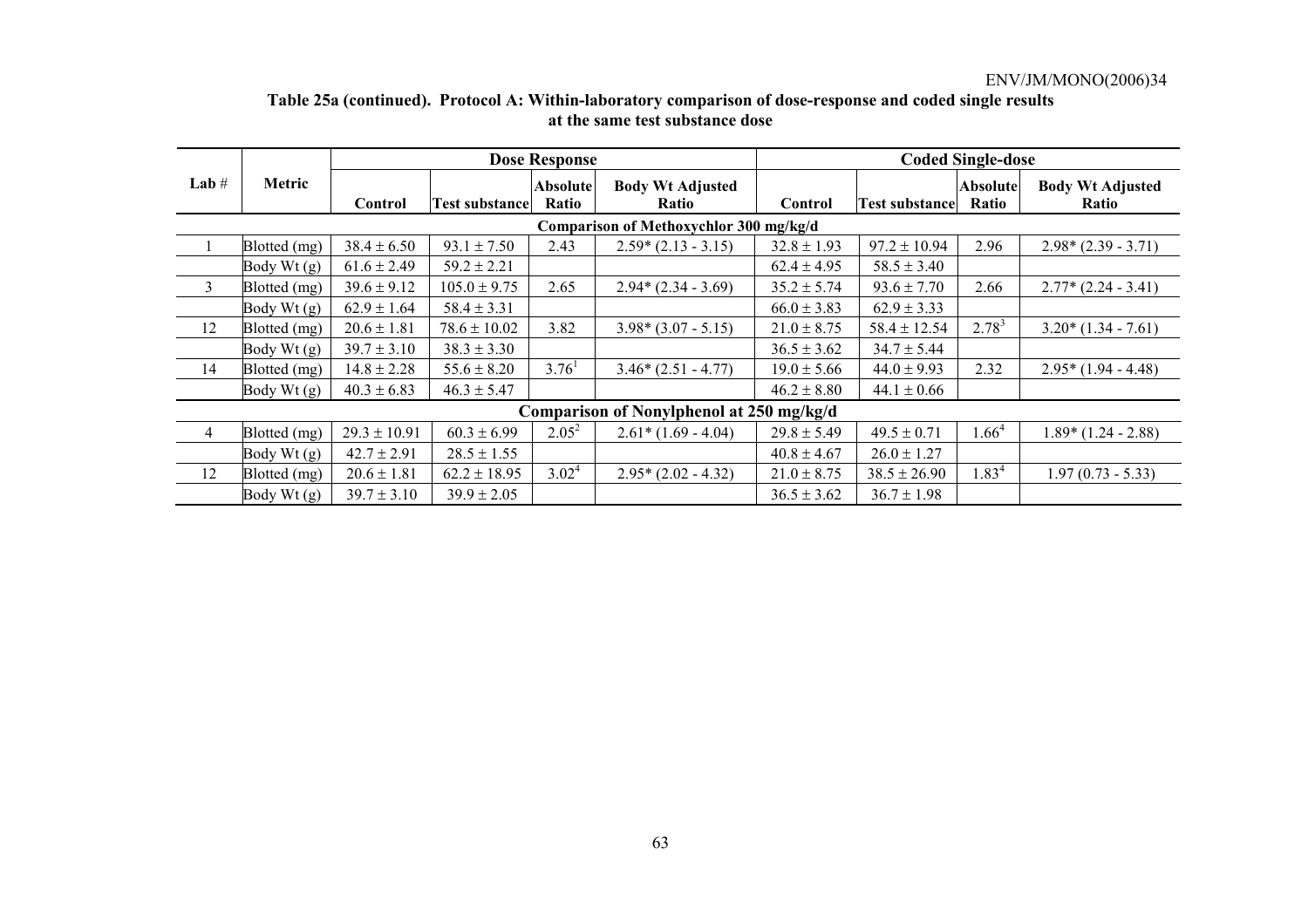**Table 25a (continued). Protocol A: Within-laboratory comparison of dose-response and coded single results at the same test substance dose**

| Lab # | Metric | Dose Response | | | | Coded Single-dose | | | |
|---|---|---|---|---|---|---|---|---|---|
| | | Control | Test substance | Absolute Ratio | Body Wt Adjusted Ratio | Control | Test substance | Absolute Ratio | Body Wt Adjusted Ratio |
| **Comparison of Methoxychlor 300 mg/kg/d** | | | | | | | | | |
| 1 | Blotted (mg) | 38.4 ± 6.50 | 93.1 ± 7.50 | 2.43 | 2.59* (2.13 - 3.15) | 32.8 ± 1.93 | 97.2 ± 10.94 | 2.96 | 2.98* (2.39 - 3.71) |
| | Body Wt (g) | 61.6 ± 2.49 | 59.2 ± 2.21 | | | 62.4 ± 4.95 | 58.5 ± 3.40 | | |
| 3 | Blotted (mg) | 39.6 ± 9.12 | 105.0 ± 9.75 | 2.65 | 2.94* (2.34 - 3.69) | 35.2 ± 5.74 | 93.6 ± 7.70 | 2.66 | 2.77* (2.24 - 3.41) |
| | Body Wt (g) | 62.9 ± 1.64 | 58.4 ± 3.31 | | | 66.0 ± 3.83 | 62.9 ± 3.33 | | |
| 12 | Blotted (mg) | 20.6 ± 1.81 | 78.6 ± 10.02 | 3.82 | 3.98* (3.07 - 5.15) | 21.0 ± 8.75 | 58.4 ± 12.54 | 2.78[3] | 3.20* (1.34 - 7.61) |
| | Body Wt (g) | 39.7 ± 3.10 | 38.3 ± 3.30 | | | 36.5 ± 3.62 | 34.7 ± 5.44 | | |
| 14 | Blotted (mg) | 14.8 ± 2.28 | 55.6 ± 8.20 | 3.76[1] | 3.46* (2.51 - 4.77) | 19.0 ± 5.66 | 44.0 ± 9.93 | 2.32 | 2.95* (1.94 - 4.48) |
| | Body Wt (g) | 40.3 ± 6.83 | 46.3 ± 5.47 | | | 46.2 ± 8.80 | 44.1 ± 0.66 | | |
| **Comparison of Nonylphenol at 250 mg/kg/d** | | | | | | | | | |
| 4 | Blotted (mg) | 29.3 ± 10.91 | 60.3 ± 6.99 | 2.05[2] | 2.61* (1.69 - 4.04) | 29.8 ± 5.49 | 49.5 ± 0.71 | 1.66[4] | 1.89* (1.24 - 2.88) |
| | Body Wt (g) | 42.7 ± 2.91 | 28.5 ± 1.55 | | | 40.8 ± 4.67 | 26.0 ± 1.27 | | |
| 12 | Blotted (mg) | 20.6 ± 1.81 | 62.2 ± 18.95 | 3.02[4] | 2.95* (2.02 - 4.32) | 21.0 ± 8.75 | 38.5 ± 26.90 | 1.83[4] | 1.97 (0.73 - 5.33) |
| | Body Wt (g) | 39.7 ± 3.10 | 39.9 ± 2.05 | | | 36.5 ± 3.62 | 36.7 ± 1.98 | | |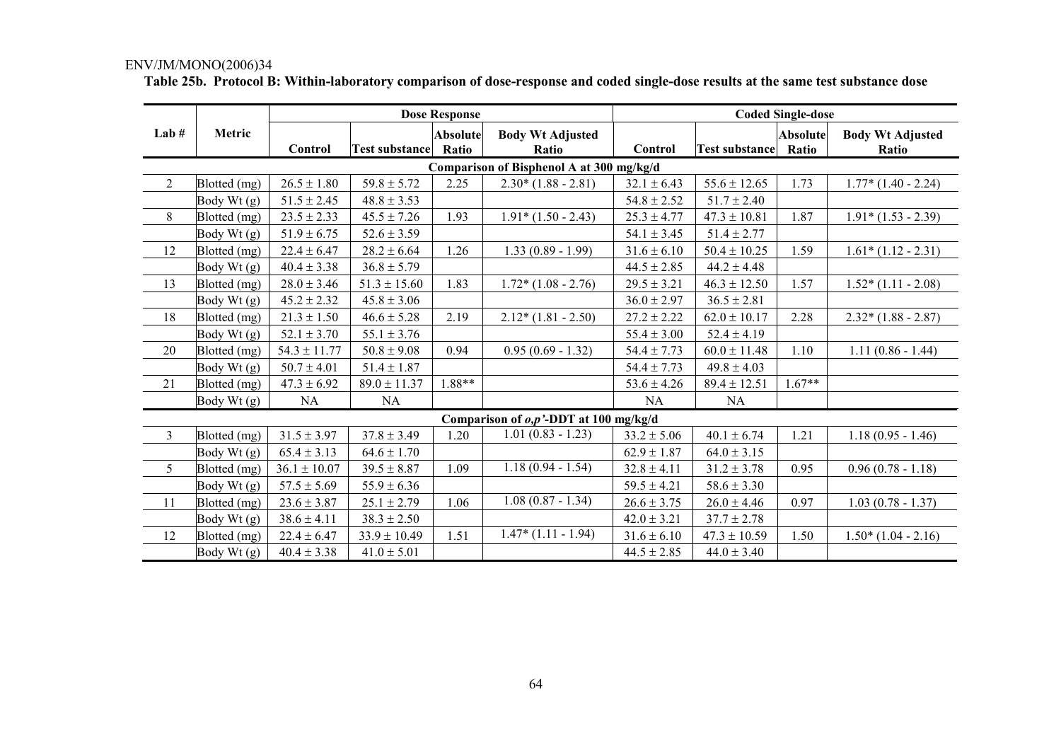**Table 25b. Protocol B: Within-laboratory comparison of dose-response and coded single-dose results at the same test substance dose**

| Lab # | Metric | Dose Response | | | | Coded Single-dose | | | |
|---|---|---|---|---|---|---|---|---|---|
| | | Control | Test substance | Absolute Ratio | Body Wt Adjusted Ratio | Control | Test substance | Absolute Ratio | Body Wt Adjusted Ratio |
| **Comparison of Bisphenol A at 300 mg/kg/d** | | | | | | | | | |
| 2 | Blotted (mg) | 26.5 ± 1.80 | 59.8 ± 5.72 | 2.25 | 2.30* (1.88 - 2.81) | 32.1 ± 6.43 | 55.6 ± 12.65 | 1.73 | 1.77* (1.40 - 2.24) |
| | Body Wt (g) | 51.5 ± 2.45 | 48.8 ± 3.53 | | | 54.8 ± 2.52 | 51.7 ± 2.40 | | |
| 8 | Blotted (mg) | 23.5 ± 2.33 | 45.5 ± 7.26 | 1.93 | 1.91* (1.50 - 2.43) | 25.3 ± 4.77 | 47.3 ± 10.81 | 1.87 | 1.91* (1.53 - 2.39) |
| | Body Wt (g) | 51.9 ± 6.75 | 52.6 ± 3.59 | | | 54.1 ± 3.45 | 51.4 ± 2.77 | | |
| 12 | Blotted (mg) | 22.4 ± 6.47 | 28.2 ± 6.64 | 1.26 | 1.33 (0.89 - 1.99) | 31.6 ± 6.10 | 50.4 ± 10.25 | 1.59 | 1.61* (1.12 - 2.31) |
| | Body Wt (g) | 40.4 ± 3.38 | 36.8 ± 5.79 | | | 44.5 ± 2.85 | 44.2 ± 4.48 | | |
| 13 | Blotted (mg) | 28.0 ± 3.46 | 51.3 ± 15.60 | 1.83 | 1.72* (1.08 - 2.76) | 29.5 ± 3.21 | 46.3 ± 12.50 | 1.57 | 1.52* (1.11 - 2.08) |
| | Body Wt (g) | 45.2 ± 2.32 | 45.8 ± 3.06 | | | 36.0 ± 2.97 | 36.5 ± 2.81 | | |
| 18 | Blotted (mg) | 21.3 ± 1.50 | 46.6 ± 5.28 | 2.19 | 2.12* (1.81 - 2.50) | 27.2 ± 2.22 | 62.0 ± 10.17 | 2.28 | 2.32* (1.88 - 2.87) |
| | Body Wt (g) | 52.1 ± 3.70 | 55.1 ± 3.76 | | | 55.4 ± 3.00 | 52.4 ± 4.19 | | |
| 20 | Blotted (mg) | 54.3 ± 11.77 | 50.8 ± 9.08 | 0.94 | 0.95 (0.69 - 1.32) | 54.4 ± 7.73 | 60.0 ± 11.48 | 1.10 | 1.11 (0.86 - 1.44) |
| | Body Wt (g) | 50.7 ± 4.01 | 51.4 ± 1.87 | | | 54.4 ± 7.73 | 49.8 ± 4.03 | | |
| 21 | Blotted (mg) | 47.3 ± 6.92 | 89.0 ± 11.37 | 1.88** | | 53.6 ± 4.26 | 89.4 ± 12.51 | 1.67** | |
| | Body Wt (g) | NA | NA | | | NA | NA | | |
| **Comparison of *o,p'*-DDT at 100 mg/kg/d** | | | | | | | | | |
| 3 | Blotted (mg) | 31.5 ± 3.97 | 37.8 ± 3.49 | 1.20 | 1.01 (0.83 - 1.23) | 33.2 ± 5.06 | 40.1 ± 6.74 | 1.21 | 1.18 (0.95 - 1.46) |
| | Body Wt (g) | 65.4 ± 3.13 | 64.6 ± 1.70 | | | 62.9 ± 1.87 | 64.0 ± 3.15 | | |
| 5 | Blotted (mg) | 36.1 ± 10.07 | 39.5 ± 8.87 | 1.09 | 1.18 (0.94 - 1.54) | 32.8 ± 4.11 | 31.2 ± 3.78 | 0.95 | 0.96 (0.78 - 1.18) |
| | Body Wt (g) | 57.5 ± 5.69 | 55.9 ± 6.36 | | | 59.5 ± 4.21 | 58.6 ± 3.30 | | |
| 11 | Blotted (mg) | 23.6 ± 3.87 | 25.1 ± 2.79 | 1.06 | 1.08 (0.87 - 1.34) | 26.6 ± 3.75 | 26.0 ± 4.46 | 0.97 | 1.03 (0.78 - 1.37) |
| | Body Wt (g) | 38.6 ± 4.11 | 38.3 ± 2.50 | | | 42.0 ± 3.21 | 37.7 ± 2.78 | | |
| 12 | Blotted (mg) | 22.4 ± 6.47 | 33.9 ± 10.49 | 1.51 | 1.47* (1.11 - 1.94) | 31.6 ± 6.10 | 47.3 ± 10.59 | 1.50 | 1.50* (1.04 - 2.16) |
| | Body Wt (g) | 40.4 ± 3.38 | 41.0 ± 5.01 | | | 44.5 ± 2.85 | 44.0 ± 3.40 | | |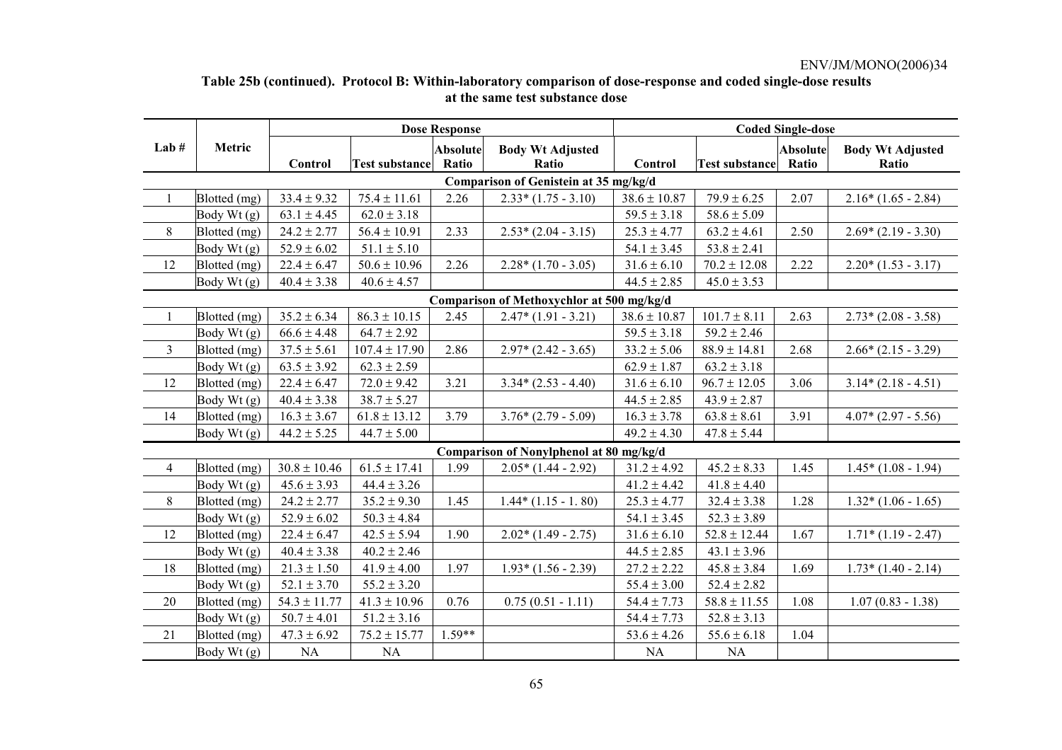**Table 25b (continued). Protocol B: Within-laboratory comparison of dose-response and coded single-dose results at the same test substance dose**

| Lab # | Metric | Dose Response | | | | Coded Single-dose | | | |
|---|---|---|---|---|---|---|---|---|---|
| | | Control | Test substance | Absolute Ratio | Body Wt Adjusted Ratio | Control | Test substance | Absolute Ratio | Body Wt Adjusted Ratio |
| **Comparison of Genistein at 35 mg/kg/d** | | | | | | | | | |
| 1 | Blotted (mg) | 33.4 ± 9.32 | 75.4 ± 11.61 | 2.26 | 2.33* (1.75 - 3.10) | 38.6 ± 10.87 | 79.9 ± 6.25 | 2.07 | 2.16* (1.65 - 2.84) |
| | Body Wt (g) | 63.1 ± 4.45 | 62.0 ± 3.18 | | | 59.5 ± 3.18 | 58.6 ± 5.09 | | |
| 8 | Blotted (mg) | 24.2 ± 2.77 | 56.4 ± 10.91 | 2.33 | 2.53* (2.04 - 3.15) | 25.3 ± 4.77 | 63.2 ± 4.61 | 2.50 | 2.69* (2.19 - 3.30) |
| | Body Wt (g) | 52.9 ± 6.02 | 51.1 ± 5.10 | | | 54.1 ± 3.45 | 53.8 ± 2.41 | | |
| 12 | Blotted (mg) | 22.4 ± 6.47 | 50.6 ± 10.96 | 2.26 | 2.28* (1.70 - 3.05) | 31.6 ± 6.10 | 70.2 ± 12.08 | 2.22 | 2.20* (1.53 - 3.17) |
| | Body Wt (g) | 40.4 ± 3.38 | 40.6 ± 4.57 | | | 44.5 ± 2.85 | 45.0 ± 3.53 | | |
| **Comparison of Methoxychlor at 500 mg/kg/d** | | | | | | | | | |
| 1 | Blotted (mg) | 35.2 ± 6.34 | 86.3 ± 10.15 | 2.45 | 2.47* (1.91 - 3.21) | 38.6 ± 10.87 | 101.7 ± 8.11 | 2.63 | 2.73* (2.08 - 3.58) |
| | Body Wt (g) | 66.6 ± 4.48 | 64.7 ± 2.92 | | | 59.5 ± 3.18 | 59.2 ± 2.46 | | |
| 3 | Blotted (mg) | 37.5 ± 5.61 | 107.4 ± 17.90 | 2.86 | 2.97* (2.42 - 3.65) | 33.2 ± 5.06 | 88.9 ± 14.81 | 2.68 | 2.66* (2.15 - 3.29) |
| | Body Wt (g) | 63.5 ± 3.92 | 62.3 ± 2.59 | | | 62.9 ± 1.87 | 63.2 ± 3.18 | | |
| 12 | Blotted (mg) | 22.4 ± 6.47 | 72.0 ± 9.42 | 3.21 | 3.34* (2.53 - 4.40) | 31.6 ± 6.10 | 96.7 ± 12.05 | 3.06 | 3.14* (2.18 - 4.51) |
| | Body Wt (g) | 40.4 ± 3.38 | 38.7 ± 5.27 | | | 44.5 ± 2.85 | 43.9 ± 2.87 | | |
| 14 | Blotted (mg) | 16.3 ± 3.67 | 61.8 ± 13.12 | 3.79 | 3.76* (2.79 - 5.09) | 16.3 ± 3.78 | 63.8 ± 8.61 | 3.91 | 4.07* (2.97 - 5.56) |
| | Body Wt (g) | 44.2 ± 5.25 | 44.7 ± 5.00 | | | 49.2 ± 4.30 | 47.8 ± 5.44 | | |
| **Comparison of Nonylphenol at 80 mg/kg/d** | | | | | | | | | |
| 4 | Blotted (mg) | 30.8 ± 10.46 | 61.5 ± 17.41 | 1.99 | 2.05* (1.44 - 2.92) | 31.2 ± 4.92 | 45.2 ± 8.33 | 1.45 | 1.45* (1.08 - 1.94) |
| | Body Wt (g) | 45.6 ± 3.93 | 44.4 ± 3.26 | | | 41.2 ± 4.42 | 41.8 ± 4.40 | | |
| 8 | Blotted (mg) | 24.2 ± 2.77 | 35.2 ± 9.30 | 1.45 | 1.44* (1.15 - 1. 80) | 25.3 ± 4.77 | 32.4 ± 3.38 | 1.28 | 1.32* (1.06 - 1.65) |
| | Body Wt (g) | 52.9 ± 6.02 | 50.3 ± 4.84 | | | 54.1 ± 3.45 | 52.3 ± 3.89 | | |
| 12 | Blotted (mg) | 22.4 ± 6.47 | 42.5 ± 5.94 | 1.90 | 2.02* (1.49 - 2.75) | 31.6 ± 6.10 | 52.8 ± 12.44 | 1.67 | 1.71* (1.19 - 2.47) |
| | Body Wt (g) | 40.4 ± 3.38 | 40.2 ± 2.46 | | | 44.5 ± 2.85 | 43.1 ± 3.96 | | |
| 18 | Blotted (mg) | 21.3 ± 1.50 | 41.9 ± 4.00 | 1.97 | 1.93* (1.56 - 2.39) | 27.2 ± 2.22 | 45.8 ± 3.84 | 1.69 | 1.73* (1.40 - 2.14) |
| | Body Wt (g) | 52.1 ± 3.70 | 55.2 ± 3.20 | | | 55.4 ± 3.00 | 52.4 ± 2.82 | | |
| 20 | Blotted (mg) | 54.3 ± 11.77 | 41.3 ± 10.96 | 0.76 | 0.75 (0.51 - 1.11) | 54.4 ± 7.73 | 58.8 ± 11.55 | 1.08 | 1.07 (0.83 - 1.38) |
| | Body Wt (g) | 50.7 ± 4.01 | 51.2 ± 3.16 | | | 54.4 ± 7.73 | 52.8 ± 3.13 | | |
| 21 | Blotted (mg) | 47.3 ± 6.92 | 75.2 ± 15.77 | 1.59** | | 53.6 ± 4.26 | 55.6 ± 6.18 | 1.04 | |
| | Body Wt (g) | NA | NA | | | NA | NA | | |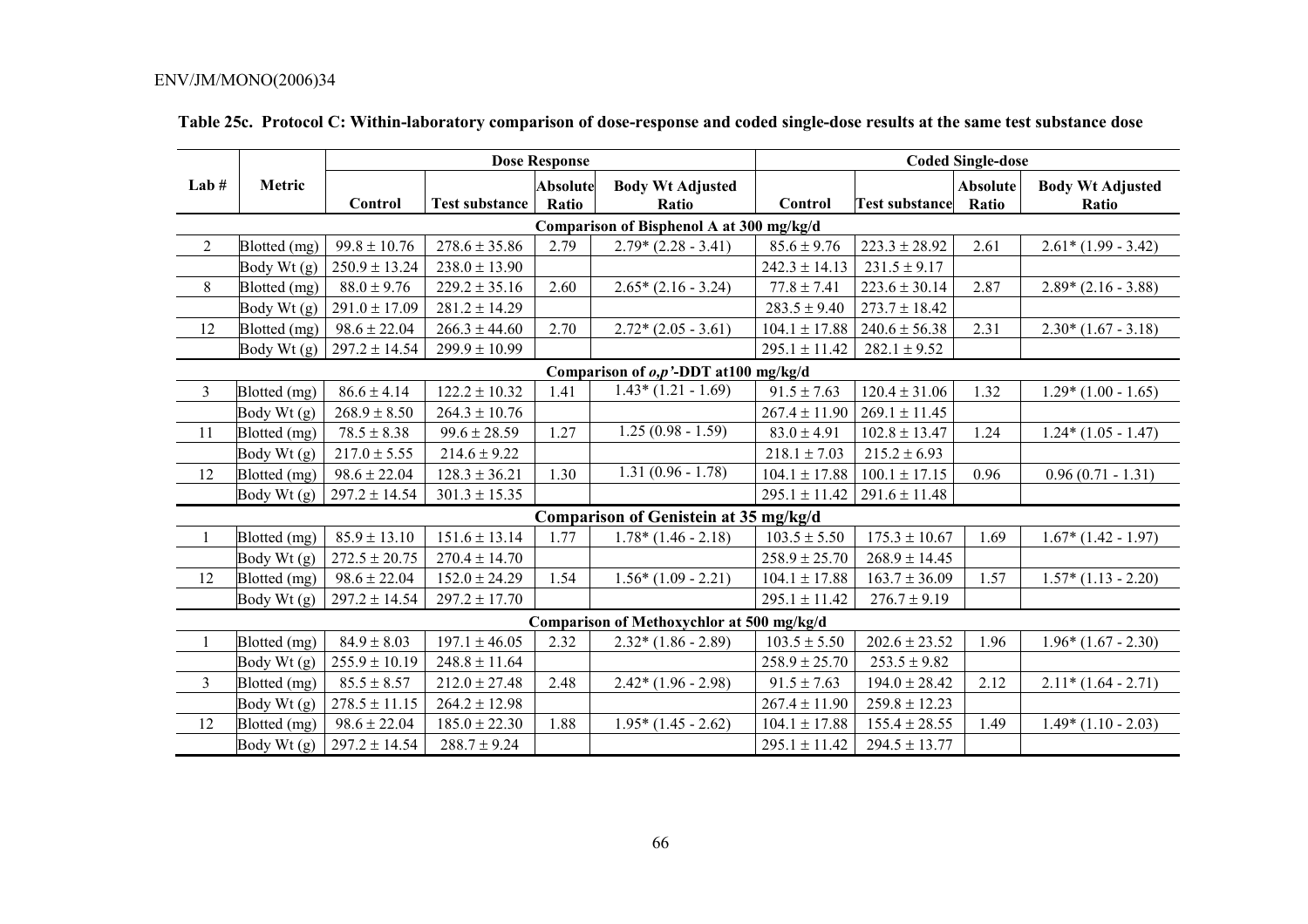**Table 25c. Protocol C: Within-laboratory comparison of dose-response and coded single-dose results at the same test substance dose**

| Lab # | Metric | Dose Response | | | | Coded Single-dose | | | |
|---|---|---|---|---|---|---|---|---|---|
| | | Control | Test substance | Absolute Ratio | Body Wt Adjusted Ratio | Control | Test substance | Absolute Ratio | Body Wt Adjusted Ratio |
| **Comparison of Bisphenol A at 300 mg/kg/d** | | | | | | | | | |
| 2 | Blotted (mg) | 99.8 ± 10.76 | 278.6 ± 35.86 | 2.79 | 2.79* (2.28 - 3.41) | 85.6 ± 9.76 | 223.3 ± 28.92 | 2.61 | 2.61* (1.99 - 3.42) |
| | Body Wt (g) | 250.9 ± 13.24 | 238.0 ± 13.90 | | | 242.3 ± 14.13 | 231.5 ± 9.17 | | |
| 8 | Blotted (mg) | 88.0 ± 9.76 | 229.2 ± 35.16 | 2.60 | 2.65* (2.16 - 3.24) | 77.8 ± 7.41 | 223.6 ± 30.14 | 2.87 | 2.89* (2.16 - 3.88) |
| | Body Wt (g) | 291.0 ± 17.09 | 281.2 ± 14.29 | | | 283.5 ± 9.40 | 273.7 ± 18.42 | | |
| 12 | Blotted (mg) | 98.6 ± 22.04 | 266.3 ± 44.60 | 2.70 | 2.72* (2.05 - 3.61) | 104.1 ± 17.88 | 240.6 ± 56.38 | 2.31 | 2.30* (1.67 - 3.18) |
| | Body Wt (g) | 297.2 ± 14.54 | 299.9 ± 10.99 | | | 295.1 ± 11.42 | 282.1 ± 9.52 | | |
| **Comparison of *o,p'*-DDT at100 mg/kg/d** | | | | | | | | | |
| 3 | Blotted (mg) | 86.6 ± 4.14 | 122.2 ± 10.32 | 1.41 | 1.43* (1.21 - 1.69) | 91.5 ± 7.63 | 120.4 ± 31.06 | 1.32 | 1.29* (1.00 - 1.65) |
| | Body Wt (g) | 268.9 ± 8.50 | 264.3 ± 10.76 | | | 267.4 ± 11.90 | 269.1 ± 11.45 | | |
| 11 | Blotted (mg) | 78.5 ± 8.38 | 99.6 ± 28.59 | 1.27 | 1.25 (0.98 - 1.59) | 83.0 ± 4.91 | 102.8 ± 13.47 | 1.24 | 1.24* (1.05 - 1.47) |
| | Body Wt (g) | 217.0 ± 5.55 | 214.6 ± 9.22 | | | 218.1 ± 7.03 | 215.2 ± 6.93 | | |
| 12 | Blotted (mg) | 98.6 ± 22.04 | 128.3 ± 36.21 | 1.30 | 1.31 (0.96 - 1.78) | 104.1 ± 17.88 | 100.1 ± 17.15 | 0.96 | 0.96 (0.71 - 1.31) |
| | Body Wt (g) | 297.2 ± 14.54 | 301.3 ± 15.35 | | | 295.1 ± 11.42 | 291.6 ± 11.48 | | |
| **Comparison of Genistein at 35 mg/kg/d** | | | | | | | | | |
| 1 | Blotted (mg) | 85.9 ± 13.10 | 151.6 ± 13.14 | 1.77 | 1.78* (1.46 - 2.18) | 103.5 ± 5.50 | 175.3 ± 10.67 | 1.69 | 1.67* (1.42 - 1.97) |
| | Body Wt (g) | 272.5 ± 20.75 | 270.4 ± 14.70 | | | 258.9 ± 25.70 | 268.9 ± 14.45 | | |
| 12 | Blotted (mg) | 98.6 ± 22.04 | 152.0 ± 24.29 | 1.54 | 1.56* (1.09 - 2.21) | 104.1 ± 17.88 | 163.7 ± 36.09 | 1.57 | 1.57* (1.13 - 2.20) |
| | Body Wt (g) | 297.2 ± 14.54 | 297.2 ± 17.70 | | | 295.1 ± 11.42 | 276.7 ± 9.19 | | |
| **Comparison of Methoxychlor at 500 mg/kg/d** | | | | | | | | | |
| 1 | Blotted (mg) | 84.9 ± 8.03 | 197.1 ± 46.05 | 2.32 | 2.32* (1.86 - 2.89) | 103.5 ± 5.50 | 202.6 ± 23.52 | 1.96 | 1.96* (1.67 - 2.30) |
| | Body Wt (g) | 255.9 ± 10.19 | 248.8 ± 11.64 | | | 258.9 ± 25.70 | 253.5 ± 9.82 | | |
| 3 | Blotted (mg) | 85.5 ± 8.57 | 212.0 ± 27.48 | 2.48 | 2.42* (1.96 - 2.98) | 91.5 ± 7.63 | 194.0 ± 28.42 | 2.12 | 2.11* (1.64 - 2.71) |
| | Body Wt (g) | 278.5 ± 11.15 | 264.2 ± 12.98 | | | 267.4 ± 11.90 | 259.8 ± 12.23 | | |
| 12 | Blotted (mg) | 98.6 ± 22.04 | 185.0 ± 22.30 | 1.88 | 1.95* (1.45 - 2.62) | 104.1 ± 17.88 | 155.4 ± 28.55 | 1.49 | 1.49* (1.10 - 2.03) |
| | Body Wt (g) | 297.2 ± 14.54 | 288.7 ± 9.24 | | | 295.1 ± 11.42 | 294.5 ± 13.77 | | |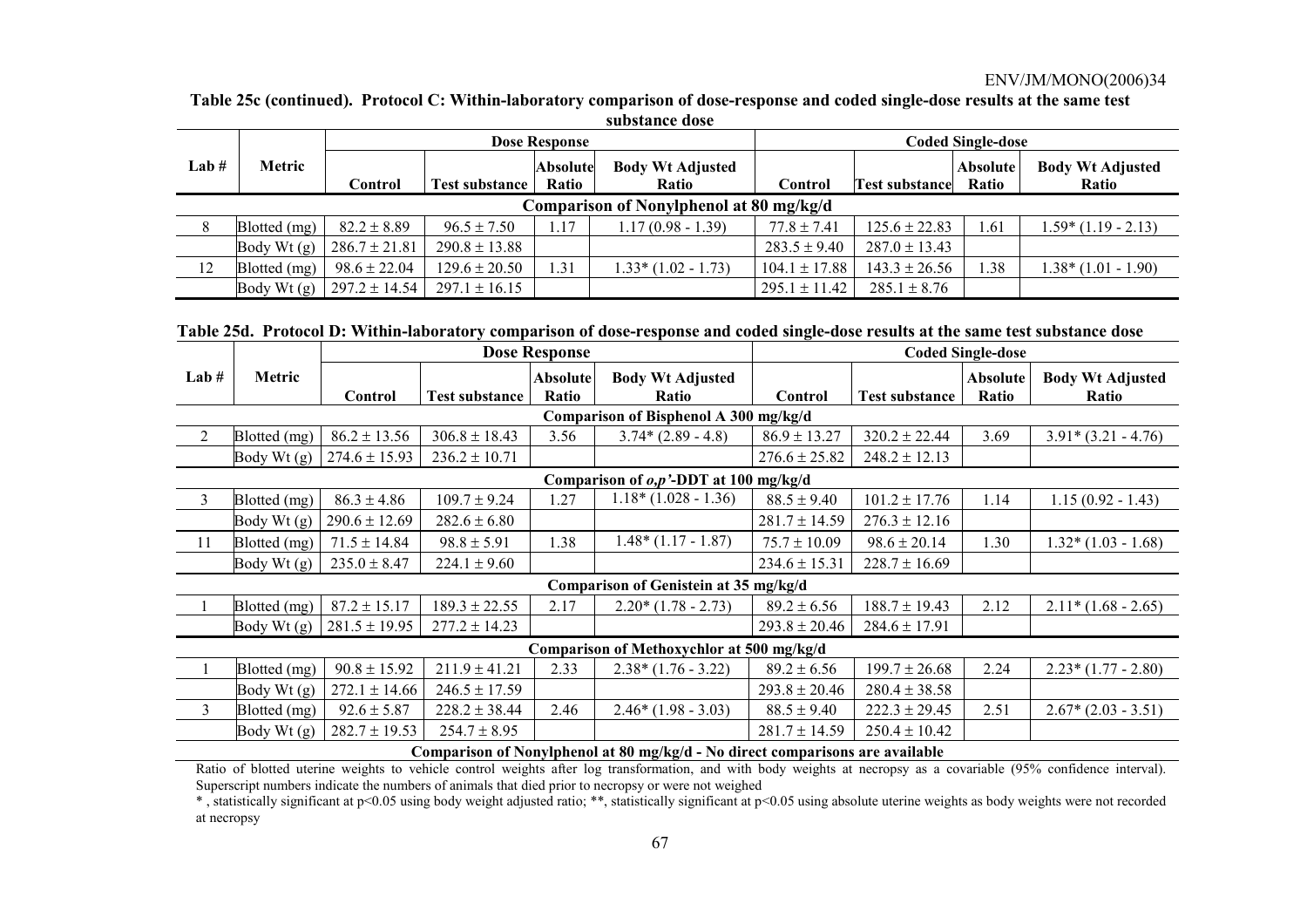**Table 25c (continued). Protocol C: Within-laboratory comparison of dose-response and coded single-dose results at the same test substance dose**

| Lab # | Metric | Dose Response | | | | Coded Single-dose | | | |
|---|---|---|---|---|---|---|---|---|---|
| | | Control | Test substance | Absolute Ratio | Body Wt Adjusted Ratio | Control | Test substance | Absolute Ratio | Body Wt Adjusted Ratio |
| **Comparison of Nonylphenol at 80 mg/kg/d** | | | | | | | | | |
| 8 | Blotted (mg) | 82.2 ± 8.89 | 96.5 ± 7.50 | 1.17 | 1.17 (0.98 - 1.39) | 77.8 ± 7.41 | 125.6 ± 22.83 | 1.61 | 1.59* (1.19 - 2.13) |
| | Body Wt (g) | 286.7 ± 21.81 | 290.8 ± 13.88 | | | 283.5 ± 9.40 | 287.0 ± 13.43 | | |
| 12 | Blotted (mg) | 98.6 ± 22.04 | 129.6 ± 20.50 | 1.31 | 1.33* (1.02 - 1.73) | 104.1 ± 17.88 | 143.3 ± 26.56 | 1.38 | 1.38* (1.01 - 1.90) |
| | Body Wt (g) | 297.2 ± 14.54 | 297.1 ± 16.15 | | | 295.1 ± 11.42 | 285.1 ± 8.76 | | |

**Table 25d. Protocol D: Within-laboratory comparison of dose-response and coded single-dose results at the same test substance dose**

| Lab # | Metric | Dose Response | | | | Coded Single-dose | | | |
|---|---|---|---|---|---|---|---|---|---|
| | | Control | Test substance | Absolute Ratio | Body Wt Adjusted Ratio | Control | Test substance | Absolute Ratio | Body Wt Adjusted Ratio |
| **Comparison of Bisphenol A 300 mg/kg/d** | | | | | | | | | |
| 2 | Blotted (mg) | 86.2 ± 13.56 | 306.8 ± 18.43 | 3.56 | 3.74* (2.89 - 4.8) | 86.9 ± 13.27 | 320.2 ± 22.44 | 3.69 | 3.91* (3.21 - 4.76) |
| | Body Wt (g) | 274.6 ± 15.93 | 236.2 ± 10.71 | | | 276.6 ± 25.82 | 248.2 ± 12.13 | | |
| **Comparison of *o,p'*-DDT at 100 mg/kg/d** | | | | | | | | | |
| 3 | Blotted (mg) | 86.3 ± 4.86 | 109.7 ± 9.24 | 1.27 | 1.18* (1.028 - 1.36) | 88.5 ± 9.40 | 101.2 ± 17.76 | 1.14 | 1.15 (0.92 - 1.43) |
| | Body Wt (g) | 290.6 ± 12.69 | 282.6 ± 6.80 | | | 281.7 ± 14.59 | 276.3 ± 12.16 | | |
| 11 | Blotted (mg) | 71.5 ± 14.84 | 98.8 ± 5.91 | 1.38 | 1.48* (1.17 - 1.87) | 75.7 ± 10.09 | 98.6 ± 20.14 | 1.30 | 1.32* (1.03 - 1.68) |
| | Body Wt (g) | 235.0 ± 8.47 | 224.1 ± 9.60 | | | 234.6 ± 15.31 | 228.7 ± 16.69 | | |
| **Comparison of Genistein at 35 mg/kg/d** | | | | | | | | | |
| 1 | Blotted (mg) | 87.2 ± 15.17 | 189.3 ± 22.55 | 2.17 | 2.20* (1.78 - 2.73) | 89.2 ± 6.56 | 188.7 ± 19.43 | 2.12 | 2.11* (1.68 - 2.65) |
| | Body Wt (g) | 281.5 ± 19.95 | 277.2 ± 14.23 | | | 293.8 ± 20.46 | 284.6 ± 17.91 | | |
| **Comparison of Methoxychlor at 500 mg/kg/d** | | | | | | | | | |
| 1 | Blotted (mg) | 90.8 ± 15.92 | 211.9 ± 41.21 | 2.33 | 2.38* (1.76 - 3.22) | 89.2 ± 6.56 | 199.7 ± 26.68 | 2.24 | 2.23* (1.77 - 2.80) |
| | Body Wt (g) | 272.1 ± 14.66 | 246.5 ± 17.59 | | | 293.8 ± 20.46 | 280.4 ± 38.58 | | |
| 3 | Blotted (mg) | 92.6 ± 5.87 | 228.2 ± 38.44 | 2.46 | 2.46* (1.98 - 3.03) | 88.5 ± 9.40 | 222.3 ± 29.45 | 2.51 | 2.67* (2.03 - 3.51) |
| | Body Wt (g) | 282.7 ± 19.53 | 254.7 ± 8.95 | | | 281.7 ± 14.59 | 250.4 ± 10.42 | | |
| **Comparison of Nonylphenol at 80 mg/kg/d - No direct comparisons are available** | | | | | | | | | |

Ratio of blotted uterine weights to vehicle control weights after log transformation, and with body weights at necropsy as a covariable (95% confidence interval). Superscript numbers indicate the numbers of animals that died prior to necropsy or were not weighed

* , statistically significant at $p<0.05$ using body weight adjusted ratio; **, statistically significant at $p<0.05$ using absolute uterine weights as body weights were not recorded at necropsy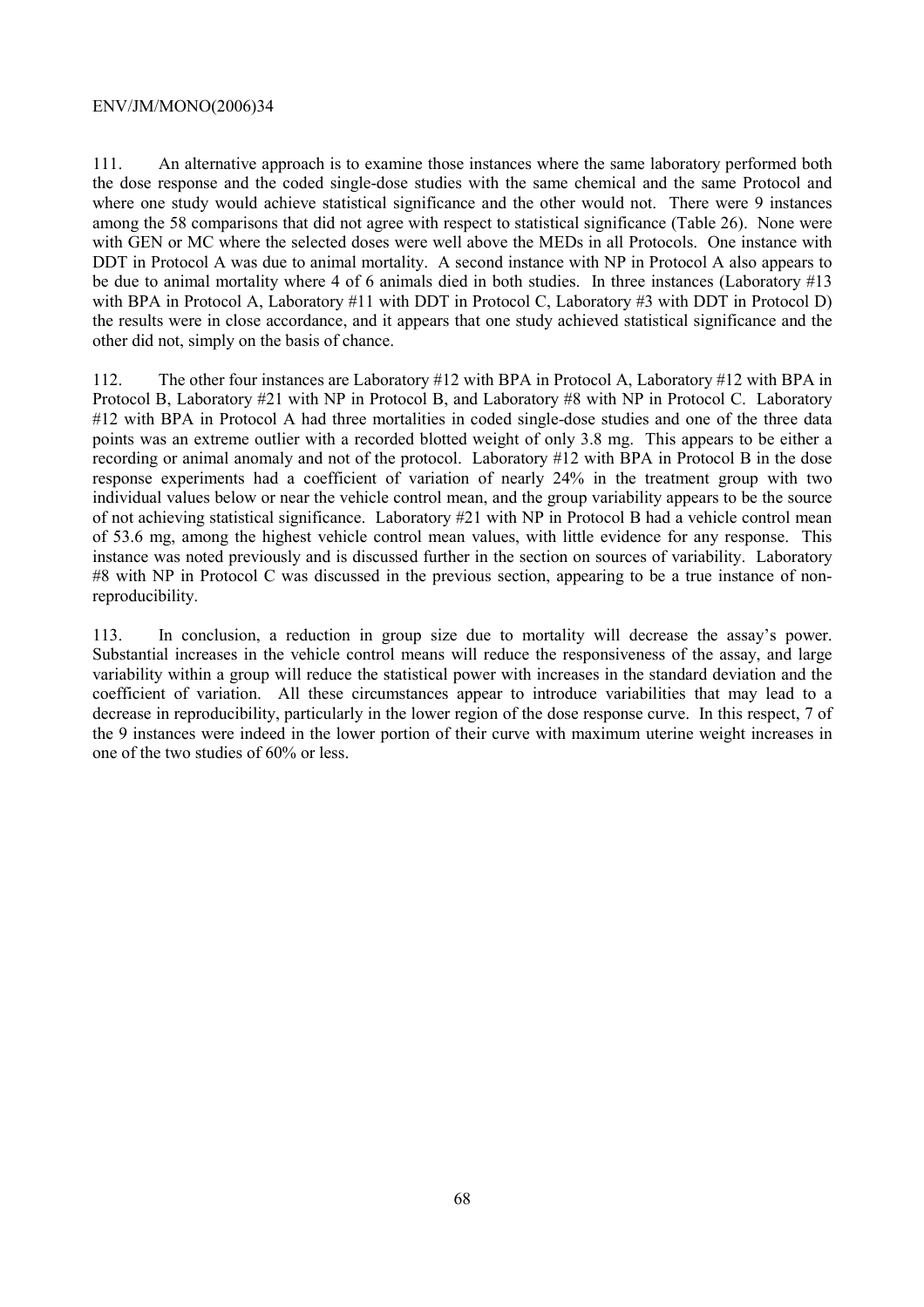111. An alternative approach is to examine those instances where the same laboratory performed both the dose response and the coded single-dose studies with the same chemical and the same Protocol and where one study would achieve statistical significance and the other would not. There were 9 instances among the 58 comparisons that did not agree with respect to statistical significance (Table 26). None were with GEN or MC where the selected doses were well above the MEDs in all Protocols. One instance with DDT in Protocol A was due to animal mortality. A second instance with NP in Protocol A also appears to be due to animal mortality where 4 of 6 animals died in both studies. In three instances (Laboratory #13 with BPA in Protocol A, Laboratory #11 with DDT in Protocol C, Laboratory #3 with DDT in Protocol D) the results were in close accordance, and it appears that one study achieved statistical significance and the other did not, simply on the basis of chance.

112. The other four instances are Laboratory #12 with BPA in Protocol A, Laboratory #12 with BPA in Protocol B, Laboratory #21 with NP in Protocol B, and Laboratory #8 with NP in Protocol C. Laboratory #12 with BPA in Protocol A had three mortalities in coded single-dose studies and one of the three data points was an extreme outlier with a recorded blotted weight of only 3.8 mg. This appears to be either a recording or animal anomaly and not of the protocol. Laboratory #12 with BPA in Protocol B in the dose response experiments had a coefficient of variation of nearly 24% in the treatment group with two individual values below or near the vehicle control mean, and the group variability appears to be the source of not achieving statistical significance. Laboratory #21 with NP in Protocol B had a vehicle control mean of 53.6 mg, among the highest vehicle control mean values, with little evidence for any response. This instance was noted previously and is discussed further in the section on sources of variability. Laboratory #8 with NP in Protocol C was discussed in the previous section, appearing to be a true instance of non-reproducibility.

113. In conclusion, a reduction in group size due to mortality will decrease the assay's power. Substantial increases in the vehicle control means will reduce the responsiveness of the assay, and large variability within a group will reduce the statistical power with increases in the standard deviation and the coefficient of variation. All these circumstances appear to introduce variabilities that may lead to a decrease in reproducibility, particularly in the lower region of the dose response curve. In this respect, 7 of the 9 instances were indeed in the lower portion of their curve with maximum uterine weight increases in one of the two studies of 60% or less.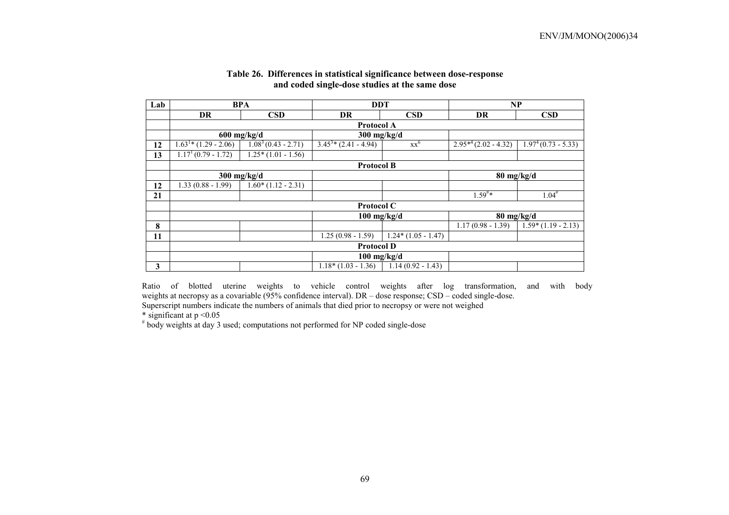## Table 26. Differences in statistical significance between dose-response and coded single-dose studies at the same dose

| Lab | BPA | | DDT | | NP | |
|---|---|---|---|---|---|---|
| | DR | CSD | DR | CSD | DR | CSD |
| | Protocol A | | | | | |
| | 600 mg/kg/d | | 300 mg/kg/d | | | |
| 12 | 1.63[1]* (1.29 - 2.06) | 1.08[3] (0.43 - 2.71) | 3.45[3]* (2.41 - 4.94) | xx[6] | 2.95*[4] (2.02 - 4.32) | 1.97[4] (0.73 - 5.33) |
| 13 | 1.17[1] (0.79 - 1.72) | 1.25* (1.01 - 1.56) | | | | |
| | Protocol B | | | | | |
| | 300 mg/kg/d | | | | 80 mg/kg/d | |
| 12 | 1.33 (0.88 - 1.99) | 1.60* (1.12 - 2.31) | | | | |
| 21 | | | | | 1.59#* | 1.04# |
| | Protocol C | | | | | |
| | | | 100 mg/kg/d | | 80 mg/kg/d | |
| 8 | | | | | 1.17 (0.98 - 1.39) | 1.59* (1.19 - 2.13) |
| 11 | | | 1.25 (0.98 - 1.59) | 1.24* (1.05 - 1.47) | | |
| | Protocol D | | | | | |
| | | | 100 mg/kg/d | | | |
| 3 | | | 1.18* (1.03 - 1.36) | 1.14 (0.92 - 1.43) | | |

Ratio of blotted uterine weights to vehicle control weights after log transformation, and with body weights at necropsy as a covariable (95% confidence interval). DR – dose response; CSD – coded single-dose.
Superscript numbers indicate the numbers of animals that died prior to necropsy or were not weighed
* significant at $p < 0.05$
# body weights at day 3 used; computations not performed for NP coded single-dose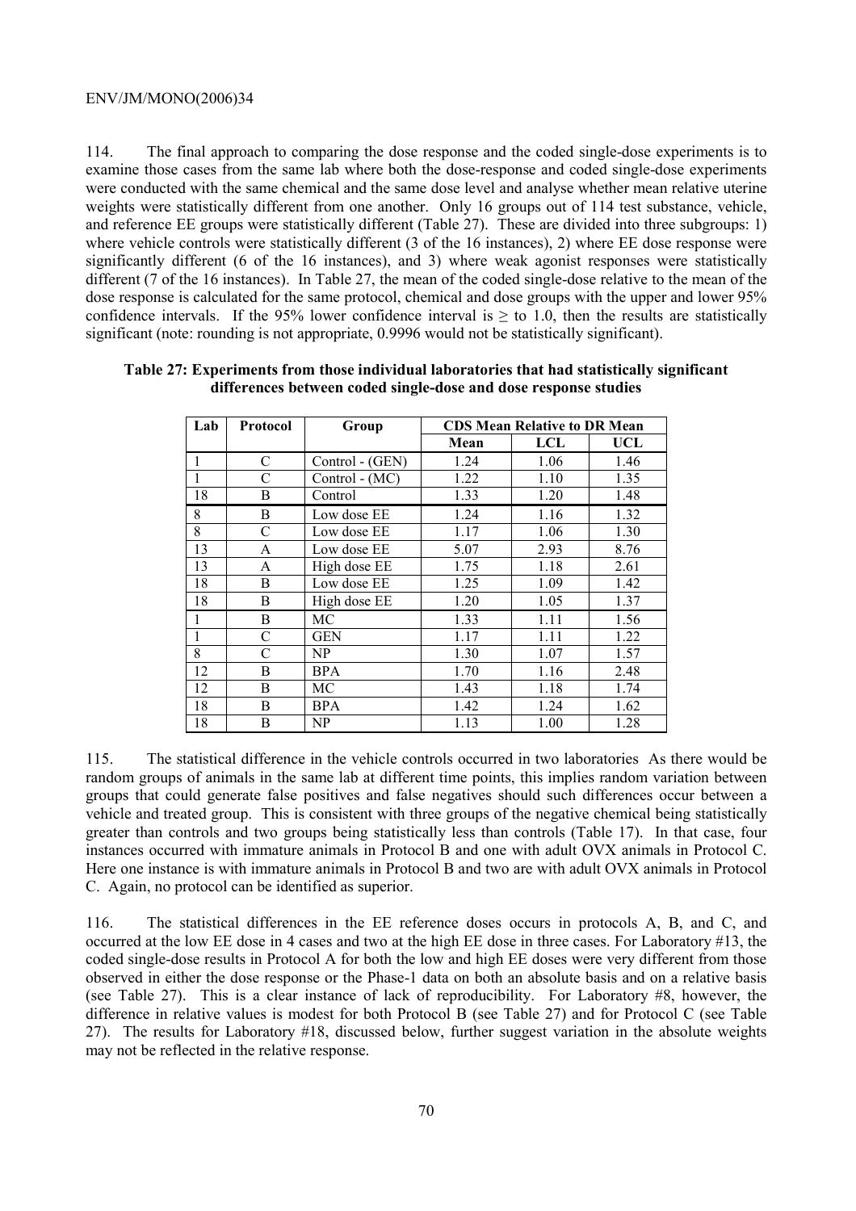114. The final approach to comparing the dose response and the coded single-dose experiments is to examine those cases from the same lab where both the dose-response and coded single-dose experiments were conducted with the same chemical and the same dose level and analyse whether mean relative uterine weights were statistically different from one another. Only 16 groups out of 114 test substance, vehicle, and reference EE groups were statistically different (Table 27). These are divided into three subgroups: 1) where vehicle controls were statistically different (3 of the 16 instances), 2) where EE dose response were significantly different (6 of the 16 instances), and 3) where weak agonist responses were statistically different (7 of the 16 instances). In Table 27, the mean of the coded single-dose relative to the mean of the dose response is calculated for the same protocol, chemical and dose groups with the upper and lower 95% confidence intervals. If the 95% lower confidence interval is ≥ to 1.0, then the results are statistically significant (note: rounding is not appropriate, 0.9996 would not be statistically significant).

**Table 27: Experiments from those individual laboratories that had statistically significant differences between coded single-dose and dose response studies**

| Lab | Protocol | Group | CDS Mean Relative to DR Mean | | |
|---|---|---|---|---|---|
| | | | Mean | LCL | UCL |
| 1 | C | Control - (GEN) | 1.24 | 1.06 | 1.46 |
| 1 | C | Control - (MC) | 1.22 | 1.10 | 1.35 |
| 18 | B | Control | 1.33 | 1.20 | 1.48 |
| 8 | B | Low dose EE | 1.24 | 1.16 | 1.32 |
| 8 | C | Low dose EE | 1.17 | 1.06 | 1.30 |
| 13 | A | Low dose EE | 5.07 | 2.93 | 8.76 |
| 13 | A | High dose EE | 1.75 | 1.18 | 2.61 |
| 18 | B | Low dose EE | 1.25 | 1.09 | 1.42 |
| 18 | B | High dose EE | 1.20 | 1.05 | 1.37 |
| 1 | B | MC | 1.33 | 1.11 | 1.56 |
| 1 | C | GEN | 1.17 | 1.11 | 1.22 |
| 8 | C | NP | 1.30 | 1.07 | 1.57 |
| 12 | B | BPA | 1.70 | 1.16 | 2.48 |
| 12 | B | MC | 1.43 | 1.18 | 1.74 |
| 18 | B | BPA | 1.42 | 1.24 | 1.62 |
| 18 | B | NP | 1.13 | 1.00 | 1.28 |

115. The statistical difference in the vehicle controls occurred in two laboratories As there would be random groups of animals in the same lab at different time points, this implies random variation between groups that could generate false positives and false negatives should such differences occur between a vehicle and treated group. This is consistent with three groups of the negative chemical being statistically greater than controls and two groups being statistically less than controls (Table 17). In that case, four instances occurred with immature animals in Protocol B and one with adult OVX animals in Protocol C. Here one instance is with immature animals in Protocol B and two are with adult OVX animals in Protocol C. Again, no protocol can be identified as superior.

116. The statistical differences in the EE reference doses occurs in protocols A, B, and C, and occurred at the low EE dose in 4 cases and two at the high EE dose in three cases. For Laboratory #13, the coded single-dose results in Protocol A for both the low and high EE doses were very different from those observed in either the dose response or the Phase-1 data on both an absolute basis and on a relative basis (see Table 27). This is a clear instance of lack of reproducibility. For Laboratory #8, however, the difference in relative values is modest for both Protocol B (see Table 27) and for Protocol C (see Table 27). The results for Laboratory #18, discussed below, further suggest variation in the absolute weights may not be reflected in the relative response.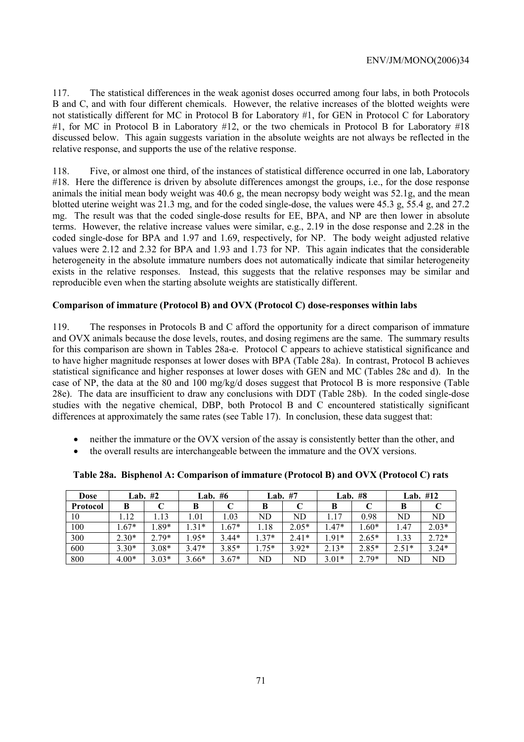117. The statistical differences in the weak agonist doses occurred among four labs, in both Protocols B and C, and with four different chemicals. However, the relative increases of the blotted weights were not statistically different for MC in Protocol B for Laboratory #1, for GEN in Protocol C for Laboratory #1, for MC in Protocol B in Laboratory #12, or the two chemicals in Protocol B for Laboratory #18 discussed below. This again suggests variation in the absolute weights are not always be reflected in the relative response, and supports the use of the relative response.

118. Five, or almost one third, of the instances of statistical difference occurred in one lab, Laboratory #18. Here the difference is driven by absolute differences amongst the groups, i.e., for the dose response animals the initial mean body weight was 40.6 g, the mean necropsy body weight was 52.1g, and the mean blotted uterine weight was 21.3 mg, and for the coded single-dose, the values were 45.3 g, 55.4 g, and 27.2 mg. The result was that the coded single-dose results for EE, BPA, and NP are then lower in absolute terms. However, the relative increase values were similar, e.g., 2.19 in the dose response and 2.28 in the coded single-dose for BPA and 1.97 and 1.69, respectively, for NP. The body weight adjusted relative values were 2.12 and 2.32 for BPA and 1.93 and 1.73 for NP. This again indicates that the considerable heterogeneity in the absolute immature numbers does not automatically indicate that similar heterogeneity exists in the relative responses. Instead, this suggests that the relative responses may be similar and reproducible even when the starting absolute weights are statistically different.

**Comparison of immature (Protocol B) and OVX (Protocol C) dose-responses within labs**

119. The responses in Protocols B and C afford the opportunity for a direct comparison of immature and OVX animals because the dose levels, routes, and dosing regimens are the same. The summary results for this comparison are shown in Tables 28a-e. Protocol C appears to achieve statistical significance and to have higher magnitude responses at lower doses with BPA (Table 28a). In contrast, Protocol B achieves statistical significance and higher responses at lower doses with GEN and MC (Tables 28c and d). In the case of NP, the data at the 80 and 100 mg/kg/d doses suggest that Protocol B is more responsive (Table 28e). The data are insufficient to draw any conclusions with DDT (Table 28b). In the coded single-dose studies with the negative chemical, DBP, both Protocol B and C encountered statistically significant differences at approximately the same rates (see Table 17). In conclusion, these data suggest that:

- neither the immature or the OVX version of the assay is consistently better than the other, and
- the overall results are interchangeable between the immature and the OVX versions.

**Table 28a. Bisphenol A: Comparison of immature (Protocol B) and OVX (Protocol C) rats**

| Dose | Lab. #2 | | Lab. #6 | | Lab. #7 | | Lab. #8 | | Lab. #12 | |
|---|---|---|---|---|---|---|---|---|---|---|
| **Protocol** | **B** | **C** | **B** | **C** | **B** | **C** | **B** | **C** | **B** | **C** |
| 10 | 1.12 | 1.13 | 1.01 | 1.03 | ND | ND | 1.17 | 0.98 | ND | ND |
| 100 | 1.67* | 1.89* | 1.31* | 1.67* | 1.18 | 2.05* | 1.47* | 1.60* | 1.47 | 2.03* |
| 300 | 2.30* | 2.79* | 1.95* | 3.44* | 1.37* | 2.41* | 1.91* | 2.65* | 1.33 | 2.72* |
| 600 | 3.30* | 3.08* | 3.47* | 3.85* | 1.75* | 3.92* | 2.13* | 2.85* | 2.51* | 3.24* |
| 800 | 4.00* | 3.03* | 3.66* | 3.67* | ND | ND | 3.01* | 2.79* | ND | ND |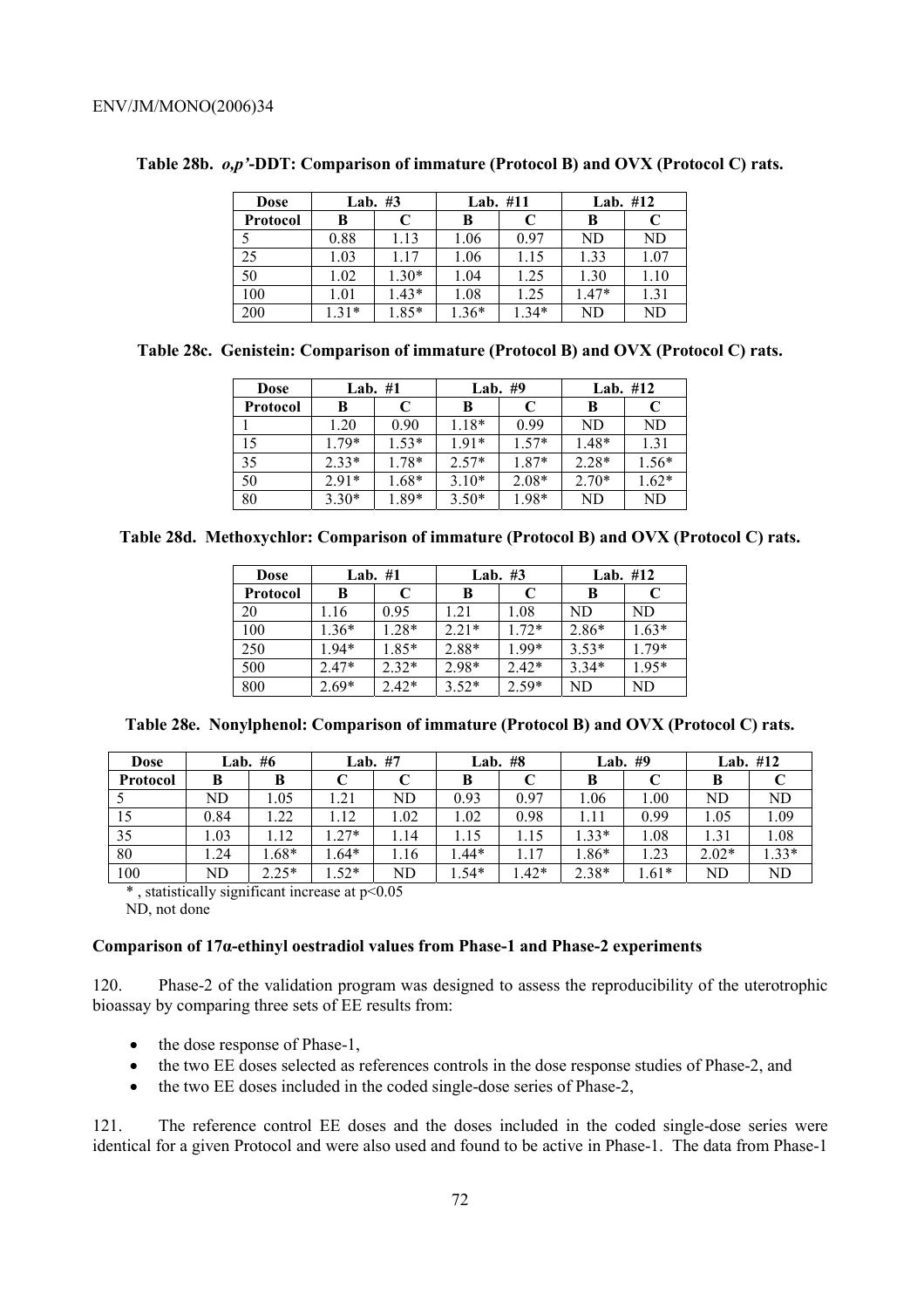**Table 28b. *o,p'*-DDT: Comparison of immature (Protocol B) and OVX (Protocol C) rats.**

| Dose | Lab. #3 | | Lab. #11 | | Lab. #12 | |
|---|---|---|---|---|---|---|
| Protocol | B | C | B | C | B | C |
| 5 | 0.88 | 1.13 | 1.06 | 0.97 | ND | ND |
| 25 | 1.03 | 1.17 | 1.06 | 1.15 | 1.33 | 1.07 |
| 50 | 1.02 | 1.30* | 1.04 | 1.25 | 1.30 | 1.10 |
| 100 | 1.01 | 1.43* | 1.08 | 1.25 | 1.47* | 1.31 |
| 200 | 1.31* | 1.85* | 1.36* | 1.34* | ND | ND |

**Table 28c. Genistein: Comparison of immature (Protocol B) and OVX (Protocol C) rats.**

| Dose | Lab. #1 | | Lab. #9 | | Lab. #12 | |
|---|---|---|---|---|---|---|
| Protocol | B | C | B | C | B | C |
| 1 | 1.20 | 0.90 | 1.18* | 0.99 | ND | ND |
| 15 | 1.79* | 1.53* | 1.91* | 1.57* | 1.48* | 1.31 |
| 35 | 2.33* | 1.78* | 2.57* | 1.87* | 2.28* | 1.56* |
| 50 | 2.91* | 1.68* | 3.10* | 2.08* | 2.70* | 1.62* |
| 80 | 3.30* | 1.89* | 3.50* | 1.98* | ND | ND |

**Table 28d. Methoxychlor: Comparison of immature (Protocol B) and OVX (Protocol C) rats.**

| Dose | Lab. #1 | | Lab. #3 | | Lab. #12 | |
|---|---|---|---|---|---|---|
| Protocol | B | C | B | C | B | C |
| 20 | 1.16 | 0.95 | 1.21 | 1.08 | ND | ND |
| 100 | 1.36* | 1.28* | 2.21* | 1.72* | 2.86* | 1.63* |
| 250 | 1.94* | 1.85* | 2.88* | 1.99* | 3.53* | 1.79* |
| 500 | 2.47* | 2.32* | 2.98* | 2.42* | 3.34* | 1.95* |
| 800 | 2.69* | 2.42* | 3.52* | 2.59* | ND | ND |

**Table 28e. Nonylphenol: Comparison of immature (Protocol B) and OVX (Protocol C) rats.**

| Dose | Lab. #6 | | Lab. #7 | | Lab. #8 | | Lab. #9 | | Lab. #12 | |
|---|---|---|---|---|---|---|---|---|---|---|
| Protocol | B | B | C | C | B | C | B | C | B | C |
| 5 | ND | 1.05 | 1.21 | ND | 0.93 | 0.97 | 1.06 | 1.00 | ND | ND |
| 15 | 0.84 | 1.22 | 1.12 | 1.02 | 1.02 | 0.98 | 1.11 | 0.99 | 1.05 | 1.09 |
| 35 | 1.03 | 1.12 | 1.27* | 1.14 | 1.15 | 1.15 | 1.33* | 1.08 | 1.31 | 1.08 |
| 80 | 1.24 | 1.68* | 1.64* | 1.16 | 1.44* | 1.17 | 1.86* | 1.23 | 2.02* | 1.33* |
| 100 | ND | 2.25* | 1.52* | ND | 1.54* | 1.42* | 2.38* | 1.61* | ND | ND |

\* , statistically significant increase at $p<0.05$

ND, not done

**Comparison of 17α-ethinyl oestradiol values from Phase-1 and Phase-2 experiments**

120. Phase-2 of the validation program was designed to assess the reproducibility of the uterotrophic bioassay by comparing three sets of EE results from:

- the dose response of Phase-1,
- the two EE doses selected as references controls in the dose response studies of Phase-2, and
- the two EE doses included in the coded single-dose series of Phase-2,

121. The reference control EE doses and the doses included in the coded single-dose series were identical for a given Protocol and were also used and found to be active in Phase-1. The data from Phase-1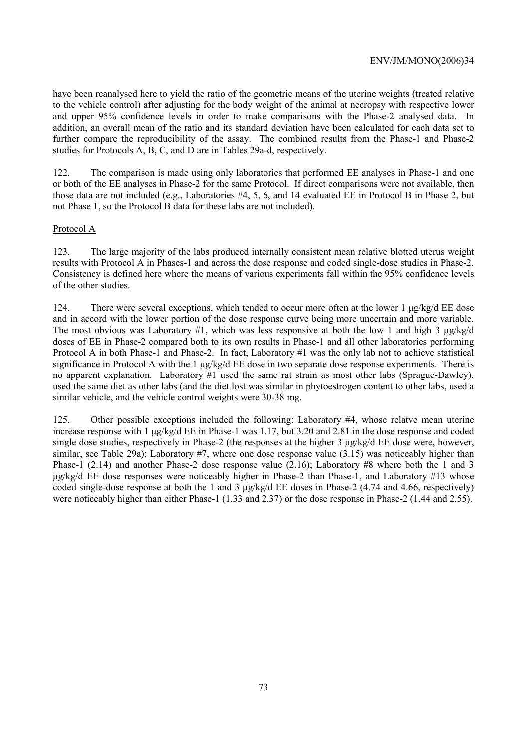have been reanalysed here to yield the ratio of the geometric means of the uterine weights (treated relative to the vehicle control) after adjusting for the body weight of the animal at necropsy with respective lower and upper 95% confidence levels in order to make comparisons with the Phase-2 analysed data. In addition, an overall mean of the ratio and its standard deviation have been calculated for each data set to further compare the reproducibility of the assay. The combined results from the Phase-1 and Phase-2 studies for Protocols A, B, C, and D are in Tables 29a-d, respectively.

122. The comparison is made using only laboratories that performed EE analyses in Phase-1 and one or both of the EE analyses in Phase-2 for the same Protocol. If direct comparisons were not available, then those data are not included (e.g., Laboratories #4, 5, 6, and 14 evaluated EE in Protocol B in Phase 2, but not Phase 1, so the Protocol B data for these labs are not included).

Protocol A

123. The large majority of the labs produced internally consistent mean relative blotted uterus weight results with Protocol A in Phases-1 and across the dose response and coded single-dose studies in Phase-2. Consistency is defined here where the means of various experiments fall within the 95% confidence levels of the other studies.

124. There were several exceptions, which tended to occur more often at the lower 1 µg/kg/d EE dose and in accord with the lower portion of the dose response curve being more uncertain and more variable. The most obvious was Laboratory #1, which was less responsive at both the low 1 and high 3 µg/kg/d doses of EE in Phase-2 compared both to its own results in Phase-1 and all other laboratories performing Protocol A in both Phase-1 and Phase-2. In fact, Laboratory #1 was the only lab not to achieve statistical significance in Protocol A with the 1 µg/kg/d EE dose in two separate dose response experiments. There is no apparent explanation. Laboratory #1 used the same rat strain as most other labs (Sprague-Dawley), used the same diet as other labs (and the diet lost was similar in phytoestrogen content to other labs, used a similar vehicle, and the vehicle control weights were 30-38 mg.

125. Other possible exceptions included the following: Laboratory #4, whose relatve mean uterine increase response with 1 µg/kg/d EE in Phase-1 was 1.17, but 3.20 and 2.81 in the dose response and coded single dose studies, respectively in Phase-2 (the responses at the higher 3 µg/kg/d EE dose were, however, similar, see Table 29a); Laboratory #7, where one dose response value (3.15) was noticeably higher than Phase-1 (2.14) and another Phase-2 dose response value (2.16); Laboratory #8 where both the 1 and 3 µg/kg/d EE dose responses were noticeably higher in Phase-2 than Phase-1, and Laboratory #13 whose coded single-dose response at both the 1 and 3 µg/kg/d EE doses in Phase-2 (4.74 and 4.66, respectively) were noticeably higher than either Phase-1 (1.33 and 2.37) or the dose response in Phase-2 (1.44 and 2.55).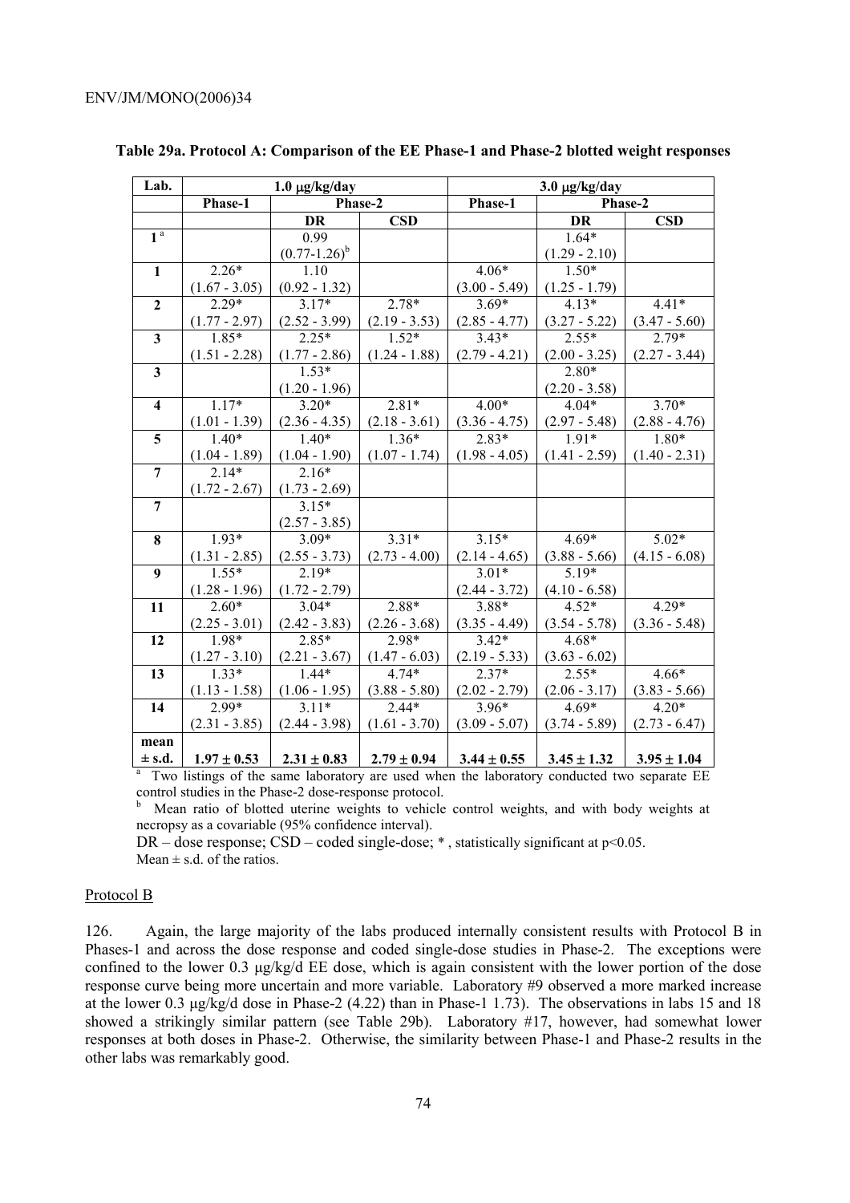**Table 29a. Protocol A: Comparison of the EE Phase-1 and Phase-2 blotted weight responses**

| Lab. | 1.0 μg/kg/day | | | 3.0 μg/kg/day | | |
|---|---|---|---|---|---|---|
| | Phase-1 | Phase-2 | | Phase-1 | Phase-2 | |
| | | DR | CSD | | DR | CSD |
| 1[a] | | 0.99 (0.77-1.26)[b] | | | 1.64* (1.29 - 2.10) | |
| 1 | 2.26* (1.67 - 3.05) | 1.10 (0.92 - 1.32) | | 4.06* (3.00 - 5.49) | 1.50* (1.25 - 1.79) | |
| 2 | 2.29* (1.77 - 2.97) | 3.17* (2.52 - 3.99) | 2.78* (2.19 - 3.53) | 3.69* (2.85 - 4.77) | 4.13* (3.27 - 5.22) | 4.41* (3.47 - 5.60) |
| 3 | 1.85* (1.51 - 2.28) | 2.25* (1.77 - 2.86) | 1.52* (1.24 - 1.88) | 3.43* (2.79 - 4.21) | 2.55* (2.00 - 3.25) | 2.79* (2.27 - 3.44) |
| 3 | | 1.53* (1.20 - 1.96) | | | 2.80* (2.20 - 3.58) | |
| 4 | 1.17* (1.01 - 1.39) | 3.20* (2.36 - 4.35) | 2.81* (2.18 - 3.61) | 4.00* (3.36 - 4.75) | 4.04* (2.97 - 5.48) | 3.70* (2.88 - 4.76) |
| 5 | 1.40* (1.04 - 1.89) | 1.40* (1.04 - 1.90) | 1.36* (1.07 - 1.74) | 2.83* (1.98 - 4.05) | 1.91* (1.41 - 2.59) | 1.80* (1.40 - 2.31) |
| 7 | 2.14* (1.72 - 2.67) | 2.16* (1.73 - 2.69) | | | | |
| 7 | | 3.15* (2.57 - 3.85) | | | | |
| 8 | 1.93* (1.31 - 2.85) | 3.09* (2.55 - 3.73) | 3.31* (2.73 - 4.00) | 3.15* (2.14 - 4.65) | 4.69* (3.88 - 5.66) | 5.02* (4.15 - 6.08) |
| 9 | 1.55* (1.28 - 1.96) | 2.19* (1.72 - 2.79) | | 3.01* (2.44 - 3.72) | 5.19* (4.10 - 6.58) | |
| 11 | 2.60* (2.25 - 3.01) | 3.04* (2.42 - 3.83) | 2.88* (2.26 - 3.68) | 3.88* (3.35 - 4.49) | 4.52* (3.54 - 5.78) | 4.29* (3.36 - 5.48) |
| 12 | 1.98* (1.27 - 3.10) | 2.85* (2.21 - 3.67) | 2.98* (1.47 - 6.03) | 3.42* (2.19 - 5.33) | 4.68* (3.63 - 6.02) | |
| 13 | 1.33* (1.13 - 1.58) | 1.44* (1.06 - 1.95) | 4.74* (3.88 - 5.80) | 2.37* (2.02 - 2.79) | 2.55* (2.06 - 3.17) | 4.66* (3.83 - 5.66) |
| 14 | 2.99* (2.31 - 3.85) | 3.11* (2.44 - 3.98) | 2.44* (1.61 - 3.70) | 3.96* (3.09 - 5.07) | 4.69* (3.74 - 5.89) | 4.20* (2.73 - 6.47) |
| mean ± s.d. | **1.97 ± 0.53** | **2.31 ± 0.83** | **2.79 ± 0.94** | **3.44 ± 0.55** | **3.45 ± 1.32** | **3.95 ± 1.04** |

[a] Two listings of the same laboratory are used when the laboratory conducted two separate EE control studies in the Phase-2 dose-response protocol.

[b] Mean ratio of blotted uterine weights to vehicle control weights, and with body weights at necropsy as a covariable (95% confidence interval).

DR – dose response; CSD – coded single-dose; * , statistically significant at $p<0.05$.

Mean ± s.d. of the ratios.

Protocol B

126. Again, the large majority of the labs produced internally consistent results with Protocol B in Phases-1 and across the dose response and coded single-dose studies in Phase-2. The exceptions were confined to the lower 0.3 μg/kg/d EE dose, which is again consistent with the lower portion of the dose response curve being more uncertain and more variable. Laboratory #9 observed a more marked increase at the lower 0.3 μg/kg/d dose in Phase-2 (4.22) than in Phase-1 1.73). The observations in labs 15 and 18 showed a strikingly similar pattern (see Table 29b). Laboratory #17, however, had somewhat lower responses at both doses in Phase-2. Otherwise, the similarity between Phase-1 and Phase-2 results in the other labs was remarkably good.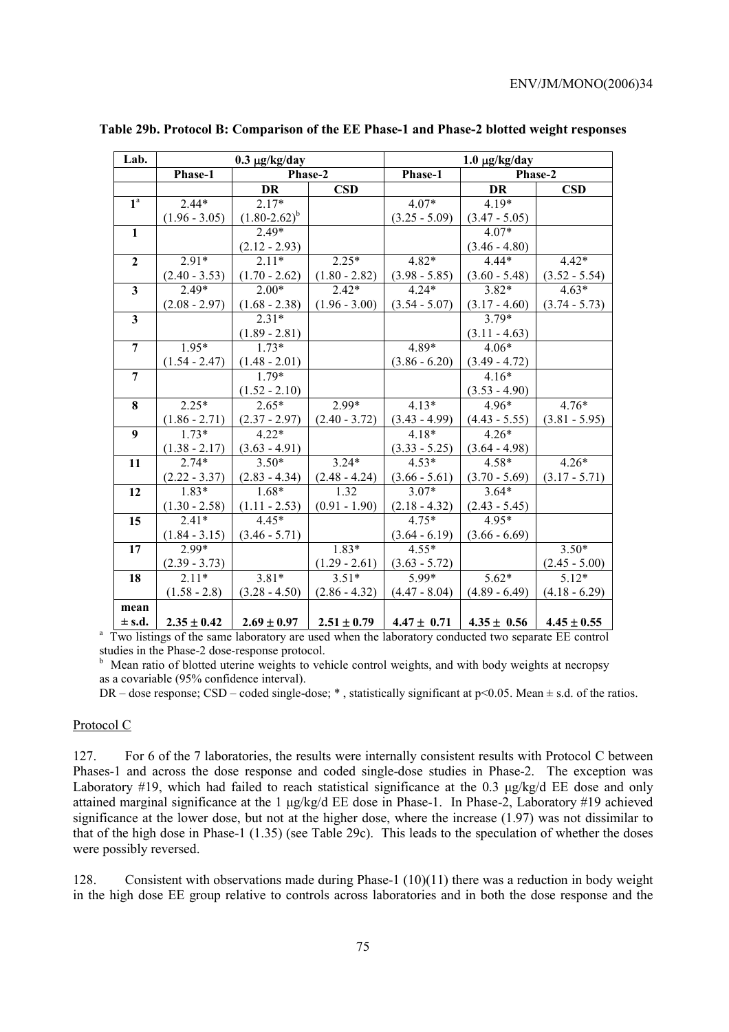**Table 29b. Protocol B: Comparison of the EE Phase-1 and Phase-2 blotted weight responses**

| Lab. | 0.3 μg/kg/day | | | 1.0 μg/kg/day | | |
|---|---|---|---|---|---|---|
| | Phase-1 | Phase-2 | | Phase-1 | Phase-2 | |
| | | DR | CSD | | DR | CSD |
| **1**[a] | 2.44* (1.96 - 3.05) | 2.17* (1.80-2.62)[b] | | 4.07* (3.25 - 5.09) | 4.19* (3.47 - 5.05) | |
| **1** | | 2.49* (2.12 - 2.93) | | | 4.07* (3.46 - 4.80) | |
| **2** | 2.91* (2.40 - 3.53) | 2.11* (1.70 - 2.62) | 2.25* (1.80 - 2.82) | 4.82* (3.98 - 5.85) | 4.44* (3.60 - 5.48) | 4.42* (3.52 - 5.54) |
| **3** | 2.49* (2.08 - 2.97) | 2.00* (1.68 - 2.38) | 2.42* (1.96 - 3.00) | 4.24* (3.54 - 5.07) | 3.82* (3.17 - 4.60) | 4.63* (3.74 - 5.73) |
| **3** | | 2.31* (1.89 - 2.81) | | | 3.79* (3.11 - 4.63) | |
| **7** | 1.95* (1.54 - 2.47) | 1.73* (1.48 - 2.01) | | 4.89* (3.86 - 6.20) | 4.06* (3.49 - 4.72) | |
| **7** | | 1.79* (1.52 - 2.10) | | | 4.16* (3.53 - 4.90) | |
| **8** | 2.25* (1.86 - 2.71) | 2.65* (2.37 - 2.97) | 2.99* (2.40 - 3.72) | 4.13* (3.43 - 4.99) | 4.96* (4.43 - 5.55) | 4.76* (3.81 - 5.95) |
| **9** | 1.73* (1.38 - 2.17) | 4.22* (3.63 - 4.91) | | 4.18* (3.33 - 5.25) | 4.26* (3.64 - 4.98) | |
| **11** | 2.74* (2.22 - 3.37) | 3.50* (2.83 - 4.34) | 3.24* (2.48 - 4.24) | 4.53* (3.66 - 5.61) | 4.58* (3.70 - 5.69) | 4.26* (3.17 - 5.71) |
| **12** | 1.83* (1.30 - 2.58) | 1.68* (1.11 - 2.53) | 1.32 (0.91 - 1.90) | 3.07* (2.18 - 4.32) | 3.64* (2.43 - 5.45) | |
| **15** | 2.41* (1.84 - 3.15) | 4.45* (3.46 - 5.71) | | 4.75* (3.64 - 6.19) | 4.95* (3.66 - 6.69) | |
| **17** | 2.99* (2.39 - 3.73) | | 1.83* (1.29 - 2.61) | 4.55* (3.63 - 5.72) | | 3.50* (2.45 - 5.00) |
| **18** | 2.11* (1.58 - 2.8) | 3.81* (3.28 - 4.50) | 3.51* (2.86 - 4.32) | 5.99* (4.47 - 8.04) | 5.62* (4.89 - 6.49) | 5.12* (4.18 - 6.29) |
| **mean ± s.d.** | **2.35 ± 0.42** | **2.69 ± 0.97** | **2.51 ± 0.79** | **4.47 ± 0.71** | **4.35 ± 0.56** | **4.45 ± 0.55** |

[a] Two listings of the same laboratory are used when the laboratory conducted two separate EE control studies in the Phase-2 dose-response protocol.

[b] Mean ratio of blotted uterine weights to vehicle control weights, and with body weights at necropsy as a covariable (95% confidence interval).

DR – dose response; CSD – coded single-dose; * , statistically significant at $p<0.05$. Mean ± s.d. of the ratios.

Protocol C

127. For 6 of the 7 laboratories, the results were internally consistent results with Protocol C between Phases-1 and across the dose response and coded single-dose studies in Phase-2. The exception was Laboratory #19, which had failed to reach statistical significance at the 0.3 μg/kg/d EE dose and only attained marginal significance at the 1 μg/kg/d EE dose in Phase-1. In Phase-2, Laboratory #19 achieved significance at the lower dose, but not at the higher dose, where the increase (1.97) was not dissimilar to that of the high dose in Phase-1 (1.35) (see Table 29c). This leads to the speculation of whether the doses were possibly reversed.

128. Consistent with observations made during Phase-1 (10)(11) there was a reduction in body weight in the high dose EE group relative to controls across laboratories and in both the dose response and the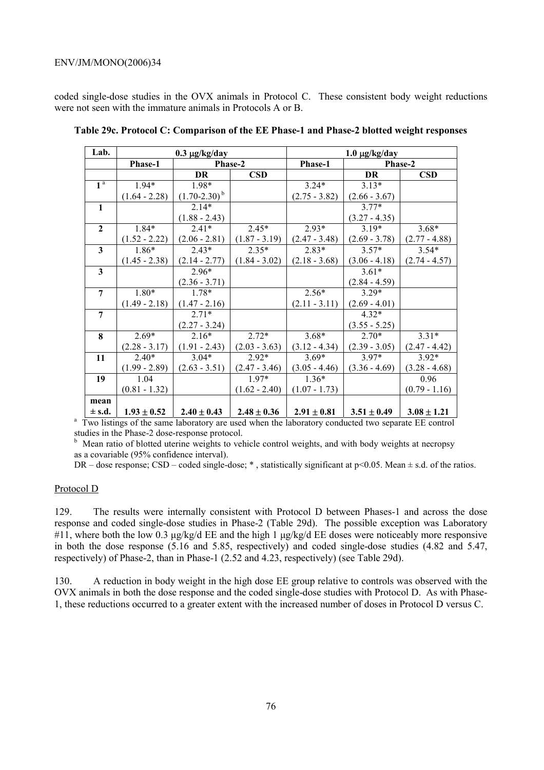coded single-dose studies in the OVX animals in Protocol C. These consistent body weight reductions were not seen with the immature animals in Protocols A or B.

**Table 29c. Protocol C: Comparison of the EE Phase-1 and Phase-2 blotted weight responses**

| Lab. | 0.3 μg/kg/day | | | 1.0 μg/kg/day | | |
|---|---|---|---|---|---|---|
| | Phase-1 | Phase-2 | | Phase-1 | Phase-2 | |
| | | DR | CSD | | DR | CSD |
| 1 [a] | 1.94* (1.64 - 2.28) | 1.98* (1.70-2.30) [b] | | 3.24* (2.75 - 3.82) | 3.13* (2.66 - 3.67) | |
| 1 | | 2.14* (1.88 - 2.43) | | | 3.77* (3.27 - 4.35) | |
| 2 | 1.84* (1.52 - 2.22) | 2.41* (2.06 - 2.81) | 2.45* (1.87 - 3.19) | 2.93* (2.47 - 3.48) | 3.19* (2.69 - 3.78) | 3.68* (2.77 - 4.88) |
| 3 | 1.86* (1.45 - 2.38) | 2.43* (2.14 - 2.77) | 2.35* (1.84 - 3.02) | 2.83* (2.18 - 3.68) | 3.57* (3.06 - 4.18) | 3.54* (2.74 - 4.57) |
| 3 | | 2.96* (2.36 - 3.71) | | | 3.61* (2.84 - 4.59) | |
| 7 | 1.80* (1.49 - 2.18) | 1.78* (1.47 - 2.16) | | 2.56* (2.11 - 3.11) | 3.29* (2.69 - 4.01) | |
| 7 | | 2.71* (2.27 - 3.24) | | | 4.32* (3.55 - 5.25) | |
| 8 | 2.69* (2.28 - 3.17) | 2.16* (1.91 - 2.43) | 2.72* (2.03 - 3.63) | 3.68* (3.12 - 4.34) | 2.70* (2.39 - 3.05) | 3.31* (2.47 - 4.42) |
| 11 | 2.40* (1.99 - 2.89) | 3.04* (2.63 - 3.51) | 2.92* (2.47 - 3.46) | 3.69* (3.05 - 4.46) | 3.97* (3.36 - 4.69) | 3.92* (3.28 - 4.68) |
| 19 | 1.04 (0.81 - 1.32) | | 1.97* (1.62 - 2.40) | 1.36* (1.07 - 1.73) | | 0.96 (0.79 - 1.16) |
| mean ± s.d. | 1.93 ± 0.52 | 2.40 ± 0.43 | 2.48 ± 0.36 | 2.91 ± 0.81 | 3.51 ± 0.49 | 3.08 ± 1.21 |

[a] Two listings of the same laboratory are used when the laboratory conducted two separate EE control studies in the Phase-2 dose-response protocol.

[b] Mean ratio of blotted uterine weights to vehicle control weights, and with body weights at necropsy as a covariable (95% confidence interval).

DR – dose response; CSD – coded single-dose; * , statistically significant at $p<0.05$. Mean ± s.d. of the ratios.

Protocol D

129. The results were internally consistent with Protocol D between Phases-1 and across the dose response and coded single-dose studies in Phase-2 (Table 29d). The possible exception was Laboratory #11, where both the low 0.3 μg/kg/d EE and the high 1 μg/kg/d EE doses were noticeably more responsive in both the dose response (5.16 and 5.85, respectively) and coded single-dose studies (4.82 and 5.47, respectively) of Phase-2, than in Phase-1 (2.52 and 4.23, respectively) (see Table 29d).

130. A reduction in body weight in the high dose EE group relative to controls was observed with the OVX animals in both the dose response and the coded single-dose studies with Protocol D. As with Phase-1, these reductions occurred to a greater extent with the increased number of doses in Protocol D versus C.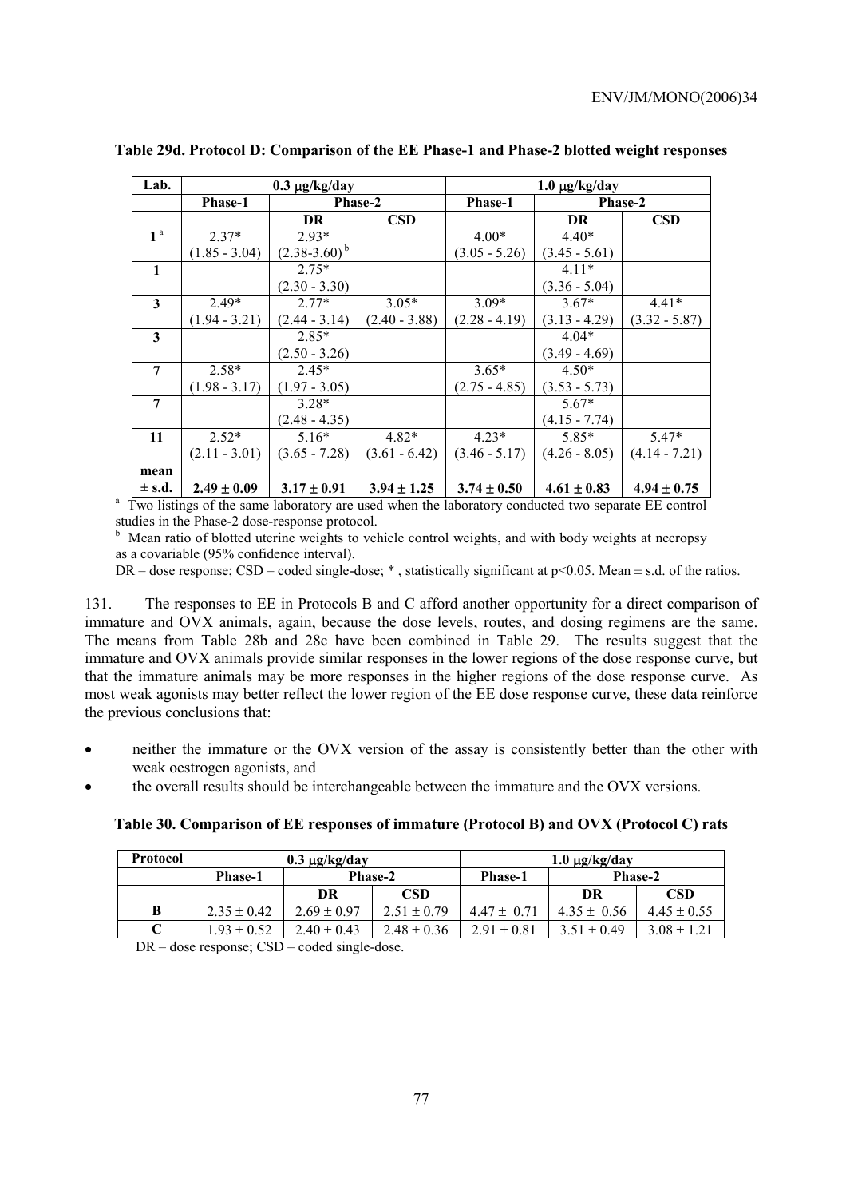**Table 29d. Protocol D: Comparison of the EE Phase-1 and Phase-2 blotted weight responses**

| Lab. | 0.3 μg/kg/day | | | 1.0 μg/kg/day | | |
|---|---|---|---|---|---|---|
| | Phase-1 | Phase-2 | | Phase-1 | Phase-2 | |
| | | DR | CSD | | DR | CSD |
| 1 [a] | 2.37* (1.85 - 3.04) | 2.93* (2.38-3.60) [b] | | 4.00* (3.05 - 5.26) | 4.40* (3.45 - 5.61) | |
| 1 | | 2.75* (2.30 - 3.30) | | | 4.11* (3.36 - 5.04) | |
| 3 | 2.49* (1.94 - 3.21) | 2.77* (2.44 - 3.14) | 3.05* (2.40 - 3.88) | 3.09* (2.28 - 4.19) | 3.67* (3.13 - 4.29) | 4.41* (3.32 - 5.87) |
| 3 | | 2.85* (2.50 - 3.26) | | | 4.04* (3.49 - 4.69) | |
| 7 | 2.58* (1.98 - 3.17) | 2.45* (1.97 - 3.05) | | 3.65* (2.75 - 4.85) | 4.50* (3.53 - 5.73) | |
| 7 | | 3.28* (2.48 - 4.35) | | | 5.67* (4.15 - 7.74) | |
| 11 | 2.52* (2.11 - 3.01) | 5.16* (3.65 - 7.28) | 4.82* (3.61 - 6.42) | 4.23* (3.46 - 5.17) | 5.85* (4.26 - 8.05) | 5.47* (4.14 - 7.21) |
| **mean ± s.d.** | **2.49 ± 0.09** | **3.17 ± 0.91** | **3.94 ± 1.25** | **3.74 ± 0.50** | **4.61 ± 0.83** | **4.94 ± 0.75** |

[a] Two listings of the same laboratory are used when the laboratory conducted two separate EE control studies in the Phase-2 dose-response protocol.

[b] Mean ratio of blotted uterine weights to vehicle control weights, and with body weights at necropsy as a covariable (95% confidence interval).

DR – dose response; CSD – coded single-dose; * , statistically significant at $p<0.05$. Mean ± s.d. of the ratios.

131. The responses to EE in Protocols B and C afford another opportunity for a direct comparison of immature and OVX animals, again, because the dose levels, routes, and dosing regimens are the same. The means from Table 28b and 28c have been combined in Table 29. The results suggest that the immature and OVX animals provide similar responses in the lower regions of the dose response curve, but that the immature animals may be more responses in the higher regions of the dose response curve. As most weak agonists may better reflect the lower region of the EE dose response curve, these data reinforce the previous conclusions that:

- neither the immature or the OVX version of the assay is consistently better than the other with weak oestrogen agonists, and
- the overall results should be interchangeable between the immature and the OVX versions.

**Table 30. Comparison of EE responses of immature (Protocol B) and OVX (Protocol C) rats**

| Protocol | 0.3 μg/kg/day | | | 1.0 μg/kg/day | | |
|---|---|---|---|---|---|---|
| | Phase-1 | Phase-2 | | Phase-1 | Phase-2 | |
| | | DR | CSD | | DR | CSD |
| B | 2.35 ± 0.42 | 2.69 ± 0.97 | 2.51 ± 0.79 | 4.47 ± 0.71 | 4.35 ± 0.56 | 4.45 ± 0.55 |
| C | 1.93 ± 0.52 | 2.40 ± 0.43 | 2.48 ± 0.36 | 2.91 ± 0.81 | 3.51 ± 0.49 | 3.08 ± 1.21 |

DR – dose response; CSD – coded single-dose.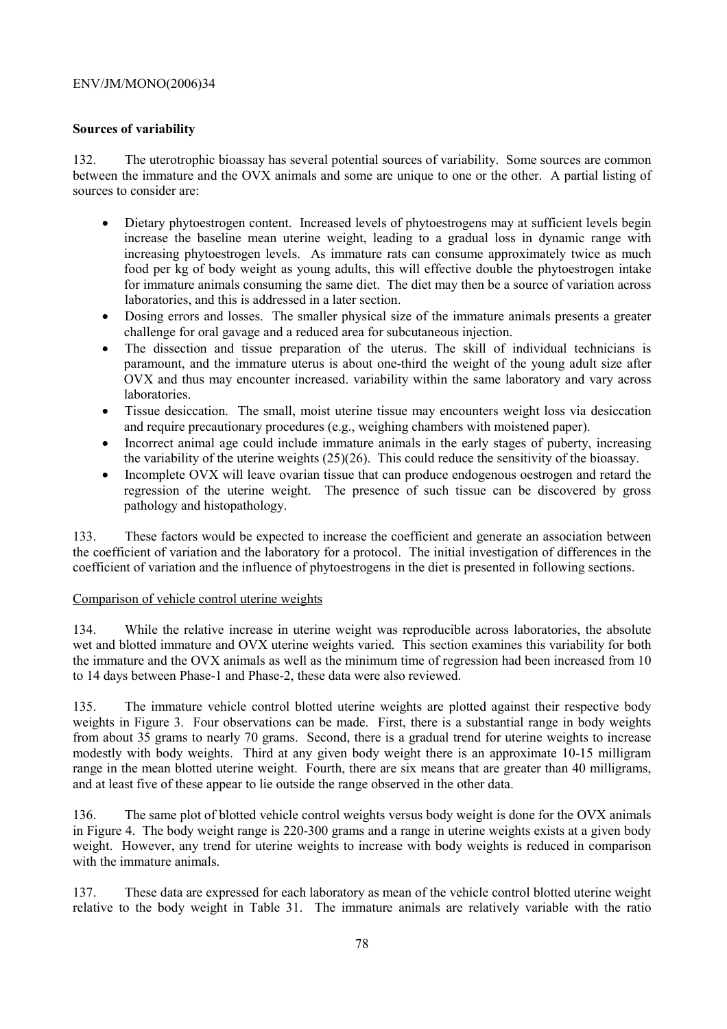### Sources of variability

132. The uterotrophic bioassay has several potential sources of variability. Some sources are common between the immature and the OVX animals and some are unique to one or the other. A partial listing of sources to consider are:

- Dietary phytoestrogen content. Increased levels of phytoestrogens may at sufficient levels begin increase the baseline mean uterine weight, leading to a gradual loss in dynamic range with increasing phytoestrogen levels. As immature rats can consume approximately twice as much food per kg of body weight as young adults, this will effective double the phytoestrogen intake for immature animals consuming the same diet. The diet may then be a source of variation across laboratories, and this is addressed in a later section.
- Dosing errors and losses. The smaller physical size of the immature animals presents a greater challenge for oral gavage and a reduced area for subcutaneous injection.
- The dissection and tissue preparation of the uterus. The skill of individual technicians is paramount, and the immature uterus is about one-third the weight of the young adult size after OVX and thus may encounter increased. variability within the same laboratory and vary across laboratories.
- Tissue desiccation. The small, moist uterine tissue may encounters weight loss via desiccation and require precautionary procedures (e.g., weighing chambers with moistened paper).
- Incorrect animal age could include immature animals in the early stages of puberty, increasing the variability of the uterine weights (25)(26). This could reduce the sensitivity of the bioassay.
- Incomplete OVX will leave ovarian tissue that can produce endogenous oestrogen and retard the regression of the uterine weight. The presence of such tissue can be discovered by gross pathology and histopathology.

133. These factors would be expected to increase the coefficient and generate an association between the coefficient of variation and the laboratory for a protocol. The initial investigation of differences in the coefficient of variation and the influence of phytoestrogens in the diet is presented in following sections.

Comparison of vehicle control uterine weights

134. While the relative increase in uterine weight was reproducible across laboratories, the absolute wet and blotted immature and OVX uterine weights varied. This section examines this variability for both the immature and the OVX animals as well as the minimum time of regression had been increased from 10 to 14 days between Phase-1 and Phase-2, these data were also reviewed.

135. The immature vehicle control blotted uterine weights are plotted against their respective body weights in Figure 3. Four observations can be made. First, there is a substantial range in body weights from about 35 grams to nearly 70 grams. Second, there is a gradual trend for uterine weights to increase modestly with body weights. Third at any given body weight there is an approximate 10-15 milligram range in the mean blotted uterine weight. Fourth, there are six means that are greater than 40 milligrams, and at least five of these appear to lie outside the range observed in the other data.

136. The same plot of blotted vehicle control weights versus body weight is done for the OVX animals in Figure 4. The body weight range is 220-300 grams and a range in uterine weights exists at a given body weight. However, any trend for uterine weights to increase with body weights is reduced in comparison with the immature animals.

137. These data are expressed for each laboratory as mean of the vehicle control blotted uterine weight relative to the body weight in Table 31. The immature animals are relatively variable with the ratio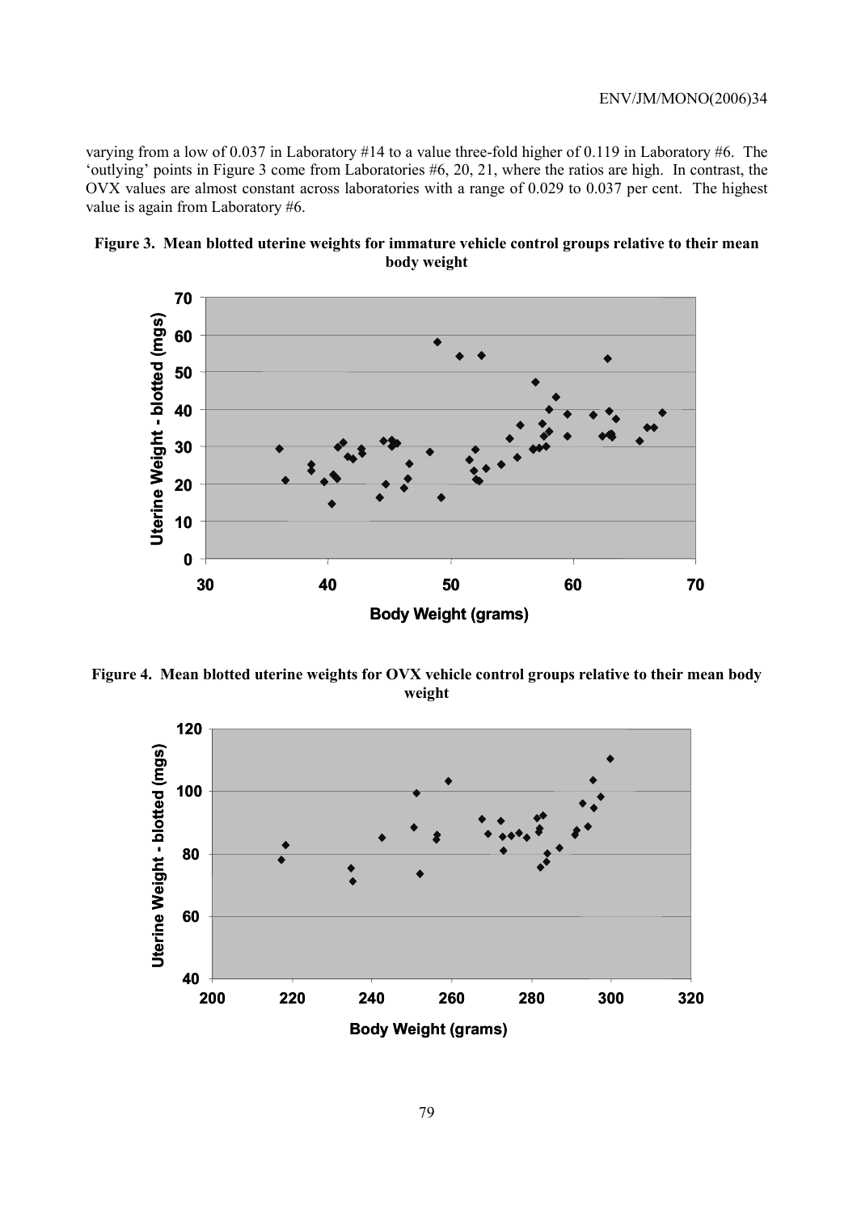varying from a low of 0.037 in Laboratory #14 to a value three-fold higher of 0.119 in Laboratory #6. The 'outlying' points in Figure 3 come from Laboratories #6, 20, 21, where the ratios are high. In contrast, the OVX values are almost constant across laboratories with a range of 0.029 to 0.037 per cent. The highest value is again from Laboratory #6.

**Figure 3. Mean blotted uterine weights for immature vehicle control groups relative to their mean body weight**

**Figure 4. Mean blotted uterine weights for OVX vehicle control groups relative to their mean body weight**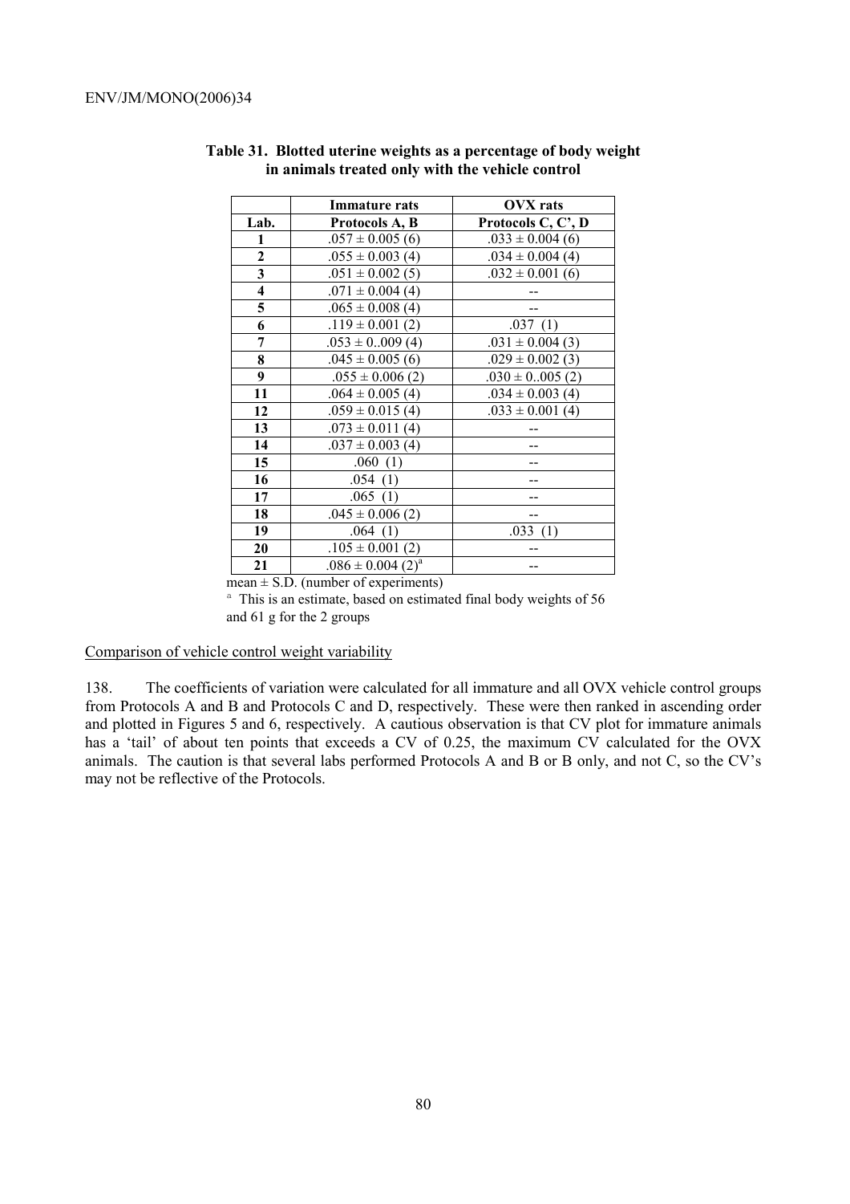**Table 31. Blotted uterine weights as a percentage of body weight in animals treated only with the vehicle control**

| | Immature rats | OVX rats |
|---|---|---|
| **Lab.** | **Protocols A, B** | **Protocols C, C', D** |
| **1** | .057 ± 0.005 (6) | .033 ± 0.004 (6) |
| **2** | .055 ± 0.003 (4) | .034 ± 0.004 (4) |
| **3** | .051 ± 0.002 (5) | .032 ± 0.001 (6) |
| **4** | .071 ± 0.004 (4) | -- |
| **5** | .065 ± 0.008 (4) | -- |
| **6** | .119 ± 0.001 (2) | .037 (1) |
| **7** | .053 ± 0..009 (4) | .031 ± 0.004 (3) |
| **8** | .045 ± 0.005 (6) | .029 ± 0.002 (3) |
| **9** | .055 ± 0.006 (2) | .030 ± 0..005 (2) |
| **11** | .064 ± 0.005 (4) | .034 ± 0.003 (4) |
| **12** | .059 ± 0.015 (4) | .033 ± 0.001 (4) |
| **13** | .073 ± 0.011 (4) | -- |
| **14** | .037 ± 0.003 (4) | -- |
| **15** | .060 (1) | -- |
| **16** | .054 (1) | -- |
| **17** | .065 (1) | -- |
| **18** | .045 ± 0.006 (2) | -- |
| **19** | .064 (1) | .033 (1) |
| **20** | .105 ± 0.001 (2) | -- |
| **21** | .086 ± 0.004 (2)[a] | -- |

mean ± S.D. (number of experiments)

[a] This is an estimate, based on estimated final body weights of 56 and 61 g for the 2 groups

Comparison of vehicle control weight variability

138. The coefficients of variation were calculated for all immature and all OVX vehicle control groups from Protocols A and B and Protocols C and D, respectively. These were then ranked in ascending order and plotted in Figures 5 and 6, respectively. A cautious observation is that CV plot for immature animals has a 'tail' of about ten points that exceeds a CV of 0.25, the maximum CV calculated for the OVX animals. The caution is that several labs performed Protocols A and B or B only, and not C, so the CV's may not be reflective of the Protocols.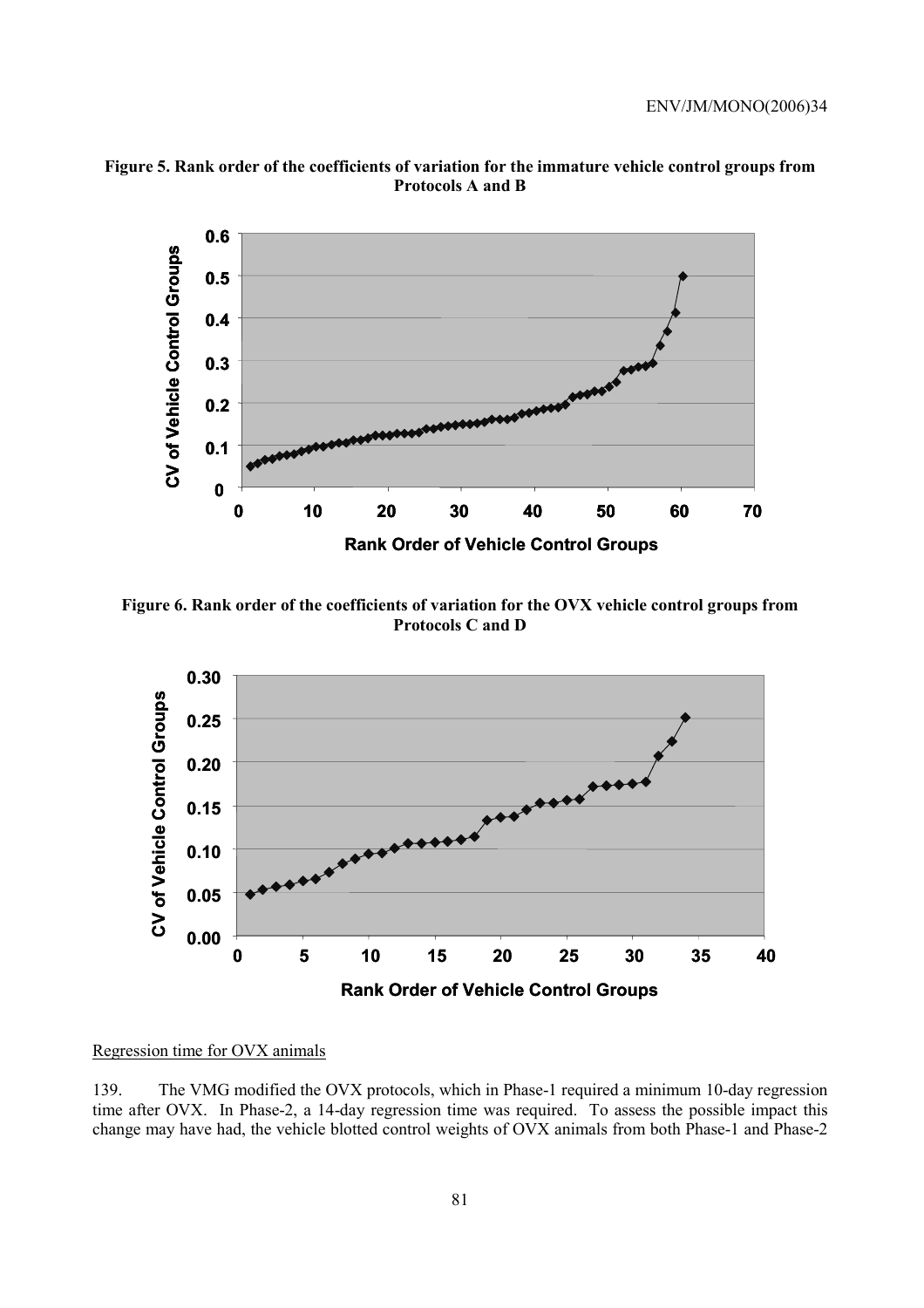**Figure 5. Rank order of the coefficients of variation for the immature vehicle control groups from Protocols A and B**

**Figure 6. Rank order of the coefficients of variation for the OVX vehicle control groups from Protocols C and D**

Regression time for OVX animals

139. The VMG modified the OVX protocols, which in Phase-1 required a minimum 10-day regression time after OVX. In Phase-2, a 14-day regression time was required. To assess the possible impact this change may have had, the vehicle blotted control weights of OVX animals from both Phase-1 and Phase-2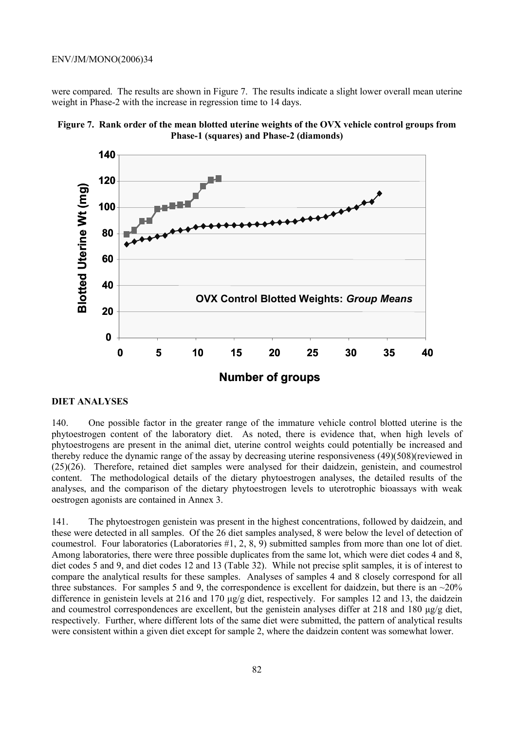were compared. The results are shown in Figure 7. The results indicate a slight lower overall mean uterine weight in Phase-2 with the increase in regression time to 14 days.

**Figure 7. Rank order of the mean blotted uterine weights of the OVX vehicle control groups from Phase-1 (squares) and Phase-2 (diamonds)**

### DIET ANALYSES

140. One possible factor in the greater range of the immature vehicle control blotted uterine is the phytoestrogen content of the laboratory diet. As noted, there is evidence that, when high levels of phytoestrogens are present in the animal diet, uterine control weights could potentially be increased and thereby reduce the dynamic range of the assay by decreasing uterine responsiveness (49)(508)(reviewed in (25)(26). Therefore, retained diet samples were analysed for their daidzein, genistein, and coumestrol content. The methodological details of the dietary phytoestrogen analyses, the detailed results of the analyses, and the comparison of the dietary phytoestrogen levels to uterotrophic bioassays with weak oestrogen agonists are contained in Annex 3.

141. The phytoestrogen genistein was present in the highest concentrations, followed by daidzein, and these were detected in all samples. Of the 26 diet samples analysed, 8 were below the level of detection of coumestrol. Four laboratories (Laboratories #1, 2, 8, 9) submitted samples from more than one lot of diet. Among laboratories, there were three possible duplicates from the same lot, which were diet codes 4 and 8, diet codes 5 and 9, and diet codes 12 and 13 (Table 32). While not precise split samples, it is of interest to compare the analytical results for these samples. Analyses of samples 4 and 8 closely correspond for all three substances. For samples 5 and 9, the correspondence is excellent for daidzein, but there is an ~20% difference in genistein levels at 216 and 170 µg/g diet, respectively. For samples 12 and 13, the daidzein and coumestrol correspondences are excellent, but the genistein analyses differ at 218 and 180 µg/g diet, respectively. Further, where different lots of the same diet were submitted, the pattern of analytical results were consistent within a given diet except for sample 2, where the daidzein content was somewhat lower.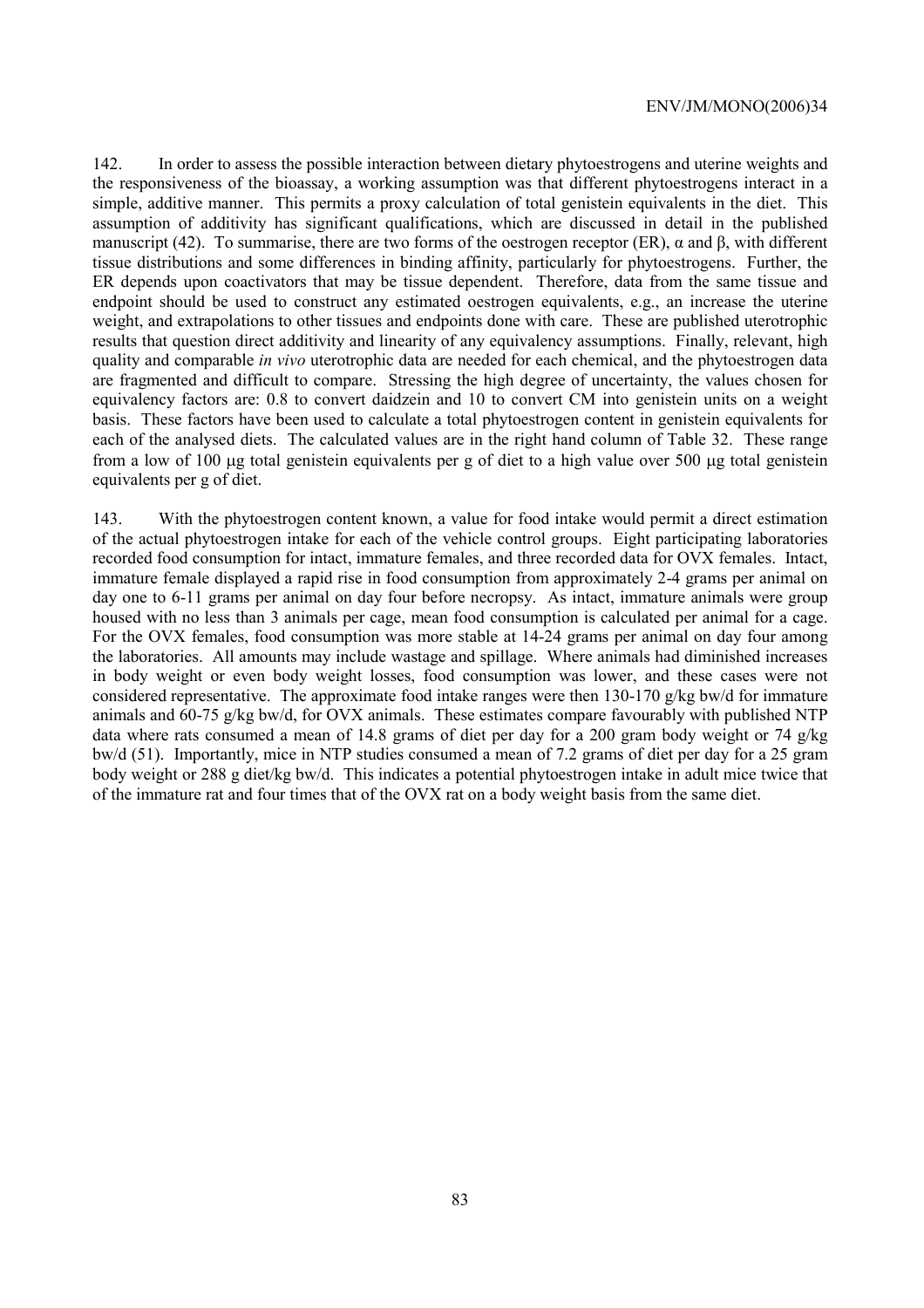142. In order to assess the possible interaction between dietary phytoestrogens and uterine weights and the responsiveness of the bioassay, a working assumption was that different phytoestrogens interact in a simple, additive manner. This permits a proxy calculation of total genistein equivalents in the diet. This assumption of additivity has significant qualifications, which are discussed in detail in the published manuscript (42). To summarise, there are two forms of the oestrogen receptor (ER), α and β, with different tissue distributions and some differences in binding affinity, particularly for phytoestrogens. Further, the ER depends upon coactivators that may be tissue dependent. Therefore, data from the same tissue and endpoint should be used to construct any estimated oestrogen equivalents, e.g., an increase the uterine weight, and extrapolations to other tissues and endpoints done with care. These are published uterotrophic results that question direct additivity and linearity of any equivalency assumptions. Finally, relevant, high quality and comparable *in vivo* uterotrophic data are needed for each chemical, and the phytoestrogen data are fragmented and difficult to compare. Stressing the high degree of uncertainty, the values chosen for equivalency factors are: 0.8 to convert daidzein and 10 to convert CM into genistein units on a weight basis. These factors have been used to calculate a total phytoestrogen content in genistein equivalents for each of the analysed diets. The calculated values are in the right hand column of Table 32. These range from a low of 100 μg total genistein equivalents per g of diet to a high value over 500 μg total genistein equivalents per g of diet.

143. With the phytoestrogen content known, a value for food intake would permit a direct estimation of the actual phytoestrogen intake for each of the vehicle control groups. Eight participating laboratories recorded food consumption for intact, immature females, and three recorded data for OVX females. Intact, immature female displayed a rapid rise in food consumption from approximately 2-4 grams per animal on day one to 6-11 grams per animal on day four before necropsy. As intact, immature animals were group housed with no less than 3 animals per cage, mean food consumption is calculated per animal for a cage. For the OVX females, food consumption was more stable at 14-24 grams per animal on day four among the laboratories. All amounts may include wastage and spillage. Where animals had diminished increases in body weight or even body weight losses, food consumption was lower, and these cases were not considered representative. The approximate food intake ranges were then 130-170 g/kg bw/d for immature animals and 60-75 g/kg bw/d, for OVX animals. These estimates compare favourably with published NTP data where rats consumed a mean of 14.8 grams of diet per day for a 200 gram body weight or 74 g/kg bw/d (51). Importantly, mice in NTP studies consumed a mean of 7.2 grams of diet per day for a 25 gram body weight or 288 g diet/kg bw/d. This indicates a potential phytoestrogen intake in adult mice twice that of the immature rat and four times that of the OVX rat on a body weight basis from the same diet.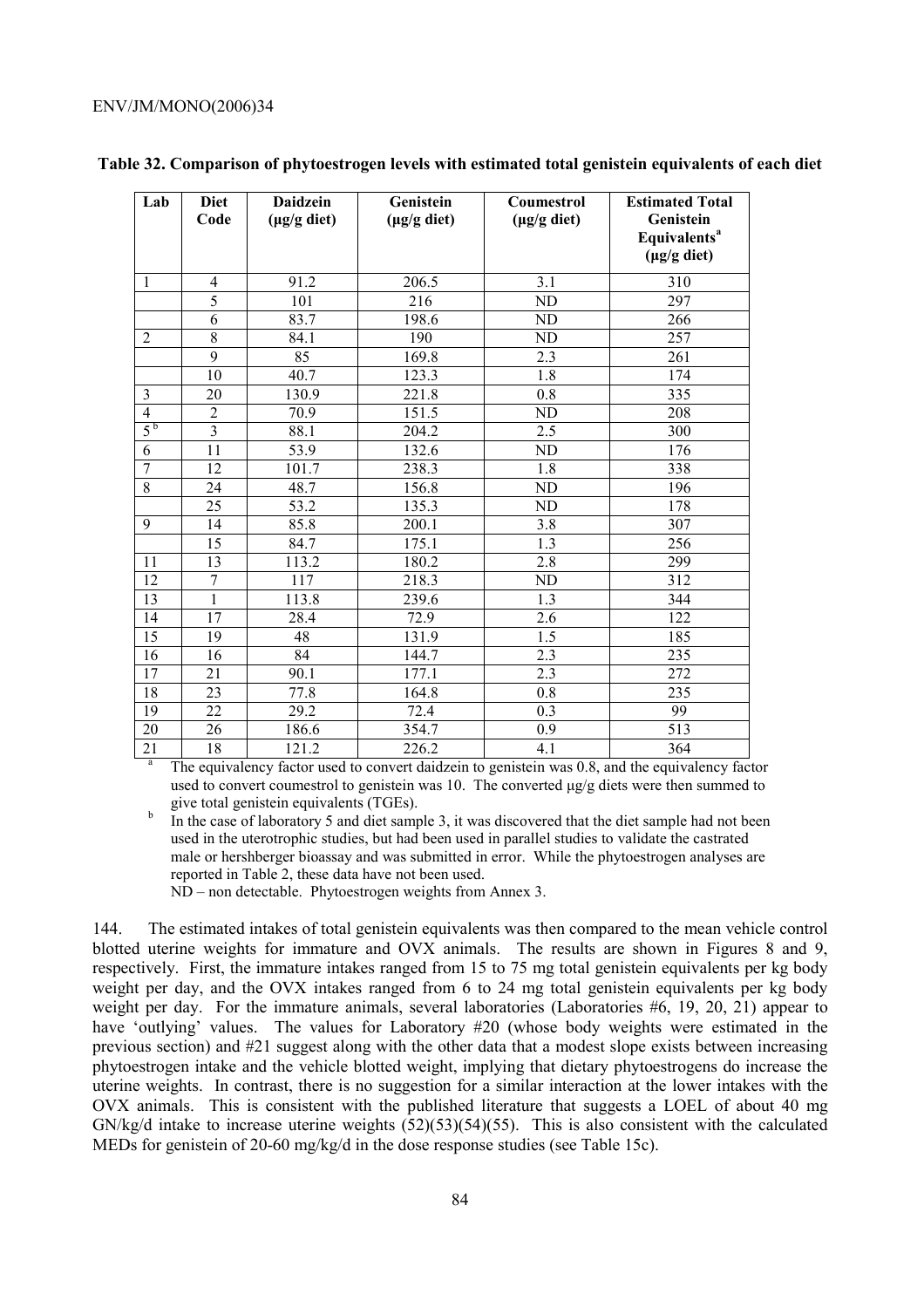**Table 32. Comparison of phytoestrogen levels with estimated total genistein equivalents of each diet**

| Lab | Diet Code | Daidzein (µg/g diet) | Genistein (µg/g diet) | Coumestrol (µg/g diet) | Estimated Total Genistein Equivalents[a] (µg/g diet) |
|---|---|---|---|---|---|
| 1 | 4 | 91.2 | 206.5 | 3.1 | 310 |
| | 5 | 101 | 216 | ND | 297 |
| | 6 | 83.7 | 198.6 | ND | 266 |
| 2 | 8 | 84.1 | 190 | ND | 257 |
| | 9 | 85 | 169.8 | 2.3 | 261 |
| | 10 | 40.7 | 123.3 | 1.8 | 174 |
| 3 | 20 | 130.9 | 221.8 | 0.8 | 335 |
| 4 | 2 | 70.9 | 151.5 | ND | 208 |
| 5[b] | 3 | 88.1 | 204.2 | 2.5 | 300 |
| 6 | 11 | 53.9 | 132.6 | ND | 176 |
| 7 | 12 | 101.7 | 238.3 | 1.8 | 338 |
| 8 | 24 | 48.7 | 156.8 | ND | 196 |
| | 25 | 53.2 | 135.3 | ND | 178 |
| 9 | 14 | 85.8 | 200.1 | 3.8 | 307 |
| | 15 | 84.7 | 175.1 | 1.3 | 256 |
| 11 | 13 | 113.2 | 180.2 | 2.8 | 299 |
| 12 | 7 | 117 | 218.3 | ND | 312 |
| 13 | 1 | 113.8 | 239.6 | 1.3 | 344 |
| 14 | 17 | 28.4 | 72.9 | 2.6 | 122 |
| 15 | 19 | 48 | 131.9 | 1.5 | 185 |
| 16 | 16 | 84 | 144.7 | 2.3 | 235 |
| 17 | 21 | 90.1 | 177.1 | 2.3 | 272 |
| 18 | 23 | 77.8 | 164.8 | 0.8 | 235 |
| 19 | 22 | 29.2 | 72.4 | 0.3 | 99 |
| 20 | 26 | 186.6 | 354.7 | 0.9 | 513 |
| 21 | 18 | 121.2 | 226.2 | 4.1 | 364 |

[a] The equivalency factor used to convert daidzein to genistein was 0.8, and the equivalency factor used to convert coumestrol to genistein was 10. The converted µg/g diets were then summed to give total genistein equivalents (TGEs).

[b] In the case of laboratory 5 and diet sample 3, it was discovered that the diet sample had not been used in the uterotrophic studies, but had been used in parallel studies to validate the castrated male or hershberger bioassay and was submitted in error. While the phytoestrogen analyses are reported in Table 2, these data have not been used.

ND – non detectable. Phytoestrogen weights from Annex 3.

144. The estimated intakes of total genistein equivalents was then compared to the mean vehicle control blotted uterine weights for immature and OVX animals. The results are shown in Figures 8 and 9, respectively. First, the immature intakes ranged from 15 to 75 mg total genistein equivalents per kg body weight per day, and the OVX intakes ranged from 6 to 24 mg total genistein equivalents per kg body weight per day. For the immature animals, several laboratories (Laboratories #6, 19, 20, 21) appear to have 'outlying' values. The values for Laboratory #20 (whose body weights were estimated in the previous section) and #21 suggest along with the other data that a modest slope exists between increasing phytoestrogen intake and the vehicle blotted weight, implying that dietary phytoestrogens do increase the uterine weights. In contrast, there is no suggestion for a similar interaction at the lower intakes with the OVX animals. This is consistent with the published literature that suggests a LOEL of about 40 mg GN/kg/d intake to increase uterine weights (52)(53)(54)(55). This is also consistent with the calculated MEDs for genistein of 20-60 mg/kg/d in the dose response studies (see Table 15c).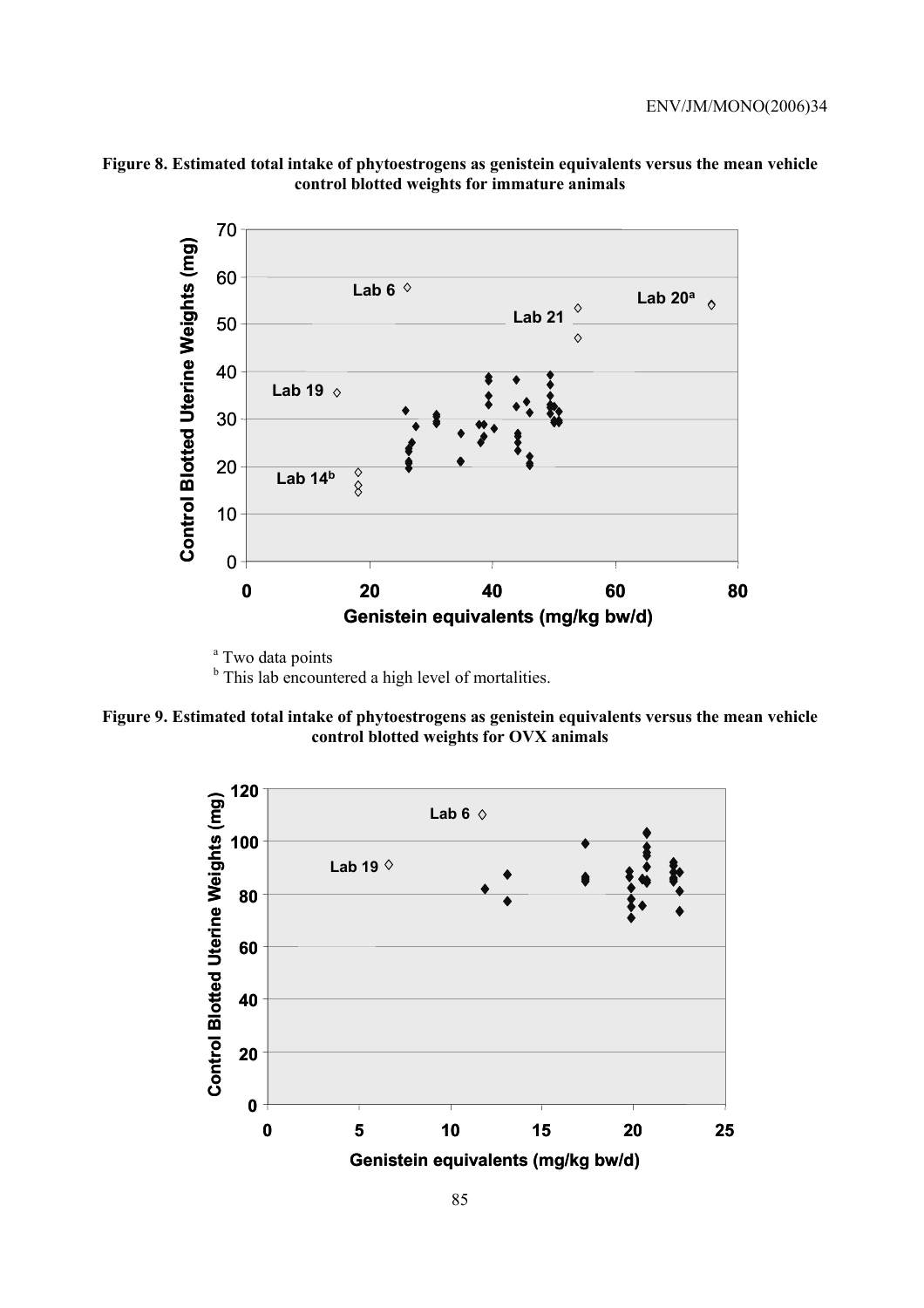**Figure 8. Estimated total intake of phytoestrogens as genistein equivalents versus the mean vehicle control blotted weights for immature animals**

[a] Two data points

[b] This lab encountered a high level of mortalities.

**Figure 9. Estimated total intake of phytoestrogens as genistein equivalents versus the mean vehicle control blotted weights for OVX animals**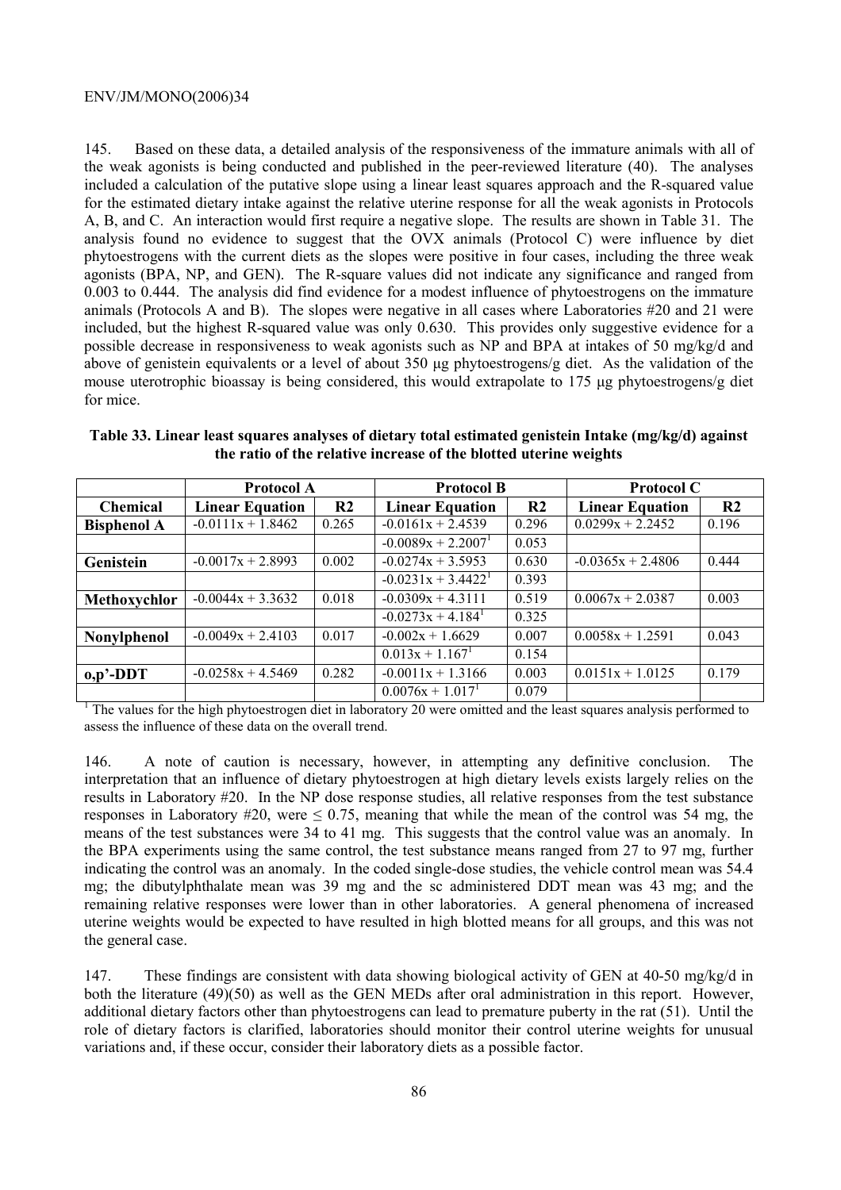145. Based on these data, a detailed analysis of the responsiveness of the immature animals with all of the weak agonists is being conducted and published in the peer-reviewed literature (40). The analyses included a calculation of the putative slope using a linear least squares approach and the R-squared value for the estimated dietary intake against the relative uterine response for all the weak agonists in Protocols A, B, and C. An interaction would first require a negative slope. The results are shown in Table 31. The analysis found no evidence to suggest that the OVX animals (Protocol C) were influence by diet phytoestrogens with the current diets as the slopes were positive in four cases, including the three weak agonists (BPA, NP, and GEN). The R-square values did not indicate any significance and ranged from 0.003 to 0.444. The analysis did find evidence for a modest influence of phytoestrogens on the immature animals (Protocols A and B). The slopes were negative in all cases where Laboratories #20 and 21 were included, but the highest R-squared value was only 0.630. This provides only suggestive evidence for a possible decrease in responsiveness to weak agonists such as NP and BPA at intakes of 50 mg/kg/d and above of genistein equivalents or a level of about 350 µg phytoestrogens/g diet. As the validation of the mouse uterotrophic bioassay is being considered, this would extrapolate to 175 µg phytoestrogens/g diet for mice.

**Table 33. Linear least squares analyses of dietary total estimated genistein Intake (mg/kg/d) against the ratio of the relative increase of the blotted uterine weights**

| | Protocol A | | Protocol B | | Protocol C | |
|---|---|---|---|---|---|---|
| **Chemical** | **Linear Equation** | **R2** | **Linear Equation** | **R2** | **Linear Equation** | **R2** |
| **Bisphenol A** | $-0.0111x + 1.8462$ | 0.265 | $-0.0161x + 2.4539$ | 0.296 | $0.0299x + 2.2452$ | 0.196 |
| | | | $-0.0089x + 2.2007$ [1] | 0.053 | | |
| **Genistein** | $-0.0017x + 2.8993$ | 0.002 | $-0.0274x + 3.5953$ | 0.630 | $-0.0365x + 2.4806$ | 0.444 |
| | | | $-0.0231x + 3.4422$ [1] | 0.393 | | |
| **Methoxychlor** | $-0.0044x + 3.3632$ | 0.018 | $-0.0309x + 4.3111$ | 0.519 | $0.0067x + 2.0387$ | 0.003 |
| | | | $-0.0273x + 4.184$ [1] | 0.325 | | |
| **Nonylphenol** | $-0.0049x + 2.4103$ | 0.017 | $-0.002x + 1.6629$ | 0.007 | $0.0058x + 1.2591$ | 0.043 |
| | | | $0.013x + 1.167$ [1] | 0.154 | | |
| **o,p'-DDT** | $-0.0258x + 4.5469$ | 0.282 | $-0.0011x + 1.3166$ | 0.003 | $0.0151x + 1.0125$ | 0.179 |
| | | | $0.0076x + 1.017$ [1] | 0.079 | | |

[1] The values for the high phytoestrogen diet in laboratory 20 were omitted and the least squares analysis performed to assess the influence of these data on the overall trend.

146. A note of caution is necessary, however, in attempting any definitive conclusion. The interpretation that an influence of dietary phytoestrogen at high dietary levels exists largely relies on the results in Laboratory #20. In the NP dose response studies, all relative responses from the test substance responses in Laboratory #20, were ≤ 0.75, meaning that while the mean of the control was 54 mg, the means of the test substances were 34 to 41 mg. This suggests that the control value was an anomaly. In the BPA experiments using the same control, the test substance means ranged from 27 to 97 mg, further indicating the control was an anomaly. In the coded single-dose studies, the vehicle control mean was 54.4 mg; the dibutylphthalate mean was 39 mg and the sc administered DDT mean was 43 mg; and the remaining relative responses were lower than in other laboratories. A general phenomena of increased uterine weights would be expected to have resulted in high blotted means for all groups, and this was not the general case.

147. These findings are consistent with data showing biological activity of GEN at 40-50 mg/kg/d in both the literature (49)(50) as well as the GEN MEDs after oral administration in this report. However, additional dietary factors other than phytoestrogens can lead to premature puberty in the rat (51). Until the role of dietary factors is clarified, laboratories should monitor their control uterine weights for unusual variations and, if these occur, consider their laboratory diets as a possible factor.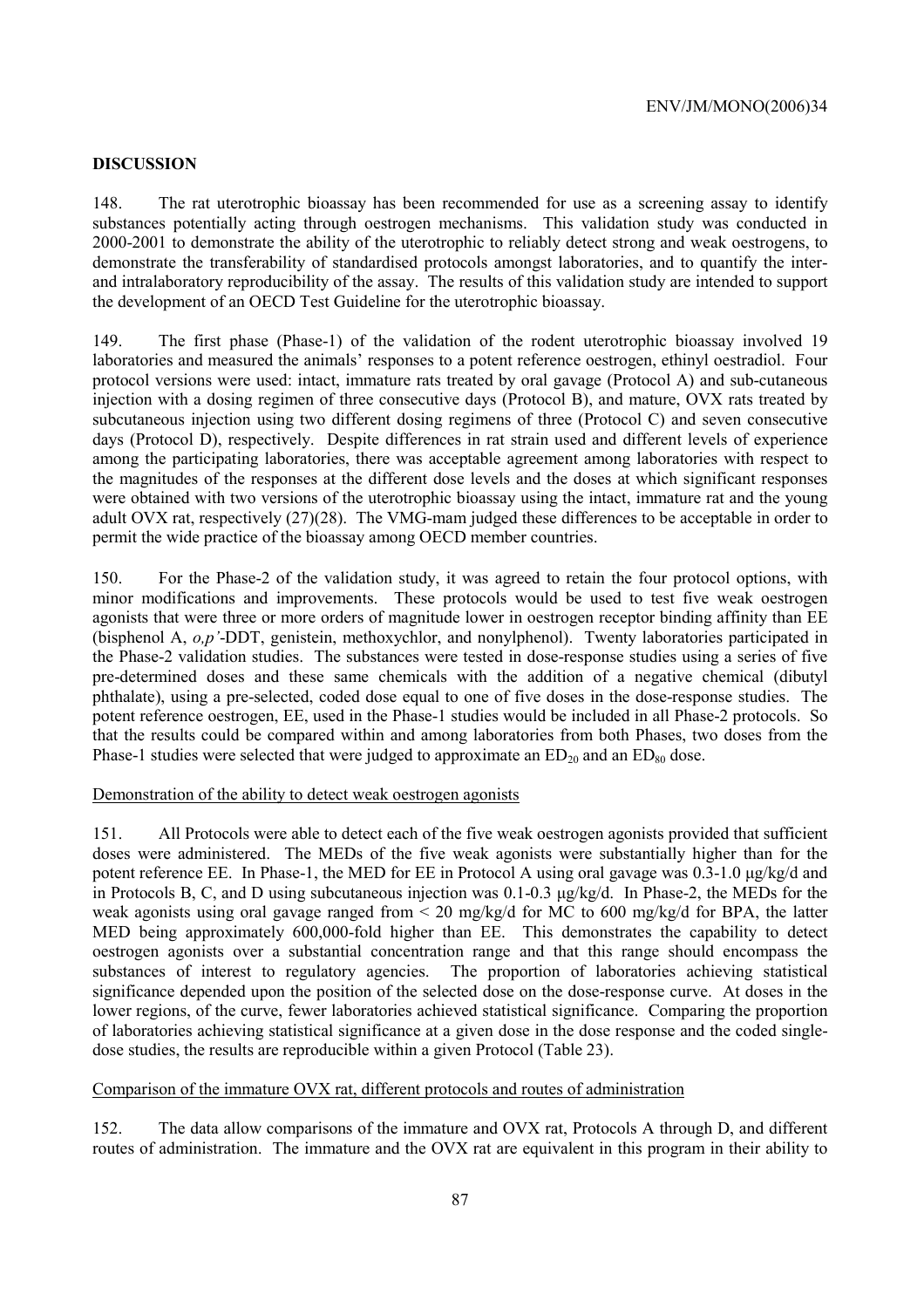## DISCUSSION

148. The rat uterotrophic bioassay has been recommended for use as a screening assay to identify substances potentially acting through oestrogen mechanisms. This validation study was conducted in 2000-2001 to demonstrate the ability of the uterotrophic to reliably detect strong and weak oestrogens, to demonstrate the transferability of standardised protocols amongst laboratories, and to quantify the inter- and intralaboratory reproducibility of the assay. The results of this validation study are intended to support the development of an OECD Test Guideline for the uterotrophic bioassay.

149. The first phase (Phase-1) of the validation of the rodent uterotrophic bioassay involved 19 laboratories and measured the animals' responses to a potent reference oestrogen, ethinyl oestradiol. Four protocol versions were used: intact, immature rats treated by oral gavage (Protocol A) and sub-cutaneous injection with a dosing regimen of three consecutive days (Protocol B), and mature, OVX rats treated by subcutaneous injection using two different dosing regimens of three (Protocol C) and seven consecutive days (Protocol D), respectively. Despite differences in rat strain used and different levels of experience among the participating laboratories, there was acceptable agreement among laboratories with respect to the magnitudes of the responses at the different dose levels and the doses at which significant responses were obtained with two versions of the uterotrophic bioassay using the intact, immature rat and the young adult OVX rat, respectively (27)(28). The VMG-mam judged these differences to be acceptable in order to permit the wide practice of the bioassay among OECD member countries.

150. For the Phase-2 of the validation study, it was agreed to retain the four protocol options, with minor modifications and improvements. These protocols would be used to test five weak oestrogen agonists that were three or more orders of magnitude lower in oestrogen receptor binding affinity than EE (bisphenol A, *o,p'*-DDT, genistein, methoxychlor, and nonylphenol). Twenty laboratories participated in the Phase-2 validation studies. The substances were tested in dose-response studies using a series of five pre-determined doses and these same chemicals with the addition of a negative chemical (dibutyl phthalate), using a pre-selected, coded dose equal to one of five doses in the dose-response studies. The potent reference oestrogen, EE, used in the Phase-1 studies would be included in all Phase-2 protocols. So that the results could be compared within and among laboratories from both Phases, two doses from the Phase-1 studies were selected that were judged to approximate an $ED_{20}$ and an $ED_{80}$ dose.

Demonstration of the ability to detect weak oestrogen agonists

151. All Protocols were able to detect each of the five weak oestrogen agonists provided that sufficient doses were administered. The MEDs of the five weak agonists were substantially higher than for the potent reference EE. In Phase-1, the MED for EE in Protocol A using oral gavage was 0.3-1.0 µg/kg/d and in Protocols B, C, and D using subcutaneous injection was 0.1-0.3 µg/kg/d. In Phase-2, the MEDs for the weak agonists using oral gavage ranged from < 20 mg/kg/d for MC to 600 mg/kg/d for BPA, the latter MED being approximately 600,000-fold higher than EE. This demonstrates the capability to detect oestrogen agonists over a substantial concentration range and that this range should encompass the substances of interest to regulatory agencies. The proportion of laboratories achieving statistical significance depended upon the position of the selected dose on the dose-response curve. At doses in the lower regions, of the curve, fewer laboratories achieved statistical significance. Comparing the proportion of laboratories achieving statistical significance at a given dose in the dose response and the coded single-dose studies, the results are reproducible within a given Protocol (Table 23).

Comparison of the immature OVX rat, different protocols and routes of administration

152. The data allow comparisons of the immature and OVX rat, Protocols A through D, and different routes of administration. The immature and the OVX rat are equivalent in this program in their ability to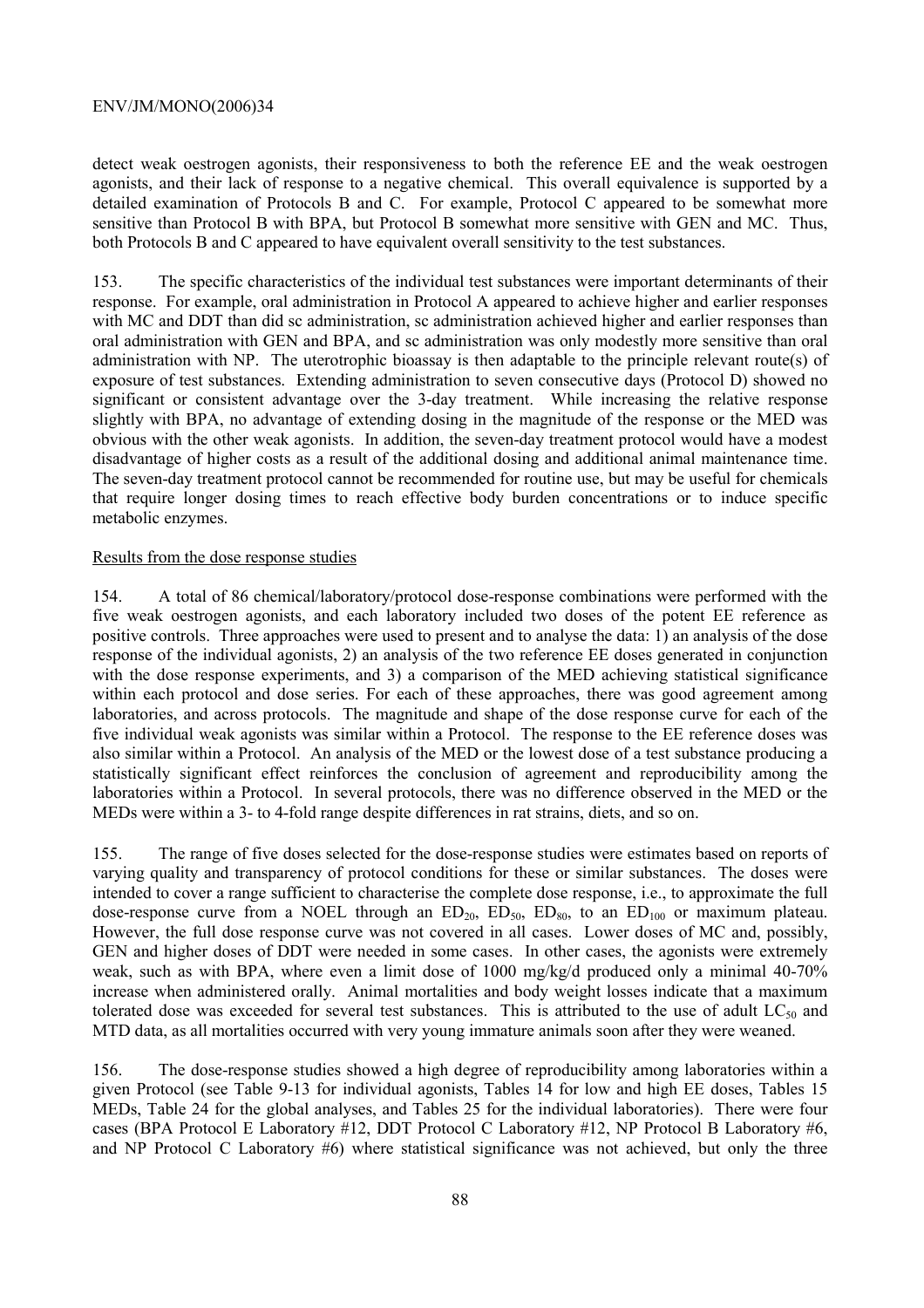detect weak oestrogen agonists, their responsiveness to both the reference EE and the weak oestrogen agonists, and their lack of response to a negative chemical. This overall equivalence is supported by a detailed examination of Protocols B and C. For example, Protocol C appeared to be somewhat more sensitive than Protocol B with BPA, but Protocol B somewhat more sensitive with GEN and MC. Thus, both Protocols B and C appeared to have equivalent overall sensitivity to the test substances.

153. The specific characteristics of the individual test substances were important determinants of their response. For example, oral administration in Protocol A appeared to achieve higher and earlier responses with MC and DDT than did sc administration, sc administration achieved higher and earlier responses than oral administration with GEN and BPA, and sc administration was only modestly more sensitive than oral administration with NP. The uterotrophic bioassay is then adaptable to the principle relevant route(s) of exposure of test substances. Extending administration to seven consecutive days (Protocol D) showed no significant or consistent advantage over the 3-day treatment. While increasing the relative response slightly with BPA, no advantage of extending dosing in the magnitude of the response or the MED was obvious with the other weak agonists. In addition, the seven-day treatment protocol would have a modest disadvantage of higher costs as a result of the additional dosing and additional animal maintenance time. The seven-day treatment protocol cannot be recommended for routine use, but may be useful for chemicals that require longer dosing times to reach effective body burden concentrations or to induce specific metabolic enzymes.

Results from the dose response studies

154. A total of 86 chemical/laboratory/protocol dose-response combinations were performed with the five weak oestrogen agonists, and each laboratory included two doses of the potent EE reference as positive controls. Three approaches were used to present and to analyse the data: 1) an analysis of the dose response of the individual agonists, 2) an analysis of the two reference EE doses generated in conjunction with the dose response experiments, and 3) a comparison of the MED achieving statistical significance within each protocol and dose series. For each of these approaches, there was good agreement among laboratories, and across protocols. The magnitude and shape of the dose response curve for each of the five individual weak agonists was similar within a Protocol. The response to the EE reference doses was also similar within a Protocol. An analysis of the MED or the lowest dose of a test substance producing a statistically significant effect reinforces the conclusion of agreement and reproducibility among the laboratories within a Protocol. In several protocols, there was no difference observed in the MED or the MEDs were within a 3- to 4-fold range despite differences in rat strains, diets, and so on.

155. The range of five doses selected for the dose-response studies were estimates based on reports of varying quality and transparency of protocol conditions for these or similar substances. The doses were intended to cover a range sufficient to characterise the complete dose response, i.e., to approximate the full dose-response curve from a NOEL through an $ED_{20}$, $ED_{50}$, $ED_{80}$, to an $ED_{100}$ or maximum plateau. However, the full dose response curve was not covered in all cases. Lower doses of MC and, possibly, GEN and higher doses of DDT were needed in some cases. In other cases, the agonists were extremely weak, such as with BPA, where even a limit dose of 1000 mg/kg/d produced only a minimal 40-70% increase when administered orally. Animal mortalities and body weight losses indicate that a maximum tolerated dose was exceeded for several test substances. This is attributed to the use of adult $LC_{50}$ and MTD data, as all mortalities occurred with very young immature animals soon after they were weaned.

156. The dose-response studies showed a high degree of reproducibility among laboratories within a given Protocol (see Table 9-13 for individual agonists, Tables 14 for low and high EE doses, Tables 15 MEDs, Table 24 for the global analyses, and Tables 25 for the individual laboratories). There were four cases (BPA Protocol E Laboratory #12, DDT Protocol C Laboratory #12, NP Protocol B Laboratory #6, and NP Protocol C Laboratory #6) where statistical significance was not achieved, but only the three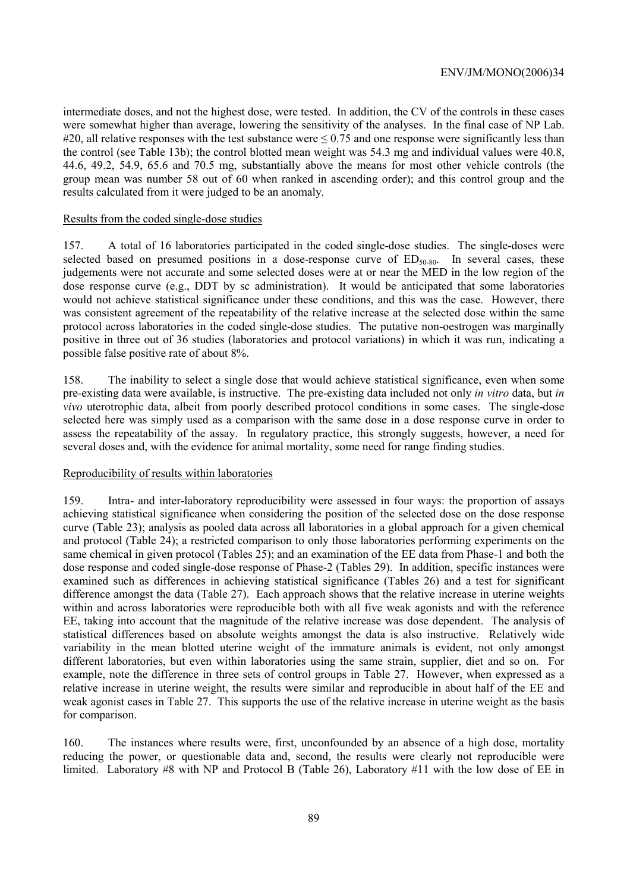intermediate doses, and not the highest dose, were tested. In addition, the CV of the controls in these cases were somewhat higher than average, lowering the sensitivity of the analyses. In the final case of NP Lab. #20, all relative responses with the test substance were ≤ 0.75 and one response were significantly less than the control (see Table 13b); the control blotted mean weight was 54.3 mg and individual values were 40.8, 44.6, 49.2, 54.9, 65.6 and 70.5 mg, substantially above the means for most other vehicle controls (the group mean was number 58 out of 60 when ranked in ascending order); and this control group and the results calculated from it were judged to be an anomaly.

Results from the coded single-dose studies

157. A total of 16 laboratories participated in the coded single-dose studies. The single-doses were selected based on presumed positions in a dose-response curve of $ED_{50\text{-}80}$. In several cases, these judgements were not accurate and some selected doses were at or near the MED in the low region of the dose response curve (e.g., DDT by sc administration). It would be anticipated that some laboratories would not achieve statistical significance under these conditions, and this was the case. However, there was consistent agreement of the repeatability of the relative increase at the selected dose within the same protocol across laboratories in the coded single-dose studies. The putative non-oestrogen was marginally positive in three out of 36 studies (laboratories and protocol variations) in which it was run, indicating a possible false positive rate of about 8%.

158. The inability to select a single dose that would achieve statistical significance, even when some pre-existing data were available, is instructive. The pre-existing data included not only *in vitro* data, but *in vivo* uterotrophic data, albeit from poorly described protocol conditions in some cases. The single-dose selected here was simply used as a comparison with the same dose in a dose response curve in order to assess the repeatability of the assay. In regulatory practice, this strongly suggests, however, a need for several doses and, with the evidence for animal mortality, some need for range finding studies.

Reproducibility of results within laboratories

159. Intra- and inter-laboratory reproducibility were assessed in four ways: the proportion of assays achieving statistical significance when considering the position of the selected dose on the dose response curve (Table 23); analysis as pooled data across all laboratories in a global approach for a given chemical and protocol (Table 24); a restricted comparison to only those laboratories performing experiments on the same chemical in given protocol (Tables 25); and an examination of the EE data from Phase-1 and both the dose response and coded single-dose response of Phase-2 (Tables 29). In addition, specific instances were examined such as differences in achieving statistical significance (Tables 26) and a test for significant difference amongst the data (Table 27). Each approach shows that the relative increase in uterine weights within and across laboratories were reproducible both with all five weak agonists and with the reference EE, taking into account that the magnitude of the relative increase was dose dependent. The analysis of statistical differences based on absolute weights amongst the data is also instructive. Relatively wide variability in the mean blotted uterine weight of the immature animals is evident, not only amongst different laboratories, but even within laboratories using the same strain, supplier, diet and so on. For example, note the difference in three sets of control groups in Table 27. However, when expressed as a relative increase in uterine weight, the results were similar and reproducible in about half of the EE and weak agonist cases in Table 27. This supports the use of the relative increase in uterine weight as the basis for comparison.

160. The instances where results were, first, unconfounded by an absence of a high dose, mortality reducing the power, or questionable data and, second, the results were clearly not reproducible were limited. Laboratory #8 with NP and Protocol B (Table 26), Laboratory #11 with the low dose of EE in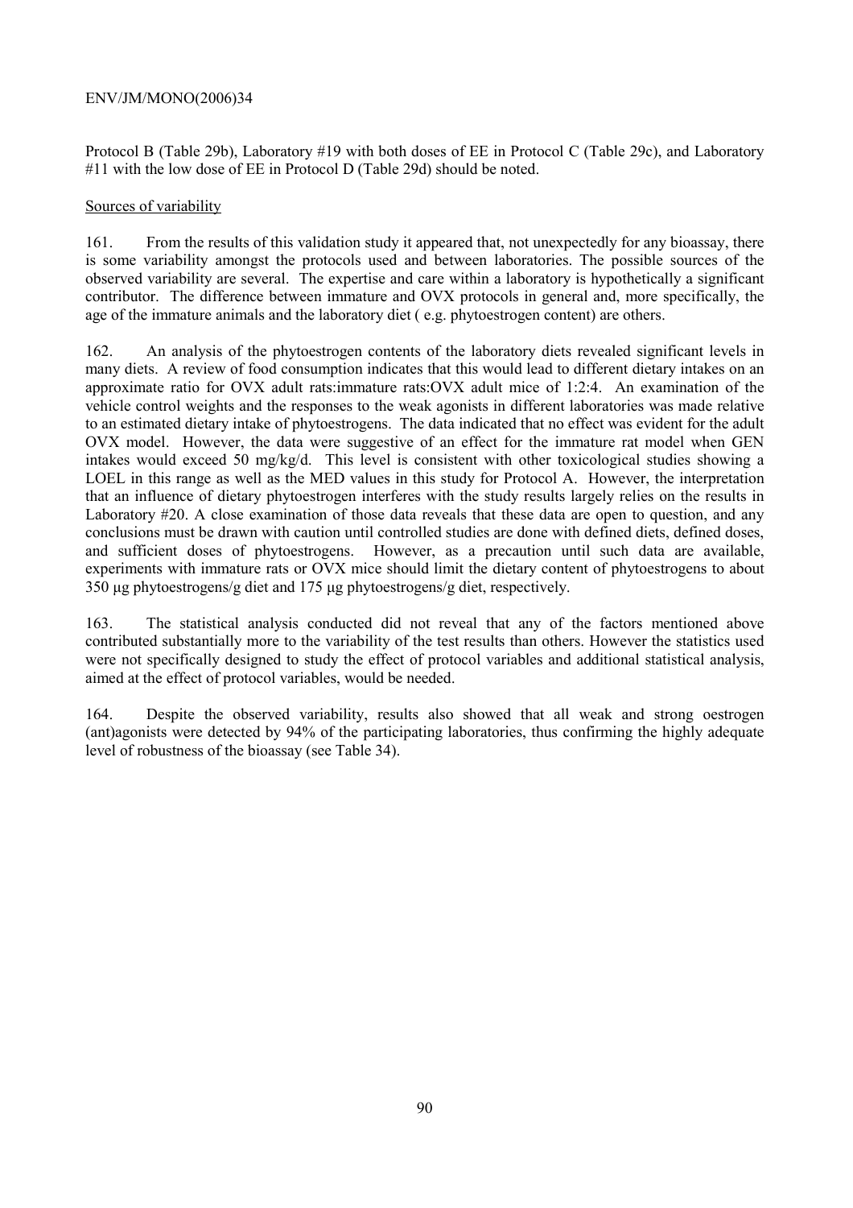Protocol B (Table 29b), Laboratory #19 with both doses of EE in Protocol C (Table 29c), and Laboratory #11 with the low dose of EE in Protocol D (Table 29d) should be noted.

Sources of variability

161. From the results of this validation study it appeared that, not unexpectedly for any bioassay, there is some variability amongst the protocols used and between laboratories. The possible sources of the observed variability are several. The expertise and care within a laboratory is hypothetically a significant contributor. The difference between immature and OVX protocols in general and, more specifically, the age of the immature animals and the laboratory diet ( e.g. phytoestrogen content) are others.

162. An analysis of the phytoestrogen contents of the laboratory diets revealed significant levels in many diets. A review of food consumption indicates that this would lead to different dietary intakes on an approximate ratio for OVX adult rats:immature rats:OVX adult mice of 1:2:4. An examination of the vehicle control weights and the responses to the weak agonists in different laboratories was made relative to an estimated dietary intake of phytoestrogens. The data indicated that no effect was evident for the adult OVX model. However, the data were suggestive of an effect for the immature rat model when GEN intakes would exceed 50 mg/kg/d. This level is consistent with other toxicological studies showing a LOEL in this range as well as the MED values in this study for Protocol A. However, the interpretation that an influence of dietary phytoestrogen interferes with the study results largely relies on the results in Laboratory #20. A close examination of those data reveals that these data are open to question, and any conclusions must be drawn with caution until controlled studies are done with defined diets, defined doses, and sufficient doses of phytoestrogens. However, as a precaution until such data are available, experiments with immature rats or OVX mice should limit the dietary content of phytoestrogens to about 350 µg phytoestrogens/g diet and 175 µg phytoestrogens/g diet, respectively.

163. The statistical analysis conducted did not reveal that any of the factors mentioned above contributed substantially more to the variability of the test results than others. However the statistics used were not specifically designed to study the effect of protocol variables and additional statistical analysis, aimed at the effect of protocol variables, would be needed.

164. Despite the observed variability, results also showed that all weak and strong oestrogen (ant)agonists were detected by 94% of the participating laboratories, thus confirming the highly adequate level of robustness of the bioassay (see Table 34).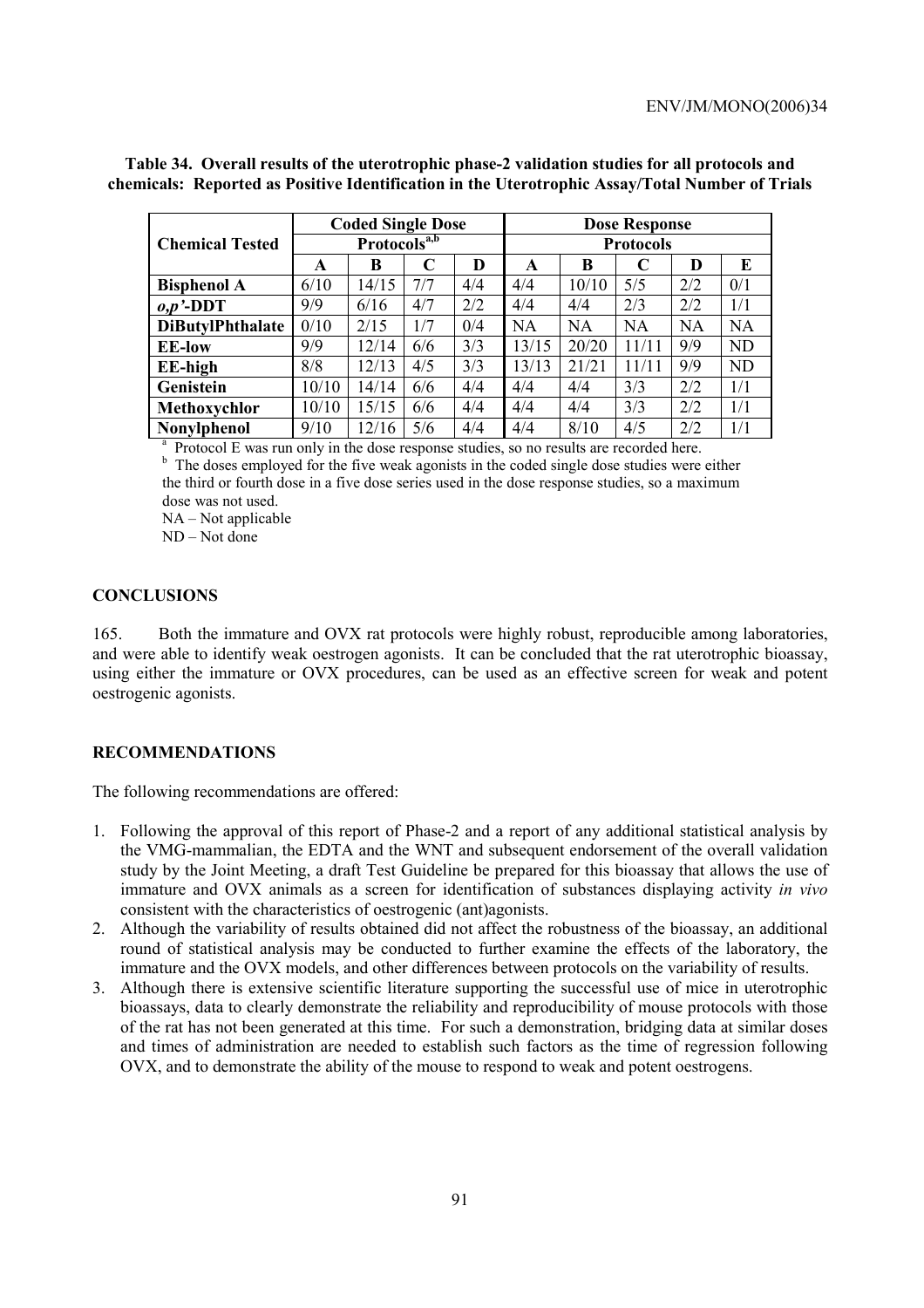**Table 34. Overall results of the uterotrophic phase-2 validation studies for all protocols and chemicals: Reported as Positive Identification in the Uterotrophic Assay/Total Number of Trials**

| Chemical Tested | Coded Single Dose Protocols[a,b] | | | | Dose Response Protocols | | | | |
|---|---|---|---|---|---|---|---|---|---|
| | A | B | C | D | A | B | C | D | E |
| **Bisphenol A** | 6/10 | 14/15 | 7/7 | 4/4 | 4/4 | 10/10 | 5/5 | 2/2 | 0/1 |
| ***o,p'*-DDT** | 9/9 | 6/16 | 4/7 | 2/2 | 4/4 | 4/4 | 2/3 | 2/2 | 1/1 |
| **DiButylPhthalate** | 0/10 | 2/15 | 1/7 | 0/4 | NA | NA | NA | NA | NA |
| **EE-low** | 9/9 | 12/14 | 6/6 | 3/3 | 13/15 | 20/20 | 11/11 | 9/9 | ND |
| **EE-high** | 8/8 | 12/13 | 4/5 | 3/3 | 13/13 | 21/21 | 11/11 | 9/9 | ND |
| **Genistein** | 10/10 | 14/14 | 6/6 | 4/4 | 4/4 | 4/4 | 3/3 | 2/2 | 1/1 |
| **Methoxychlor** | 10/10 | 15/15 | 6/6 | 4/4 | 4/4 | 4/4 | 3/3 | 2/2 | 1/1 |
| **Nonylphenol** | 9/10 | 12/16 | 5/6 | 4/4 | 4/4 | 8/10 | 4/5 | 2/2 | 1/1 |

[a] Protocol E was run only in the dose response studies, so no results are recorded here.

[b] The doses employed for the five weak agonists in the coded single dose studies were either the third or fourth dose in a five dose series used in the dose response studies, so a maximum dose was not used.

NA – Not applicable

ND – Not done

## CONCLUSIONS

165. Both the immature and OVX rat protocols were highly robust, reproducible among laboratories, and were able to identify weak oestrogen agonists. It can be concluded that the rat uterotrophic bioassay, using either the immature or OVX procedures, can be used as an effective screen for weak and potent oestrogenic agonists.

## RECOMMENDATIONS

The following recommendations are offered:

1. Following the approval of this report of Phase-2 and a report of any additional statistical analysis by the VMG-mammalian, the EDTA and the WNT and subsequent endorsement of the overall validation study by the Joint Meeting, a draft Test Guideline be prepared for this bioassay that allows the use of immature and OVX animals as a screen for identification of substances displaying activity *in vivo* consistent with the characteristics of oestrogenic (ant)agonists.
2. Although the variability of results obtained did not affect the robustness of the bioassay, an additional round of statistical analysis may be conducted to further examine the effects of the laboratory, the immature and the OVX models, and other differences between protocols on the variability of results.
3. Although there is extensive scientific literature supporting the successful use of mice in uterotrophic bioassays, data to clearly demonstrate the reliability and reproducibility of mouse protocols with those of the rat has not been generated at this time. For such a demonstration, bridging data at similar doses and times of administration are needed to establish such factors as the time of regression following OVX, and to demonstrate the ability of the mouse to respond to weak and potent oestrogens.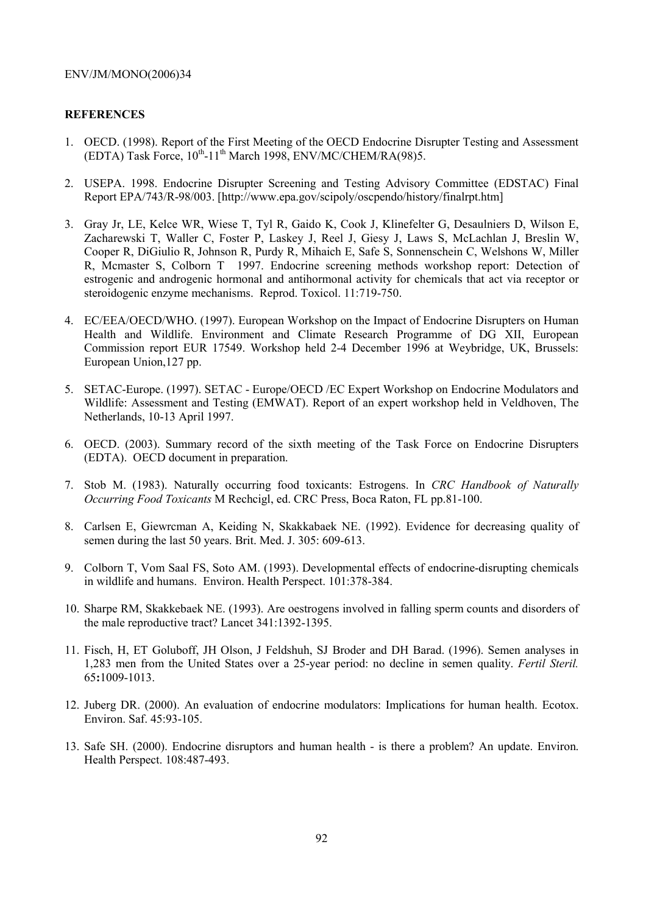**REFERENCES**

1. OECD. (1998). Report of the First Meeting of the OECD Endocrine Disrupter Testing and Assessment (EDTA) Task Force, $10^{th}$-$11^{th}$ March 1998, ENV/MC/CHEM/RA(98)5.

2. USEPA. 1998. Endocrine Disrupter Screening and Testing Advisory Committee (EDSTAC) Final Report EPA/743/R-98/003. [http://www.epa.gov/scipoly/oscpendo/history/finalrpt.htm]

3. Gray Jr, LE, Kelce WR, Wiese T, Tyl R, Gaido K, Cook J, Klinefelter G, Desaulniers D, Wilson E, Zacharewski T, Waller C, Foster P, Laskey J, Reel J, Giesy J, Laws S, McLachlan J, Breslin W, Cooper R, DiGiulio R, Johnson R, Purdy R, Mihaich E, Safe S, Sonnenschein C, Welshons W, Miller R, Mcmaster S, Colborn T 1997. Endocrine screening methods workshop report: Detection of estrogenic and androgenic hormonal and antihormonal activity for chemicals that act via receptor or steroidogenic enzyme mechanisms. Reprod. Toxicol. 11:719-750.

4. EC/EEA/OECD/WHO. (1997). European Workshop on the Impact of Endocrine Disrupters on Human Health and Wildlife. Environment and Climate Research Programme of DG XII, European Commission report EUR 17549. Workshop held 2-4 December 1996 at Weybridge, UK, Brussels: European Union,127 pp.

5. SETAC-Europe. (1997). SETAC - Europe/OECD /EC Expert Workshop on Endocrine Modulators and Wildlife: Assessment and Testing (EMWAT). Report of an expert workshop held in Veldhoven, The Netherlands, 10-13 April 1997.

6. OECD. (2003). Summary record of the sixth meeting of the Task Force on Endocrine Disrupters (EDTA). OECD document in preparation.

7. Stob M. (1983). Naturally occurring food toxicants: Estrogens. In *CRC Handbook of Naturally Occurring Food Toxicants* M Rechcigl, ed. CRC Press, Boca Raton, FL pp.81-100.

8. Carlsen E, Giewrcman A, Keiding N, Skakkabaek NE. (1992). Evidence for decreasing quality of semen during the last 50 years. Brit. Med. J. 305: 609-613.

9. Colborn T, Vom Saal FS, Soto AM. (1993). Developmental effects of endocrine-disrupting chemicals in wildlife and humans. Environ. Health Perspect. 101:378-384.

10. Sharpe RM, Skakkebaek NE. (1993). Are oestrogens involved in falling sperm counts and disorders of the male reproductive tract? Lancet 341:1392-1395.

11. Fisch, H, ET Goluboff, JH Olson, J Feldshuh, SJ Broder and DH Barad. (1996). Semen analyses in 1,283 men from the United States over a 25-year period: no decline in semen quality. *Fertil Steril.* 65**:**1009-1013.

12. Juberg DR. (2000). An evaluation of endocrine modulators: Implications for human health. Ecotox. Environ. Saf. 45:93-105.

13. Safe SH. (2000). Endocrine disruptors and human health - is there a problem? An update. Environ. Health Perspect. 108:487-493.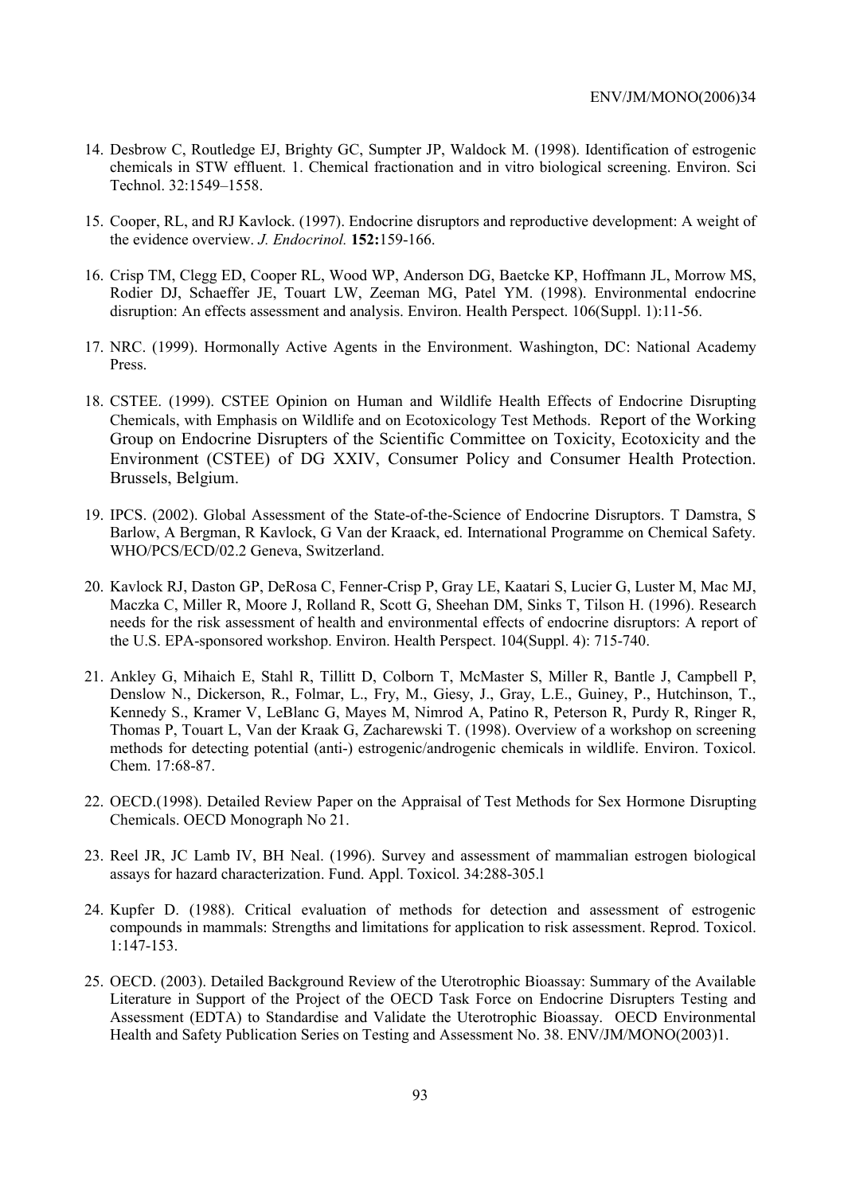14. Desbrow C, Routledge EJ, Brighty GC, Sumpter JP, Waldock M. (1998). Identification of estrogenic chemicals in STW effluent. 1. Chemical fractionation and in vitro biological screening. Environ. Sci Technol. 32:1549–1558.

15. Cooper, RL, and RJ Kavlock. (1997). Endocrine disruptors and reproductive development: A weight of the evidence overview. *J. Endocrinol.* **152:**159-166.

16. Crisp TM, Clegg ED, Cooper RL, Wood WP, Anderson DG, Baetcke KP, Hoffmann JL, Morrow MS, Rodier DJ, Schaeffer JE, Touart LW, Zeeman MG, Patel YM. (1998). Environmental endocrine disruption: An effects assessment and analysis. Environ. Health Perspect. 106(Suppl. 1):11-56.

17. NRC. (1999). Hormonally Active Agents in the Environment. Washington, DC: National Academy Press.

18. CSTEE. (1999). CSTEE Opinion on Human and Wildlife Health Effects of Endocrine Disrupting Chemicals, with Emphasis on Wildlife and on Ecotoxicology Test Methods. Report of the Working Group on Endocrine Disrupters of the Scientific Committee on Toxicity, Ecotoxicity and the Environment (CSTEE) of DG XXIV, Consumer Policy and Consumer Health Protection. Brussels, Belgium.

19. IPCS. (2002). Global Assessment of the State-of-the-Science of Endocrine Disruptors. T Damstra, S Barlow, A Bergman, R Kavlock, G Van der Kraack, ed. International Programme on Chemical Safety. WHO/PCS/ECD/02.2 Geneva, Switzerland.

20. Kavlock RJ, Daston GP, DeRosa C, Fenner-Crisp P, Gray LE, Kaatari S, Lucier G, Luster M, Mac MJ, Maczka C, Miller R, Moore J, Rolland R, Scott G, Sheehan DM, Sinks T, Tilson H. (1996). Research needs for the risk assessment of health and environmental effects of endocrine disruptors: A report of the U.S. EPA-sponsored workshop. Environ. Health Perspect. 104(Suppl. 4): 715-740.

21. Ankley G, Mihaich E, Stahl R, Tillitt D, Colborn T, McMaster S, Miller R, Bantle J, Campbell P, Denslow N., Dickerson, R., Folmar, L., Fry, M., Giesy, J., Gray, L.E., Guiney, P., Hutchinson, T., Kennedy S., Kramer V, LeBlanc G, Mayes M, Nimrod A, Patino R, Peterson R, Purdy R, Ringer R, Thomas P, Touart L, Van der Kraak G, Zacharewski T. (1998). Overview of a workshop on screening methods for detecting potential (anti-) estrogenic/androgenic chemicals in wildlife. Environ. Toxicol. Chem. 17:68-87.

22. OECD.(1998). Detailed Review Paper on the Appraisal of Test Methods for Sex Hormone Disrupting Chemicals. OECD Monograph No 21.

23. Reel JR, JC Lamb IV, BH Neal. (1996). Survey and assessment of mammalian estrogen biological assays for hazard characterization. Fund. Appl. Toxicol. 34:288-305.l

24. Kupfer D. (1988). Critical evaluation of methods for detection and assessment of estrogenic compounds in mammals: Strengths and limitations for application to risk assessment. Reprod. Toxicol. 1:147-153.

25. OECD. (2003). Detailed Background Review of the Uterotrophic Bioassay: Summary of the Available Literature in Support of the Project of the OECD Task Force on Endocrine Disrupters Testing and Assessment (EDTA) to Standardise and Validate the Uterotrophic Bioassay. OECD Environmental Health and Safety Publication Series on Testing and Assessment No. 38. ENV/JM/MONO(2003)1.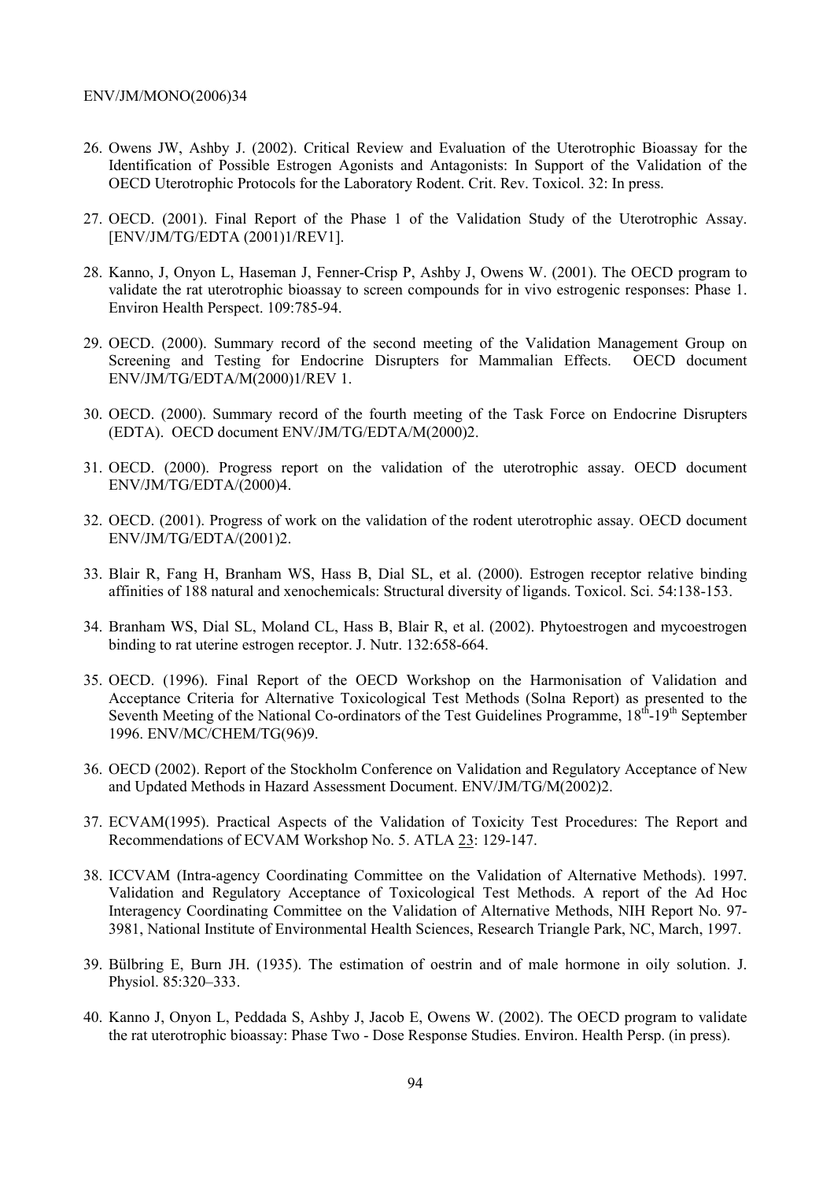26. Owens JW, Ashby J. (2002). Critical Review and Evaluation of the Uterotrophic Bioassay for the Identification of Possible Estrogen Agonists and Antagonists: In Support of the Validation of the OECD Uterotrophic Protocols for the Laboratory Rodent. Crit. Rev. Toxicol. 32: In press.

27. OECD. (2001). Final Report of the Phase 1 of the Validation Study of the Uterotrophic Assay. [ENV/JM/TG/EDTA (2001)1/REV1].

28. Kanno, J, Onyon L, Haseman J, Fenner-Crisp P, Ashby J, Owens W. (2001). The OECD program to validate the rat uterotrophic bioassay to screen compounds for in vivo estrogenic responses: Phase 1. Environ Health Perspect. 109:785-94.

29. OECD. (2000). Summary record of the second meeting of the Validation Management Group on Screening and Testing for Endocrine Disrupters for Mammalian Effects. OECD document ENV/JM/TG/EDTA/M(2000)1/REV 1.

30. OECD. (2000). Summary record of the fourth meeting of the Task Force on Endocrine Disrupters (EDTA). OECD document ENV/JM/TG/EDTA/M(2000)2.

31. OECD. (2000). Progress report on the validation of the uterotrophic assay. OECD document ENV/JM/TG/EDTA/(2000)4.

32. OECD. (2001). Progress of work on the validation of the rodent uterotrophic assay. OECD document ENV/JM/TG/EDTA/(2001)2.

33. Blair R, Fang H, Branham WS, Hass B, Dial SL, et al. (2000). Estrogen receptor relative binding affinities of 188 natural and xenochemicals: Structural diversity of ligands. Toxicol. Sci. 54:138-153.

34. Branham WS, Dial SL, Moland CL, Hass B, Blair R, et al. (2002). Phytoestrogen and mycoestrogen binding to rat uterine estrogen receptor. J. Nutr. 132:658-664.

35. OECD. (1996). Final Report of the OECD Workshop on the Harmonisation of Validation and Acceptance Criteria for Alternative Toxicological Test Methods (Solna Report) as presented to the Seventh Meeting of the National Co-ordinators of the Test Guidelines Programme, 18th-19th September 1996. ENV/MC/CHEM/TG(96)9.

36. OECD (2002). Report of the Stockholm Conference on Validation and Regulatory Acceptance of New and Updated Methods in Hazard Assessment Document. ENV/JM/TG/M(2002)2.

37. ECVAM(1995). Practical Aspects of the Validation of Toxicity Test Procedures: The Report and Recommendations of ECVAM Workshop No. 5. ATLA 23: 129-147.

38. ICCVAM (Intra-agency Coordinating Committee on the Validation of Alternative Methods). 1997. Validation and Regulatory Acceptance of Toxicological Test Methods. A report of the Ad Hoc Interagency Coordinating Committee on the Validation of Alternative Methods, NIH Report No. 97-3981, National Institute of Environmental Health Sciences, Research Triangle Park, NC, March, 1997.

39. Bülbring E, Burn JH. (1935). The estimation of oestrin and of male hormone in oily solution. J. Physiol. 85:320–333.

40. Kanno J, Onyon L, Peddada S, Ashby J, Jacob E, Owens W. (2002). The OECD program to validate the rat uterotrophic bioassay: Phase Two - Dose Response Studies. Environ. Health Persp. (in press).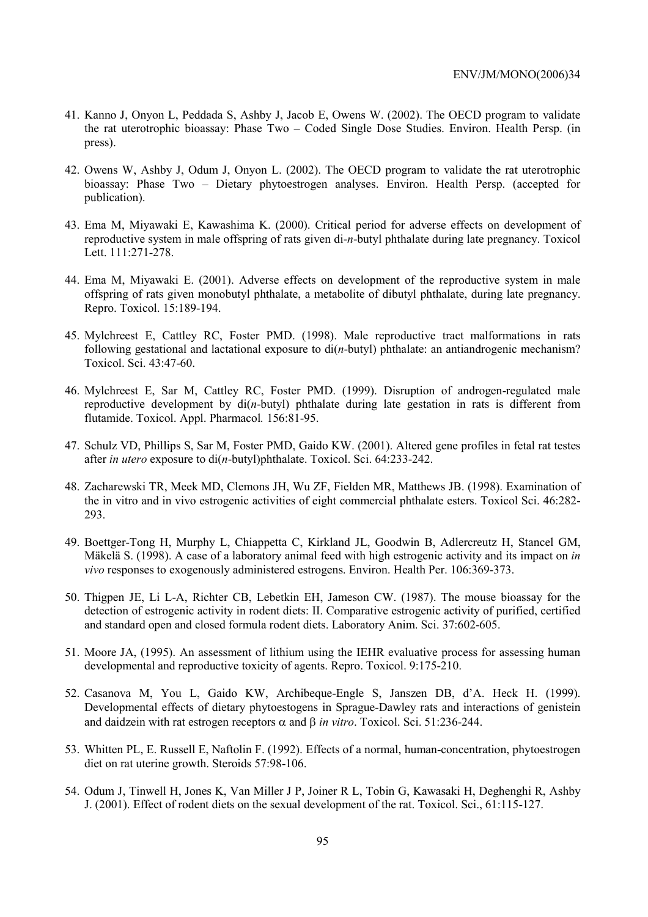41. Kanno J, Onyon L, Peddada S, Ashby J, Jacob E, Owens W. (2002). The OECD program to validate the rat uterotrophic bioassay: Phase Two – Coded Single Dose Studies. Environ. Health Persp. (in press).

42. Owens W, Ashby J, Odum J, Onyon L. (2002). The OECD program to validate the rat uterotrophic bioassay: Phase Two – Dietary phytoestrogen analyses. Environ. Health Persp. (accepted for publication).

43. Ema M, Miyawaki E, Kawashima K. (2000). Critical period for adverse effects on development of reproductive system in male offspring of rats given di-*n*-butyl phthalate during late pregnancy. Toxicol Lett. 111:271-278.

44. Ema M, Miyawaki E. (2001). Adverse effects on development of the reproductive system in male offspring of rats given monobutyl phthalate, a metabolite of dibutyl phthalate, during late pregnancy. Repro. Toxicol. 15:189-194.

45. Mylchreest E, Cattley RC, Foster PMD. (1998). Male reproductive tract malformations in rats following gestational and lactational exposure to di(*n*-butyl) phthalate: an antiandrogenic mechanism? Toxicol. Sci. 43:47-60.

46. Mylchreest E, Sar M, Cattley RC, Foster PMD. (1999). Disruption of androgen-regulated male reproductive development by di(*n*-butyl) phthalate during late gestation in rats is different from flutamide. Toxicol. Appl. Pharmacol. 156:81-95.

47. Schulz VD, Phillips S, Sar M, Foster PMD, Gaido KW. (2001). Altered gene profiles in fetal rat testes after *in utero* exposure to di(*n*-butyl)phthalate. Toxicol. Sci. 64:233-242.

48. Zacharewski TR, Meek MD, Clemons JH, Wu ZF, Fielden MR, Matthews JB. (1998). Examination of the in vitro and in vivo estrogenic activities of eight commercial phthalate esters. Toxicol Sci. 46:282-293.

49. Boettger-Tong H, Murphy L, Chiappetta C, Kirkland JL, Goodwin B, Adlercreutz H, Stancel GM, Mäkelä S. (1998). A case of a laboratory animal feed with high estrogenic activity and its impact on *in vivo* responses to exogenously administered estrogens. Environ. Health Per. 106:369-373.

50. Thigpen JE, Li L-A, Richter CB, Lebetkin EH, Jameson CW. (1987). The mouse bioassay for the detection of estrogenic activity in rodent diets: II. Comparative estrogenic activity of purified, certified and standard open and closed formula rodent diets. Laboratory Anim. Sci. 37:602-605.

51. Moore JA, (1995). An assessment of lithium using the IEHR evaluative process for assessing human developmental and reproductive toxicity of agents. Repro. Toxicol. 9:175-210.

52. Casanova M, You L, Gaido KW, Archibeque-Engle S, Janszen DB, d'A. Heck H. (1999). Developmental effects of dietary phytoestogens in Sprague-Dawley rats and interactions of genistein and daidzein with rat estrogen receptors $\alpha$ and $\beta$ *in vitro*. Toxicol. Sci. 51:236-244.

53. Whitten PL, E. Russell E, Naftolin F. (1992). Effects of a normal, human-concentration, phytoestrogen diet on rat uterine growth. Steroids 57:98-106.

54. Odum J, Tinwell H, Jones K, Van Miller J P, Joiner R L, Tobin G, Kawasaki H, Deghenghi R, Ashby J. (2001). Effect of rodent diets on the sexual development of the rat. Toxicol. Sci., 61:115-127.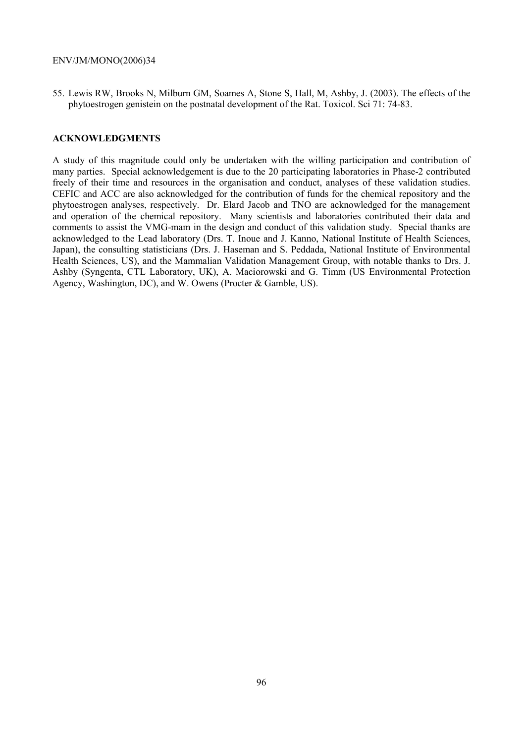55. Lewis RW, Brooks N, Milburn GM, Soames A, Stone S, Hall, M, Ashby, J. (2003). The effects of the phytoestrogen genistein on the postnatal development of the Rat. Toxicol. Sci 71: 74-83.

## ACKNOWLEDGMENTS

A study of this magnitude could only be undertaken with the willing participation and contribution of many parties. Special acknowledgement is due to the 20 participating laboratories in Phase-2 contributed freely of their time and resources in the organisation and conduct, analyses of these validation studies. CEFIC and ACC are also acknowledged for the contribution of funds for the chemical repository and the phytoestrogen analyses, respectively. Dr. Elard Jacob and TNO are acknowledged for the management and operation of the chemical repository. Many scientists and laboratories contributed their data and comments to assist the VMG-mam in the design and conduct of this validation study. Special thanks are acknowledged to the Lead laboratory (Drs. T. Inoue and J. Kanno, National Institute of Health Sciences, Japan), the consulting statisticians (Drs. J. Haseman and S. Peddada, National Institute of Environmental Health Sciences, US), and the Mammalian Validation Management Group, with notable thanks to Drs. J. Ashby (Syngenta, CTL Laboratory, UK), A. Maciorowski and G. Timm (US Environmental Protection Agency, Washington, DC), and W. Owens (Procter & Gamble, US).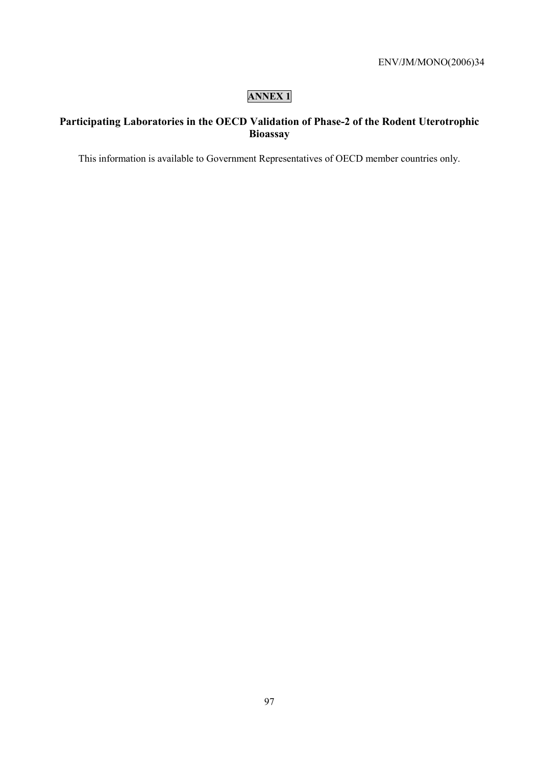# ANNEX 1

## Participating Laboratories in the OECD Validation of Phase-2 of the Rodent Uterotrophic Bioassay

This information is available to Government Representatives of OECD member countries only.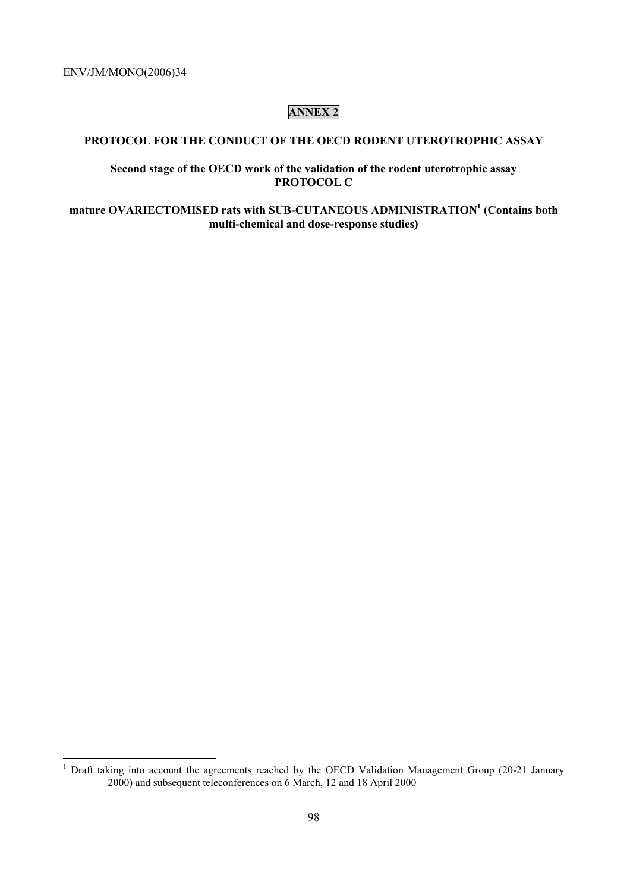# ANNEX 2

## PROTOCOL FOR THE CONDUCT OF THE OECD RODENT UTEROTROPHIC ASSAY

### Second stage of the OECD work of the validation of the rodent uterotrophic assay PROTOCOL C

### mature OVARIECTOMISED rats with SUB-CUTANEOUS ADMINISTRATION[1] (Contains both multi-chemical and dose-response studies)

---

[1] Draft taking into account the agreements reached by the OECD Validation Management Group (20-21 January 2000) and subsequent teleconferences on 6 March, 12 and 18 April 2000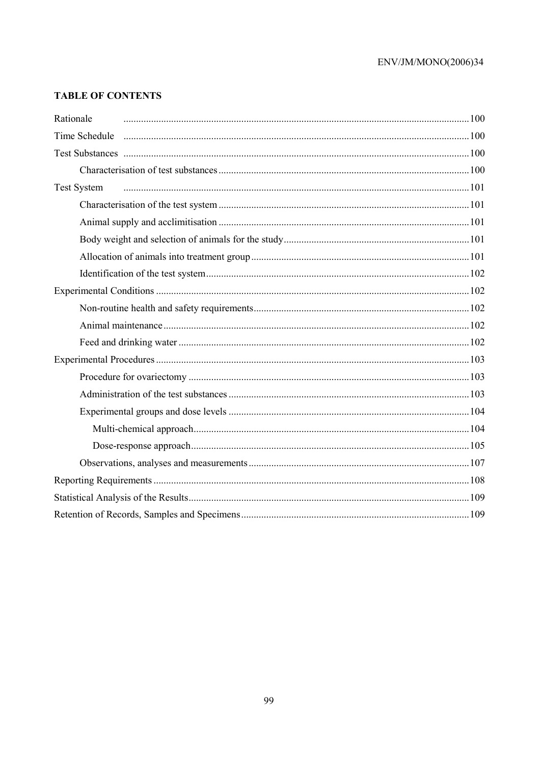**TABLE OF CONTENTS**

- Rationale ........ 100
- Time Schedule ........ 100
- Test Substances ........ 100
  - Characterisation of test substances ........ 100
- Test System ........ 101
  - Characterisation of the test system ........ 101
  - Animal supply and acclimitisation ........ 101
  - Body weight and selection of animals for the study ........ 101
  - Allocation of animals into treatment group ........ 101
  - Identification of the test system ........ 102
- Experimental Conditions ........ 102
  - Non-routine health and safety requirements ........ 102
  - Animal maintenance ........ 102
  - Feed and drinking water ........ 102
- Experimental Procedures ........ 103
  - Procedure for ovariectomy ........ 103
  - Administration of the test substances ........ 103
  - Experimental groups and dose levels ........ 104
    - Multi-chemical approach ........ 104
    - Dose-response approach ........ 105
  - Observations, analyses and measurements ........ 107
- Reporting Requirements ........ 108
- Statistical Analysis of the Results ........ 109
- Retention of Records, Samples and Specimens ........ 109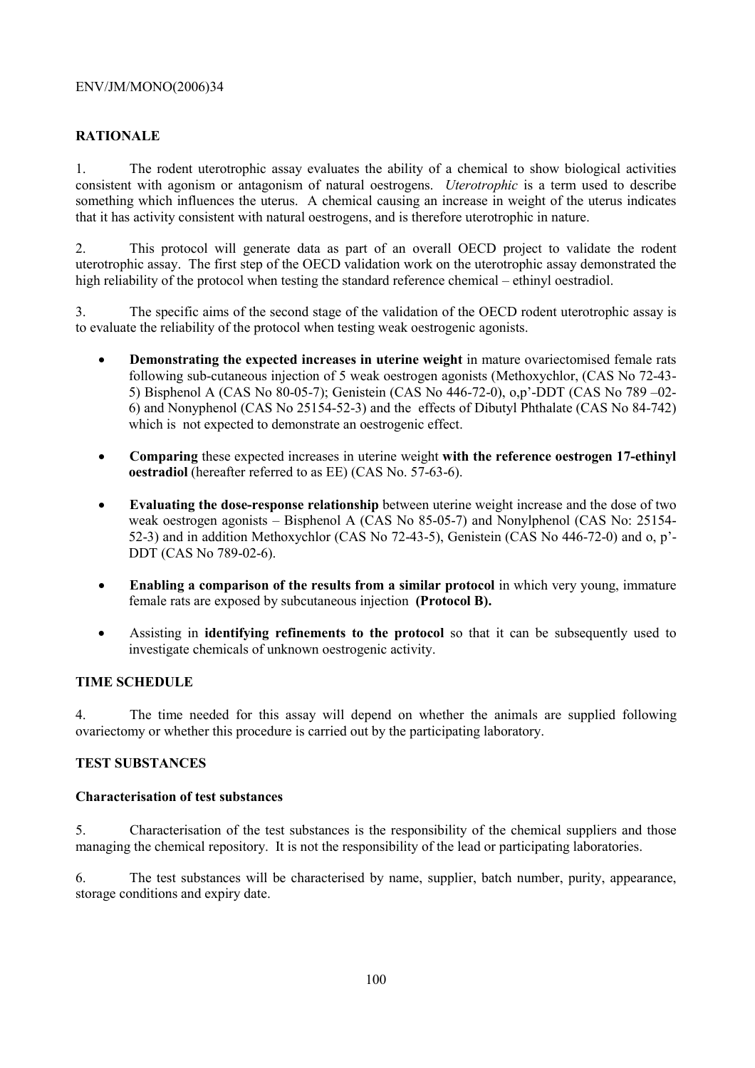## RATIONALE

1. The rodent uterotrophic assay evaluates the ability of a chemical to show biological activities consistent with agonism or antagonism of natural oestrogens. *Uterotrophic* is a term used to describe something which influences the uterus. A chemical causing an increase in weight of the uterus indicates that it has activity consistent with natural oestrogens, and is therefore uterotrophic in nature.

2. This protocol will generate data as part of an overall OECD project to validate the rodent uterotrophic assay. The first step of the OECD validation work on the uterotrophic assay demonstrated the high reliability of the protocol when testing the standard reference chemical – ethinyl oestradiol.

3. The specific aims of the second stage of the validation of the OECD rodent uterotrophic assay is to evaluate the reliability of the protocol when testing weak oestrogenic agonists.

- **Demonstrating the expected increases in uterine weight** in mature ovariectomised female rats following sub-cutaneous injection of 5 weak oestrogen agonists (Methoxychlor, (CAS No 72-43-5) Bisphenol A (CAS No 80-05-7); Genistein (CAS No 446-72-0), o,p'-DDT (CAS No 789 –02-6) and Nonyphenol (CAS No 25154-52-3) and the effects of Dibutyl Phthalate (CAS No 84-742) which is not expected to demonstrate an oestrogenic effect.

- **Comparing** these expected increases in uterine weight **with the reference oestrogen 17-ethinyl oestradiol** (hereafter referred to as EE) (CAS No. 57-63-6).

- **Evaluating the dose-response relationship** between uterine weight increase and the dose of two weak oestrogen agonists – Bisphenol A (CAS No 85-05-7) and Nonylphenol (CAS No: 25154-52-3) and in addition Methoxychlor (CAS No 72-43-5), Genistein (CAS No 446-72-0) and o, p'-DDT (CAS No 789-02-6).

- **Enabling a comparison of the results from a similar protocol** in which very young, immature female rats are exposed by subcutaneous injection **(Protocol B).**

- Assisting in **identifying refinements to the protocol** so that it can be subsequently used to investigate chemicals of unknown oestrogenic activity.

## TIME SCHEDULE

4. The time needed for this assay will depend on whether the animals are supplied following ovariectomy or whether this procedure is carried out by the participating laboratory.

## TEST SUBSTANCES

### Characterisation of test substances

5. Characterisation of the test substances is the responsibility of the chemical suppliers and those managing the chemical repository. It is not the responsibility of the lead or participating laboratories.

6. The test substances will be characterised by name, supplier, batch number, purity, appearance, storage conditions and expiry date.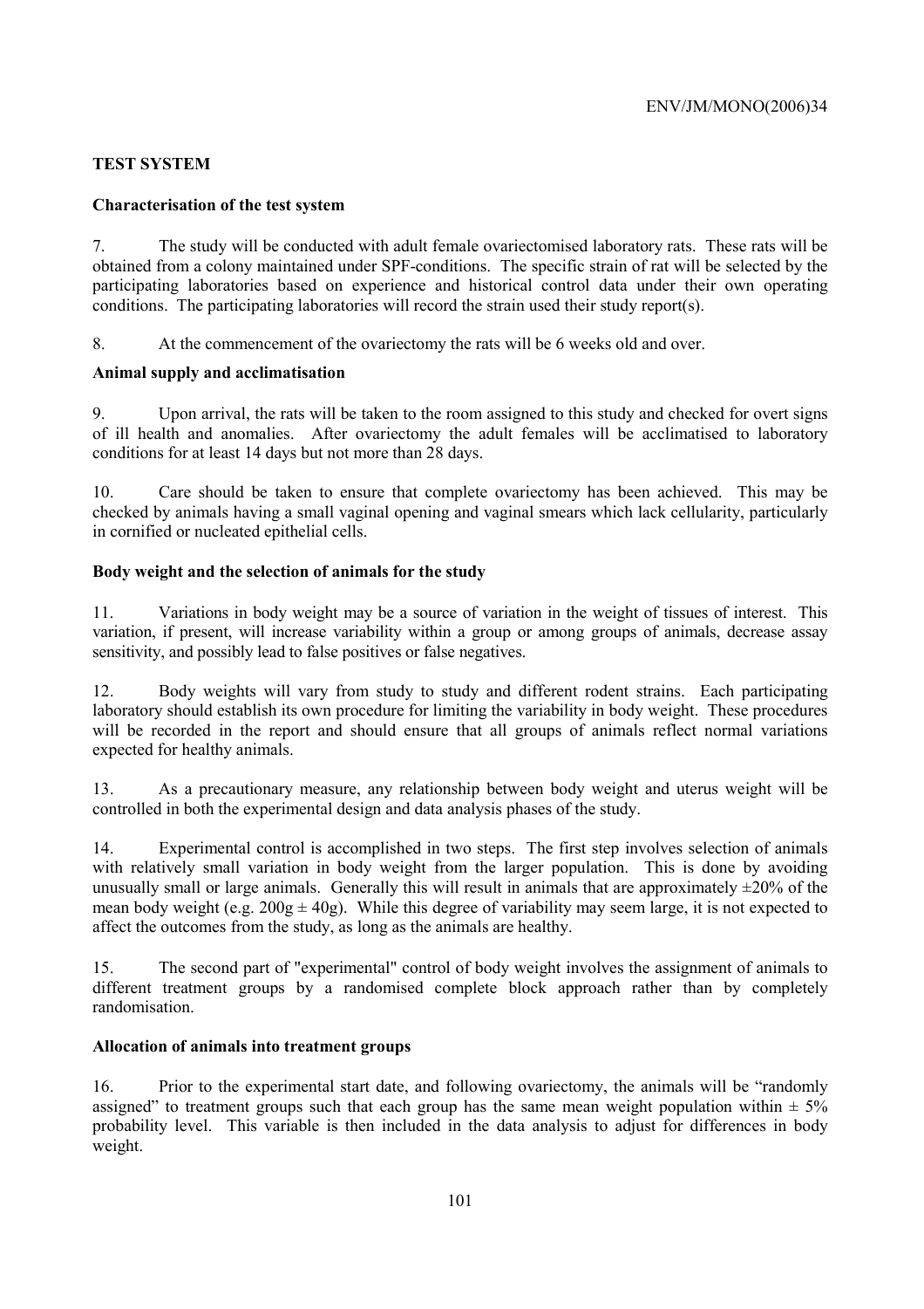## TEST SYSTEM

### Characterisation of the test system

7. The study will be conducted with adult female ovariectomised laboratory rats. These rats will be obtained from a colony maintained under SPF-conditions. The specific strain of rat will be selected by the participating laboratories based on experience and historical control data under their own operating conditions. The participating laboratories will record the strain used their study report(s).

8. At the commencement of the ovariectomy the rats will be 6 weeks old and over.

### Animal supply and acclimatisation

9. Upon arrival, the rats will be taken to the room assigned to this study and checked for overt signs of ill health and anomalies. After ovariectomy the adult females will be acclimatised to laboratory conditions for at least 14 days but not more than 28 days.

10. Care should be taken to ensure that complete ovariectomy has been achieved. This may be checked by animals having a small vaginal opening and vaginal smears which lack cellularity, particularly in cornified or nucleated epithelial cells.

### Body weight and the selection of animals for the study

11. Variations in body weight may be a source of variation in the weight of tissues of interest. This variation, if present, will increase variability within a group or among groups of animals, decrease assay sensitivity, and possibly lead to false positives or false negatives.

12. Body weights will vary from study to study and different rodent strains. Each participating laboratory should establish its own procedure for limiting the variability in body weight. These procedures will be recorded in the report and should ensure that all groups of animals reflect normal variations expected for healthy animals.

13. As a precautionary measure, any relationship between body weight and uterus weight will be controlled in both the experimental design and data analysis phases of the study.

14. Experimental control is accomplished in two steps. The first step involves selection of animals with relatively small variation in body weight from the larger population. This is done by avoiding unusually small or large animals. Generally this will result in animals that are approximately ±20% of the mean body weight (e.g. 200g ± 40g). While this degree of variability may seem large, it is not expected to affect the outcomes from the study, as long as the animals are healthy.

15. The second part of "experimental" control of body weight involves the assignment of animals to different treatment groups by a randomised complete block approach rather than by completely randomisation.

### Allocation of animals into treatment groups

16. Prior to the experimental start date, and following ovariectomy, the animals will be "randomly assigned" to treatment groups such that each group has the same mean weight population within ± 5% probability level. This variable is then included in the data analysis to adjust for differences in body weight.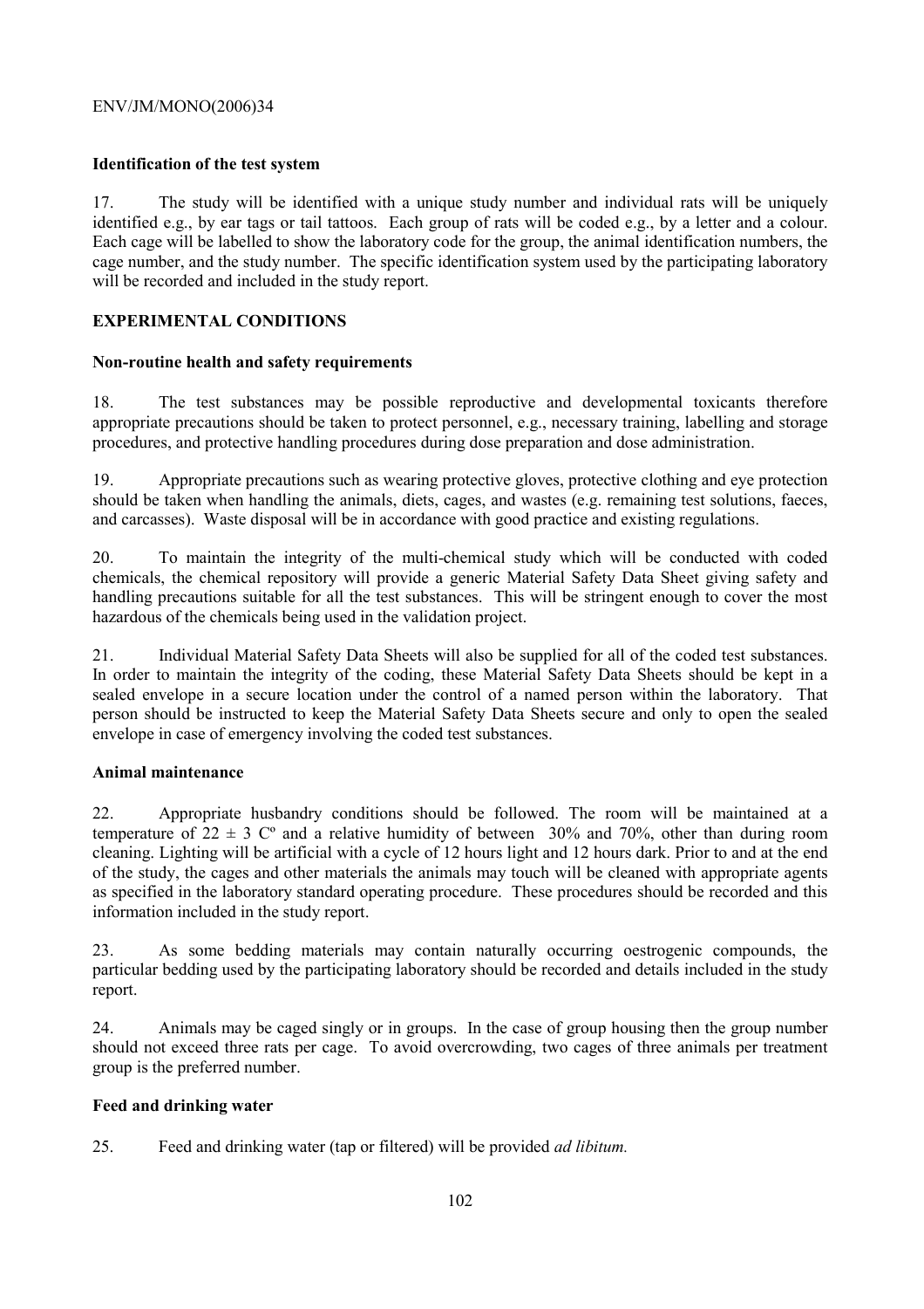**Identification of the test system**

17. The study will be identified with a unique study number and individual rats will be uniquely identified e.g., by ear tags or tail tattoos. Each group of rats will be coded e.g., by a letter and a colour. Each cage will be labelled to show the laboratory code for the group, the animal identification numbers, the cage number, and the study number. The specific identification system used by the participating laboratory will be recorded and included in the study report.

**EXPERIMENTAL CONDITIONS**

**Non-routine health and safety requirements**

18. The test substances may be possible reproductive and developmental toxicants therefore appropriate precautions should be taken to protect personnel, e.g., necessary training, labelling and storage procedures, and protective handling procedures during dose preparation and dose administration.

19. Appropriate precautions such as wearing protective gloves, protective clothing and eye protection should be taken when handling the animals, diets, cages, and wastes (e.g. remaining test solutions, faeces, and carcasses). Waste disposal will be in accordance with good practice and existing regulations.

20. To maintain the integrity of the multi-chemical study which will be conducted with coded chemicals, the chemical repository will provide a generic Material Safety Data Sheet giving safety and handling precautions suitable for all the test substances. This will be stringent enough to cover the most hazardous of the chemicals being used in the validation project.

21. Individual Material Safety Data Sheets will also be supplied for all of the coded test substances. In order to maintain the integrity of the coding, these Material Safety Data Sheets should be kept in a sealed envelope in a secure location under the control of a named person within the laboratory. That person should be instructed to keep the Material Safety Data Sheets secure and only to open the sealed envelope in case of emergency involving the coded test substances.

**Animal maintenance**

22. Appropriate husbandry conditions should be followed. The room will be maintained at a temperature of $22 \pm 3$ Cº and a relative humidity of between 30% and 70%, other than during room cleaning. Lighting will be artificial with a cycle of 12 hours light and 12 hours dark. Prior to and at the end of the study, the cages and other materials the animals may touch will be cleaned with appropriate agents as specified in the laboratory standard operating procedure. These procedures should be recorded and this information included in the study report.

23. As some bedding materials may contain naturally occurring oestrogenic compounds, the particular bedding used by the participating laboratory should be recorded and details included in the study report.

24. Animals may be caged singly or in groups. In the case of group housing then the group number should not exceed three rats per cage. To avoid overcrowding, two cages of three animals per treatment group is the preferred number.

**Feed and drinking water**

25. Feed and drinking water (tap or filtered) will be provided *ad libitum.*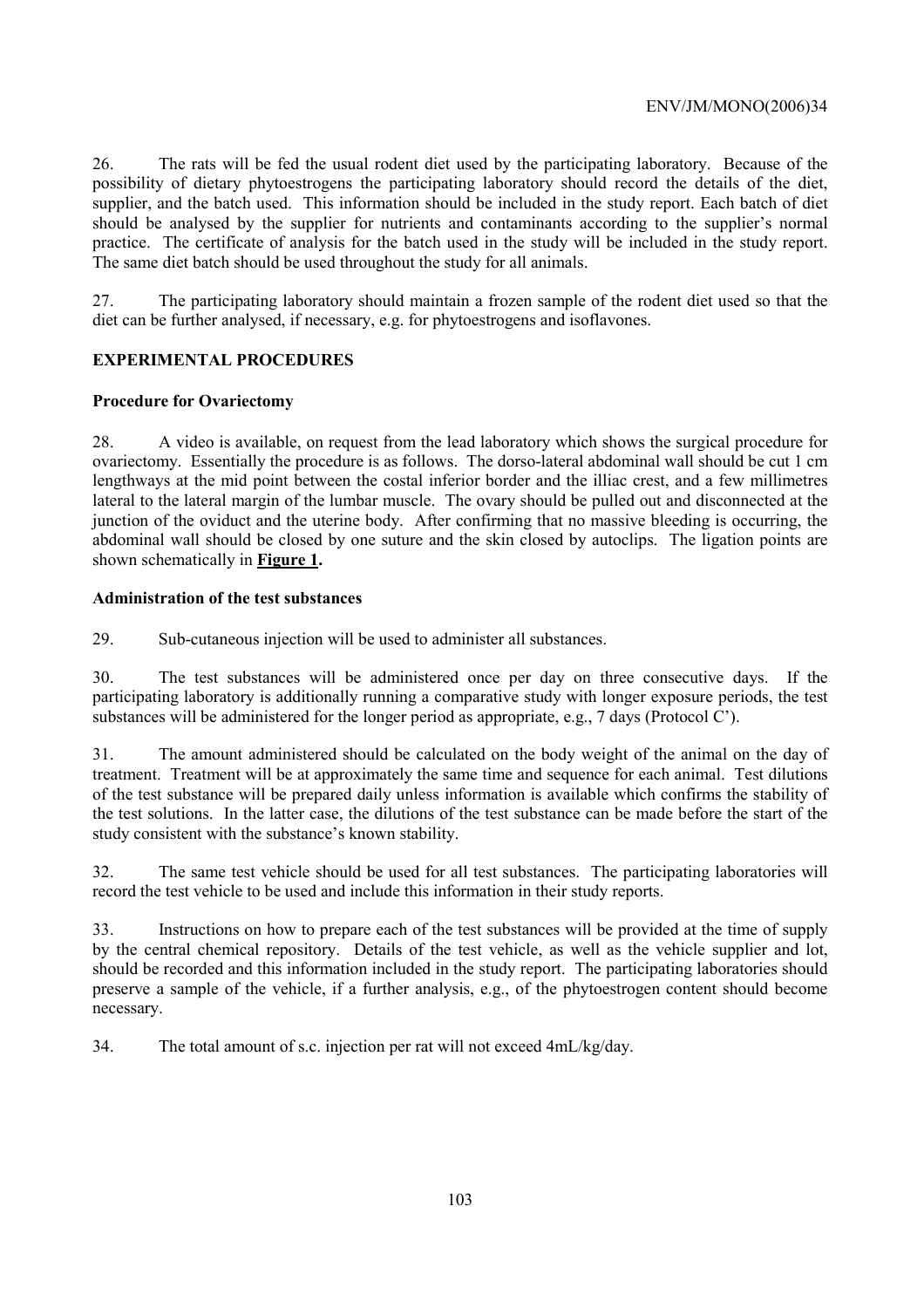26. The rats will be fed the usual rodent diet used by the participating laboratory. Because of the possibility of dietary phytoestrogens the participating laboratory should record the details of the diet, supplier, and the batch used. This information should be included in the study report. Each batch of diet should be analysed by the supplier for nutrients and contaminants according to the supplier's normal practice. The certificate of analysis for the batch used in the study will be included in the study report. The same diet batch should be used throughout the study for all animals.

27. The participating laboratory should maintain a frozen sample of the rodent diet used so that the diet can be further analysed, if necessary, e.g. for phytoestrogens and isoflavones.

## EXPERIMENTAL PROCEDURES

### Procedure for Ovariectomy

28. A video is available, on request from the lead laboratory which shows the surgical procedure for ovariectomy. Essentially the procedure is as follows. The dorso-lateral abdominal wall should be cut 1 cm lengthways at the mid point between the costal inferior border and the illiac crest, and a few millimetres lateral to the lateral margin of the lumbar muscle. The ovary should be pulled out and disconnected at the junction of the oviduct and the uterine body. After confirming that no massive bleeding is occurring, the abdominal wall should be closed by one suture and the skin closed by autoclips. The ligation points are shown schematically in **Figure 1.**

### Administration of the test substances

29. Sub-cutaneous injection will be used to administer all substances.

30. The test substances will be administered once per day on three consecutive days. If the participating laboratory is additionally running a comparative study with longer exposure periods, the test substances will be administered for the longer period as appropriate, e.g., 7 days (Protocol C').

31. The amount administered should be calculated on the body weight of the animal on the day of treatment. Treatment will be at approximately the same time and sequence for each animal. Test dilutions of the test substance will be prepared daily unless information is available which confirms the stability of the test solutions. In the latter case, the dilutions of the test substance can be made before the start of the study consistent with the substance's known stability.

32. The same test vehicle should be used for all test substances. The participating laboratories will record the test vehicle to be used and include this information in their study reports.

33. Instructions on how to prepare each of the test substances will be provided at the time of supply by the central chemical repository. Details of the test vehicle, as well as the vehicle supplier and lot, should be recorded and this information included in the study report. The participating laboratories should preserve a sample of the vehicle, if a further analysis, e.g., of the phytoestrogen content should become necessary.

34. The total amount of s.c. injection per rat will not exceed 4mL/kg/day.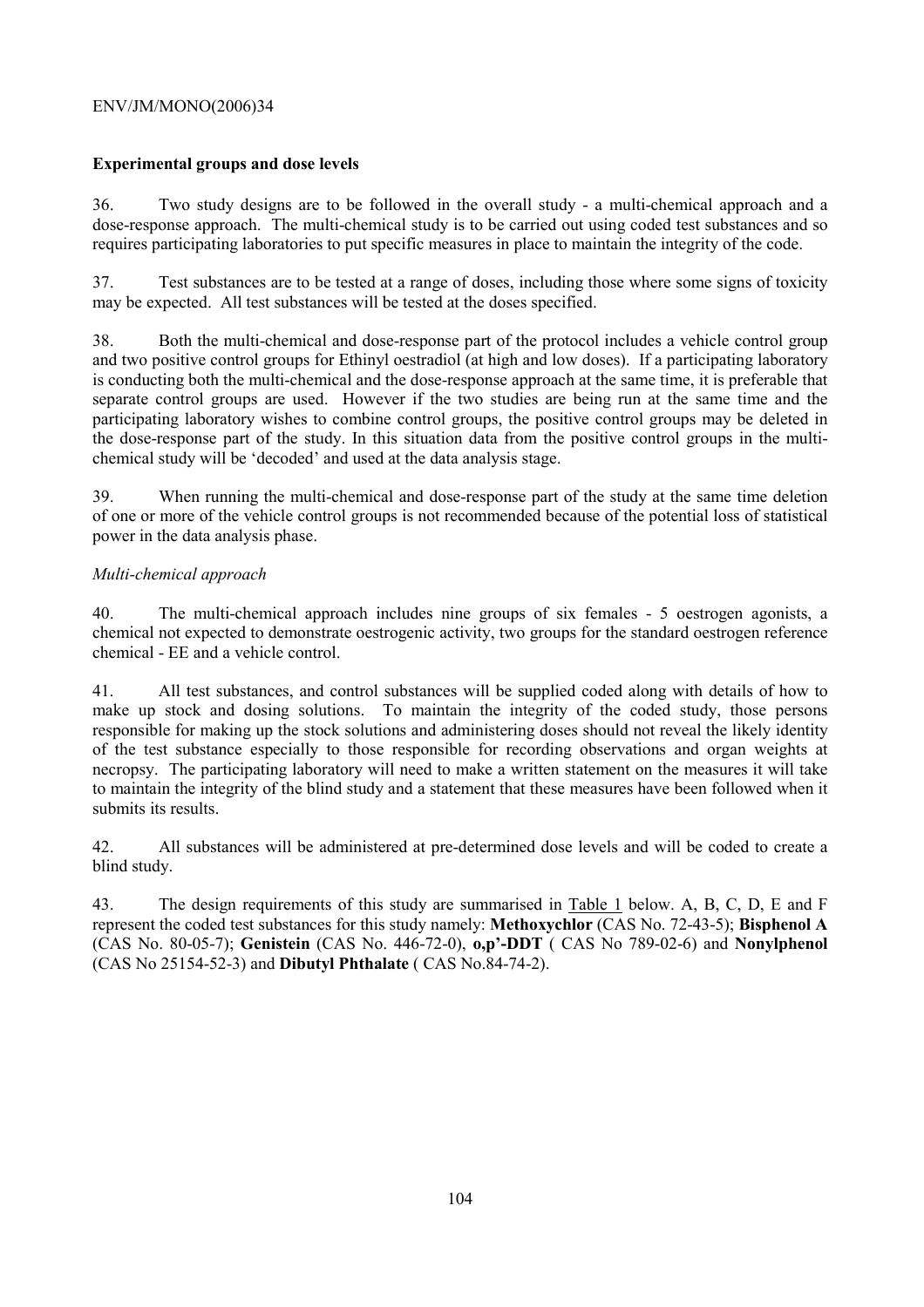### Experimental groups and dose levels

36. Two study designs are to be followed in the overall study - a multi-chemical approach and a dose-response approach. The multi-chemical study is to be carried out using coded test substances and so requires participating laboratories to put specific measures in place to maintain the integrity of the code.

37. Test substances are to be tested at a range of doses, including those where some signs of toxicity may be expected. All test substances will be tested at the doses specified.

38. Both the multi-chemical and dose-response part of the protocol includes a vehicle control group and two positive control groups for Ethinyl oestradiol (at high and low doses). If a participating laboratory is conducting both the multi-chemical and the dose-response approach at the same time, it is preferable that separate control groups are used. However if the two studies are being run at the same time and the participating laboratory wishes to combine control groups, the positive control groups may be deleted in the dose-response part of the study. In this situation data from the positive control groups in the multi-chemical study will be 'decoded' and used at the data analysis stage.

39. When running the multi-chemical and dose-response part of the study at the same time deletion of one or more of the vehicle control groups is not recommended because of the potential loss of statistical power in the data analysis phase.

*Multi-chemical approach*

40. The multi-chemical approach includes nine groups of six females - 5 oestrogen agonists, a chemical not expected to demonstrate oestrogenic activity, two groups for the standard oestrogen reference chemical - EE and a vehicle control.

41. All test substances, and control substances will be supplied coded along with details of how to make up stock and dosing solutions. To maintain the integrity of the coded study, those persons responsible for making up the stock solutions and administering doses should not reveal the likely identity of the test substance especially to those responsible for recording observations and organ weights at necropsy. The participating laboratory will need to make a written statement on the measures it will take to maintain the integrity of the blind study and a statement that these measures have been followed when it submits its results.

42. All substances will be administered at pre-determined dose levels and will be coded to create a blind study.

43. The design requirements of this study are summarised in Table 1 below. A, B, C, D, E and F represent the coded test substances for this study namely: **Methoxychlor** (CAS No. 72-43-5); **Bisphenol A** (CAS No. 80-05-7); **Genistein** (CAS No. 446-72-0), **o,p'-DDT** ( CAS No 789-02-6) and **Nonylphenol** (CAS No 25154-52-3) and **Dibutyl Phthalate** ( CAS No.84-74-2).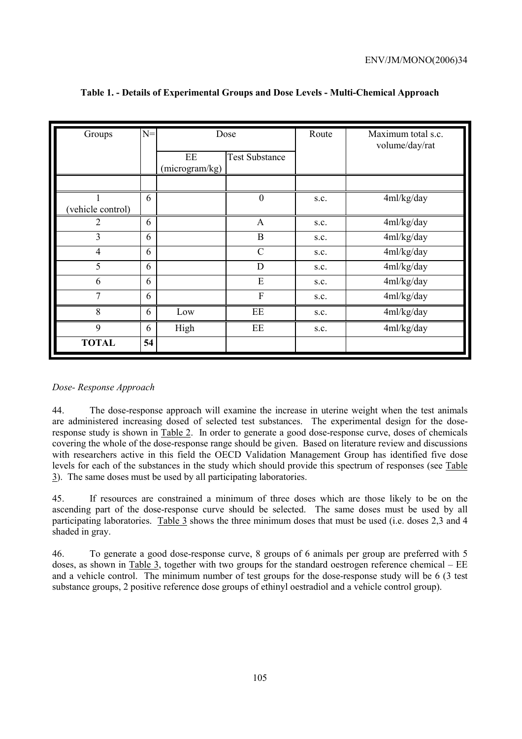**Table 1. - Details of Experimental Groups and Dose Levels - Multi-Chemical Approach**

| Groups | N= | Dose | | Route | Maximum total s.c. volume/day/rat |
|---|---|---|---|---|---|
| | | EE (microgram/kg) | Test Substance | | |
| | | | | | |
| 1 (vehicle control) | 6 | | 0 | s.c. | 4ml/kg/day |
| 2 | 6 | | A | s.c. | 4ml/kg/day |
| 3 | 6 | | B | s.c. | 4ml/kg/day |
| 4 | 6 | | C | s.c. | 4ml/kg/day |
| 5 | 6 | | D | s.c. | 4ml/kg/day |
| 6 | 6 | | E | s.c. | 4ml/kg/day |
| 7 | 6 | | F | s.c. | 4ml/kg/day |
| 8 | 6 | Low | EE | s.c. | 4ml/kg/day |
| 9 | 6 | High | EE | s.c. | 4ml/kg/day |
| **TOTAL** | **54** | | | | |

*Dose- Response Approach*

44. The dose-response approach will examine the increase in uterine weight when the test animals are administered increasing dosed of selected test substances. The experimental design for the dose-response study is shown in Table 2. In order to generate a good dose-response curve, doses of chemicals covering the whole of the dose-response range should be given. Based on literature review and discussions with researchers active in this field the OECD Validation Management Group has identified five dose levels for each of the substances in the study which should provide this spectrum of responses (see Table 3). The same doses must be used by all participating laboratories.

45. If resources are constrained a minimum of three doses which are those likely to be on the ascending part of the dose-response curve should be selected. The same doses must be used by all participating laboratories. Table 3 shows the three minimum doses that must be used (i.e. doses 2,3 and 4 shaded in gray.

46. To generate a good dose-response curve, 8 groups of 6 animals per group are preferred with 5 doses, as shown in Table 3, together with two groups for the standard oestrogen reference chemical – EE and a vehicle control. The minimum number of test groups for the dose-response study will be 6 (3 test substance groups, 2 positive reference dose groups of ethinyl oestradiol and a vehicle control group).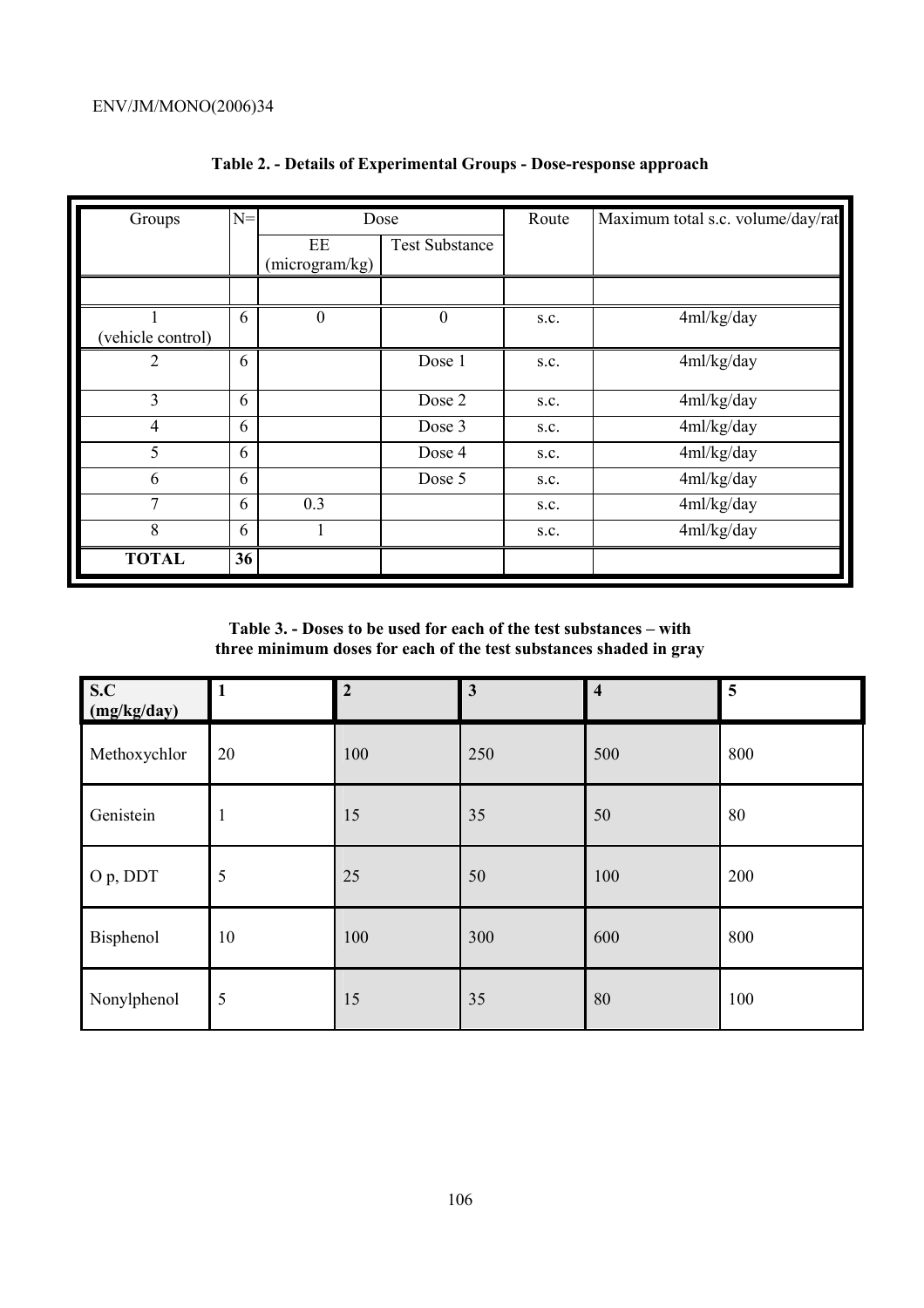**Table 2. - Details of Experimental Groups - Dose-response approach**

| Groups | N= | Dose | | Route | Maximum total s.c. volume/day/rat |
|---|---|---|---|---|---|
| | | EE (microgram/kg) | Test Substance | | |
| | | | | | |
| 1 (vehicle control) | 6 | 0 | 0 | s.c. | 4ml/kg/day |
| 2 | 6 | | Dose 1 | s.c. | 4ml/kg/day |
| 3 | 6 | | Dose 2 | s.c. | 4ml/kg/day |
| 4 | 6 | | Dose 3 | s.c. | 4ml/kg/day |
| 5 | 6 | | Dose 4 | s.c. | 4ml/kg/day |
| 6 | 6 | | Dose 5 | s.c. | 4ml/kg/day |
| 7 | 6 | 0.3 | | s.c. | 4ml/kg/day |
| 8 | 6 | 1 | | s.c. | 4ml/kg/day |
| **TOTAL** | **36** | | | | |

**Table 3. - Doses to be used for each of the test substances – with three minimum doses for each of the test substances shaded in gray**

| **S.C (mg/kg/day)** | **1** | **2** | **3** | **4** | **5** |
|---|---|---|---|---|---|
| Methoxychlor | 20 | 100 | 250 | 500 | 800 |
| Genistein | 1 | 15 | 35 | 50 | 80 |
| O p, DDT | 5 | 25 | 50 | 100 | 200 |
| Bisphenol | 10 | 100 | 300 | 600 | 800 |
| Nonylphenol | 5 | 15 | 35 | 80 | 100 |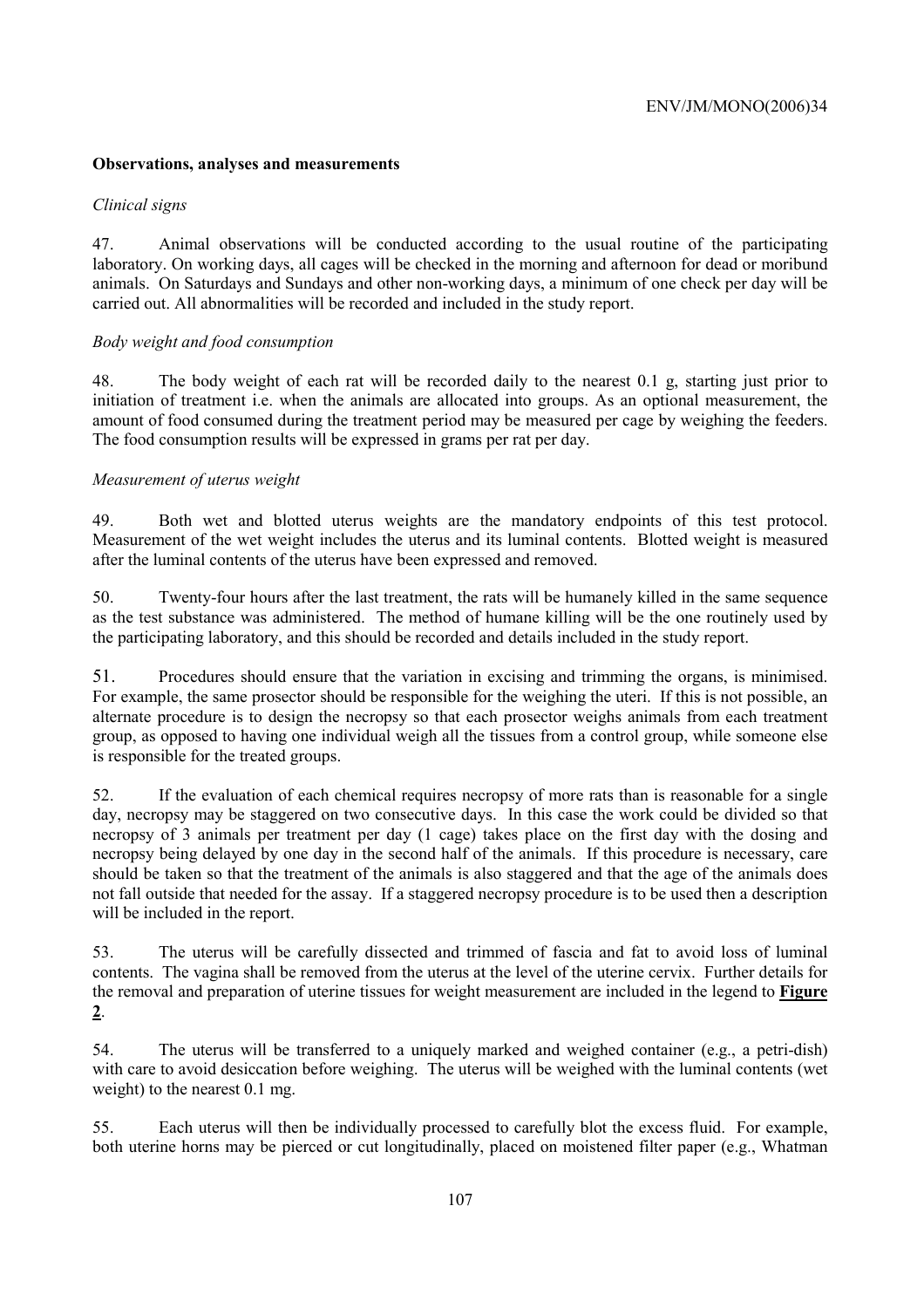### Observations, analyses and measurements

*Clinical signs*

47. Animal observations will be conducted according to the usual routine of the participating laboratory. On working days, all cages will be checked in the morning and afternoon for dead or moribund animals. On Saturdays and Sundays and other non-working days, a minimum of one check per day will be carried out. All abnormalities will be recorded and included in the study report.

*Body weight and food consumption*

48. The body weight of each rat will be recorded daily to the nearest 0.1 g, starting just prior to initiation of treatment i.e. when the animals are allocated into groups. As an optional measurement, the amount of food consumed during the treatment period may be measured per cage by weighing the feeders. The food consumption results will be expressed in grams per rat per day.

*Measurement of uterus weight*

49. Both wet and blotted uterus weights are the mandatory endpoints of this test protocol. Measurement of the wet weight includes the uterus and its luminal contents. Blotted weight is measured after the luminal contents of the uterus have been expressed and removed.

50. Twenty-four hours after the last treatment, the rats will be humanely killed in the same sequence as the test substance was administered. The method of humane killing will be the one routinely used by the participating laboratory, and this should be recorded and details included in the study report.

51. Procedures should ensure that the variation in excising and trimming the organs, is minimised. For example, the same prosector should be responsible for the weighing the uteri. If this is not possible, an alternate procedure is to design the necropsy so that each prosector weighs animals from each treatment group, as opposed to having one individual weigh all the tissues from a control group, while someone else is responsible for the treated groups.

52. If the evaluation of each chemical requires necropsy of more rats than is reasonable for a single day, necropsy may be staggered on two consecutive days. In this case the work could be divided so that necropsy of 3 animals per treatment per day (1 cage) takes place on the first day with the dosing and necropsy being delayed by one day in the second half of the animals. If this procedure is necessary, care should be taken so that the treatment of the animals is also staggered and that the age of the animals does not fall outside that needed for the assay. If a staggered necropsy procedure is to be used then a description will be included in the report.

53. The uterus will be carefully dissected and trimmed of fascia and fat to avoid loss of luminal contents. The vagina shall be removed from the uterus at the level of the uterine cervix. Further details for the removal and preparation of uterine tissues for weight measurement are included in the legend to **Figure 2**.

54. The uterus will be transferred to a uniquely marked and weighed container (e.g., a petri-dish) with care to avoid desiccation before weighing. The uterus will be weighed with the luminal contents (wet weight) to the nearest 0.1 mg.

55. Each uterus will then be individually processed to carefully blot the excess fluid. For example, both uterine horns may be pierced or cut longitudinally, placed on moistened filter paper (e.g., Whatman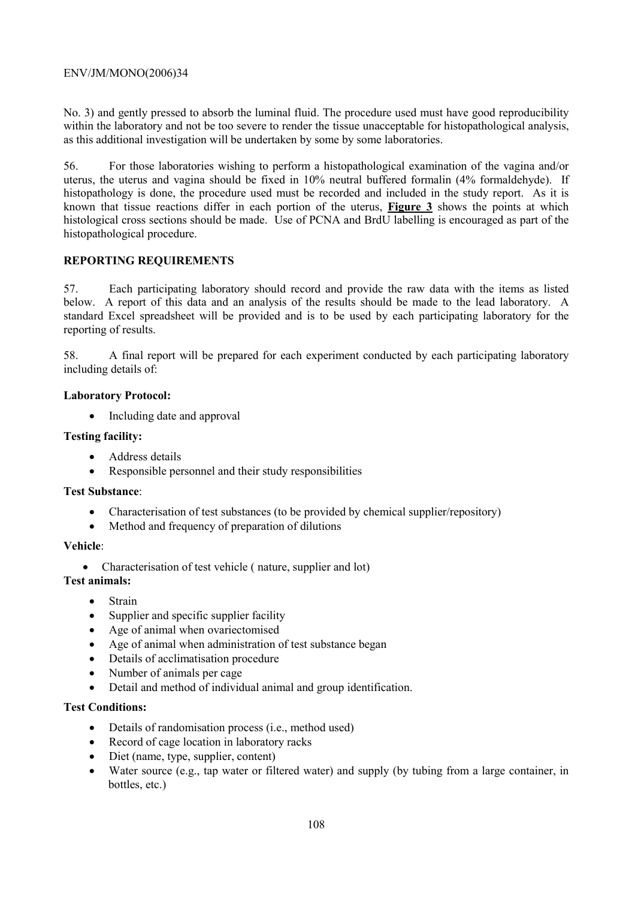No. 3) and gently pressed to absorb the luminal fluid. The procedure used must have good reproducibility within the laboratory and not be too severe to render the tissue unacceptable for histopathological analysis, as this additional investigation will be undertaken by some by some laboratories.

56. For those laboratories wishing to perform a histopathological examination of the vagina and/or uterus, the uterus and vagina should be fixed in 10% neutral buffered formalin (4% formaldehyde). If histopathology is done, the procedure used must be recorded and included in the study report. As it is known that tissue reactions differ in each portion of the uterus, **Figure 3** shows the points at which histological cross sections should be made. Use of PCNA and BrdU labelling is encouraged as part of the histopathological procedure.

## REPORTING REQUIREMENTS

57. Each participating laboratory should record and provide the raw data with the items as listed below. A report of this data and an analysis of the results should be made to the lead laboratory. A standard Excel spreadsheet will be provided and is to be used by each participating laboratory for the reporting of results.

58. A final report will be prepared for each experiment conducted by each participating laboratory including details of:

**Laboratory Protocol:**

- Including date and approval

**Testing facility:**

- Address details
- Responsible personnel and their study responsibilities

**Test Substance**:

- Characterisation of test substances (to be provided by chemical supplier/repository)
- Method and frequency of preparation of dilutions

**Vehicle**:

- Characterisation of test vehicle ( nature, supplier and lot)

**Test animals:**

- Strain
- Supplier and specific supplier facility
- Age of animal when ovariectomised
- Age of animal when administration of test substance began
- Details of acclimatisation procedure
- Number of animals per cage
- Detail and method of individual animal and group identification.

**Test Conditions:**

- Details of randomisation process (i.e., method used)
- Record of cage location in laboratory racks
- Diet (name, type, supplier, content)
- Water source (e.g., tap water or filtered water) and supply (by tubing from a large container, in bottles, etc.)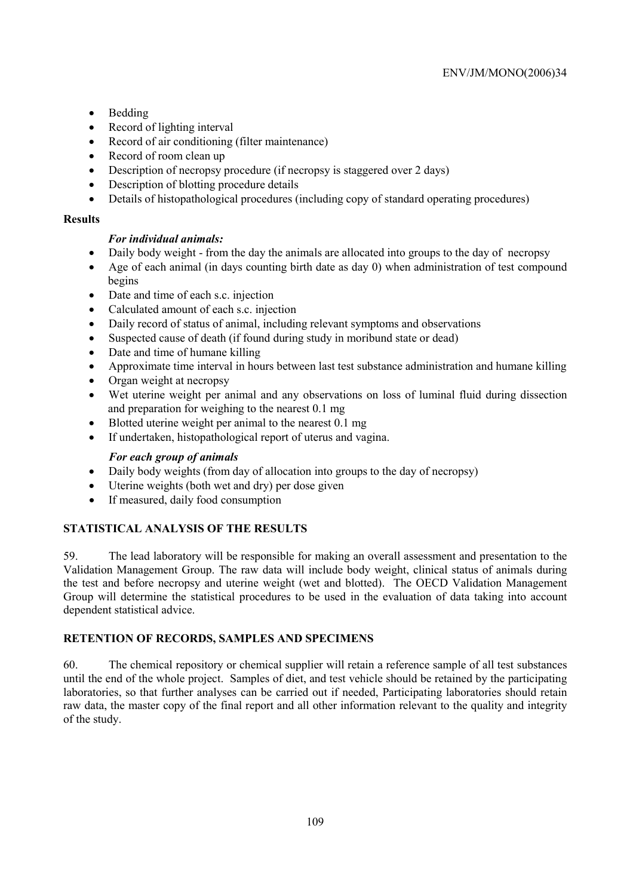- Bedding
- Record of lighting interval
- Record of air conditioning (filter maintenance)
- Record of room clean up
- Description of necropsy procedure (if necropsy is staggered over 2 days)
- Description of blotting procedure details
- Details of histopathological procedures (including copy of standard operating procedures)

**Results**

*For individual animals:*

- Daily body weight - from the day the animals are allocated into groups to the day of necropsy
- Age of each animal (in days counting birth date as day 0) when administration of test compound begins
- Date and time of each s.c. injection
- Calculated amount of each s.c. injection
- Daily record of status of animal, including relevant symptoms and observations
- Suspected cause of death (if found during study in moribund state or dead)
- Date and time of humane killing
- Approximate time interval in hours between last test substance administration and humane killing
- Organ weight at necropsy
- Wet uterine weight per animal and any observations on loss of luminal fluid during dissection and preparation for weighing to the nearest 0.1 mg
- Blotted uterine weight per animal to the nearest 0.1 mg
- If undertaken, histopathological report of uterus and vagina.

*For each group of animals*

- Daily body weights (from day of allocation into groups to the day of necropsy)
- Uterine weights (both wet and dry) per dose given
- If measured, daily food consumption

## STATISTICAL ANALYSIS OF THE RESULTS

59. The lead laboratory will be responsible for making an overall assessment and presentation to the Validation Management Group. The raw data will include body weight, clinical status of animals during the test and before necropsy and uterine weight (wet and blotted). The OECD Validation Management Group will determine the statistical procedures to be used in the evaluation of data taking into account dependent statistical advice.

## RETENTION OF RECORDS, SAMPLES AND SPECIMENS

60. The chemical repository or chemical supplier will retain a reference sample of all test substances until the end of the whole project. Samples of diet, and test vehicle should be retained by the participating laboratories, so that further analyses can be carried out if needed, Participating laboratories should retain raw data, the master copy of the final report and all other information relevant to the quality and integrity of the study.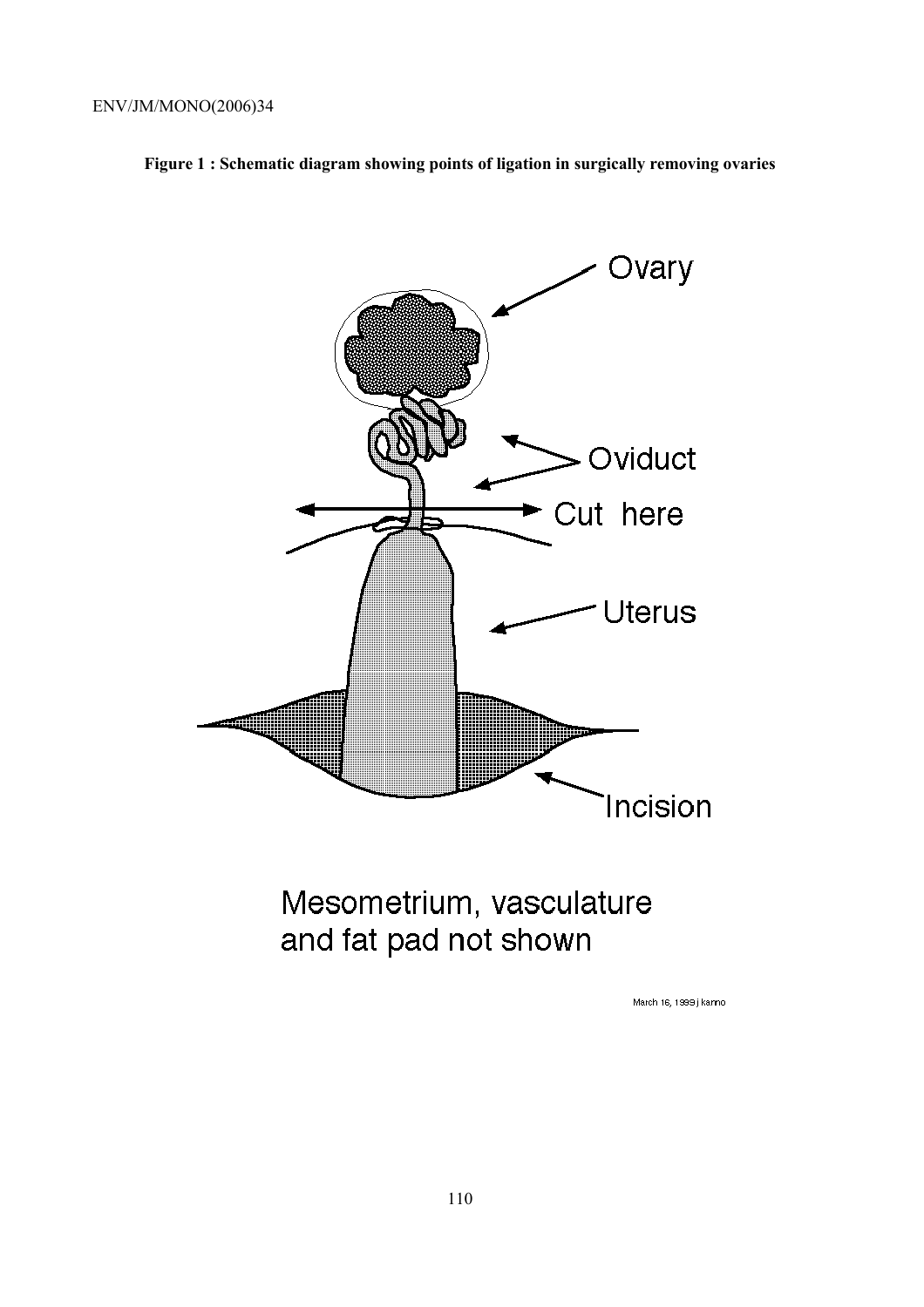**Figure 1 : Schematic diagram showing points of ligation in surgically removing ovaries**

Ovary

Oviduct

Cut here

Uterus

Incision

Mesometrium, vasculature and fat pad not shown

March 16, 1999 j kanno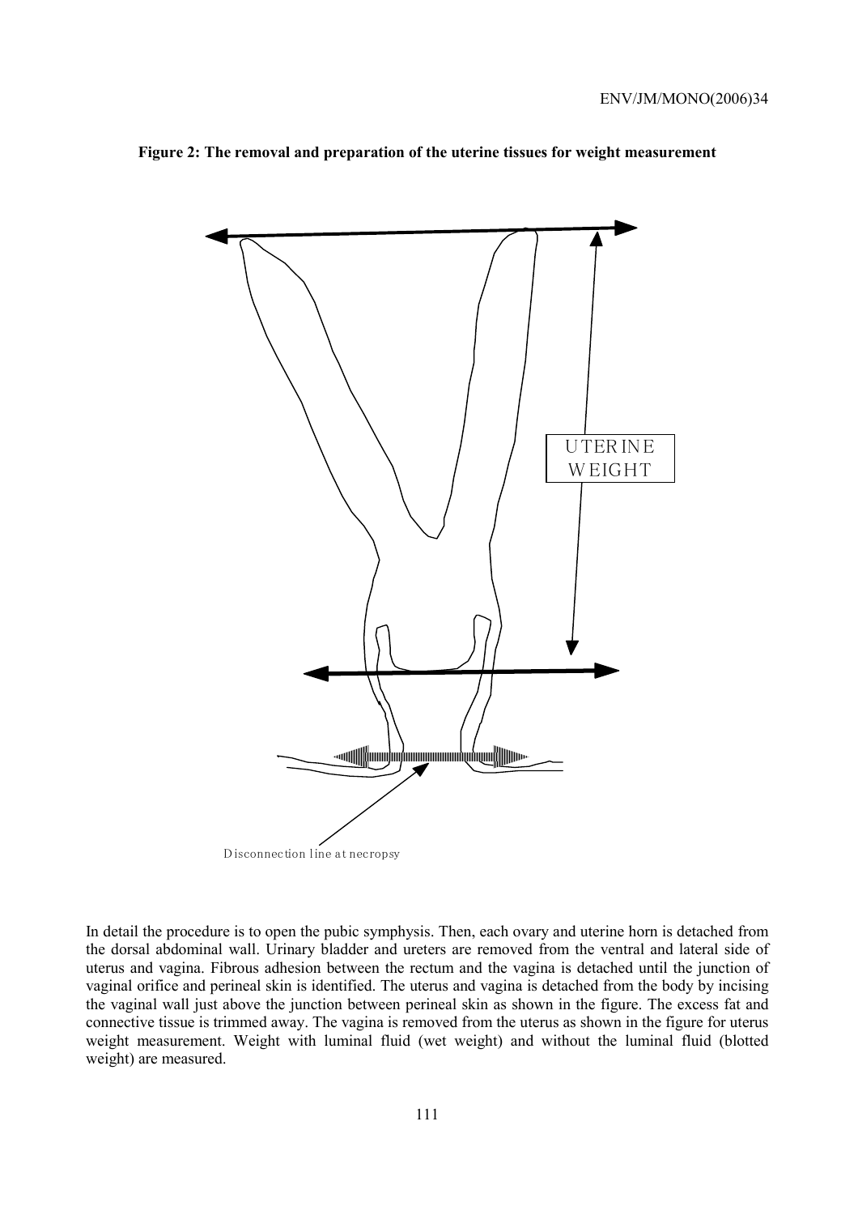**Figure 2: The removal and preparation of the uterine tissues for weight measurement**

UTERINE WEIGHT

Disconnection line at necropsy

In detail the procedure is to open the pubic symphysis. Then, each ovary and uterine horn is detached from the dorsal abdominal wall. Urinary bladder and ureters are removed from the ventral and lateral side of uterus and vagina. Fibrous adhesion between the rectum and the vagina is detached until the junction of vaginal orifice and perineal skin is identified. The uterus and vagina is detached from the body by incising the vaginal wall just above the junction between perineal skin as shown in the figure. The excess fat and connective tissue is trimmed away. The vagina is removed from the uterus as shown in the figure for uterus weight measurement. Weight with luminal fluid (wet weight) and without the luminal fluid (blotted weight) are measured.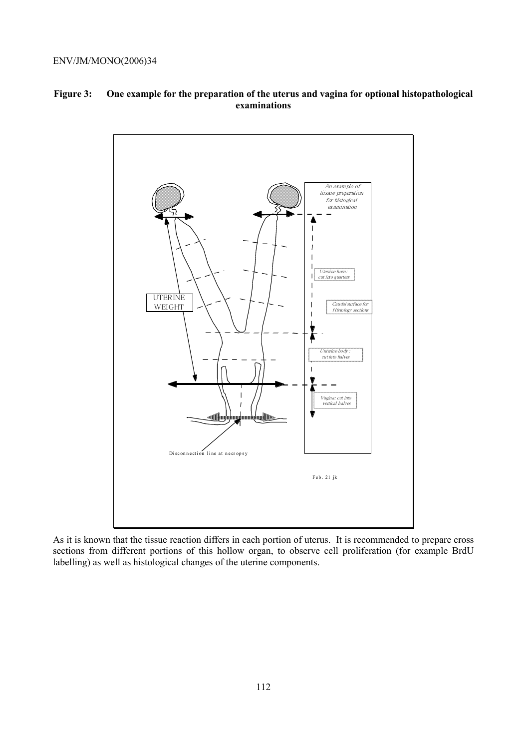**Figure 3: One example for the preparation of the uterus and vagina for optional histopathological examinations**

UTERINE WEIGHT

An example of tiissue preparation for histogical examination

Uterine horn: cut into quarters

Caudal surface for Histology sections

Unterine body: cut into halves

Vagina: cut into vertical halves

Disconnection line at necropsy

Feb. 21 jk

As it is known that the tissue reaction differs in each portion of uterus. It is recommended to prepare cross sections from different portions of this hollow organ, to observe cell proliferation (for example BrdU labelling) as well as histological changes of the uterine components.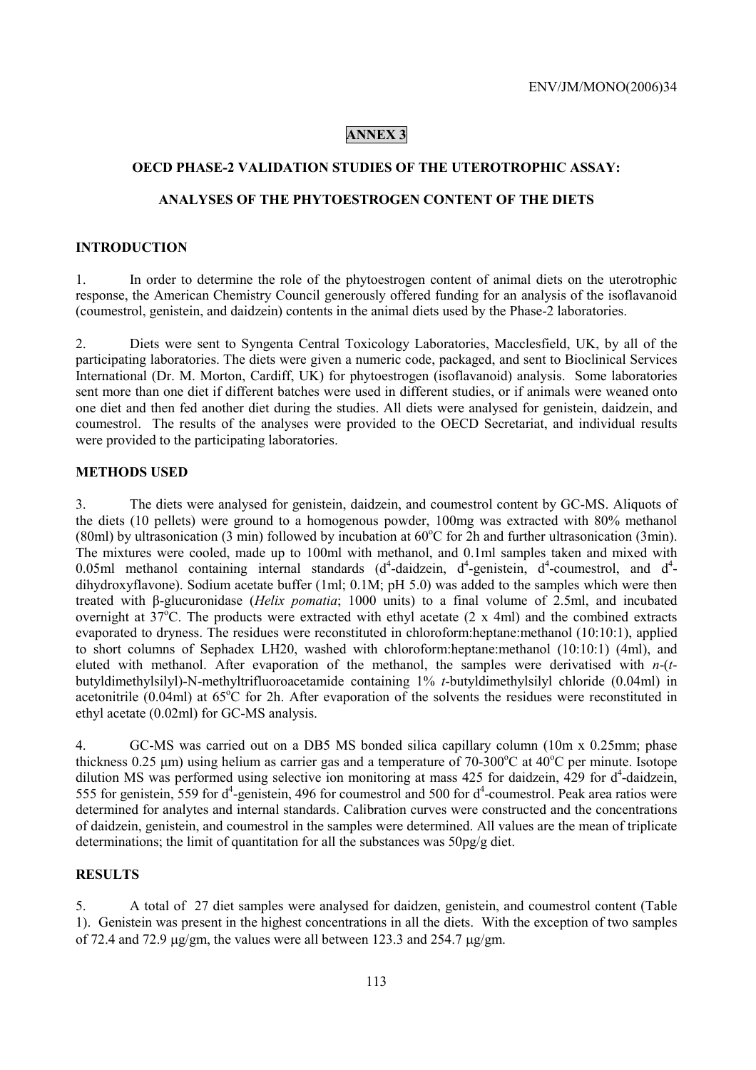**ANNEX 3**

## OECD PHASE-2 VALIDATION STUDIES OF THE UTEROTROPHIC ASSAY:

## ANALYSES OF THE PHYTOESTROGEN CONTENT OF THE DIETS

### INTRODUCTION

1. In order to determine the role of the phytoestrogen content of animal diets on the uterotrophic response, the American Chemistry Council generously offered funding for an analysis of the isoflavanoid (coumestrol, genistein, and daidzein) contents in the animal diets used by the Phase-2 laboratories.

2. Diets were sent to Syngenta Central Toxicology Laboratories, Macclesfield, UK, by all of the participating laboratories. The diets were given a numeric code, packaged, and sent to Bioclinical Services International (Dr. M. Morton, Cardiff, UK) for phytoestrogen (isoflavanoid) analysis. Some laboratories sent more than one diet if different batches were used in different studies, or if animals were weaned onto one diet and then fed another diet during the studies. All diets were analysed for genistein, daidzein, and coumestrol. The results of the analyses were provided to the OECD Secretariat, and individual results were provided to the participating laboratories.

### METHODS USED

3. The diets were analysed for genistein, daidzein, and coumestrol content by GC-MS. Aliquots of the diets (10 pellets) were ground to a homogenous powder, 100mg was extracted with 80% methanol (80ml) by ultrasonication (3 min) followed by incubation at 60°C for 2h and further ultrasonication (3min). The mixtures were cooled, made up to 100ml with methanol, and 0.1ml samples taken and mixed with 0.05ml methanol containing internal standards ($d^4$-daidzein, $d^4$-genistein, $d^4$-coumestrol, and $d^4$-dihydroxyflavone). Sodium acetate buffer (1ml; 0.1M; pH 5.0) was added to the samples which were then treated with β-glucuronidase (*Helix pomatia*; 1000 units) to a final volume of 2.5ml, and incubated overnight at 37°C. The products were extracted with ethyl acetate (2 x 4ml) and the combined extracts evaporated to dryness. The residues were reconstituted in chloroform:heptane:methanol (10:10:1), applied to short columns of Sephadex LH20, washed with chloroform:heptane:methanol (10:10:1) (4ml), and eluted with methanol. After evaporation of the methanol, the samples were derivatised with *n*-(*t*-butyldimethylsilyl)-N-methyltrifluoroacetamide containing 1% *t*-butyldimethylsilyl chloride (0.04ml) in acetonitrile (0.04ml) at 65°C for 2h. After evaporation of the solvents the residues were reconstituted in ethyl acetate (0.02ml) for GC-MS analysis.

4. GC-MS was carried out on a DB5 MS bonded silica capillary column (10m x 0.25mm; phase thickness 0.25 µm) using helium as carrier gas and a temperature of 70-300°C at 40°C per minute. Isotope dilution MS was performed using selective ion monitoring at mass 425 for daidzein, 429 for $d^4$-daidzein, 555 for genistein, 559 for $d^4$-genistein, 496 for coumestrol and 500 for $d^4$-coumestrol. Peak area ratios were determined for analytes and internal standards. Calibration curves were constructed and the concentrations of daidzein, genistein, and coumestrol in the samples were determined. All values are the mean of triplicate determinations; the limit of quantitation for all the substances was 50pg/g diet.

### RESULTS

5. A total of 27 diet samples were analysed for daidzen, genistein, and coumestrol content (Table 1). Genistein was present in the highest concentrations in all the diets. With the exception of two samples of 72.4 and 72.9 µg/gm, the values were all between 123.3 and 254.7 µg/gm.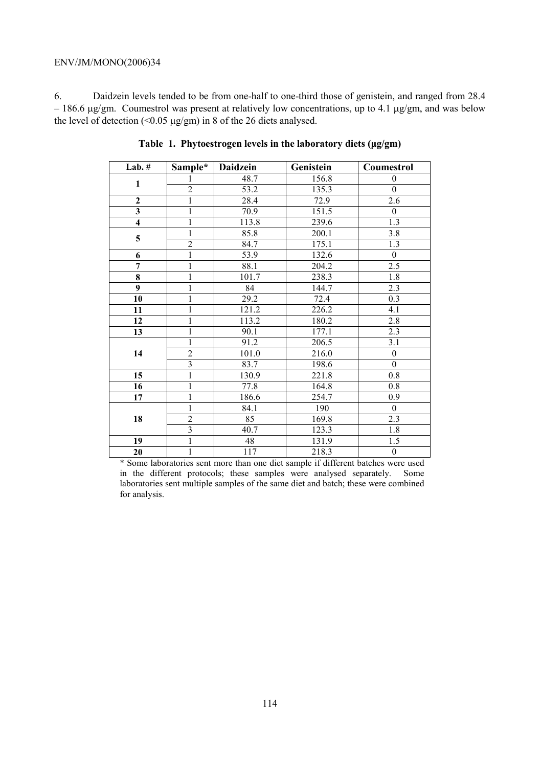6. Daidzein levels tended to be from one-half to one-third those of genistein, and ranged from 28.4 – 186.6 μg/gm. Coumestrol was present at relatively low concentrations, up to 4.1 μg/gm, and was below the level of detection (<0.05 μg/gm) in 8 of the 26 diets analysed.

**Table 1. Phytoestrogen levels in the laboratory diets (μg/gm)**

| Lab. # | Sample* | Daidzein | Genistein | Coumestrol |
|---|---|---|---|---|
| **1** | 1 | 48.7 | 156.8 | 0 |
| | 2 | 53.2 | 135.3 | 0 |
| **2** | 1 | 28.4 | 72.9 | 2.6 |
| **3** | 1 | 70.9 | 151.5 | 0 |
| **4** | 1 | 113.8 | 239.6 | 1.3 |
| **5** | 1 | 85.8 | 200.1 | 3.8 |
| | 2 | 84.7 | 175.1 | 1.3 |
| **6** | 1 | 53.9 | 132.6 | 0 |
| **7** | 1 | 88.1 | 204.2 | 2.5 |
| **8** | 1 | 101.7 | 238.3 | 1.8 |
| **9** | 1 | 84 | 144.7 | 2.3 |
| **10** | 1 | 29.2 | 72.4 | 0.3 |
| **11** | 1 | 121.2 | 226.2 | 4.1 |
| **12** | 1 | 113.2 | 180.2 | 2.8 |
| **13** | 1 | 90.1 | 177.1 | 2.3 |
| **14** | 1 | 91.2 | 206.5 | 3.1 |
| | 2 | 101.0 | 216.0 | 0 |
| | 3 | 83.7 | 198.6 | 0 |
| **15** | 1 | 130.9 | 221.8 | 0.8 |
| **16** | 1 | 77.8 | 164.8 | 0.8 |
| **17** | 1 | 186.6 | 254.7 | 0.9 |
| **18** | 1 | 84.1 | 190 | 0 |
| | 2 | 85 | 169.8 | 2.3 |
| | 3 | 40.7 | 123.3 | 1.8 |
| **19** | 1 | 48 | 131.9 | 1.5 |
| **20** | 1 | 117 | 218.3 | 0 |

* Some laboratories sent more than one diet sample if different batches were used in the different protocols; these samples were analysed separately. Some laboratories sent multiple samples of the same diet and batch; these were combined for analysis.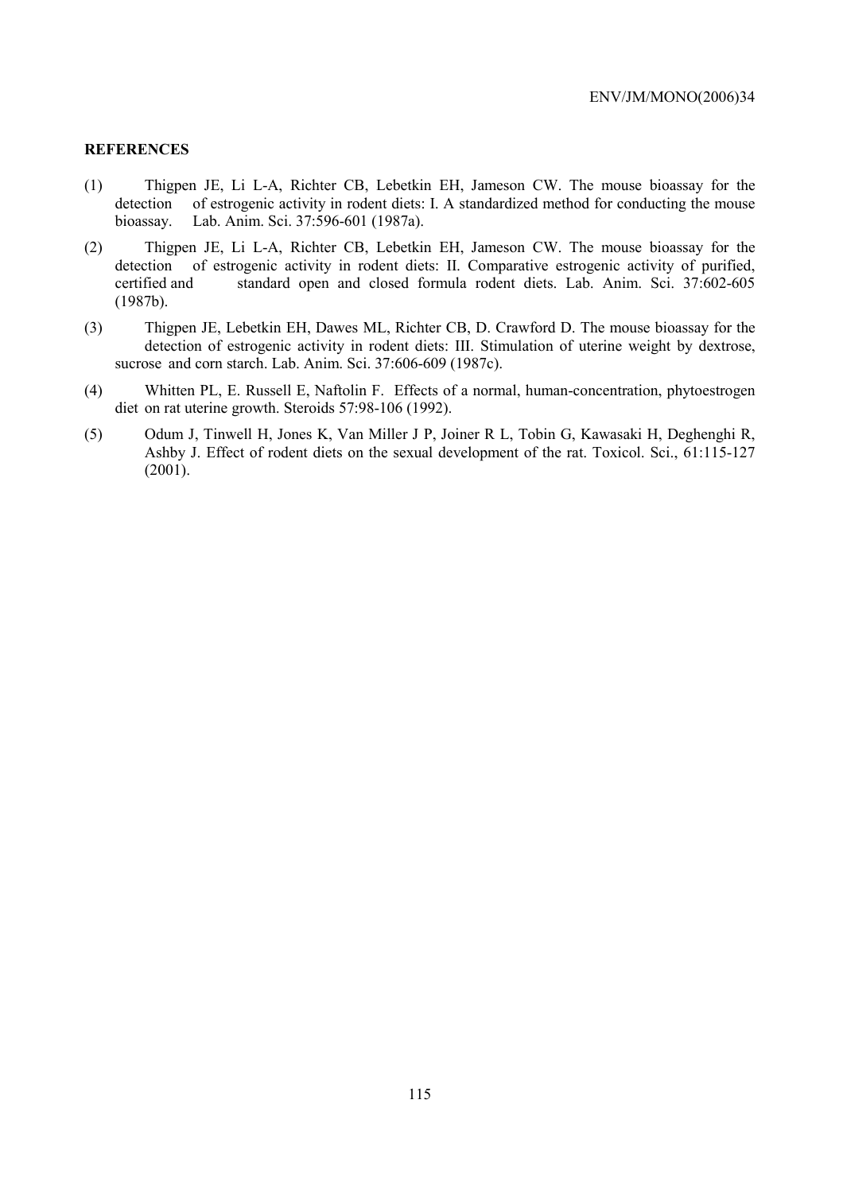**REFERENCES**

(1) Thigpen JE, Li L-A, Richter CB, Lebetkin EH, Jameson CW. The mouse bioassay for the detection of estrogenic activity in rodent diets: I. A standardized method for conducting the mouse bioassay. Lab. Anim. Sci. 37:596-601 (1987a).

(2) Thigpen JE, Li L-A, Richter CB, Lebetkin EH, Jameson CW. The mouse bioassay for the detection of estrogenic activity in rodent diets: II. Comparative estrogenic activity of purified, certified and standard open and closed formula rodent diets. Lab. Anim. Sci. 37:602-605 (1987b).

(3) Thigpen JE, Lebetkin EH, Dawes ML, Richter CB, D. Crawford D. The mouse bioassay for the detection of estrogenic activity in rodent diets: III. Stimulation of uterine weight by dextrose, sucrose and corn starch. Lab. Anim. Sci. 37:606-609 (1987c).

(4) Whitten PL, E. Russell E, Naftolin F. Effects of a normal, human-concentration, phytoestrogen diet on rat uterine growth. Steroids 57:98-106 (1992).

(5) Odum J, Tinwell H, Jones K, Van Miller J P, Joiner R L, Tobin G, Kawasaki H, Deghenghi R, Ashby J. Effect of rodent diets on the sexual development of the rat. Toxicol. Sci., 61:115-127 (2001).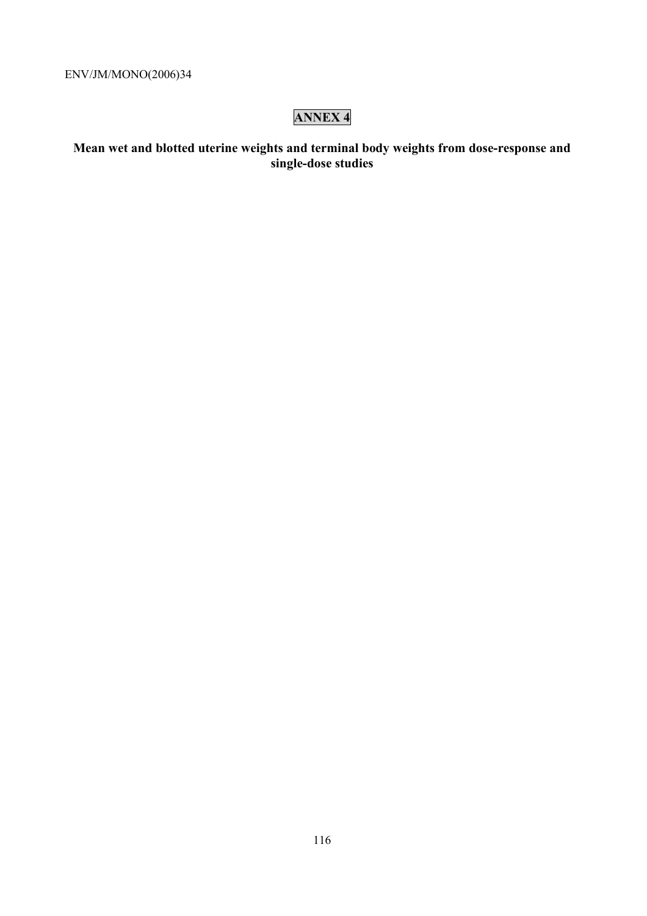# ANNEX 4

**Mean wet and blotted uterine weights and terminal body weights from dose-response and single-dose studies**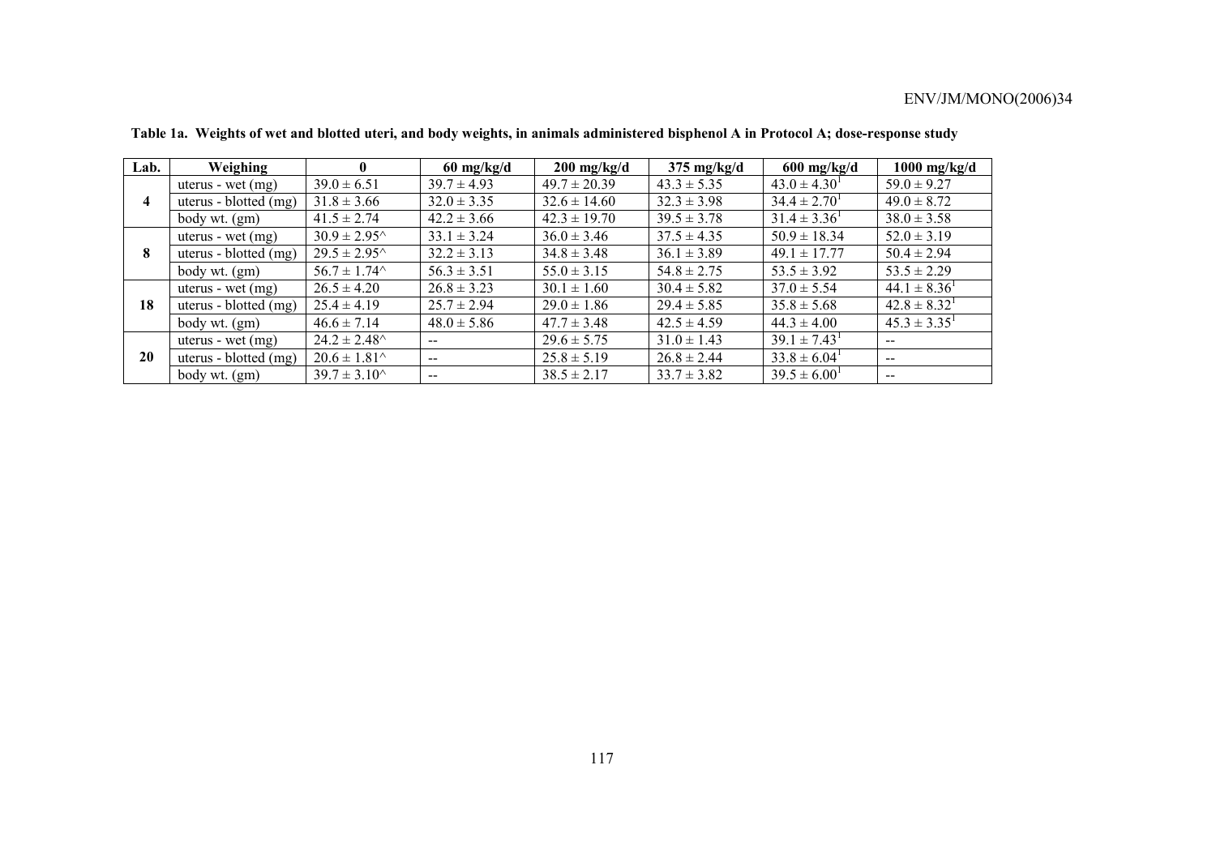**Table 1a. Weights of wet and blotted uteri, and body weights, in animals administered bisphenol A in Protocol A; dose-response study**

| Lab. | Weighing | 0 | 60 mg/kg/d | 200 mg/kg/d | 375 mg/kg/d | 600 mg/kg/d | 1000 mg/kg/d |
|---|---|---|---|---|---|---|---|
| 4 | uterus - wet (mg) | 39.0 ± 6.51 | 39.7 ± 4.93 | 49.7 ± 20.39 | 43.3 ± 5.35 | 43.0 ± 4.30[1] | 59.0 ± 9.27 |
| | uterus - blotted (mg) | 31.8 ± 3.66 | 32.0 ± 3.35 | 32.6 ± 14.60 | 32.3 ± 3.98 | 34.4 ± 2.70[1] | 49.0 ± 8.72 |
| | body wt. (gm) | 41.5 ± 2.74 | 42.2 ± 3.66 | 42.3 ± 19.70 | 39.5 ± 3.78 | 31.4 ± 3.36[1] | 38.0 ± 3.58 |
| 8 | uterus - wet (mg) | 30.9 ± 2.95^ | 33.1 ± 3.24 | 36.0 ± 3.46 | 37.5 ± 4.35 | 50.9 ± 18.34 | 52.0 ± 3.19 |
| | uterus - blotted (mg) | 29.5 ± 2.95^ | 32.2 ± 3.13 | 34.8 ± 3.48 | 36.1 ± 3.89 | 49.1 ± 17.77 | 50.4 ± 2.94 |
| | body wt. (gm) | 56.7 ± 1.74^ | 56.3 ± 3.51 | 55.0 ± 3.15 | 54.8 ± 2.75 | 53.5 ± 3.92 | 53.5 ± 2.29 |
| 18 | uterus - wet (mg) | 26.5 ± 4.20 | 26.8 ± 3.23 | 30.1 ± 1.60 | 30.4 ± 5.82 | 37.0 ± 5.54 | 44.1 ± 8.36[1] |
| | uterus - blotted (mg) | 25.4 ± 4.19 | 25.7 ± 2.94 | 29.0 ± 1.86 | 29.4 ± 5.85 | 35.8 ± 5.68 | 42.8 ± 8.32[1] |
| | body wt. (gm) | 46.6 ± 7.14 | 48.0 ± 5.86 | 47.7 ± 3.48 | 42.5 ± 4.59 | 44.3 ± 4.00 | 45.3 ± 3.35[1] |
| 20 | uterus - wet (mg) | 24.2 ± 2.48^ | -- | 29.6 ± 5.75 | 31.0 ± 1.43 | 39.1 ± 7.43[1] | -- |
| | uterus - blotted (mg) | 20.6 ± 1.81^ | -- | 25.8 ± 5.19 | 26.8 ± 2.44 | 33.8 ± 6.04[1] | -- |
| | body wt. (gm) | 39.7 ± 3.10^ | -- | 38.5 ± 2.17 | 33.7 ± 3.82 | 39.5 ± 6.00[1] | -- |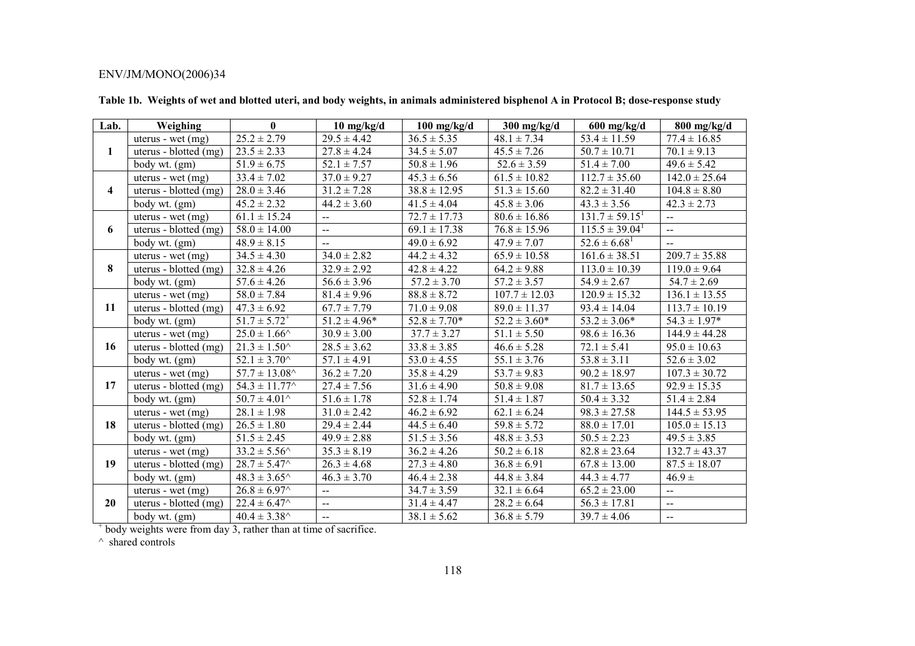**Table 1b. Weights of wet and blotted uteri, and body weights, in animals administered bisphenol A in Protocol B; dose-response study**

| Lab. | Weighing | 0 | 10 mg/kg/d | 100 mg/kg/d | 300 mg/kg/d | 600 mg/kg/d | 800 mg/kg/d |
|---|---|---|---|---|---|---|---|
| 1 | uterus - wet (mg) | 25.2 ± 2.79 | 29.5 ± 4.42 | 36.5 ± 5.35 | 48.1 ± 7.34 | 53.4 ± 11.59 | 77.4 ± 16.85 |
| | uterus - blotted (mg) | 23.5 ± 2.33 | 27.8 ± 4.24 | 34.5 ± 5.07 | 45.5 ± 7.26 | 50.7 ± 10.71 | 70.1 ± 9.13 |
| | body wt. (gm) | 51.9 ± 6.75 | 52.1 ± 7.57 | 50.8 ± 1.96 | 52.6 ± 3.59 | 51.4 ± 7.00 | 49.6 ± 5.42 |
| 4 | uterus - wet (mg) | 33.4 ± 7.02 | 37.0 ± 9.27 | 45.3 ± 6.56 | 61.5 ± 10.82 | 112.7 ± 35.60 | 142.0 ± 25.64 |
| | uterus - blotted (mg) | 28.0 ± 3.46 | 31.2 ± 7.28 | 38.8 ± 12.95 | 51.3 ± 15.60 | 82.2 ± 31.40 | 104.8 ± 8.80 |
| | body wt. (gm) | 45.2 ± 2.32 | 44.2 ± 3.60 | 41.5 ± 4.04 | 45.8 ± 3.06 | 43.3 ± 3.56 | 42.3 ± 2.73 |
| 6 | uterus - wet (mg) | 61.1 ± 15.24 | -- | 72.7 ± 17.73 | 80.6 ± 16.86 | 131.7 ± 59.15[1] | -- |
| | uterus - blotted (mg) | 58.0 ± 14.00 | -- | 69.1 ± 17.38 | 76.8 ± 15.96 | 115.5 ± 39.04[1] | -- |
| | body wt. (gm) | 48.9 ± 8.15 | -- | 49.0 ± 6.92 | 47.9 ± 7.07 | 52.6 ± 6.68[1] | -- |
| 8 | uterus - wet (mg) | 34.5 ± 4.30 | 34.0 ± 2.82 | 44.2 ± 4.32 | 65.9 ± 10.58 | 161.6 ± 38.51 | 209.7 ± 35.88 |
| | uterus - blotted (mg) | 32.8 ± 4.26 | 32.9 ± 2.92 | 42.8 ± 4.22 | 64.2 ± 9.88 | 113.0 ± 10.39 | 119.0 ± 9.64 |
| | body wt. (gm) | 57.6 ± 4.26 | 56.6 ± 3.96 | 57.2 ± 3.70 | 57.2 ± 3.57 | 54.9 ± 2.67 | 54.7 ± 2.69 |
| 11 | uterus - wet (mg) | 58.0 ± 7.84 | 81.4 ± 9.96 | 88.8 ± 8.72 | 107.7 ± 12.03 | 120.9 ± 15.32 | 136.1 ± 13.55 |
| | uterus - blotted (mg) | 47.3 ± 6.92 | 67.7 ± 7.79 | 71.0 ± 9.08 | 89.0 ± 11.37 | 93.4 ± 14.04 | 113.7 ± 10.19 |
| | body wt. (gm) | 51.7 ± 5.72[+] | 51.2 ± 4.96* | 52.8 ± 7.70* | 52.2 ± 3.60* | 53.2 ± 3.06* | 54.3 ± 1.97* |
| 16 | uterus - wet (mg) | 25.0 ± 1.66^ | 30.9 ± 3.00 | 37.7 ± 3.27 | 51.1 ± 5.50 | 98.6 ± 16.36 | 144.9 ± 44.28 |
| | uterus - blotted (mg) | 21.3 ± 1.50^ | 28.5 ± 3.62 | 33.8 ± 3.85 | 46.6 ± 5.28 | 72.1 ± 5.41 | 95.0 ± 10.63 |
| | body wt. (gm) | 52.1 ± 3.70^ | 57.1 ± 4.91 | 53.0 ± 4.55 | 55.1 ± 3.76 | 53.8 ± 3.11 | 52.6 ± 3.02 |
| 17 | uterus - wet (mg) | 57.7 ± 13.08^ | 36.2 ± 7.20 | 35.8 ± 4.29 | 53.7 ± 9.83 | 90.2 ± 18.97 | 107.3 ± 30.72 |
| | uterus - blotted (mg) | 54.3 ± 11.77^ | 27.4 ± 7.56 | 31.6 ± 4.90 | 50.8 ± 9.08 | 81.7 ± 13.65 | 92.9 ± 15.35 |
| | body wt. (gm) | 50.7 ± 4.01^ | 51.6 ± 1.78 | 52.8 ± 1.74 | 51.4 ± 1.87 | 50.4 ± 3.32 | 51.4 ± 2.84 |
| 18 | uterus - wet (mg) | 28.1 ± 1.98 | 31.0 ± 2.42 | 46.2 ± 6.92 | 62.1 ± 6.24 | 98.3 ± 27.58 | 144.5 ± 53.95 |
| | uterus - blotted (mg) | 26.5 ± 1.80 | 29.4 ± 2.44 | 44.5 ± 6.40 | 59.8 ± 5.72 | 88.0 ± 17.01 | 105.0 ± 15.13 |
| | body wt. (gm) | 51.5 ± 2.45 | 49.9 ± 2.88 | 51.5 ± 3.56 | 48.8 ± 3.53 | 50.5 ± 2.23 | 49.5 ± 3.85 |
| 19 | uterus - wet (mg) | 33.2 ± 5.56^ | 35.3 ± 8.19 | 36.2 ± 4.26 | 50.2 ± 6.18 | 82.8 ± 23.64 | 132.7 ± 43.37 |
| | uterus - blotted (mg) | 28.7 ± 5.47^ | 26.3 ± 4.68 | 27.3 ± 4.80 | 36.8 ± 6.91 | 67.8 ± 13.00 | 87.5 ± 18.07 |
| | body wt. (gm) | 48.3 ± 3.65^ | 46.3 ± 3.70 | 46.4 ± 2.38 | 44.8 ± 3.84 | 44.3 ± 4.77 | 46.9 ± |
| 20 | uterus - wet (mg) | 26.8 ± 6.97^ | -- | 34.7 ± 3.59 | 32.1 ± 6.64 | 65.2 ± 23.00 | -- |
| | uterus - blotted (mg) | 22.4 ± 6.47^ | -- | 31.4 ± 4.47 | 28.2 ± 6.64 | 56.3 ± 17.81 | -- |
| | body wt. (gm) | 40.4 ± 3.38^ | -- | 38.1 ± 5.62 | 36.8 ± 5.79 | 39.7 ± 4.06 | -- |

[+] body weights were from day 3, rather than at time of sacrifice.

^ shared controls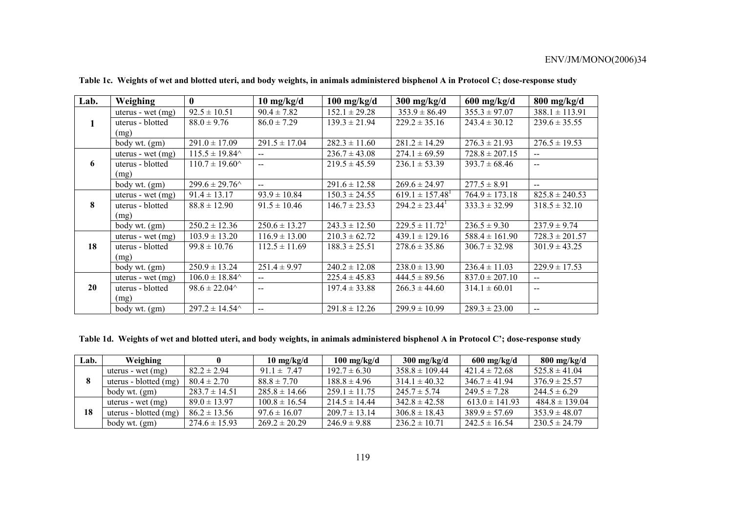**Table 1c. Weights of wet and blotted uteri, and body weights, in animals administered bisphenol A in Protocol C; dose-response study**

| Lab. | Weighing | 0 | 10 mg/kg/d | 100 mg/kg/d | 300 mg/kg/d | 600 mg/kg/d | 800 mg/kg/d |
|---|---|---|---|---|---|---|---|
| 1 | uterus - wet (mg) | 92.5 ± 10.51 | 90.4 ± 7.82 | 152.1 ± 29.28 | 353.9 ± 86.49 | 355.3 ± 97.07 | 388.1 ± 113.91 |
| | uterus - blotted (mg) | 88.0 ± 9.76 | 86.0 ± 7.29 | 139.3 ± 21.94 | 229.2 ± 35.16 | 243.4 ± 30.12 | 239.6 ± 35.55 |
| | body wt. (gm) | 291.0 ± 17.09 | 291.5 ± 17.04 | 282.3 ± 11.60 | 281.2 ± 14.29 | 276.3 ± 21.93 | 276.5 ± 19.53 |
| 6 | uterus - wet (mg) | 115.5 ± 19.84^ | -- | 236.7 ± 43.08 | 274.1 ± 69.59 | 728.8 ± 207.15 | -- |
| | uterus - blotted (mg) | 110.7 ± 19.60^ | -- | 219.5 ± 45.59 | 236.1 ± 53.39 | 393.7 ± 68.46 | -- |
| | body wt. (gm) | 299.6 ± 29.76^ | -- | 291.6 ± 12.58 | 269.6 ± 24.97 | 277.5 ± 8.91 | -- |
| 8 | uterus - wet (mg) | 91.4 ± 13.17 | 93.9 ± 10.84 | 150.3 ± 24.55 | 619.1 ± 157.48[1] | 764.9 ± 173.18 | 825.8 ± 240.53 |
| | uterus - blotted (mg) | 88.8 ± 12.90 | 91.5 ± 10.46 | 146.7 ± 23.53 | 294.2 ± 23.44[1] | 333.3 ± 32.99 | 318.5 ± 32.10 |
| | body wt. (gm) | 250.2 ± 12.36 | 250.6 ± 13.27 | 243.3 ± 12.50 | 229.5 ± 11.72[1] | 236.5 ± 9.30 | 237.9 ± 9.74 |
| 18 | uterus - wet (mg) | 103.9 ± 13.20 | 116.9 ± 13.00 | 210.3 ± 62.72 | 439.1 ± 129.16 | 588.4 ± 161.90 | 728.3 ± 201.57 |
| | uterus - blotted (mg) | 99.8 ± 10.76 | 112.5 ± 11.69 | 188.3 ± 25.51 | 278.6 ± 35.86 | 306.7 ± 32.98 | 301.9 ± 43.25 |
| | body wt. (gm) | 250.9 ± 13.24 | 251.4 ± 9.97 | 240.2 ± 12.08 | 238.0 ± 13.90 | 236.4 ± 11.03 | 229.9 ± 17.53 |
| 20 | uterus - wet (mg) | 106.0 ± 18.84^ | -- | 225.4 ± 45.83 | 444.5 ± 89.56 | 837.0 ± 207.10 | -- |
| | uterus - blotted (mg) | 98.6 ± 22.04^ | -- | 197.4 ± 33.88 | 266.3 ± 44.60 | 314.1 ± 60.01 | -- |
| | body wt. (gm) | 297.2 ± 14.54^ | -- | 291.8 ± 12.26 | 299.9 ± 10.99 | 289.3 ± 23.00 | -- |

**Table 1d. Weights of wet and blotted uteri, and body weights, in animals administered bisphenol A in Protocol C'; dose-response study**

| Lab. | Weighing | 0 | 10 mg/kg/d | 100 mg/kg/d | 300 mg/kg/d | 600 mg/kg/d | 800 mg/kg/d |
|---|---|---|---|---|---|---|---|
| 8 | uterus - wet (mg) | 82.2 ± 2.94 | 91.1 ± 7.47 | 192.7 ± 6.30 | 358.8 ± 109.44 | 421.4 ± 72.68 | 525.8 ± 41.04 |
| | uterus - blotted (mg) | 80.4 ± 2.70 | 88.8 ± 7.70 | 188.8 ± 4.96 | 314.1 ± 40.32 | 346.7 ± 41.94 | 376.9 ± 25.57 |
| | body wt. (gm) | 283.7 ± 14.51 | 285.8 ± 14.66 | 259.1 ± 11.75 | 245.7 ± 5.74 | 249.5 ± 7.28 | 244.5 ± 6.29 |
| 18 | uterus - wet (mg) | 89.0 ± 13.97 | 100.8 ± 16.54 | 214.5 ± 14.44 | 342.8 ± 42.58 | 613.0 ± 141.93 | 484.8 ± 139.04 |
| | uterus - blotted (mg) | 86.2 ± 13.56 | 97.6 ± 16.07 | 209.7 ± 13.14 | 306.8 ± 18.43 | 389.9 ± 57.69 | 353.9 ± 48.07 |
| | body wt. (gm) | 274.6 ± 15.93 | 269.2 ± 20.29 | 246.9 ± 9.88 | 236.2 ± 10.71 | 242.5 ± 16.54 | 230.5 ± 24.79 |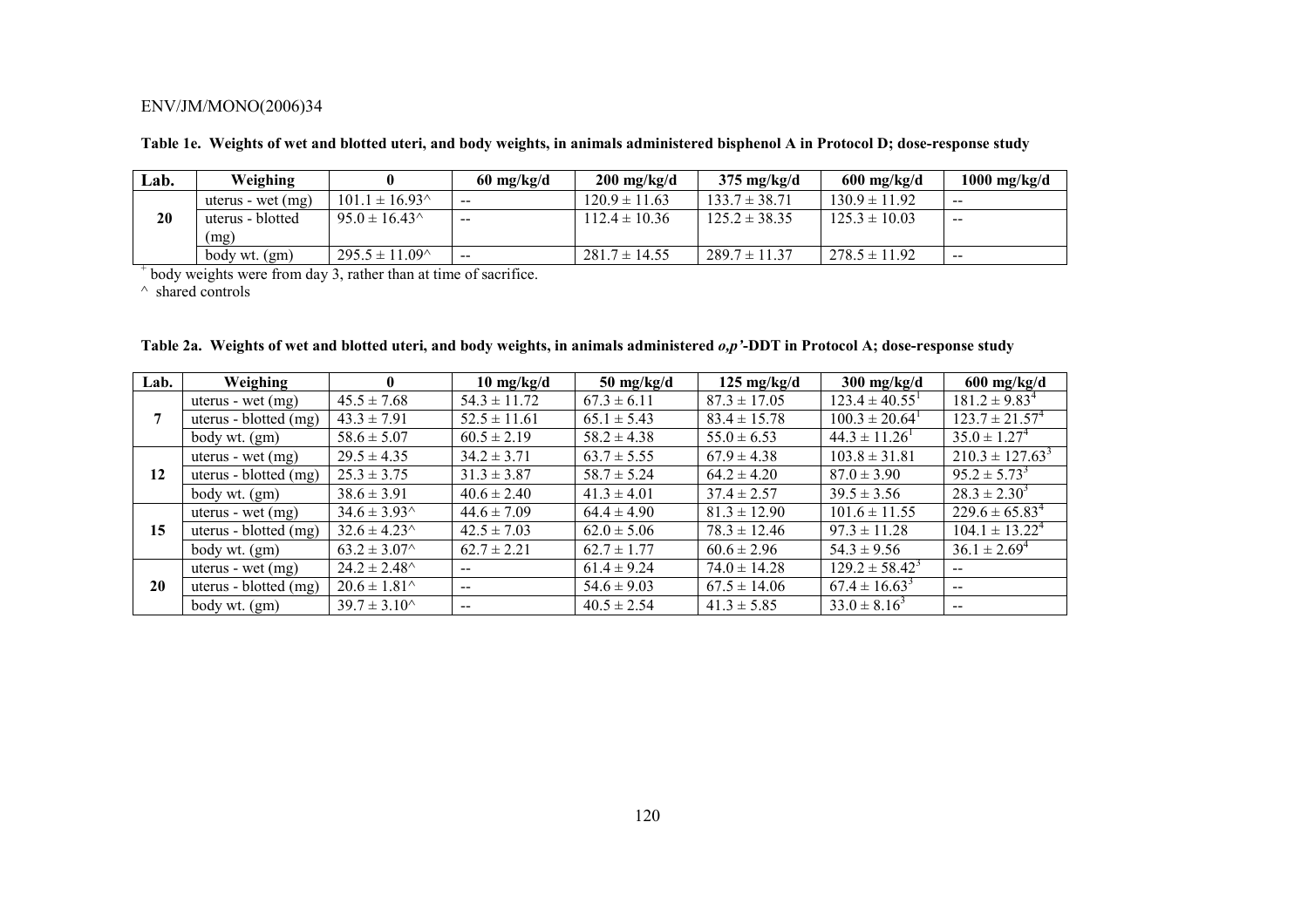**Table 1e. Weights of wet and blotted uteri, and body weights, in animals administered bisphenol A in Protocol D; dose-response study**

| Lab. | Weighing | 0 | 60 mg/kg/d | 200 mg/kg/d | 375 mg/kg/d | 600 mg/kg/d | 1000 mg/kg/d |
|---|---|---|---|---|---|---|---|
| 20 | uterus - wet (mg) | 101.1 ± 16.93^ | -- | 120.9 ± 11.63 | 133.7 ± 38.71 | 130.9 ± 11.92 | -- |
| | uterus - blotted (mg) | 95.0 ± 16.43^ | -- | 112.4 ± 10.36 | 125.2 ± 38.35 | 125.3 ± 10.03 | -- |
| | body wt. (gm) | 295.5 ± 11.09^ | -- | 281.7 ± 14.55 | 289.7 ± 11.37 | 278.5 ± 11.92 | -- |

[+] body weights were from day 3, rather than at time of sacrifice.

^ shared controls

**Table 2a. Weights of wet and blotted uteri, and body weights, in animals administered *o,p'*-DDT in Protocol A; dose-response study**

| Lab. | Weighing | 0 | 10 mg/kg/d | 50 mg/kg/d | 125 mg/kg/d | 300 mg/kg/d | 600 mg/kg/d |
|---|---|---|---|---|---|---|---|
| 7 | uterus - wet (mg) | 45.5 ± 7.68 | 54.3 ± 11.72 | 67.3 ± 6.11 | 87.3 ± 17.05 | 123.4 ± 40.55[1] | 181.2 ± 9.83[4] |
| | uterus - blotted (mg) | 43.3 ± 7.91 | 52.5 ± 11.61 | 65.1 ± 5.43 | 83.4 ± 15.78 | 100.3 ± 20.64[1] | 123.7 ± 21.57[4] |
| | body wt. (gm) | 58.6 ± 5.07 | 60.5 ± 2.19 | 58.2 ± 4.38 | 55.0 ± 6.53 | 44.3 ± 11.26[1] | 35.0 ± 1.27[4] |
| 12 | uterus - wet (mg) | 29.5 ± 4.35 | 34.2 ± 3.71 | 63.7 ± 5.55 | 67.9 ± 4.38 | 103.8 ± 31.81 | 210.3 ± 127.63[3] |
| | uterus - blotted (mg) | 25.3 ± 3.75 | 31.3 ± 3.87 | 58.7 ± 5.24 | 64.2 ± 4.20 | 87.0 ± 3.90 | 95.2 ± 5.73[3] |
| | body wt. (gm) | 38.6 ± 3.91 | 40.6 ± 2.40 | 41.3 ± 4.01 | 37.4 ± 2.57 | 39.5 ± 3.56 | 28.3 ± 2.30[3] |
| 15 | uterus - wet (mg) | 34.6 ± 3.93^ | 44.6 ± 7.09 | 64.4 ± 4.90 | 81.3 ± 12.90 | 101.6 ± 11.55 | 229.6 ± 65.83[4] |
| | uterus - blotted (mg) | 32.6 ± 4.23^ | 42.5 ± 7.03 | 62.0 ± 5.06 | 78.3 ± 12.46 | 97.3 ± 11.28 | 104.1 ± 13.22[4] |
| | body wt. (gm) | 63.2 ± 3.07^ | 62.7 ± 2.21 | 62.7 ± 1.77 | 60.6 ± 2.96 | 54.3 ± 9.56 | 36.1 ± 2.69[4] |
| 20 | uterus - wet (mg) | 24.2 ± 2.48^ | -- | 61.4 ± 9.24 | 74.0 ± 14.28 | 129.2 ± 58.42[3] | -- |
| | uterus - blotted (mg) | 20.6 ± 1.81^ | -- | 54.6 ± 9.03 | 67.5 ± 14.06 | 67.4 ± 16.63[3] | -- |
| | body wt. (gm) | 39.7 ± 3.10^ | -- | 40.5 ± 2.54 | 41.3 ± 5.85 | 33.0 ± 8.16[3] | -- |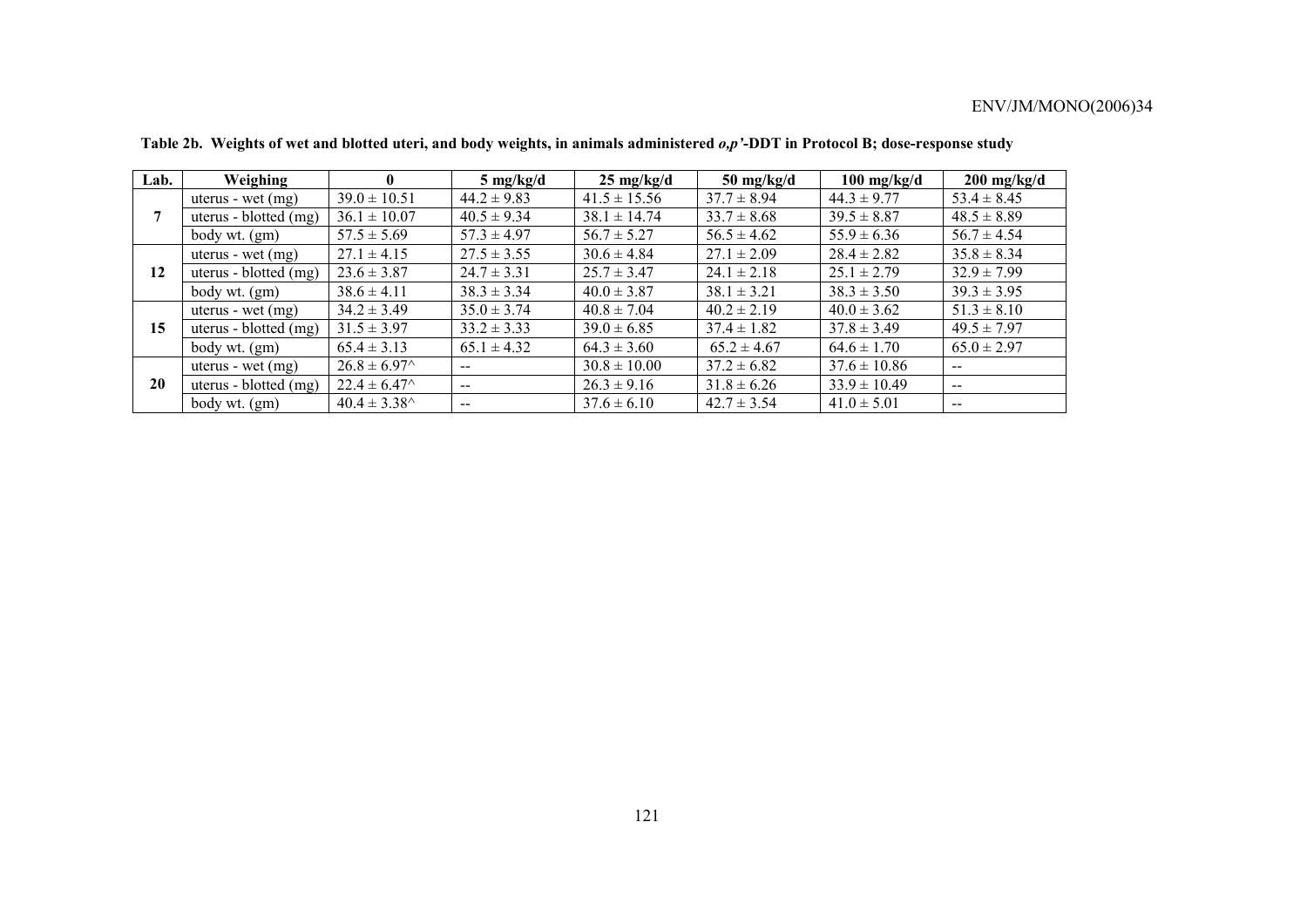**Table 2b. Weights of wet and blotted uteri, and body weights, in animals administered *o,p'*-DDT in Protocol B; dose-response study**

| Lab. | Weighing | 0 | 5 mg/kg/d | 25 mg/kg/d | 50 mg/kg/d | 100 mg/kg/d | 200 mg/kg/d |
|---|---|---|---|---|---|---|---|
| 7 | uterus - wet (mg) | 39.0 ± 10.51 | 44.2 ± 9.83 | 41.5 ± 15.56 | 37.7 ± 8.94 | 44.3 ± 9.77 | 53.4 ± 8.45 |
| | uterus - blotted (mg) | 36.1 ± 10.07 | 40.5 ± 9.34 | 38.1 ± 14.74 | 33.7 ± 8.68 | 39.5 ± 8.87 | 48.5 ± 8.89 |
| | body wt. (gm) | 57.5 ± 5.69 | 57.3 ± 4.97 | 56.7 ± 5.27 | 56.5 ± 4.62 | 55.9 ± 6.36 | 56.7 ± 4.54 |
| 12 | uterus - wet (mg) | 27.1 ± 4.15 | 27.5 ± 3.55 | 30.6 ± 4.84 | 27.1 ± 2.09 | 28.4 ± 2.82 | 35.8 ± 8.34 |
| | uterus - blotted (mg) | 23.6 ± 3.87 | 24.7 ± 3.31 | 25.7 ± 3.47 | 24.1 ± 2.18 | 25.1 ± 2.79 | 32.9 ± 7.99 |
| | body wt. (gm) | 38.6 ± 4.11 | 38.3 ± 3.34 | 40.0 ± 3.87 | 38.1 ± 3.21 | 38.3 ± 3.50 | 39.3 ± 3.95 |
| 15 | uterus - wet (mg) | 34.2 ± 3.49 | 35.0 ± 3.74 | 40.8 ± 7.04 | 40.2 ± 2.19 | 40.0 ± 3.62 | 51.3 ± 8.10 |
| | uterus - blotted (mg) | 31.5 ± 3.97 | 33.2 ± 3.33 | 39.0 ± 6.85 | 37.4 ± 1.82 | 37.8 ± 3.49 | 49.5 ± 7.97 |
| | body wt. (gm) | 65.4 ± 3.13 | 65.1 ± 4.32 | 64.3 ± 3.60 | 65.2 ± 4.67 | 64.6 ± 1.70 | 65.0 ± 2.97 |
| 20 | uterus - wet (mg) | 26.8 ± 6.97^ | -- | 30.8 ± 10.00 | 37.2 ± 6.82 | 37.6 ± 10.86 | -- |
| | uterus - blotted (mg) | 22.4 ± 6.47^ | -- | 26.3 ± 9.16 | 31.8 ± 6.26 | 33.9 ± 10.49 | -- |
| | body wt. (gm) | 40.4 ± 3.38^ | -- | 37.6 ± 6.10 | 42.7 ± 3.54 | 41.0 ± 5.01 | -- |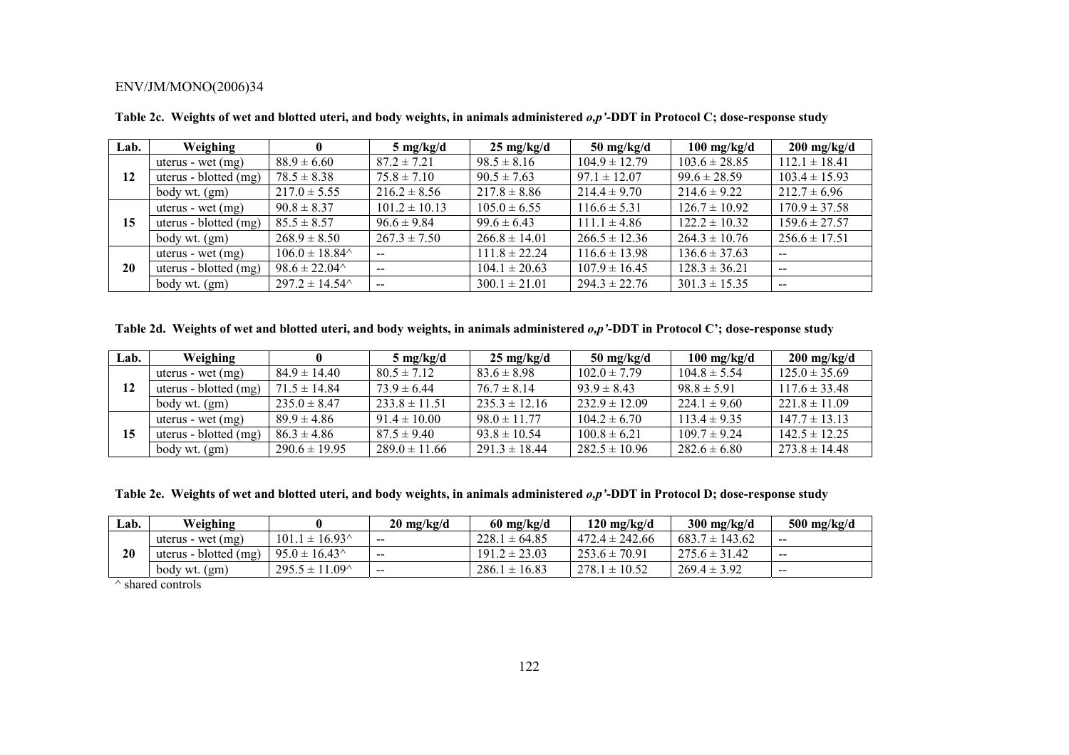**Table 2c. Weights of wet and blotted uteri, and body weights, in animals administered *o,p'*-DDT in Protocol C; dose-response study**

| Lab. | Weighing | 0 | 5 mg/kg/d | 25 mg/kg/d | 50 mg/kg/d | 100 mg/kg/d | 200 mg/kg/d |
|---|---|---|---|---|---|---|---|
| 12 | uterus - wet (mg) | 88.9 ± 6.60 | 87.2 ± 7.21 | 98.5 ± 8.16 | 104.9 ± 12.79 | 103.6 ± 28.85 | 112.1 ± 18.41 |
| | uterus - blotted (mg) | 78.5 ± 8.38 | 75.8 ± 7.10 | 90.5 ± 7.63 | 97.1 ± 12.07 | 99.6 ± 28.59 | 103.4 ± 15.93 |
| | body wt. (gm) | 217.0 ± 5.55 | 216.2 ± 8.56 | 217.8 ± 8.86 | 214.4 ± 9.70 | 214.6 ± 9.22 | 212.7 ± 6.96 |
| 15 | uterus - wet (mg) | 90.8 ± 8.37 | 101.2 ± 10.13 | 105.0 ± 6.55 | 116.6 ± 5.31 | 126.7 ± 10.92 | 170.9 ± 37.58 |
| | uterus - blotted (mg) | 85.5 ± 8.57 | 96.6 ± 9.84 | 99.6 ± 6.43 | 111.1 ± 4.86 | 122.2 ± 10.32 | 159.6 ± 27.57 |
| | body wt. (gm) | 268.9 ± 8.50 | 267.3 ± 7.50 | 266.8 ± 14.01 | 266.5 ± 12.36 | 264.3 ± 10.76 | 256.6 ± 17.51 |
| 20 | uterus - wet (mg) | 106.0 ± 18.84^ | -- | 111.8 ± 22.24 | 116.6 ± 13.98 | 136.6 ± 37.63 | -- |
| | uterus - blotted (mg) | 98.6 ± 22.04^ | -- | 104.1 ± 20.63 | 107.9 ± 16.45 | 128.3 ± 36.21 | -- |
| | body wt. (gm) | 297.2 ± 14.54^ | -- | 300.1 ± 21.01 | 294.3 ± 22.76 | 301.3 ± 15.35 | -- |

**Table 2d. Weights of wet and blotted uteri, and body weights, in animals administered *o,p'*-DDT in Protocol C'; dose-response study**

| Lab. | Weighing | 0 | 5 mg/kg/d | 25 mg/kg/d | 50 mg/kg/d | 100 mg/kg/d | 200 mg/kg/d |
|---|---|---|---|---|---|---|---|
| 12 | uterus - wet (mg) | 84.9 ± 14.40 | 80.5 ± 7.12 | 83.6 ± 8.98 | 102.0 ± 7.79 | 104.8 ± 5.54 | 125.0 ± 35.69 |
| | uterus - blotted (mg) | 71.5 ± 14.84 | 73.9 ± 6.44 | 76.7 ± 8.14 | 93.9 ± 8.43 | 98.8 ± 5.91 | 117.6 ± 33.48 |
| | body wt. (gm) | 235.0 ± 8.47 | 233.8 ± 11.51 | 235.3 ± 12.16 | 232.9 ± 12.09 | 224.1 ± 9.60 | 221.8 ± 11.09 |
| 15 | uterus - wet (mg) | 89.9 ± 4.86 | 91.4 ± 10.00 | 98.0 ± 11.77 | 104.2 ± 6.70 | 113.4 ± 9.35 | 147.7 ± 13.13 |
| | uterus - blotted (mg) | 86.3 ± 4.86 | 87.5 ± 9.40 | 93.8 ± 10.54 | 100.8 ± 6.21 | 109.7 ± 9.24 | 142.5 ± 12.25 |
| | body wt. (gm) | 290.6 ± 19.95 | 289.0 ± 11.66 | 291.3 ± 18.44 | 282.5 ± 10.96 | 282.6 ± 6.80 | 273.8 ± 14.48 |

**Table 2e. Weights of wet and blotted uteri, and body weights, in animals administered *o,p'*-DDT in Protocol D; dose-response study**

| Lab. | Weighing | 0 | 20 mg/kg/d | 60 mg/kg/d | 120 mg/kg/d | 300 mg/kg/d | 500 mg/kg/d |
|---|---|---|---|---|---|---|---|
| 20 | uterus - wet (mg) | 101.1 ± 16.93^ | -- | 228.1 ± 64.85 | 472.4 ± 242.66 | 683.7 ± 143.62 | -- |
| | uterus - blotted (mg) | 95.0 ± 16.43^ | -- | 191.2 ± 23.03 | 253.6 ± 70.91 | 275.6 ± 31.42 | -- |
| | body wt. (gm) | 295.5 ± 11.09^ | -- | 286.1 ± 16.83 | 278.1 ± 10.52 | 269.4 ± 3.92 | -- |

^ shared controls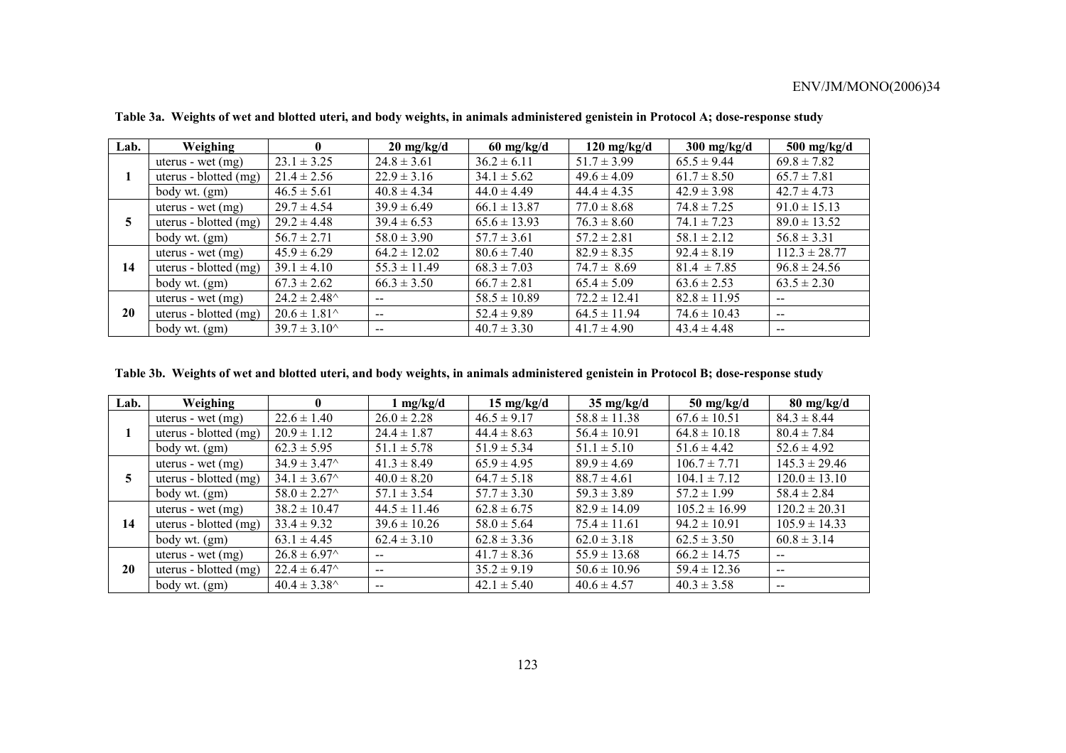**Table 3a. Weights of wet and blotted uteri, and body weights, in animals administered genistein in Protocol A; dose-response study**

| Lab. | Weighing | 0 | 20 mg/kg/d | 60 mg/kg/d | 120 mg/kg/d | 300 mg/kg/d | 500 mg/kg/d |
|---|---|---|---|---|---|---|---|
| 1 | uterus - wet (mg) | 23.1 ± 3.25 | 24.8 ± 3.61 | 36.2 ± 6.11 | 51.7 ± 3.99 | 65.5 ± 9.44 | 69.8 ± 7.82 |
| | uterus - blotted (mg) | 21.4 ± 2.56 | 22.9 ± 3.16 | 34.1 ± 5.62 | 49.6 ± 4.09 | 61.7 ± 8.50 | 65.7 ± 7.81 |
| | body wt. (gm) | 46.5 ± 5.61 | 40.8 ± 4.34 | 44.0 ± 4.49 | 44.4 ± 4.35 | 42.9 ± 3.98 | 42.7 ± 4.73 |
| 5 | uterus - wet (mg) | 29.7 ± 4.54 | 39.9 ± 6.49 | 66.1 ± 13.87 | 77.0 ± 8.68 | 74.8 ± 7.25 | 91.0 ± 15.13 |
| | uterus - blotted (mg) | 29.2 ± 4.48 | 39.4 ± 6.53 | 65.6 ± 13.93 | 76.3 ± 8.60 | 74.1 ± 7.23 | 89.0 ± 13.52 |
| | body wt. (gm) | 56.7 ± 2.71 | 58.0 ± 3.90 | 57.7 ± 3.61 | 57.2 ± 2.81 | 58.1 ± 2.12 | 56.8 ± 3.31 |
| 14 | uterus - wet (mg) | 45.9 ± 6.29 | 64.2 ± 12.02 | 80.6 ± 7.40 | 82.9 ± 8.35 | 92.4 ± 8.19 | 112.3 ± 28.77 |
| | uterus - blotted (mg) | 39.1 ± 4.10 | 55.3 ± 11.49 | 68.3 ± 7.03 | 74.7 ± 8.69 | 81.4 ± 7.85 | 96.8 ± 24.56 |
| | body wt. (gm) | 67.3 ± 2.62 | 66.3 ± 3.50 | 66.7 ± 2.81 | 65.4 ± 5.09 | 63.6 ± 2.53 | 63.5 ± 2.30 |
| 20 | uterus - wet (mg) | 24.2 ± 2.48^ | -- | 58.5 ± 10.89 | 72.2 ± 12.41 | 82.8 ± 11.95 | -- |
| | uterus - blotted (mg) | 20.6 ± 1.81^ | -- | 52.4 ± 9.89 | 64.5 ± 11.94 | 74.6 ± 10.43 | -- |
| | body wt. (gm) | 39.7 ± 3.10^ | -- | 40.7 ± 3.30 | 41.7 ± 4.90 | 43.4 ± 4.48 | -- |

**Table 3b. Weights of wet and blotted uteri, and body weights, in animals administered genistein in Protocol B; dose-response study**

| Lab. | Weighing | 0 | 1 mg/kg/d | 15 mg/kg/d | 35 mg/kg/d | 50 mg/kg/d | 80 mg/kg/d |
|---|---|---|---|---|---|---|---|
| 1 | uterus - wet (mg) | 22.6 ± 1.40 | 26.0 ± 2.28 | 46.5 ± 9.17 | 58.8 ± 11.38 | 67.6 ± 10.51 | 84.3 ± 8.44 |
| | uterus - blotted (mg) | 20.9 ± 1.12 | 24.4 ± 1.87 | 44.4 ± 8.63 | 56.4 ± 10.91 | 64.8 ± 10.18 | 80.4 ± 7.84 |
| | body wt. (gm) | 62.3 ± 5.95 | 51.1 ± 5.78 | 51.9 ± 5.34 | 51.1 ± 5.10 | 51.6 ± 4.42 | 52.6 ± 4.92 |
| 5 | uterus - wet (mg) | 34.9 ± 3.47^ | 41.3 ± 8.49 | 65.9 ± 4.95 | 89.9 ± 4.69 | 106.7 ± 7.71 | 145.3 ± 29.46 |
| | uterus - blotted (mg) | 34.1 ± 3.67^ | 40.0 ± 8.20 | 64.7 ± 5.18 | 88.7 ± 4.61 | 104.1 ± 7.12 | 120.0 ± 13.10 |
| | body wt. (gm) | 58.0 ± 2.27^ | 57.1 ± 3.54 | 57.7 ± 3.30 | 59.3 ± 3.89 | 57.2 ± 1.99 | 58.4 ± 2.84 |
| 14 | uterus - wet (mg) | 38.2 ± 10.47 | 44.5 ± 11.46 | 62.8 ± 6.75 | 82.9 ± 14.09 | 105.2 ± 16.99 | 120.2 ± 20.31 |
| | uterus - blotted (mg) | 33.4 ± 9.32 | 39.6 ± 10.26 | 58.0 ± 5.64 | 75.4 ± 11.61 | 94.2 ± 10.91 | 105.9 ± 14.33 |
| | body wt. (gm) | 63.1 ± 4.45 | 62.4 ± 3.10 | 62.8 ± 3.36 | 62.0 ± 3.18 | 62.5 ± 3.50 | 60.8 ± 3.14 |
| 20 | uterus - wet (mg) | 26.8 ± 6.97^ | -- | 41.7 ± 8.36 | 55.9 ± 13.68 | 66.2 ± 14.75 | -- |
| | uterus - blotted (mg) | 22.4 ± 6.47^ | -- | 35.2 ± 9.19 | 50.6 ± 10.96 | 59.4 ± 12.36 | -- |
| | body wt. (gm) | 40.4 ± 3.38^ | -- | 42.1 ± 5.40 | 40.6 ± 4.57 | 40.3 ± 3.58 | -- |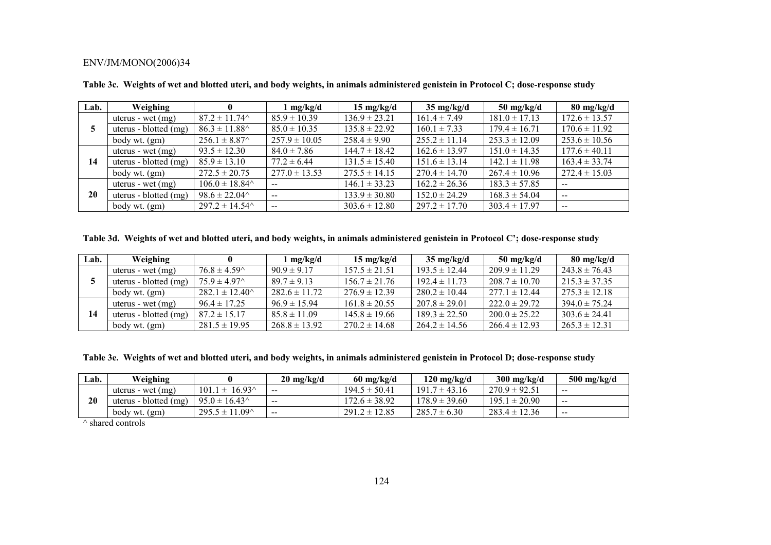**Table 3c. Weights of wet and blotted uteri, and body weights, in animals administered genistein in Protocol C; dose-response study**

| Lab. | Weighing | 0 | 1 mg/kg/d | 15 mg/kg/d | 35 mg/kg/d | 50 mg/kg/d | 80 mg/kg/d |
|---|---|---|---|---|---|---|---|
| 5 | uterus - wet (mg) | 87.2 ± 11.74^ | 85.9 ± 10.39 | 136.9 ± 23.21 | 161.4 ± 7.49 | 181.0 ± 17.13 | 172.6 ± 13.57 |
| | uterus - blotted (mg) | 86.3 ± 11.88^ | 85.0 ± 10.35 | 135.8 ± 22.92 | 160.1 ± 7.33 | 179.4 ± 16.71 | 170.6 ± 11.92 |
| | body wt. (gm) | 256.1 ± 8.87^ | 257.9 ± 10.05 | 258.4 ± 9.90 | 255.2 ± 11.14 | 253.3 ± 12.09 | 253.6 ± 10.56 |
| 14 | uterus - wet (mg) | 93.5 ± 12.30 | 84.0 ± 7.86 | 144.7 ± 18.42 | 162.6 ± 13.97 | 151.0 ± 14.35 | 177.6 ± 40.11 |
| | uterus - blotted (mg) | 85.9 ± 13.10 | 77.2 ± 6.44 | 131.5 ± 15.40 | 151.6 ± 13.14 | 142.1 ± 11.98 | 163.4 ± 33.74 |
| | body wt. (gm) | 272.5 ± 20.75 | 277.0 ± 13.53 | 275.5 ± 14.15 | 270.4 ± 14.70 | 267.4 ± 10.96 | 272.4 ± 15.03 |
| 20 | uterus - wet (mg) | 106.0 ± 18.84^ | -- | 146.1 ± 33.23 | 162.2 ± 26.36 | 183.3 ± 57.85 | -- |
| | uterus - blotted (mg) | 98.6 ± 22.04^ | -- | 133.9 ± 30.80 | 152.0 ± 24.29 | 168.3 ± 54.04 | -- |
| | body wt. (gm) | 297.2 ± 14.54^ | -- | 303.6 ± 12.80 | 297.2 ± 17.70 | 303.4 ± 17.97 | -- |

**Table 3d. Weights of wet and blotted uteri, and body weights, in animals administered genistein in Protocol C'; dose-response study**

| Lab. | Weighing | 0 | 1 mg/kg/d | 15 mg/kg/d | 35 mg/kg/d | 50 mg/kg/d | 80 mg/kg/d |
|---|---|---|---|---|---|---|---|
| 5 | uterus - wet (mg) | 76.8 ± 4.59^ | 90.9 ± 9.17 | 157.5 ± 21.51 | 193.5 ± 12.44 | 209.9 ± 11.29 | 243.8 ± 76.43 |
| | uterus - blotted (mg) | 75.9 ± 4.97^ | 89.7 ± 9.13 | 156.7 ± 21.76 | 192.4 ± 11.73 | 208.7 ± 10.70 | 215.3 ± 37.35 |
| | body wt. (gm) | 282.1 ± 12.40^ | 282.6 ± 11.72 | 276.9 ± 12.39 | 280.2 ± 10.44 | 277.1 ± 12.44 | 275.3 ± 12.18 |
| 14 | uterus - wet (mg) | 96.4 ± 17.25 | 96.9 ± 15.94 | 161.8 ± 20.55 | 207.8 ± 29.01 | 222.0 ± 29.72 | 394.0 ± 75.24 |
| | uterus - blotted (mg) | 87.2 ± 15.17 | 85.8 ± 11.09 | 145.8 ± 19.66 | 189.3 ± 22.50 | 200.0 ± 25.22 | 303.6 ± 24.41 |
| | body wt. (gm) | 281.5 ± 19.95 | 268.8 ± 13.92 | 270.2 ± 14.68 | 264.2 ± 14.56 | 266.4 ± 12.93 | 265.3 ± 12.31 |

**Table 3e. Weights of wet and blotted uteri, and body weights, in animals administered genistein in Protocol D; dose-response study**

| Lab. | Weighing | 0 | 20 mg/kg/d | 60 mg/kg/d | 120 mg/kg/d | 300 mg/kg/d | 500 mg/kg/d |
|---|---|---|---|---|---|---|---|
| 20 | uterus - wet (mg) | 101.1 ± 16.93^ | -- | 194.5 ± 50.41 | 191.7 ± 43.16 | 270.9 ± 92.51 | -- |
| | uterus - blotted (mg) | 95.0 ± 16.43^ | -- | 172.6 ± 38.92 | 178.9 ± 39.60 | 195.1 ± 20.90 | -- |
| | body wt. (gm) | 295.5 ± 11.09^ | -- | 291.2 ± 12.85 | 285.7 ± 6.30 | 283.4 ± 12.36 | -- |

^ shared controls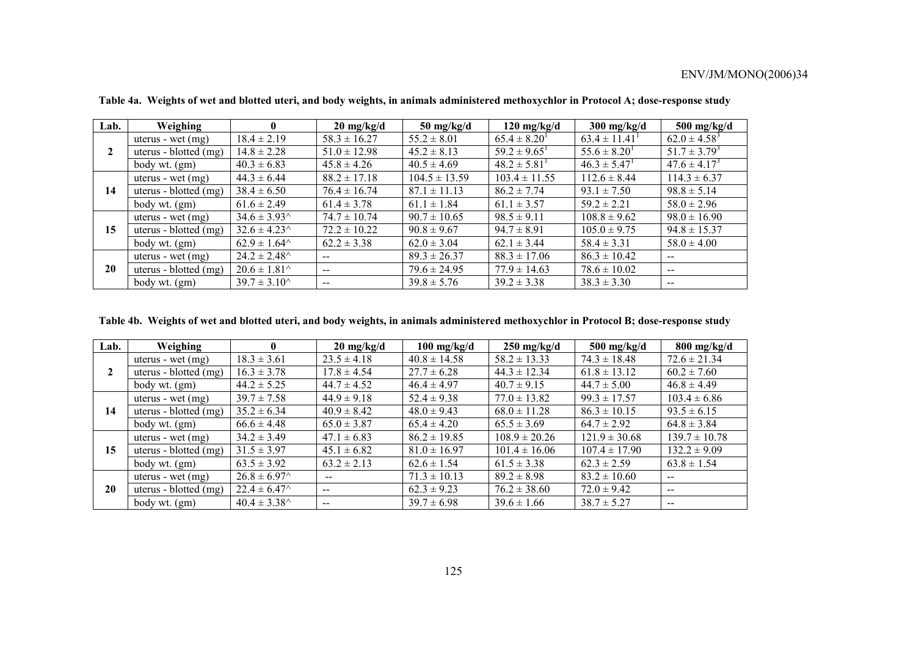**Table 4a. Weights of wet and blotted uteri, and body weights, in animals administered methoxychlor in Protocol A; dose-response study**

| Lab. | Weighing | 0 | 20 mg/kg/d | 50 mg/kg/d | 120 mg/kg/d | 300 mg/kg/d | 500 mg/kg/d |
|---|---|---|---|---|---|---|---|
| 2 | uterus - wet (mg) | 18.4 ± 2.19 | 58.3 ± 16.27 | 55.2 ± 8.01 | 65.4 ± 8.20[1] | 63.4 ± 11.41[1] | 62.0 ± 4.58[3] |
| | uterus - blotted (mg) | 14.8 ± 2.28 | 51.0 ± 12.98 | 45.2 ± 8.13 | 59.2 ± 9.65[1] | 55.6 ± 8.20[1] | 51.7 ± 3.79[3] |
| | body wt. (gm) | 40.3 ± 6.83 | 45.8 ± 4.26 | 40.5 ± 4.69 | 48.2 ± 5.81[1] | 46.3 ± 5.47[1] | 47.6 ± 4.17[3] |
| 14 | uterus - wet (mg) | 44.3 ± 6.44 | 88.2 ± 17.18 | 104.5 ± 13.59 | 103.4 ± 11.55 | 112.6 ± 8.44 | 114.3 ± 6.37 |
| | uterus - blotted (mg) | 38.4 ± 6.50 | 76.4 ± 16.74 | 87.1 ± 11.13 | 86.2 ± 7.74 | 93.1 ± 7.50 | 98.8 ± 5.14 |
| | body wt. (gm) | 61.6 ± 2.49 | 61.4 ± 3.78 | 61.1 ± 1.84 | 61.1 ± 3.57 | 59.2 ± 2.21 | 58.0 ± 2.96 |
| 15 | uterus - wet (mg) | 34.6 ± 3.93^ | 74.7 ± 10.74 | 90.7 ± 10.65 | 98.5 ± 9.11 | 108.8 ± 9.62 | 98.0 ± 16.90 |
| | uterus - blotted (mg) | 32.6 ± 4.23^ | 72.2 ± 10.22 | 90.8 ± 9.67 | 94.7 ± 8.91 | 105.0 ± 9.75 | 94.8 ± 15.37 |
| | body wt. (gm) | 62.9 ± 1.64^ | 62.2 ± 3.38 | 62.0 ± 3.04 | 62.1 ± 3.44 | 58.4 ± 3.31 | 58.0 ± 4.00 |
| 20 | uterus - wet (mg) | 24.2 ± 2.48^ | -- | 89.3 ± 26.37 | 88.3 ± 17.06 | 86.3 ± 10.42 | -- |
| | uterus - blotted (mg) | 20.6 ± 1.81^ | -- | 79.6 ± 24.95 | 77.9 ± 14.63 | 78.6 ± 10.02 | -- |
| | body wt. (gm) | 39.7 ± 3.10^ | -- | 39.8 ± 5.76 | 39.2 ± 3.38 | 38.3 ± 3.30 | -- |

**Table 4b. Weights of wet and blotted uteri, and body weights, in animals administered methoxychlor in Protocol B; dose-response study**

| Lab. | Weighing | 0 | 20 mg/kg/d | 100 mg/kg/d | 250 mg/kg/d | 500 mg/kg/d | 800 mg/kg/d |
|---|---|---|---|---|---|---|---|
| 2 | uterus - wet (mg) | 18.3 ± 3.61 | 23.5 ± 4.18 | 40.8 ± 14.58 | 58.2 ± 13.33 | 74.3 ± 18.48 | 72.6 ± 21.34 |
| | uterus - blotted (mg) | 16.3 ± 3.78 | 17.8 ± 4.54 | 27.7 ± 6.28 | 44.3 ± 12.34 | 61.8 ± 13.12 | 60.2 ± 7.60 |
| | body wt. (gm) | 44.2 ± 5.25 | 44.7 ± 4.52 | 46.4 ± 4.97 | 40.7 ± 9.15 | 44.7 ± 5.00 | 46.8 ± 4.49 |
| 14 | uterus - wet (mg) | 39.7 ± 7.58 | 44.9 ± 9.18 | 52.4 ± 9.38 | 77.0 ± 13.82 | 99.3 ± 17.57 | 103.4 ± 6.86 |
| | uterus - blotted (mg) | 35.2 ± 6.34 | 40.9 ± 8.42 | 48.0 ± 9.43 | 68.0 ± 11.28 | 86.3 ± 10.15 | 93.5 ± 6.15 |
| | body wt. (gm) | 66.6 ± 4.48 | 65.0 ± 3.87 | 65.4 ± 4.20 | 65.5 ± 3.69 | 64.7 ± 2.92 | 64.8 ± 3.84 |
| 15 | uterus - wet (mg) | 34.2 ± 3.49 | 47.1 ± 6.83 | 86.2 ± 19.85 | 108.9 ± 20.26 | 121.9 ± 30.68 | 139.7 ± 10.78 |
| | uterus - blotted (mg) | 31.5 ± 3.97 | 45.1 ± 6.82 | 81.0 ± 16.97 | 101.4 ± 16.06 | 107.4 ± 17.90 | 132.2 ± 9.09 |
| | body wt. (gm) | 63.5 ± 3.92 | 63.2 ± 2.13 | 62.6 ± 1.54 | 61.5 ± 3.38 | 62.3 ± 2.59 | 63.8 ± 1.54 |
| 20 | uterus - wet (mg) | 26.8 ± 6.97^ | -- | 71.3 ± 10.13 | 89.2 ± 8.98 | 83.2 ± 10.60 | -- |
| | uterus - blotted (mg) | 22.4 ± 6.47^ | -- | 62.3 ± 9.23 | 76.2 ± 38.60 | 72.0 ± 9.42 | -- |
| | body wt. (gm) | 40.4 ± 3.38^ | -- | 39.7 ± 6.98 | 39.6 ± 1.66 | 38.7 ± 5.27 | -- |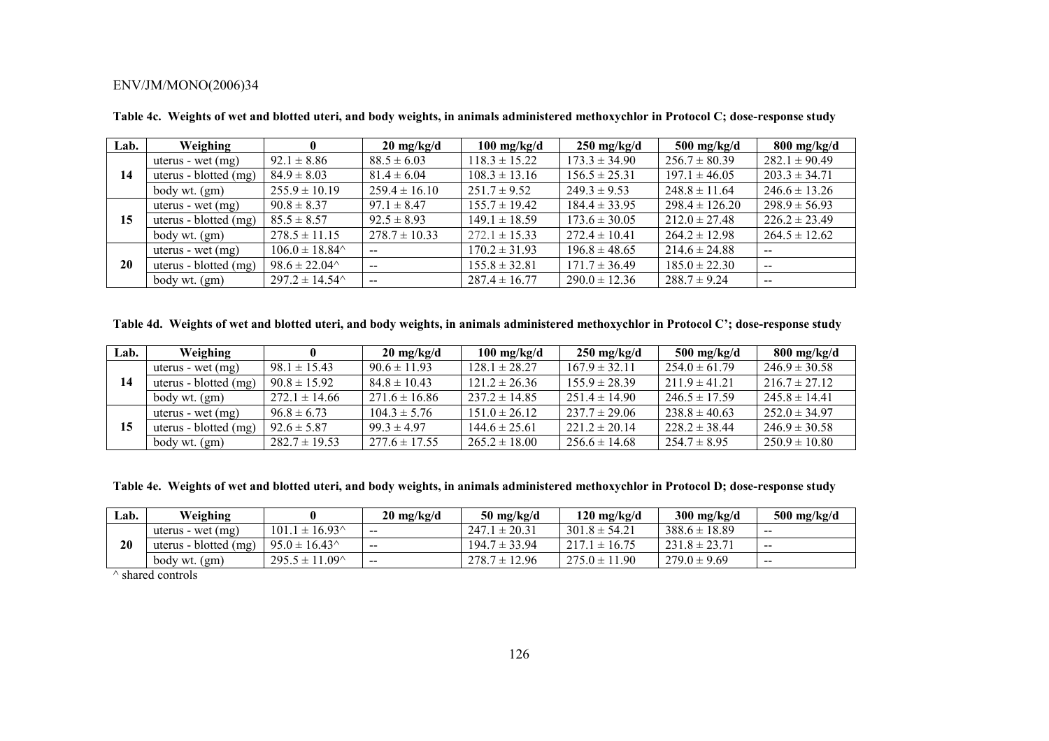**Table 4c. Weights of wet and blotted uteri, and body weights, in animals administered methoxychlor in Protocol C; dose-response study**

| Lab. | Weighing | 0 | 20 mg/kg/d | 100 mg/kg/d | 250 mg/kg/d | 500 mg/kg/d | 800 mg/kg/d |
|---|---|---|---|---|---|---|---|
| 14 | uterus - wet (mg) | 92.1 ± 8.86 | 88.5 ± 6.03 | 118.3 ± 15.22 | 173.3 ± 34.90 | 256.7 ± 80.39 | 282.1 ± 90.49 |
| | uterus - blotted (mg) | 84.9 ± 8.03 | 81.4 ± 6.04 | 108.3 ± 13.16 | 156.5 ± 25.31 | 197.1 ± 46.05 | 203.3 ± 34.71 |
| | body wt. (gm) | 255.9 ± 10.19 | 259.4 ± 16.10 | 251.7 ± 9.52 | 249.3 ± 9.53 | 248.8 ± 11.64 | 246.6 ± 13.26 |
| 15 | uterus - wet (mg) | 90.8 ± 8.37 | 97.1 ± 8.47 | 155.7 ± 19.42 | 184.4 ± 33.95 | 298.4 ± 126.20 | 298.9 ± 56.93 |
| | uterus - blotted (mg) | 85.5 ± 8.57 | 92.5 ± 8.93 | 149.1 ± 18.59 | 173.6 ± 30.05 | 212.0 ± 27.48 | 226.2 ± 23.49 |
| | body wt. (gm) | 278.5 ± 11.15 | 278.7 ± 10.33 | 272.1 ± 15.33 | 272.4 ± 10.41 | 264.2 ± 12.98 | 264.5 ± 12.62 |
| 20 | uterus - wet (mg) | 106.0 ± 18.84^ | -- | 170.2 ± 31.93 | 196.8 ± 48.65 | 214.6 ± 24.88 | -- |
| | uterus - blotted (mg) | 98.6 ± 22.04^ | -- | 155.8 ± 32.81 | 171.7 ± 36.49 | 185.0 ± 22.30 | -- |
| | body wt. (gm) | 297.2 ± 14.54^ | -- | 287.4 ± 16.77 | 290.0 ± 12.36 | 288.7 ± 9.24 | -- |

**Table 4d. Weights of wet and blotted uteri, and body weights, in animals administered methoxychlor in Protocol C'; dose-response study**

| Lab. | Weighing | 0 | 20 mg/kg/d | 100 mg/kg/d | 250 mg/kg/d | 500 mg/kg/d | 800 mg/kg/d |
|---|---|---|---|---|---|---|---|
| 14 | uterus - wet (mg) | 98.1 ± 15.43 | 90.6 ± 11.93 | 128.1 ± 28.27 | 167.9 ± 32.11 | 254.0 ± 61.79 | 246.9 ± 30.58 |
| | uterus - blotted (mg) | 90.8 ± 15.92 | 84.8 ± 10.43 | 121.2 ± 26.36 | 155.9 ± 28.39 | 211.9 ± 41.21 | 216.7 ± 27.12 |
| | body wt. (gm) | 272.1 ± 14.66 | 271.6 ± 16.86 | 237.2 ± 14.85 | 251.4 ± 14.90 | 246.5 ± 17.59 | 245.8 ± 14.41 |
| 15 | uterus - wet (mg) | 96.8 ± 6.73 | 104.3 ± 5.76 | 151.0 ± 26.12 | 237.7 ± 29.06 | 238.8 ± 40.63 | 252.0 ± 34.97 |
| | uterus - blotted (mg) | 92.6 ± 5.87 | 99.3 ± 4.97 | 144.6 ± 25.61 | 221.2 ± 20.14 | 228.2 ± 38.44 | 246.9 ± 30.58 |
| | body wt. (gm) | 282.7 ± 19.53 | 277.6 ± 17.55 | 265.2 ± 18.00 | 256.6 ± 14.68 | 254.7 ± 8.95 | 250.9 ± 10.80 |

**Table 4e. Weights of wet and blotted uteri, and body weights, in animals administered methoxychlor in Protocol D; dose-response study**

| Lab. | Weighing | 0 | 20 mg/kg/d | 50 mg/kg/d | 120 mg/kg/d | 300 mg/kg/d | 500 mg/kg/d |
|---|---|---|---|---|---|---|---|
| 20 | uterus - wet (mg) | 101.1 ± 16.93^ | -- | 247.1 ± 20.31 | 301.8 ± 54.21 | 388.6 ± 18.89 | -- |
| | uterus - blotted (mg) | 95.0 ± 16.43^ | -- | 194.7 ± 33.94 | 217.1 ± 16.75 | 231.8 ± 23.71 | -- |
| | body wt. (gm) | 295.5 ± 11.09^ | -- | 278.7 ± 12.96 | 275.0 ± 11.90 | 279.0 ± 9.69 | -- |

^ shared controls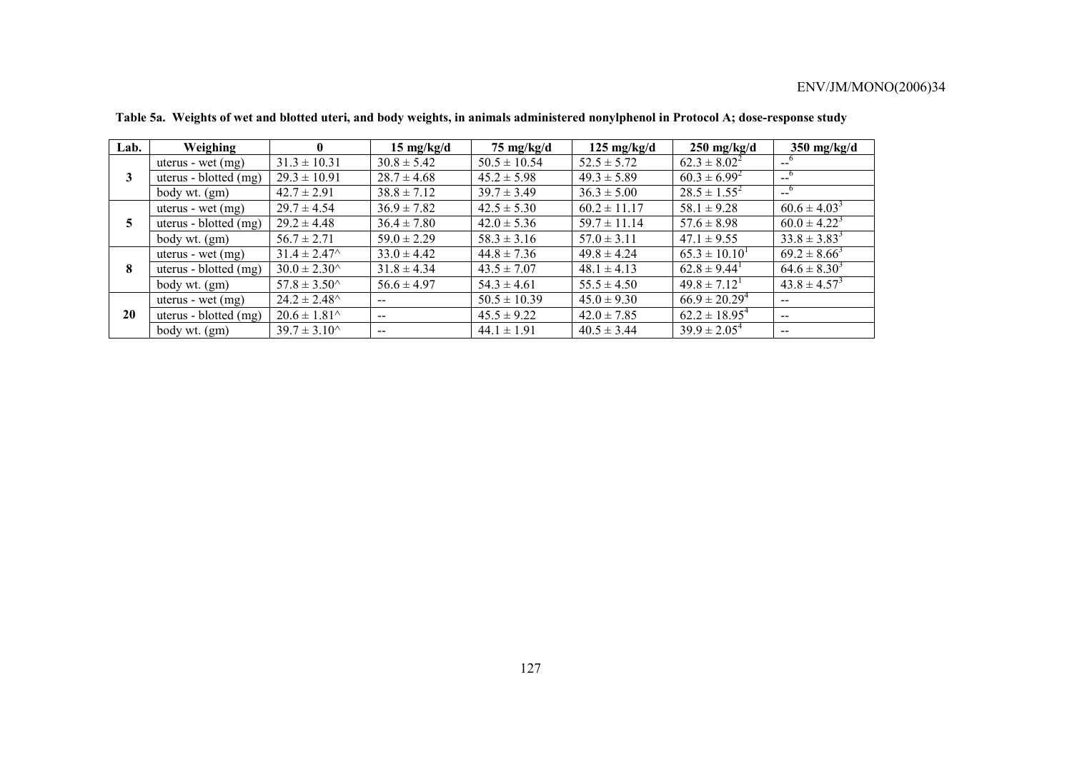**Table 5a. Weights of wet and blotted uteri, and body weights, in animals administered nonylphenol in Protocol A; dose-response study**

| Lab. | Weighing | 0 | 15 mg/kg/d | 75 mg/kg/d | 125 mg/kg/d | 250 mg/kg/d | 350 mg/kg/d |
|---|---|---|---|---|---|---|---|
| 3 | uterus - wet (mg) | 31.3 ± 10.31 | 30.8 ± 5.42 | 50.5 ± 10.54 | 52.5 ± 5.72 | 62.3 ± 8.02[2] | --[6] |
| | uterus - blotted (mg) | 29.3 ± 10.91 | 28.7 ± 4.68 | 45.2 ± 5.98 | 49.3 ± 5.89 | 60.3 ± 6.99[2] | --[6] |
| | body wt. (gm) | 42.7 ± 2.91 | 38.8 ± 7.12 | 39.7 ± 3.49 | 36.3 ± 5.00 | 28.5 ± 1.55[2] | --[6] |
| 5 | uterus - wet (mg) | 29.7 ± 4.54 | 36.9 ± 7.82 | 42.5 ± 5.30 | 60.2 ± 11.17 | 58.1 ± 9.28 | 60.6 ± 4.03[3] |
| | uterus - blotted (mg) | 29.2 ± 4.48 | 36.4 ± 7.80 | 42.0 ± 5.36 | 59.7 ± 11.14 | 57.6 ± 8.98 | 60.0 ± 4.22[3] |
| | body wt. (gm) | 56.7 ± 2.71 | 59.0 ± 2.29 | 58.3 ± 3.16 | 57.0 ± 3.11 | 47.1 ± 9.55 | 33.8 ± 3.83[3] |
| 8 | uterus - wet (mg) | 31.4 ± 2.47^ | 33.0 ± 4.42 | 44.8 ± 7.36 | 49.8 ± 4.24 | 65.3 ± 10.10[1] | 69.2 ± 8.66[3] |
| | uterus - blotted (mg) | 30.0 ± 2.30^ | 31.8 ± 4.34 | 43.5 ± 7.07 | 48.1 ± 4.13 | 62.8 ± 9.44[1] | 64.6 ± 8.30[3] |
| | body wt. (gm) | 57.8 ± 3.50^ | 56.6 ± 4.97 | 54.3 ± 4.61 | 55.5 ± 4.50 | 49.8 ± 7.12[1] | 43.8 ± 4.57[3] |
| 20 | uterus - wet (mg) | 24.2 ± 2.48^ | -- | 50.5 ± 10.39 | 45.0 ± 9.30 | 66.9 ± 20.29[4] | -- |
| | uterus - blotted (mg) | 20.6 ± 1.81^ | -- | 45.5 ± 9.22 | 42.0 ± 7.85 | 62.2 ± 18.95[4] | -- |
| | body wt. (gm) | 39.7 ± 3.10^ | -- | 44.1 ± 1.91 | 40.5 ± 3.44 | 39.9 ± 2.05[4] | -- |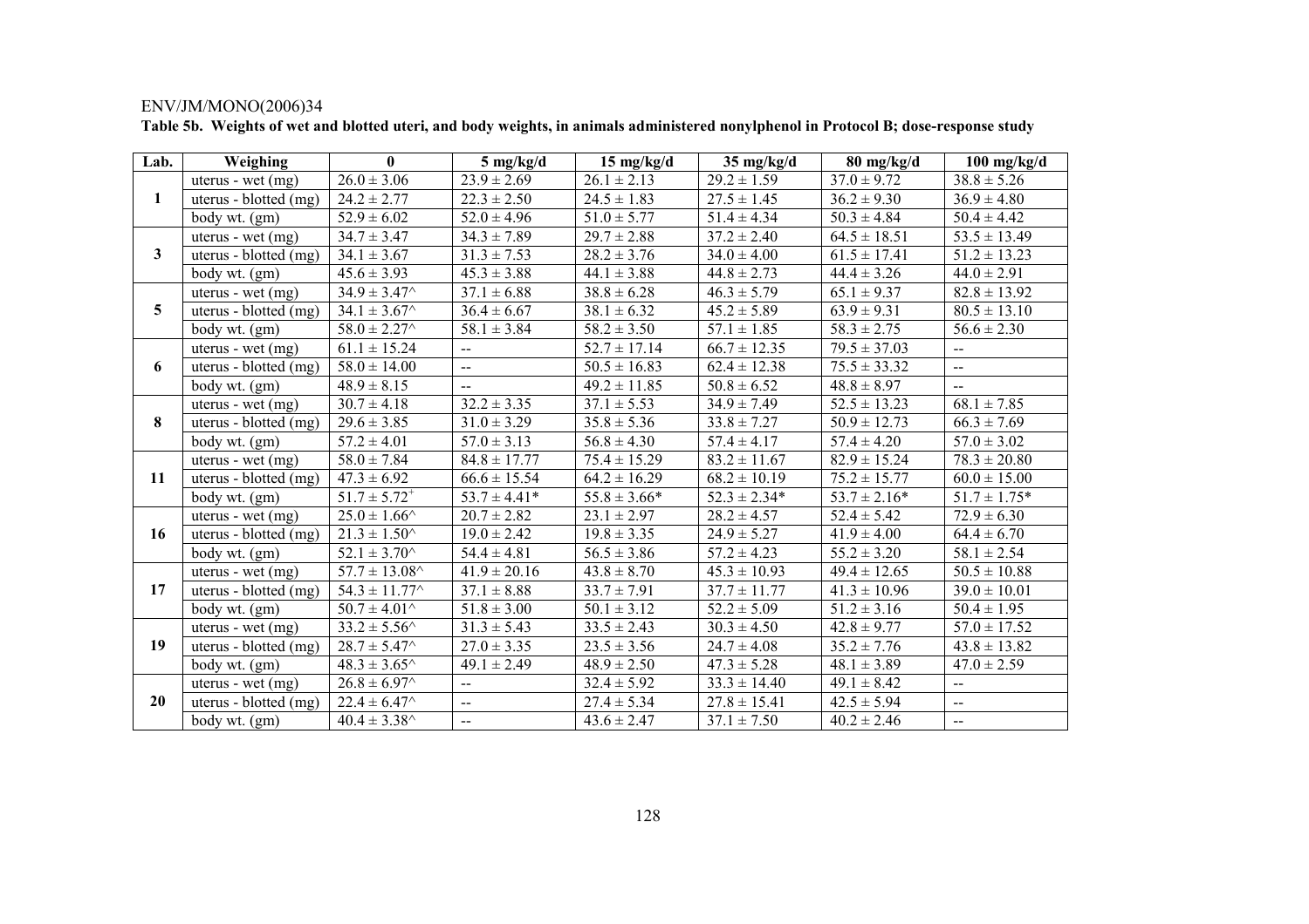**Table 5b. Weights of wet and blotted uteri, and body weights, in animals administered nonylphenol in Protocol B; dose-response study**

| Lab. | Weighing | 0 | 5 mg/kg/d | 15 mg/kg/d | 35 mg/kg/d | 80 mg/kg/d | 100 mg/kg/d |
|---|---|---|---|---|---|---|---|
| 1 | uterus - wet (mg) | 26.0 ± 3.06 | 23.9 ± 2.69 | 26.1 ± 2.13 | 29.2 ± 1.59 | 37.0 ± 9.72 | 38.8 ± 5.26 |
| | uterus - blotted (mg) | 24.2 ± 2.77 | 22.3 ± 2.50 | 24.5 ± 1.83 | 27.5 ± 1.45 | 36.2 ± 9.30 | 36.9 ± 4.80 |
| | body wt. (gm) | 52.9 ± 6.02 | 52.0 ± 4.96 | 51.0 ± 5.77 | 51.4 ± 4.34 | 50.3 ± 4.84 | 50.4 ± 4.42 |
| 3 | uterus - wet (mg) | 34.7 ± 3.47 | 34.3 ± 7.89 | 29.7 ± 2.88 | 37.2 ± 2.40 | 64.5 ± 18.51 | 53.5 ± 13.49 |
| | uterus - blotted (mg) | 34.1 ± 3.67 | 31.3 ± 7.53 | 28.2 ± 3.76 | 34.0 ± 4.00 | 61.5 ± 17.41 | 51.2 ± 13.23 |
| | body wt. (gm) | 45.6 ± 3.93 | 45.3 ± 3.88 | 44.1 ± 3.88 | 44.8 ± 2.73 | 44.4 ± 3.26 | 44.0 ± 2.91 |
| 5 | uterus - wet (mg) | 34.9 ± 3.47^ | 37.1 ± 6.88 | 38.8 ± 6.28 | 46.3 ± 5.79 | 65.1 ± 9.37 | 82.8 ± 13.92 |
| | uterus - blotted (mg) | 34.1 ± 3.67^ | 36.4 ± 6.67 | 38.1 ± 6.32 | 45.2 ± 5.89 | 63.9 ± 9.31 | 80.5 ± 13.10 |
| | body wt. (gm) | 58.0 ± 2.27^ | 58.1 ± 3.84 | 58.2 ± 3.50 | 57.1 ± 1.85 | 58.3 ± 2.75 | 56.6 ± 2.30 |
| 6 | uterus - wet (mg) | 61.1 ± 15.24 | -- | 52.7 ± 17.14 | 66.7 ± 12.35 | 79.5 ± 37.03 | -- |
| | uterus - blotted (mg) | 58.0 ± 14.00 | -- | 50.5 ± 16.83 | 62.4 ± 12.38 | 75.5 ± 33.32 | -- |
| | body wt. (gm) | 48.9 ± 8.15 | -- | 49.2 ± 11.85 | 50.8 ± 6.52 | 48.8 ± 8.97 | -- |
| 8 | uterus - wet (mg) | 30.7 ± 4.18 | 32.2 ± 3.35 | 37.1 ± 5.53 | 34.9 ± 7.49 | 52.5 ± 13.23 | 68.1 ± 7.85 |
| | uterus - blotted (mg) | 29.6 ± 3.85 | 31.0 ± 3.29 | 35.8 ± 5.36 | 33.8 ± 7.27 | 50.9 ± 12.73 | 66.3 ± 7.69 |
| | body wt. (gm) | 57.2 ± 4.01 | 57.0 ± 3.13 | 56.8 ± 4.30 | 57.4 ± 4.17 | 57.4 ± 4.20 | 57.0 ± 3.02 |
| 11 | uterus - wet (mg) | 58.0 ± 7.84 | 84.8 ± 17.77 | 75.4 ± 15.29 | 83.2 ± 11.67 | 82.9 ± 15.24 | 78.3 ± 20.80 |
| | uterus - blotted (mg) | 47.3 ± 6.92 | 66.6 ± 15.54 | 64.2 ± 16.29 | 68.2 ± 10.19 | 75.2 ± 15.77 | 60.0 ± 15.00 |
| | body wt. (gm) | 51.7 ± 5.72+ | 53.7 ± 4.41* | 55.8 ± 3.66* | 52.3 ± 2.34* | 53.7 ± 2.16* | 51.7 ± 1.75* |
| 16 | uterus - wet (mg) | 25.0 ± 1.66^ | 20.7 ± 2.82 | 23.1 ± 2.97 | 28.2 ± 4.57 | 52.4 ± 5.42 | 72.9 ± 6.30 |
| | uterus - blotted (mg) | 21.3 ± 1.50^ | 19.0 ± 2.42 | 19.8 ± 3.35 | 24.9 ± 5.27 | 41.9 ± 4.00 | 64.4 ± 6.70 |
| | body wt. (gm) | 52.1 ± 3.70^ | 54.4 ± 4.81 | 56.5 ± 3.86 | 57.2 ± 4.23 | 55.2 ± 3.20 | 58.1 ± 2.54 |
| 17 | uterus - wet (mg) | 57.7 ± 13.08^ | 41.9 ± 20.16 | 43.8 ± 8.70 | 45.3 ± 10.93 | 49.4 ± 12.65 | 50.5 ± 10.88 |
| | uterus - blotted (mg) | 54.3 ± 11.77^ | 37.1 ± 8.88 | 33.7 ± 7.91 | 37.7 ± 11.77 | 41.3 ± 10.96 | 39.0 ± 10.01 |
| | body wt. (gm) | 50.7 ± 4.01^ | 51.8 ± 3.00 | 50.1 ± 3.12 | 52.2 ± 5.09 | 51.2 ± 3.16 | 50.4 ± 1.95 |
| 19 | uterus - wet (mg) | 33.2 ± 5.56^ | 31.3 ± 5.43 | 33.5 ± 2.43 | 30.3 ± 4.50 | 42.8 ± 9.77 | 57.0 ± 17.52 |
| | uterus - blotted (mg) | 28.7 ± 5.47^ | 27.0 ± 3.35 | 23.5 ± 3.56 | 24.7 ± 4.08 | 35.2 ± 7.76 | 43.8 ± 13.82 |
| | body wt. (gm) | 48.3 ± 3.65^ | 49.1 ± 2.49 | 48.9 ± 2.50 | 47.3 ± 5.28 | 48.1 ± 3.89 | 47.0 ± 2.59 |
| 20 | uterus - wet (mg) | 26.8 ± 6.97^ | -- | 32.4 ± 5.92 | 33.3 ± 14.40 | 49.1 ± 8.42 | -- |
| | uterus - blotted (mg) | 22.4 ± 6.47^ | -- | 27.4 ± 5.34 | 27.8 ± 15.41 | 42.5 ± 5.94 | -- |
| | body wt. (gm) | 40.4 ± 3.38^ | -- | 43.6 ± 2.47 | 37.1 ± 7.50 | 40.2 ± 2.46 | -- |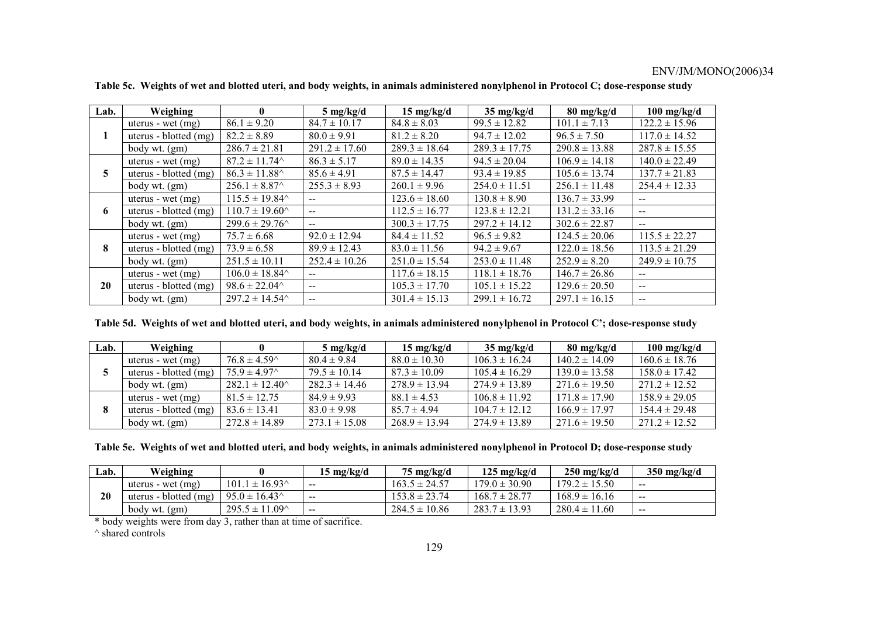**Table 5c. Weights of wet and blotted uteri, and body weights, in animals administered nonylphenol in Protocol C; dose-response study**

| Lab. | Weighing | 0 | 5 mg/kg/d | 15 mg/kg/d | 35 mg/kg/d | 80 mg/kg/d | 100 mg/kg/d |
|---|---|---|---|---|---|---|---|
| 1 | uterus - wet (mg) | 86.1 ± 9.20 | 84.7 ± 10.17 | 84.8 ± 8.03 | 99.5 ± 12.82 | 101.1 ± 7.13 | 122.2 ± 15.96 |
| | uterus - blotted (mg) | 82.2 ± 8.89 | 80.0 ± 9.91 | 81.2 ± 8.20 | 94.7 ± 12.02 | 96.5 ± 7.50 | 117.0 ± 14.52 |
| | body wt. (gm) | 286.7 ± 21.81 | 291.2 ± 17.60 | 289.3 ± 18.64 | 289.3 ± 17.75 | 290.8 ± 13.88 | 287.8 ± 15.55 |
| 5 | uterus - wet (mg) | 87.2 ± 11.74^ | 86.3 ± 5.17 | 89.0 ± 14.35 | 94.5 ± 20.04 | 106.9 ± 14.18 | 140.0 ± 22.49 |
| | uterus - blotted (mg) | 86.3 ± 11.88^ | 85.6 ± 4.91 | 87.5 ± 14.47 | 93.4 ± 19.85 | 105.6 ± 13.74 | 137.7 ± 21.83 |
| | body wt. (gm) | 256.1 ± 8.87^ | 255.3 ± 8.93 | 260.1 ± 9.96 | 254.0 ± 11.51 | 256.1 ± 11.48 | 254.4 ± 12.33 |
| 6 | uterus - wet (mg) | 115.5 ± 19.84^ | -- | 123.6 ± 18.60 | 130.8 ± 8.90 | 136.7 ± 33.99 | -- |
| | uterus - blotted (mg) | 110.7 ± 19.60^ | -- | 112.5 ± 16.77 | 123.8 ± 12.21 | 131.2 ± 33.16 | -- |
| | body wt. (gm) | 299.6 ± 29.76^ | -- | 300.3 ± 17.75 | 297.2 ± 14.12 | 302.6 ± 22.87 | -- |
| 8 | uterus - wet (mg) | 75.7 ± 6.68 | 92.0 ± 12.94 | 84.4 ± 11.52 | 96.5 ± 9.82 | 124.5 ± 20.06 | 115.5 ± 22.27 |
| | uterus - blotted (mg) | 73.9 ± 6.58 | 89.9 ± 12.43 | 83.0 ± 11.56 | 94.2 ± 9.67 | 122.0 ± 18.56 | 113.5 ± 21.29 |
| | body wt. (gm) | 251.5 ± 10.11 | 252.4 ± 10.26 | 251.0 ± 15.54 | 253.0 ± 11.48 | 252.9 ± 8.20 | 249.9 ± 10.75 |
| 20 | uterus - wet (mg) | 106.0 ± 18.84^ | -- | 117.6 ± 18.15 | 118.1 ± 18.76 | 146.7 ± 26.86 | -- |
| | uterus - blotted (mg) | 98.6 ± 22.04^ | -- | 105.3 ± 17.70 | 105.1 ± 15.22 | 129.6 ± 20.50 | -- |
| | body wt. (gm) | 297.2 ± 14.54^ | -- | 301.4 ± 15.13 | 299.1 ± 16.72 | 297.1 ± 16.15 | -- |

**Table 5d. Weights of wet and blotted uteri, and body weights, in animals administered nonylphenol in Protocol C'; dose-response study**

| Lab. | Weighing | 0 | 5 mg/kg/d | 15 mg/kg/d | 35 mg/kg/d | 80 mg/kg/d | 100 mg/kg/d |
|---|---|---|---|---|---|---|---|
| 5 | uterus - wet (mg) | 76.8 ± 4.59^ | 80.4 ± 9.84 | 88.0 ± 10.30 | 106.3 ± 16.24 | 140.2 ± 14.09 | 160.6 ± 18.76 |
| | uterus - blotted (mg) | 75.9 ± 4.97^ | 79.5 ± 10.14 | 87.3 ± 10.09 | 105.4 ± 16.29 | 139.0 ± 13.58 | 158.0 ± 17.42 |
| | body wt. (gm) | 282.1 ± 12.40^ | 282.3 ± 14.46 | 278.9 ± 13.94 | 274.9 ± 13.89 | 271.6 ± 19.50 | 271.2 ± 12.52 |
| 8 | uterus - wet (mg) | 81.5 ± 12.75 | 84.9 ± 9.93 | 88.1 ± 4.53 | 106.8 ± 11.92 | 171.8 ± 17.90 | 158.9 ± 29.05 |
| | uterus - blotted (mg) | 83.6 ± 13.41 | 83.0 ± 9.98 | 85.7 ± 4.94 | 104.7 ± 12.12 | 166.9 ± 17.97 | 154.4 ± 29.48 |
| | body wt. (gm) | 272.8 ± 14.89 | 273.1 ± 15.08 | 268.9 ± 13.94 | 274.9 ± 13.89 | 271.6 ± 19.50 | 271.2 ± 12.52 |

**Table 5e. Weights of wet and blotted uteri, and body weights, in animals administered nonylphenol in Protocol D; dose-response study**

| Lab. | Weighing | 0 | 15 mg/kg/d | 75 mg/kg/d | 125 mg/kg/d | 250 mg/kg/d | 350 mg/kg/d |
|---|---|---|---|---|---|---|---|
| 20 | uterus - wet (mg) | 101.1 ± 16.93^ | -- | 163.5 ± 24.57 | 179.0 ± 30.90 | 179.2 ± 15.50 | -- |
| | uterus - blotted (mg) | 95.0 ± 16.43^ | -- | 153.8 ± 23.74 | 168.7 ± 28.77 | 168.9 ± 16.16 | -- |
| | body wt. (gm) | 295.5 ± 11.09^ | -- | 284.5 ± 10.86 | 283.7 ± 13.93 | 280.4 ± 11.60 | -- |

\* body weights were from day 3, rather than at time of sacrifice.

^ shared controls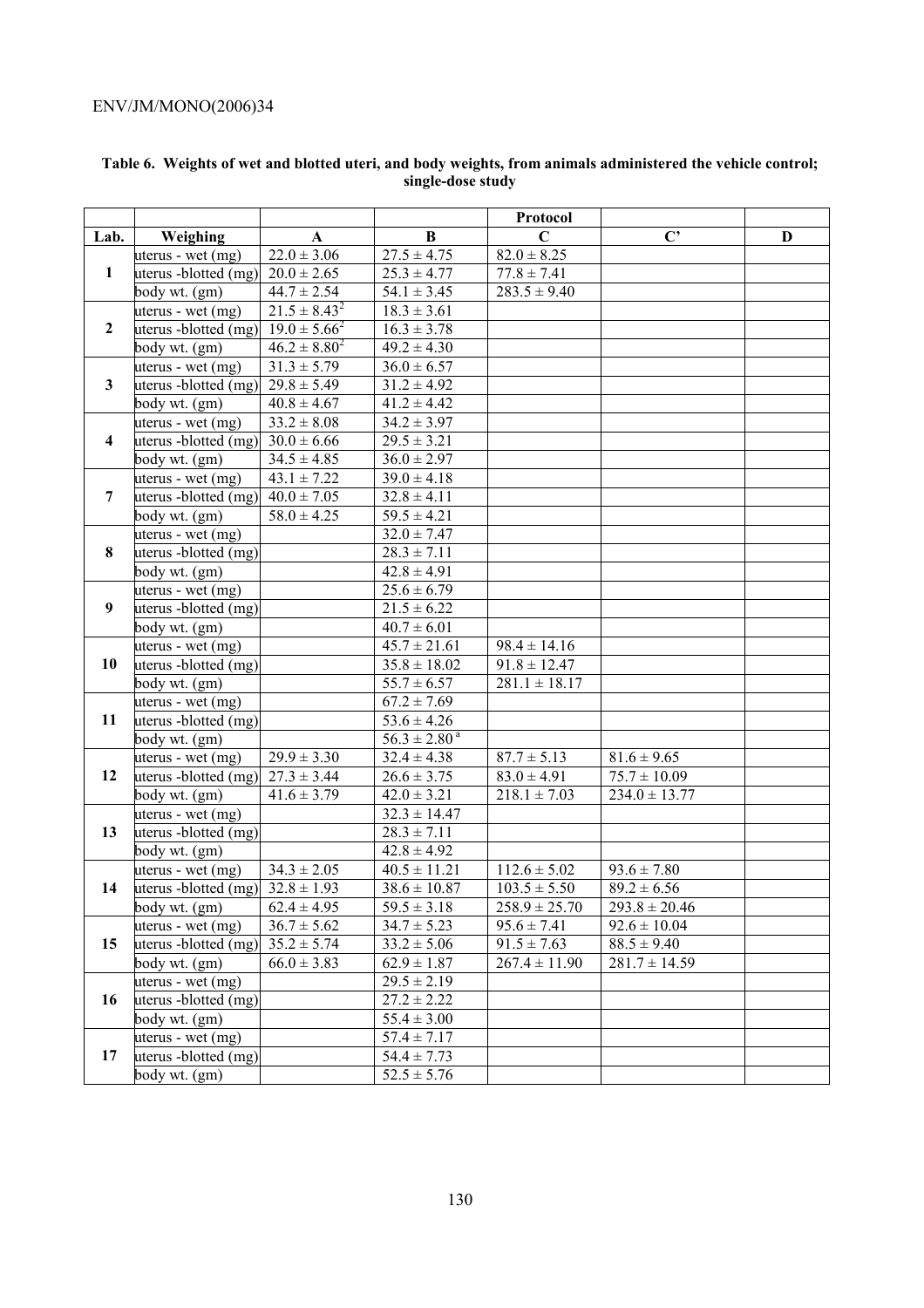**Table 6. Weights of wet and blotted uteri, and body weights, from animals administered the vehicle control; single-dose study**

| | | | | Protocol | | |
|---|---|---|---|---|---|---|
| Lab. | Weighing | A | B | C | C' | D |
| 1 | uterus - wet (mg) | 22.0 ± 3.06 | 27.5 ± 4.75 | 82.0 ± 8.25 | | |
| | uterus -blotted (mg) | 20.0 ± 2.65 | 25.3 ± 4.77 | 77.8 ± 7.41 | | |
| | body wt. (gm) | 44.7 ± 2.54 | 54.1 ± 3.45 | 283.5 ± 9.40 | | |
| 2 | uterus - wet (mg) | 21.5 ± 8.43[2] | 18.3 ± 3.61 | | | |
| | uterus -blotted (mg) | 19.0 ± 5.66[2] | 16.3 ± 3.78 | | | |
| | body wt. (gm) | 46.2 ± 8.80[2] | 49.2 ± 4.30 | | | |
| 3 | uterus - wet (mg) | 31.3 ± 5.79 | 36.0 ± 6.57 | | | |
| | uterus -blotted (mg) | 29.8 ± 5.49 | 31.2 ± 4.92 | | | |
| | body wt. (gm) | 40.8 ± 4.67 | 41.2 ± 4.42 | | | |
| 4 | uterus - wet (mg) | 33.2 ± 8.08 | 34.2 ± 3.97 | | | |
| | uterus -blotted (mg) | 30.0 ± 6.66 | 29.5 ± 3.21 | | | |
| | body wt. (gm) | 34.5 ± 4.85 | 36.0 ± 2.97 | | | |
| 7 | uterus - wet (mg) | 43.1 ± 7.22 | 39.0 ± 4.18 | | | |
| | uterus -blotted (mg) | 40.0 ± 7.05 | 32.8 ± 4.11 | | | |
| | body wt. (gm) | 58.0 ± 4.25 | 59.5 ± 4.21 | | | |
| 8 | uterus - wet (mg) | | 32.0 ± 7.47 | | | |
| | uterus -blotted (mg) | | 28.3 ± 7.11 | | | |
| | body wt. (gm) | | 42.8 ± 4.91 | | | |
| 9 | uterus - wet (mg) | | 25.6 ± 6.79 | | | |
| | uterus -blotted (mg) | | 21.5 ± 6.22 | | | |
| | body wt. (gm) | | 40.7 ± 6.01 | | | |
| 10 | uterus - wet (mg) | | 45.7 ± 21.61 | 98.4 ± 14.16 | | |
| | uterus -blotted (mg) | | 35.8 ± 18.02 | 91.8 ± 12.47 | | |
| | body wt. (gm) | | 55.7 ± 6.57 | 281.1 ± 18.17 | | |
| 11 | uterus - wet (mg) | | 67.2 ± 7.69 | | | |
| | uterus -blotted (mg) | | 53.6 ± 4.26 | | | |
| | body wt. (gm) | | 56.3 ± 2.80[a] | | | |
| 12 | uterus - wet (mg) | 29.9 ± 3.30 | 32.4 ± 4.38 | 87.7 ± 5.13 | 81.6 ± 9.65 | |
| | uterus -blotted (mg) | 27.3 ± 3.44 | 26.6 ± 3.75 | 83.0 ± 4.91 | 75.7 ± 10.09 | |
| | body wt. (gm) | 41.6 ± 3.79 | 42.0 ± 3.21 | 218.1 ± 7.03 | 234.0 ± 13.77 | |
| 13 | uterus - wet (mg) | | 32.3 ± 14.47 | | | |
| | uterus -blotted (mg) | | 28.3 ± 7.11 | | | |
| | body wt. (gm) | | 42.8 ± 4.92 | | | |
| 14 | uterus - wet (mg) | 34.3 ± 2.05 | 40.5 ± 11.21 | 112.6 ± 5.02 | 93.6 ± 7.80 | |
| | uterus -blotted (mg) | 32.8 ± 1.93 | 38.6 ± 10.87 | 103.5 ± 5.50 | 89.2 ± 6.56 | |
| | body wt. (gm) | 62.4 ± 4.95 | 59.5 ± 3.18 | 258.9 ± 25.70 | 293.8 ± 20.46 | |
| 15 | uterus - wet (mg) | 36.7 ± 5.62 | 34.7 ± 5.23 | 95.6 ± 7.41 | 92.6 ± 10.04 | |
| | uterus -blotted (mg) | 35.2 ± 5.74 | 33.2 ± 5.06 | 91.5 ± 7.63 | 88.5 ± 9.40 | |
| | body wt. (gm) | 66.0 ± 3.83 | 62.9 ± 1.87 | 267.4 ± 11.90 | 281.7 ± 14.59 | |
| 16 | uterus - wet (mg) | | 29.5 ± 2.19 | | | |
| | uterus -blotted (mg) | | 27.2 ± 2.22 | | | |
| | body wt. (gm) | | 55.4 ± 3.00 | | | |
| 17 | uterus - wet (mg) | | 57.4 ± 7.17 | | | |
| | uterus -blotted (mg) | | 54.4 ± 7.73 | | | |
| | body wt. (gm) | | 52.5 ± 5.76 | | | |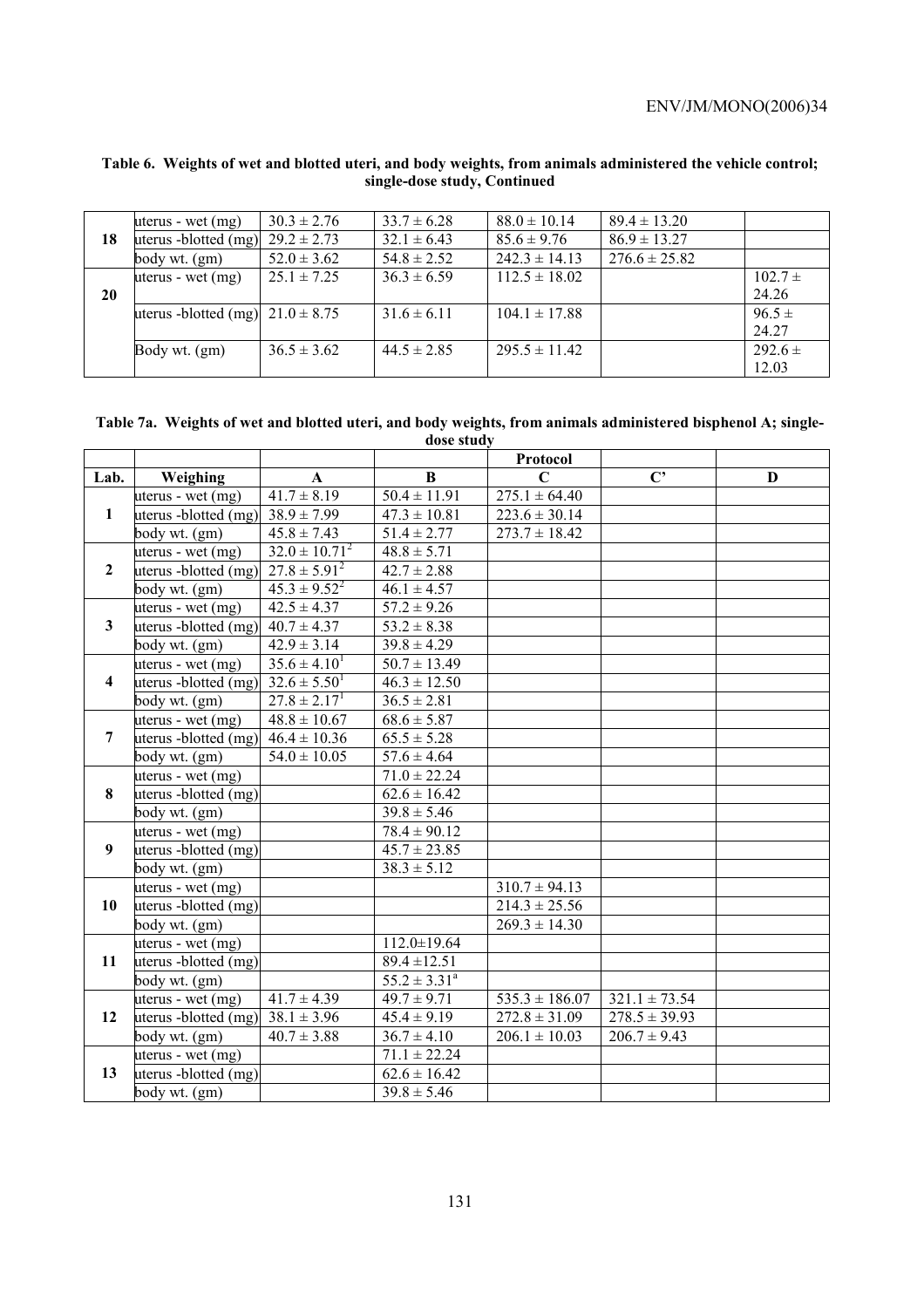**Table 6. Weights of wet and blotted uteri, and body weights, from animals administered the vehicle control; single-dose study, Continued**

| | | | | | | |
|---|---|---|---|---|---|---|
| 18 | uterus - wet (mg) | 30.3 ± 2.76 | 33.7 ± 6.28 | 88.0 ± 10.14 | 89.4 ± 13.20 | |
| | uterus -blotted (mg) | 29.2 ± 2.73 | 32.1 ± 6.43 | 85.6 ± 9.76 | 86.9 ± 13.27 | |
| | body wt. (gm) | 52.0 ± 3.62 | 54.8 ± 2.52 | 242.3 ± 14.13 | 276.6 ± 25.82 | |
| 20 | uterus - wet (mg) | 25.1 ± 7.25 | 36.3 ± 6.59 | 112.5 ± 18.02 | | 102.7 ± 24.26 |
| | uterus -blotted (mg) | 21.0 ± 8.75 | 31.6 ± 6.11 | 104.1 ± 17.88 | | 96.5 ± 24.27 |
| | Body wt. (gm) | 36.5 ± 3.62 | 44.5 ± 2.85 | 295.5 ± 11.42 | | 292.6 ± 12.03 |

**Table 7a. Weights of wet and blotted uteri, and body weights, from animals administered bisphenol A; single-dose study**

| | | | | Protocol | | |
|---|---|---|---|---|---|---|
| **Lab.** | **Weighing** | **A** | **B** | **C** | **C'** | **D** |
| 1 | uterus - wet (mg) | 41.7 ± 8.19 | 50.4 ± 11.91 | 275.1 ± 64.40 | | |
| | uterus -blotted (mg) | 38.9 ± 7.99 | 47.3 ± 10.81 | 223.6 ± 30.14 | | |
| | body wt. (gm) | 45.8 ± 7.43 | 51.4 ± 2.77 | 273.7 ± 18.42 | | |
| 2 | uterus - wet (mg) | 32.0 ± 10.71[2] | 48.8 ± 5.71 | | | |
| | uterus -blotted (mg) | 27.8 ± 5.91[2] | 42.7 ± 2.88 | | | |
| | body wt. (gm) | 45.3 ± 9.52[2] | 46.1 ± 4.57 | | | |
| 3 | uterus - wet (mg) | 42.5 ± 4.37 | 57.2 ± 9.26 | | | |
| | uterus -blotted (mg) | 40.7 ± 4.37 | 53.2 ± 8.38 | | | |
| | body wt. (gm) | 42.9 ± 3.14 | 39.8 ± 4.29 | | | |
| 4 | uterus - wet (mg) | 35.6 ± 4.10[1] | 50.7 ± 13.49 | | | |
| | uterus -blotted (mg) | 32.6 ± 5.50[1] | 46.3 ± 12.50 | | | |
| | body wt. (gm) | 27.8 ± 2.17[1] | 36.5 ± 2.81 | | | |
| 7 | uterus - wet (mg) | 48.8 ± 10.67 | 68.6 ± 5.87 | | | |
| | uterus -blotted (mg) | 46.4 ± 10.36 | 65.5 ± 5.28 | | | |
| | body wt. (gm) | 54.0 ± 10.05 | 57.6 ± 4.64 | | | |
| 8 | uterus - wet (mg) | | 71.0 ± 22.24 | | | |
| | uterus -blotted (mg) | | 62.6 ± 16.42 | | | |
| | body wt. (gm) | | 39.8 ± 5.46 | | | |
| 9 | uterus - wet (mg) | | 78.4 ± 90.12 | | | |
| | uterus -blotted (mg) | | 45.7 ± 23.85 | | | |
| | body wt. (gm) | | 38.3 ± 5.12 | | | |
| 10 | uterus - wet (mg) | | | 310.7 ± 94.13 | | |
| | uterus -blotted (mg) | | | 214.3 ± 25.56 | | |
| | body wt. (gm) | | | 269.3 ± 14.30 | | |
| 11 | uterus - wet (mg) | | 112.0±19.64 | | | |
| | uterus -blotted (mg) | | 89.4 ±12.51 | | | |
| | body wt. (gm) | | 55.2 ± 3.31[a] | | | |
| 12 | uterus - wet (mg) | 41.7 ± 4.39 | 49.7 ± 9.71 | 535.3 ± 186.07 | 321.1 ± 73.54 | |
| | uterus -blotted (mg) | 38.1 ± 3.96 | 45.4 ± 9.19 | 272.8 ± 31.09 | 278.5 ± 39.93 | |
| | body wt. (gm) | 40.7 ± 3.88 | 36.7 ± 4.10 | 206.1 ± 10.03 | 206.7 ± 9.43 | |
| 13 | uterus - wet (mg) | | 71.1 ± 22.24 | | | |
| | uterus -blotted (mg) | | 62.6 ± 16.42 | | | |
| | body wt. (gm) | | 39.8 ± 5.46 | | | |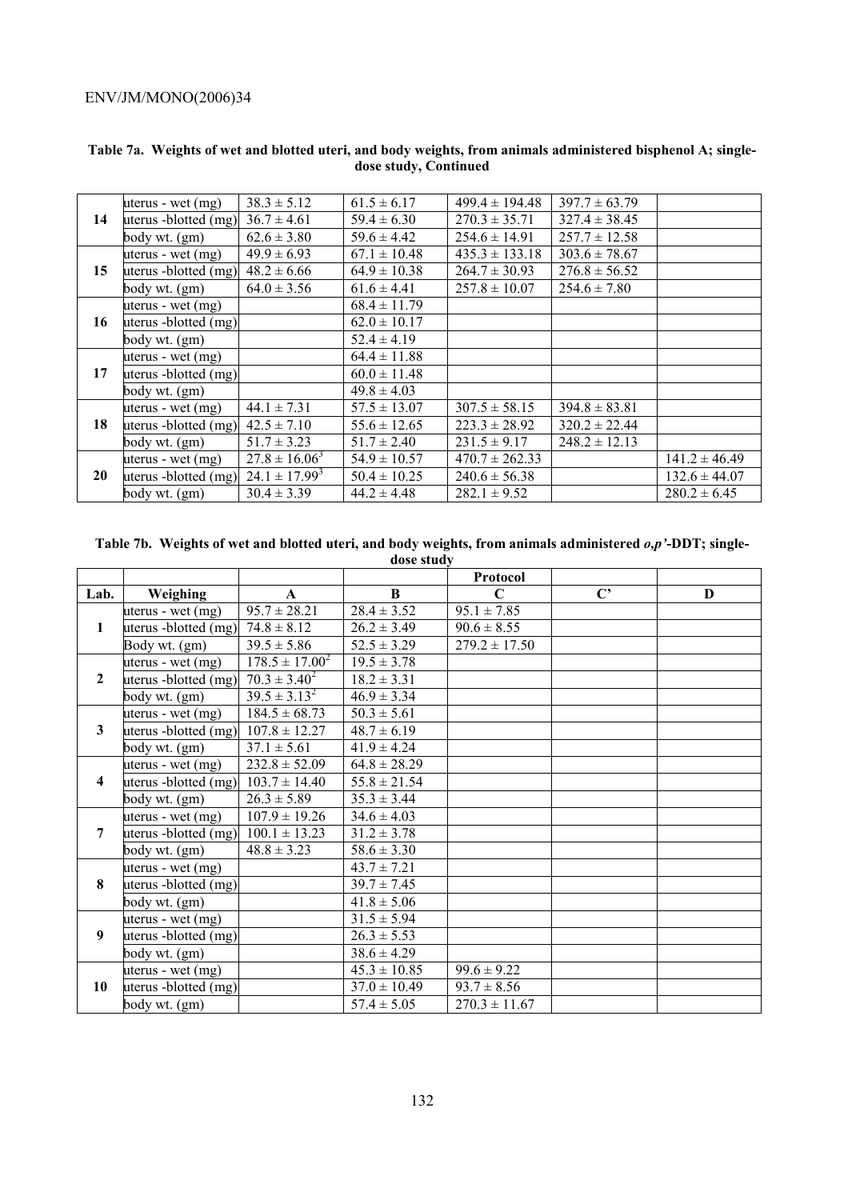**Table 7a. Weights of wet and blotted uteri, and body weights, from animals administered bisphenol A; single-dose study, Continued**

| | | | | | | |
|---|---|---|---|---|---|---|
| 14 | uterus - wet (mg) | 38.3 ± 5.12 | 61.5 ± 6.17 | 499.4 ± 194.48 | 397.7 ± 63.79 | |
| | uterus -blotted (mg) | 36.7 ± 4.61 | 59.4 ± 6.30 | 270.3 ± 35.71 | 327.4 ± 38.45 | |
| | body wt. (gm) | 62.6 ± 3.80 | 59.6 ± 4.42 | 254.6 ± 14.91 | 257.7 ± 12.58 | |
| 15 | uterus - wet (mg) | 49.9 ± 6.93 | 67.1 ± 10.48 | 435.3 ± 133.18 | 303.6 ± 78.67 | |
| | uterus -blotted (mg) | 48.2 ± 6.66 | 64.9 ± 10.38 | 264.7 ± 30.93 | 276.8 ± 56.52 | |
| | body wt. (gm) | 64.0 ± 3.56 | 61.6 ± 4.41 | 257.8 ± 10.07 | 254.6 ± 7.80 | |
| 16 | uterus - wet (mg) | | 68.4 ± 11.79 | | | |
| | uterus -blotted (mg) | | 62.0 ± 10.17 | | | |
| | body wt. (gm) | | 52.4 ± 4.19 | | | |
| 17 | uterus - wet (mg) | | 64.4 ± 11.88 | | | |
| | uterus -blotted (mg) | | 60.0 ± 11.48 | | | |
| | body wt. (gm) | | 49.8 ± 4.03 | | | |
| 18 | uterus - wet (mg) | 44.1 ± 7.31 | 57.5 ± 13.07 | 307.5 ± 58.15 | 394.8 ± 83.81 | |
| | uterus -blotted (mg) | 42.5 ± 7.10 | 55.6 ± 12.65 | 223.3 ± 28.92 | 320.2 ± 22.44 | |
| | body wt. (gm) | 51.7 ± 3.23 | 51.7 ± 2.40 | 231.5 ± 9.17 | 248.2 ± 12.13 | |
| 20 | uterus - wet (mg) | 27.8 ± 16.06[3] | 54.9 ± 10.57 | 470.7 ± 262.33 | | 141.2 ± 46.49 |
| | uterus -blotted (mg) | 24.1 ± 17.99[3] | 50.4 ± 10.25 | 240.6 ± 56.38 | | 132.6 ± 44.07 |
| | body wt. (gm) | 30.4 ± 3.39 | 44.2 ± 4.48 | 282.1 ± 9.52 | | 280.2 ± 6.45 |

**Table 7b. Weights of wet and blotted uteri, and body weights, from animals administered *o,p'*-DDT; single-dose study**

| | | | | Protocol | | |
|---|---|---|---|---|---|---|
| **Lab.** | **Weighing** | **A** | **B** | **C** | **C'** | **D** |
| 1 | uterus - wet (mg) | 95.7 ± 28.21 | 28.4 ± 3.52 | 95.1 ± 7.85 | | |
| | uterus -blotted (mg) | 74.8 ± 8.12 | 26.2 ± 3.49 | 90.6 ± 8.55 | | |
| | Body wt. (gm) | 39.5 ± 5.86 | 52.5 ± 3.29 | 279.2 ± 17.50 | | |
| 2 | uterus - wet (mg) | 178.5 ± 17.00[2] | 19.5 ± 3.78 | | | |
| | uterus -blotted (mg) | 70.3 ± 3.40[2] | 18.2 ± 3.31 | | | |
| | body wt. (gm) | 39.5 ± 3.13[2] | 46.9 ± 3.34 | | | |
| 3 | uterus - wet (mg) | 184.5 ± 68.73 | 50.3 ± 5.61 | | | |
| | uterus -blotted (mg) | 107.8 ± 12.27 | 48.7 ± 6.19 | | | |
| | body wt. (gm) | 37.1 ± 5.61 | 41.9 ± 4.24 | | | |
| 4 | uterus - wet (mg) | 232.8 ± 52.09 | 64.8 ± 28.29 | | | |
| | uterus -blotted (mg) | 103.7 ± 14.40 | 55.8 ± 21.54 | | | |
| | body wt. (gm) | 26.3 ± 5.89 | 35.3 ± 3.44 | | | |
| 7 | uterus - wet (mg) | 107.9 ± 19.26 | 34.6 ± 4.03 | | | |
| | uterus -blotted (mg) | 100.1 ± 13.23 | 31.2 ± 3.78 | | | |
| | body wt. (gm) | 48.8 ± 3.23 | 58.6 ± 3.30 | | | |
| 8 | uterus - wet (mg) | | 43.7 ± 7.21 | | | |
| | uterus -blotted (mg) | | 39.7 ± 7.45 | | | |
| | body wt. (gm) | | 41.8 ± 5.06 | | | |
| 9 | uterus - wet (mg) | | 31.5 ± 5.94 | | | |
| | uterus -blotted (mg) | | 26.3 ± 5.53 | | | |
| | body wt. (gm) | | 38.6 ± 4.29 | | | |
| 10 | uterus - wet (mg) | | 45.3 ± 10.85 | 99.6 ± 9.22 | | |
| | uterus -blotted (mg) | | 37.0 ± 10.49 | 93.7 ± 8.56 | | |
| | body wt. (gm) | | 57.4 ± 5.05 | 270.3 ± 11.67 | | |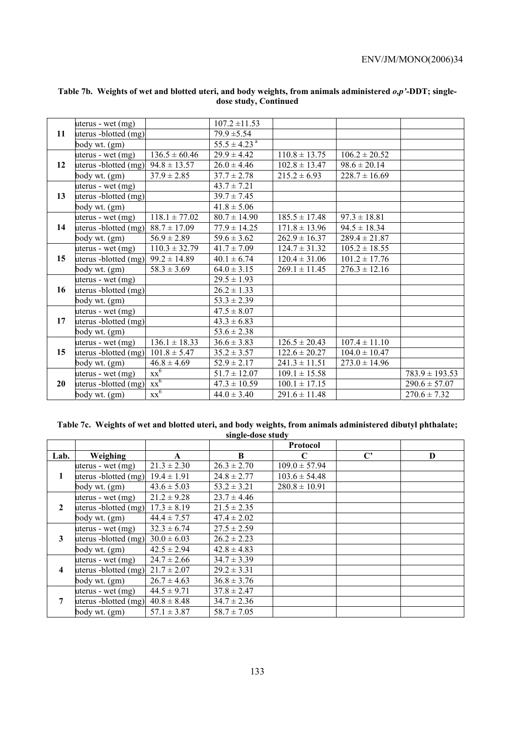**Table 7b. Weights of wet and blotted uteri, and body weights, from animals administered *o,p'*-DDT; single-dose study, Continued**

| | | | | | | |
|---|---|---|---|---|---|---|
| **11** | uterus - wet (mg) | | 107.2 ±11.53 | | | |
| | uterus -blotted (mg) | | 79.9 ±5.54 | | | |
| | body wt. (gm) | | 55.5 ± 4.23 [a] | | | |
| **12** | uterus - wet (mg) | 136.5 ± 60.46 | 29.9 ± 4.42 | 110.8 ± 13.75 | 106.2 ± 20.52 | |
| | uterus -blotted (mg) | 94.8 ± 13.57 | 26.0 ± 4.46 | 102.8 ± 13.47 | 98.6 ± 20.14 | |
| | body wt. (gm) | 37.9 ± 2.85 | 37.7 ± 2.78 | 215.2 ± 6.93 | 228.7 ± 16.69 | |
| **13** | uterus - wet (mg) | | 43.7 ± 7.21 | | | |
| | uterus -blotted (mg) | | 39.7 ± 7.45 | | | |
| | body wt. (gm) | | 41.8 ± 5.06 | | | |
| **14** | uterus - wet (mg) | 118.1 ± 77.02 | 80.7 ± 14.90 | 185.5 ± 17.48 | 97.3 ± 18.81 | |
| | uterus -blotted (mg) | 88.7 ± 17.09 | 77.9 ± 14.25 | 171.8 ± 13.96 | 94.5 ± 18.34 | |
| | body wt. (gm) | 56.9 ± 2.89 | 59.6 ± 3.62 | 262.9 ± 16.37 | 289.4 ± 21.87 | |
| **15** | uterus - wet (mg) | 110.3 ± 32.79 | 41.7 ± 7.09 | 124.7 ± 31.32 | 105.2 ± 18.55 | |
| | uterus -blotted (mg) | 99.2 ± 14.89 | 40.1 ± 6.74 | 120.4 ± 31.06 | 101.2 ± 17.76 | |
| | body wt. (gm) | 58.3 ± 3.69 | 64.0 ± 3.15 | 269.1 ± 11.45 | 276.3 ± 12.16 | |
| **16** | uterus - wet (mg) | | 29.5 ± 1.93 | | | |
| | uterus -blotted (mg) | | 26.2 ± 1.33 | | | |
| | body wt. (gm) | | 53.3 ± 2.39 | | | |
| **17** | uterus - wet (mg) | | 47.5 ± 8.07 | | | |
| | uterus -blotted (mg) | | 43.3 ± 6.83 | | | |
| | body wt. (gm) | | 53.6 ± 2.38 | | | |
| **15** | uterus - wet (mg) | 136.1 ± 18.33 | 36.6 ± 3.83 | 126.5 ± 20.43 | 107.4 ± 11.10 | |
| | uterus -blotted (mg) | 101.8 ± 5.47 | 35.2 ± 3.57 | 122.6 ± 20.27 | 104.0 ± 10.47 | |
| | body wt. (gm) | 46.8 ± 4.69 | 52.9 ± 2.17 | 241.3 ± 11.51 | 273.0 ± 14.96 | |
| **20** | uterus - wet (mg) | xx[6] | 51.7 ± 12.07 | 109.1 ± 15.58 | | 783.9 ± 193.53 |
| | uterus -blotted (mg) | xx[6] | 47.3 ± 10.59 | 100.1 ± 17.15 | | 290.6 ± 57.07 |
| | body wt. (gm) | xx[6] | 44.0 ± 3.40 | 291.6 ± 11.48 | | 270.6 ± 7.32 |

**Table 7c. Weights of wet and blotted uteri, and body weights, from animals administered dibutyl phthalate; single-dose study**

| | | | | Protocol | | |
|---|---|---|---|---|---|---|
| **Lab.** | **Weighing** | **A** | **B** | **C** | **C'** | **D** |
| **1** | uterus - wet (mg) | 21.3 ± 2.30 | 26.3 ± 2.70 | 109.0 ± 57.94 | | |
| | uterus -blotted (mg) | 19.4 ± 1.91 | 24.8 ± 2.77 | 103.6 ± 54.48 | | |
| | body wt. (gm) | 43.6 ± 5.03 | 53.2 ± 3.21 | 280.8 ± 10.91 | | |
| **2** | uterus - wet (mg) | 21.2 ± 9.28 | 23.7 ± 4.46 | | | |
| | uterus -blotted (mg) | 17.3 ± 8.19 | 21.5 ± 2.35 | | | |
| | body wt. (gm) | 44.4 ± 7.57 | 47.4 ± 2.02 | | | |
| **3** | uterus - wet (mg) | 32.3 ± 6.74 | 27.5 ± 2.59 | | | |
| | uterus -blotted (mg) | 30.0 ± 6.03 | 26.2 ± 2.23 | | | |
| | body wt. (gm) | 42.5 ± 2.94 | 42.8 ± 4.83 | | | |
| **4** | uterus - wet (mg) | 24.7 ± 2.66 | 34.7 ± 3.39 | | | |
| | uterus -blotted (mg) | 21.7 ± 2.07 | 29.2 ± 3.31 | | | |
| | body wt. (gm) | 26.7 ± 4.63 | 36.8 ± 3.76 | | | |
| **7** | uterus - wet (mg) | 44.5 ± 9.71 | 37.8 ± 2.47 | | | |
| | uterus -blotted (mg) | 40.8 ± 8.48 | 34.7 ± 2.36 | | | |
| | body wt. (gm) | 57.1 ± 3.87 | 58.7 ± 7.05 | | | |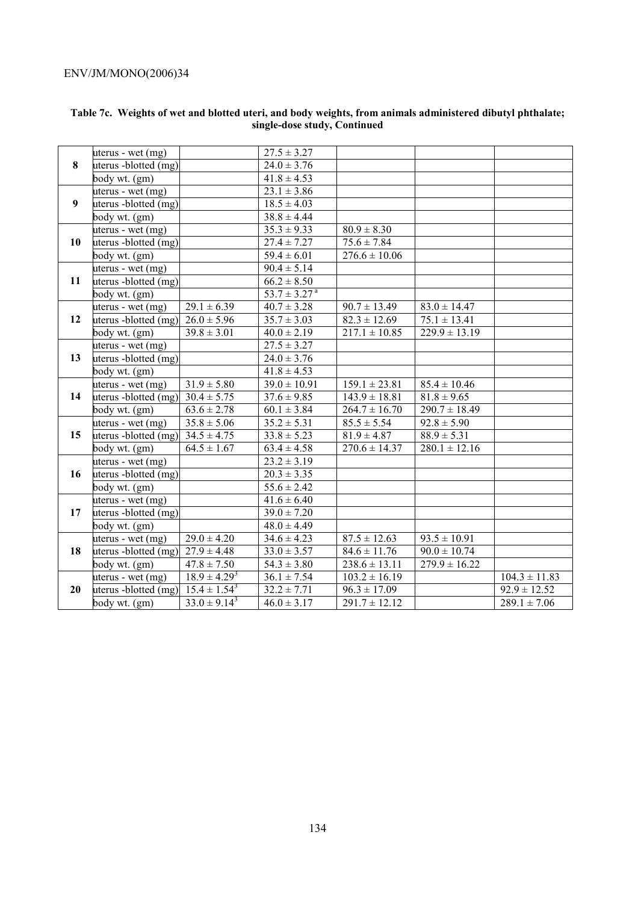**Table 7c. Weights of wet and blotted uteri, and body weights, from animals administered dibutyl phthalate; single-dose study, Continued**

| | | | | | | |
|---|---|---|---|---|---|---|
| **8** | uterus - wet (mg) | | 27.5 ± 3.27 | | | |
| | uterus -blotted (mg) | | 24.0 ± 3.76 | | | |
| | body wt. (gm) | | 41.8 ± 4.53 | | | |
| **9** | uterus - wet (mg) | | 23.1 ± 3.86 | | | |
| | uterus -blotted (mg) | | 18.5 ± 4.03 | | | |
| | body wt. (gm) | | 38.8 ± 4.44 | | | |
| **10** | uterus - wet (mg) | | 35.3 ± 9.33 | 80.9 ± 8.30 | | |
| | uterus -blotted (mg) | | 27.4 ± 7.27 | 75.6 ± 7.84 | | |
| | body wt. (gm) | | 59.4 ± 6.01 | 276.6 ± 10.06 | | |
| **11** | uterus - wet (mg) | | 90.4 ± 5.14 | | | |
| | uterus -blotted (mg) | | 66.2 ± 8.50 | | | |
| | body wt. (gm) | | 53.7 ± 3.27 [a] | | | |
| **12** | uterus - wet (mg) | 29.1 ± 6.39 | 40.7 ± 3.28 | 90.7 ± 13.49 | 83.0 ± 14.47 | |
| | uterus -blotted (mg) | 26.0 ± 5.96 | 35.7 ± 3.03 | 82.3 ± 12.69 | 75.1 ± 13.41 | |
| | body wt. (gm) | 39.8 ± 3.01 | 40.0 ± 2.19 | 217.1 ± 10.85 | 229.9 ± 13.19 | |
| **13** | uterus - wet (mg) | | 27.5 ± 3.27 | | | |
| | uterus -blotted (mg) | | 24.0 ± 3.76 | | | |
| | body wt. (gm) | | 41.8 ± 4.53 | | | |
| **14** | uterus - wet (mg) | 31.9 ± 5.80 | 39.0 ± 10.91 | 159.1 ± 23.81 | 85.4 ± 10.46 | |
| | uterus -blotted (mg) | 30.4 ± 5.75 | 37.6 ± 9.85 | 143.9 ± 18.81 | 81.8 ± 9.65 | |
| | body wt. (gm) | 63.6 ± 2.78 | 60.1 ± 3.84 | 264.7 ± 16.70 | 290.7 ± 18.49 | |
| **15** | uterus - wet (mg) | 35.8 ± 5.06 | 35.2 ± 5.31 | 85.5 ± 5.54 | 92.8 ± 5.90 | |
| | uterus -blotted (mg) | 34.5 ± 4.75 | 33.8 ± 5.23 | 81.9 ± 4.87 | 88.9 ± 5.31 | |
| | body wt. (gm) | 64.5 ± 1.67 | 63.4 ± 4.58 | 270.6 ± 14.37 | 280.1 ± 12.16 | |
| **16** | uterus - wet (mg) | | 23.2 ± 3.19 | | | |
| | uterus -blotted (mg) | | 20.3 ± 3.35 | | | |
| | body wt. (gm) | | 55.6 ± 2.42 | | | |
| **17** | uterus - wet (mg) | | 41.6 ± 6.40 | | | |
| | uterus -blotted (mg) | | 39.0 ± 7.20 | | | |
| | body wt. (gm) | | 48.0 ± 4.49 | | | |
| **18** | uterus - wet (mg) | 29.0 ± 4.20 | 34.6 ± 4.23 | 87.5 ± 12.63 | 93.5 ± 10.91 | |
| | uterus -blotted (mg) | 27.9 ± 4.48 | 33.0 ± 3.57 | 84.6 ± 11.76 | 90.0 ± 10.74 | |
| | body wt. (gm) | 47.8 ± 7.50 | 54.3 ± 3.80 | 238.6 ± 13.11 | 279.9 ± 16.22 | |
| **20** | uterus - wet (mg) | 18.9 ± 4.29 [3] | 36.1 ± 7.54 | 103.2 ± 16.19 | | 104.3 ± 11.83 |
| | uterus -blotted (mg) | 15.4 ± 1.54 [3] | 32.2 ± 7.71 | 96.3 ± 17.09 | | 92.9 ± 12.52 |
| | body wt. (gm) | 33.0 ± 9.14 [3] | 46.0 ± 3.17 | 291.7 ± 12.12 | | 289.1 ± 7.06 |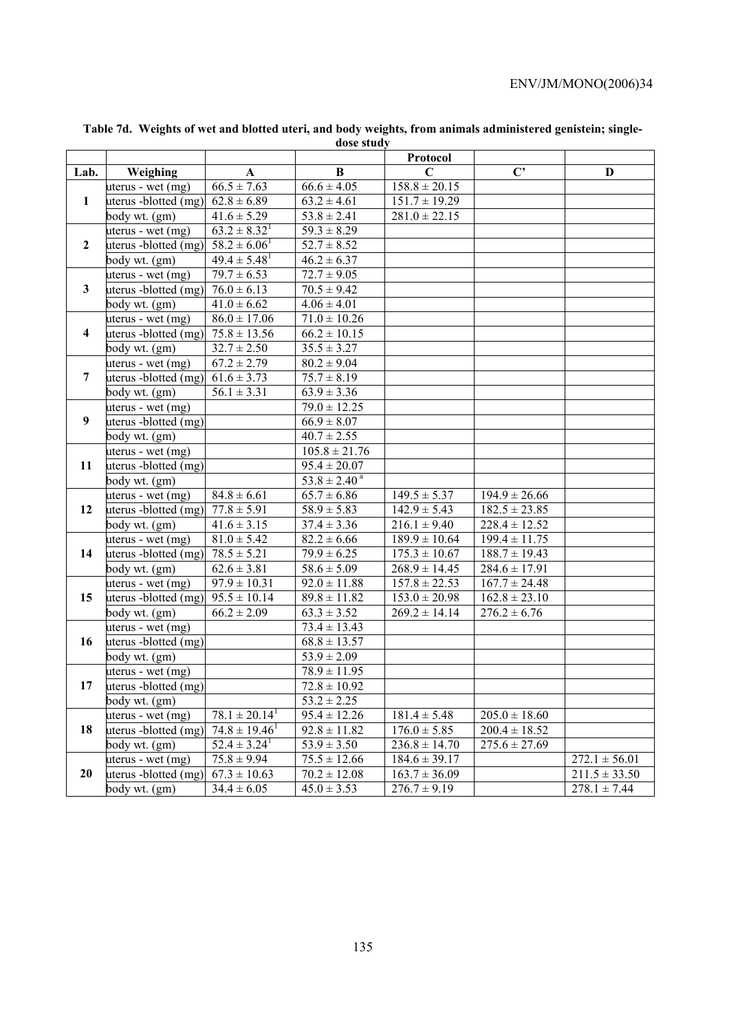**Table 7d. Weights of wet and blotted uteri, and body weights, from animals administered genistein; single-dose study**

| Lab. | Weighing | Protocol A | Protocol B | Protocol C | Protocol C' | Protocol D |
|---|---|---|---|---|---|---|
| 1 | uterus - wet (mg) | 66.5 ± 7.63 | 66.6 ± 4.05 | 158.8 ± 20.15 | | |
| | uterus -blotted (mg) | 62.8 ± 6.89 | 63.2 ± 4.61 | 151.7 ± 19.29 | | |
| | body wt. (gm) | 41.6 ± 5.29 | 53.8 ± 2.41 | 281.0 ± 22.15 | | |
| 2 | uterus - wet (mg) | 63.2 ± 8.32[1] | 59.3 ± 8.29 | | | |
| | uterus -blotted (mg) | 58.2 ± 6.06[1] | 52.7 ± 8.52 | | | |
| | body wt. (gm) | 49.4 ± 5.48[1] | 46.2 ± 6.37 | | | |
| 3 | uterus - wet (mg) | 79.7 ± 6.53 | 72.7 ± 9.05 | | | |
| | uterus -blotted (mg) | 76.0 ± 6.13 | 70.5 ± 9.42 | | | |
| | body wt. (gm) | 41.0 ± 6.62 | 4.06 ± 4.01 | | | |
| 4 | uterus - wet (mg) | 86.0 ± 17.06 | 71.0 ± 10.26 | | | |
| | uterus -blotted (mg) | 75.8 ± 13.56 | 66.2 ± 10.15 | | | |
| | body wt. (gm) | 32.7 ± 2.50 | 35.5 ± 3.27 | | | |
| 7 | uterus - wet (mg) | 67.2 ± 2.79 | 80.2 ± 9.04 | | | |
| | uterus -blotted (mg) | 61.6 ± 3.73 | 75.7 ± 8.19 | | | |
| | body wt. (gm) | 56.1 ± 3.31 | 63.9 ± 3.36 | | | |
| 9 | uterus - wet (mg) | | 79.0 ± 12.25 | | | |
| | uterus -blotted (mg) | | 66.9 ± 8.07 | | | |
| | body wt. (gm) | | 40.7 ± 2.55 | | | |
| 11 | uterus - wet (mg) | | 105.8 ± 21.76 | | | |
| | uterus -blotted (mg) | | 95.4 ± 20.07 | | | |
| | body wt. (gm) | | 53.8 ± 2.40[a] | | | |
| 12 | uterus - wet (mg) | 84.8 ± 6.61 | 65.7 ± 6.86 | 149.5 ± 5.37 | 194.9 ± 26.66 | |
| | uterus -blotted (mg) | 77.8 ± 5.91 | 58.9 ± 5.83 | 142.9 ± 5.43 | 182.5 ± 23.85 | |
| | body wt. (gm) | 41.6 ± 3.15 | 37.4 ± 3.36 | 216.1 ± 9.40 | 228.4 ± 12.52 | |
| 14 | uterus - wet (mg) | 81.0 ± 5.42 | 82.2 ± 6.66 | 189.9 ± 10.64 | 199.4 ± 11.75 | |
| | uterus -blotted (mg) | 78.5 ± 5.21 | 79.9 ± 6.25 | 175.3 ± 10.67 | 188.7 ± 19.43 | |
| | body wt. (gm) | 62.6 ± 3.81 | 58.6 ± 5.09 | 268.9 ± 14.45 | 284.6 ± 17.91 | |
| 15 | uterus - wet (mg) | 97.9 ± 10.31 | 92.0 ± 11.88 | 157.8 ± 22.53 | 167.7 ± 24.48 | |
| | uterus -blotted (mg) | 95.5 ± 10.14 | 89.8 ± 11.82 | 153.0 ± 20.98 | 162.8 ± 23.10 | |
| | body wt. (gm) | 66.2 ± 2.09 | 63.3 ± 3.52 | 269.2 ± 14.14 | 276.2 ± 6.76 | |
| 16 | uterus - wet (mg) | | 73.4 ± 13.43 | | | |
| | uterus -blotted (mg) | | 68.8 ± 13.57 | | | |
| | body wt. (gm) | | 53.9 ± 2.09 | | | |
| 17 | uterus - wet (mg) | | 78.9 ± 11.95 | | | |
| | uterus -blotted (mg) | | 72.8 ± 10.92 | | | |
| | body wt. (gm) | | 53.2 ± 2.25 | | | |
| 18 | uterus - wet (mg) | 78.1 ± 20.14[1] | 95.4 ± 12.26 | 181.4 ± 5.48 | 205.0 ± 18.60 | |
| | uterus -blotted (mg) | 74.8 ± 19.46[1] | 92.8 ± 11.82 | 176.0 ± 5.85 | 200.4 ± 18.52 | |
| | body wt. (gm) | 52.4 ± 3.24[1] | 53.9 ± 3.50 | 236.8 ± 14.70 | 275.6 ± 27.69 | |
| 20 | uterus - wet (mg) | 75.8 ± 9.94 | 75.5 ± 12.66 | 184.6 ± 39.17 | | 272.1 ± 56.01 |
| | uterus -blotted (mg) | 67.3 ± 10.63 | 70.2 ± 12.08 | 163.7 ± 36.09 | | 211.5 ± 33.50 |
| | body wt. (gm) | 34.4 ± 6.05 | 45.0 ± 3.53 | 276.7 ± 9.19 | | 278.1 ± 7.44 |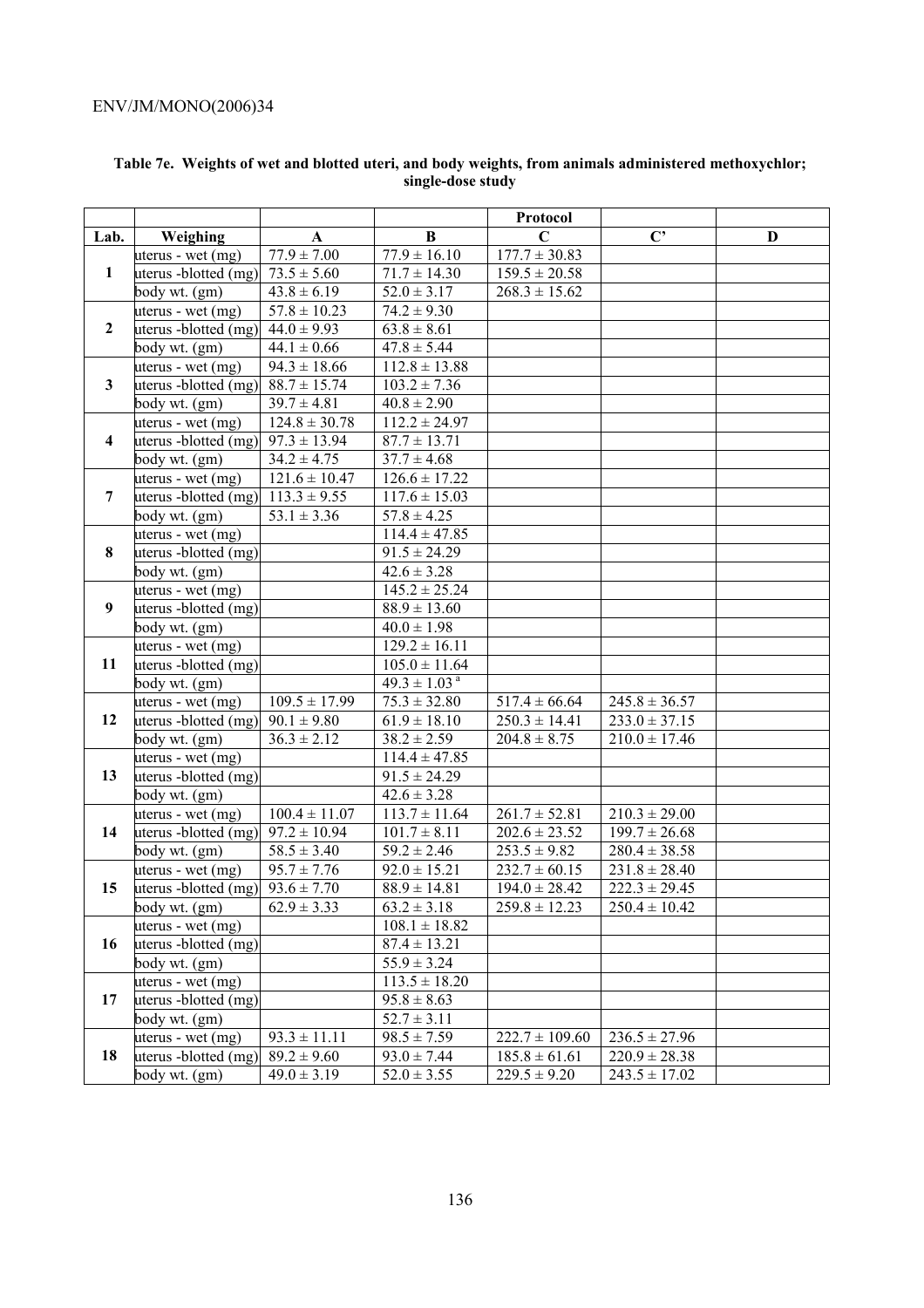**Table 7e. Weights of wet and blotted uteri, and body weights, from animals administered methoxychlor; single-dose study**

| | | | | Protocol | | |
|---|---|---|---|---|---|---|
| Lab. | Weighing | A | B | C | C' | D |
| 1 | uterus - wet (mg) | 77.9 ± 7.00 | 77.9 ± 16.10 | 177.7 ± 30.83 | | |
| | uterus -blotted (mg) | 73.5 ± 5.60 | 71.7 ± 14.30 | 159.5 ± 20.58 | | |
| | body wt. (gm) | 43.8 ± 6.19 | 52.0 ± 3.17 | 268.3 ± 15.62 | | |
| 2 | uterus - wet (mg) | 57.8 ± 10.23 | 74.2 ± 9.30 | | | |
| | uterus -blotted (mg) | 44.0 ± 9.93 | 63.8 ± 8.61 | | | |
| | body wt. (gm) | 44.1 ± 0.66 | 47.8 ± 5.44 | | | |
| 3 | uterus - wet (mg) | 94.3 ± 18.66 | 112.8 ± 13.88 | | | |
| | uterus -blotted (mg) | 88.7 ± 15.74 | 103.2 ± 7.36 | | | |
| | body wt. (gm) | 39.7 ± 4.81 | 40.8 ± 2.90 | | | |
| 4 | uterus - wet (mg) | 124.8 ± 30.78 | 112.2 ± 24.97 | | | |
| | uterus -blotted (mg) | 97.3 ± 13.94 | 87.7 ± 13.71 | | | |
| | body wt. (gm) | 34.2 ± 4.75 | 37.7 ± 4.68 | | | |
| 7 | uterus - wet (mg) | 121.6 ± 10.47 | 126.6 ± 17.22 | | | |
| | uterus -blotted (mg) | 113.3 ± 9.55 | 117.6 ± 15.03 | | | |
| | body wt. (gm) | 53.1 ± 3.36 | 57.8 ± 4.25 | | | |
| 8 | uterus - wet (mg) | | 114.4 ± 47.85 | | | |
| | uterus -blotted (mg) | | 91.5 ± 24.29 | | | |
| | body wt. (gm) | | 42.6 ± 3.28 | | | |
| 9 | uterus - wet (mg) | | 145.2 ± 25.24 | | | |
| | uterus -blotted (mg) | | 88.9 ± 13.60 | | | |
| | body wt. (gm) | | 40.0 ± 1.98 | | | |
| 11 | uterus - wet (mg) | | 129.2 ± 16.11 | | | |
| | uterus -blotted (mg) | | 105.0 ± 11.64 | | | |
| | body wt. (gm) | | 49.3 ± 1.03 [a] | | | |
| 12 | uterus - wet (mg) | 109.5 ± 17.99 | 75.3 ± 32.80 | 517.4 ± 66.64 | 245.8 ± 36.57 | |
| | uterus -blotted (mg) | 90.1 ± 9.80 | 61.9 ± 18.10 | 250.3 ± 14.41 | 233.0 ± 37.15 | |
| | body wt. (gm) | 36.3 ± 2.12 | 38.2 ± 2.59 | 204.8 ± 8.75 | 210.0 ± 17.46 | |
| 13 | uterus - wet (mg) | | 114.4 ± 47.85 | | | |
| | uterus -blotted (mg) | | 91.5 ± 24.29 | | | |
| | body wt. (gm) | | 42.6 ± 3.28 | | | |
| 14 | uterus - wet (mg) | 100.4 ± 11.07 | 113.7 ± 11.64 | 261.7 ± 52.81 | 210.3 ± 29.00 | |
| | uterus -blotted (mg) | 97.2 ± 10.94 | 101.7 ± 8.11 | 202.6 ± 23.52 | 199.7 ± 26.68 | |
| | body wt. (gm) | 58.5 ± 3.40 | 59.2 ± 2.46 | 253.5 ± 9.82 | 280.4 ± 38.58 | |
| 15 | uterus - wet (mg) | 95.7 ± 7.76 | 92.0 ± 15.21 | 232.7 ± 60.15 | 231.8 ± 28.40 | |
| | uterus -blotted (mg) | 93.6 ± 7.70 | 88.9 ± 14.81 | 194.0 ± 28.42 | 222.3 ± 29.45 | |
| | body wt. (gm) | 62.9 ± 3.33 | 63.2 ± 3.18 | 259.8 ± 12.23 | 250.4 ± 10.42 | |
| 16 | uterus - wet (mg) | | 108.1 ± 18.82 | | | |
| | uterus -blotted (mg) | | 87.4 ± 13.21 | | | |
| | body wt. (gm) | | 55.9 ± 3.24 | | | |
| 17 | uterus - wet (mg) | | 113.5 ± 18.20 | | | |
| | uterus -blotted (mg) | | 95.8 ± 8.63 | | | |
| | body wt. (gm) | | 52.7 ± 3.11 | | | |
| 18 | uterus - wet (mg) | 93.3 ± 11.11 | 98.5 ± 7.59 | 222.7 ± 109.60 | 236.5 ± 27.96 | |
| | uterus -blotted (mg) | 89.2 ± 9.60 | 93.0 ± 7.44 | 185.8 ± 61.61 | 220.9 ± 28.38 | |
| | body wt. (gm) | 49.0 ± 3.19 | 52.0 ± 3.55 | 229.5 ± 9.20 | 243.5 ± 17.02 | |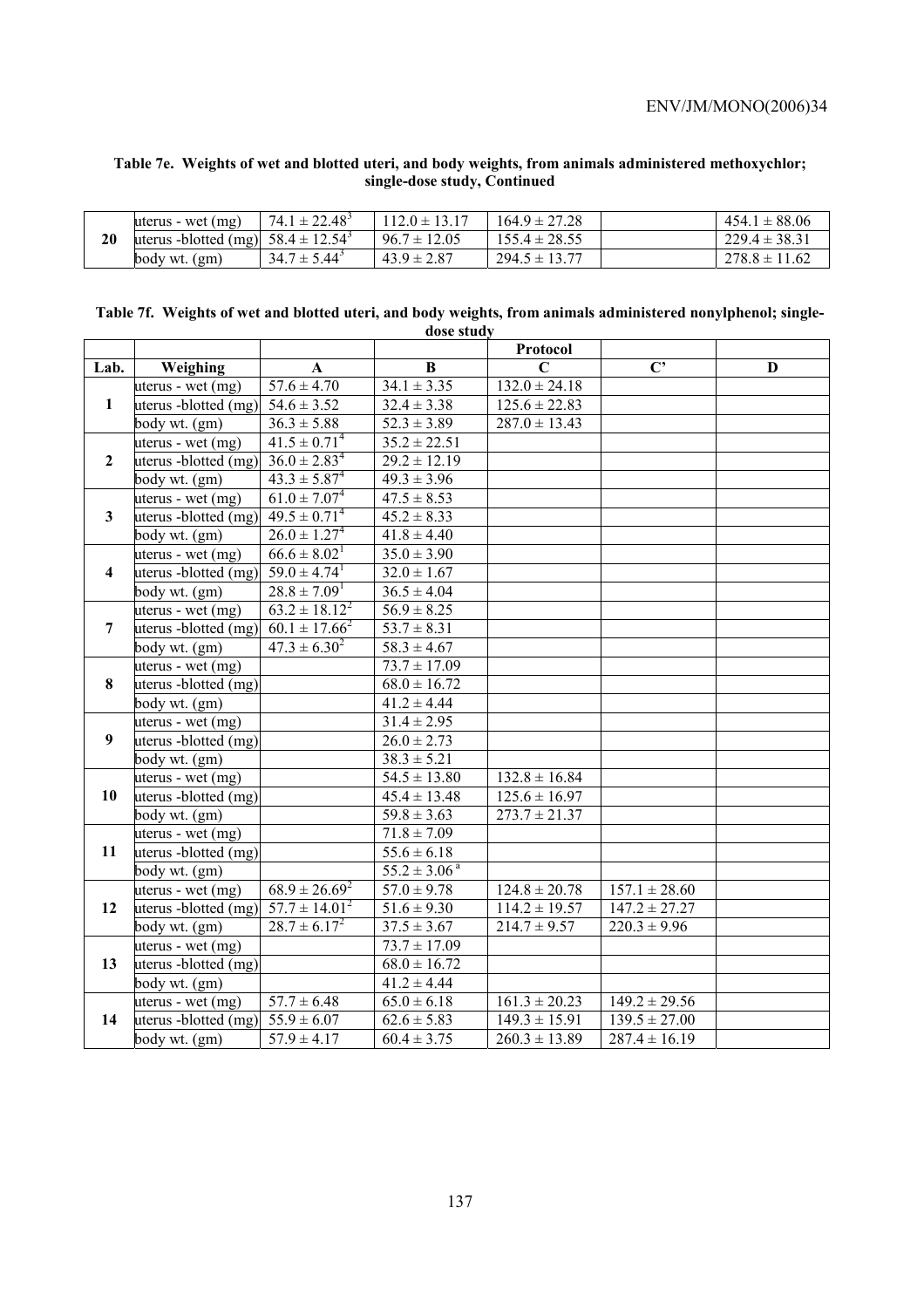**Table 7e. Weights of wet and blotted uteri, and body weights, from animals administered methoxychlor; single-dose study, Continued**

| | | | | | | |
|---|---|---|---|---|---|---|
| **20** | uterus - wet (mg) | 74.1 ± 22.48[3] | 112.0 ± 13.17 | 164.9 ± 27.28 | | 454.1 ± 88.06 |
| | uterus -blotted (mg) | 58.4 ± 12.54[3] | 96.7 ± 12.05 | 155.4 ± 28.55 | | 229.4 ± 38.31 |
| | body wt. (gm) | 34.7 ± 5.44[3] | 43.9 ± 2.87 | 294.5 ± 13.77 | | 278.8 ± 11.62 |

**Table 7f. Weights of wet and blotted uteri, and body weights, from animals administered nonylphenol; single-dose study**

| | | | | Protocol | | |
|---|---|---|---|---|---|---|
| **Lab.** | **Weighing** | **A** | **B** | **C** | **C'** | **D** |
| **1** | uterus - wet (mg) | 57.6 ± 4.70 | 34.1 ± 3.35 | 132.0 ± 24.18 | | |
| | uterus -blotted (mg) | 54.6 ± 3.52 | 32.4 ± 3.38 | 125.6 ± 22.83 | | |
| | body wt. (gm) | 36.3 ± 5.88 | 52.3 ± 3.89 | 287.0 ± 13.43 | | |
| **2** | uterus - wet (mg) | 41.5 ± 0.71[4] | 35.2 ± 22.51 | | | |
| | uterus -blotted (mg) | 36.0 ± 2.83[4] | 29.2 ± 12.19 | | | |
| | body wt. (gm) | 43.3 ± 5.87[4] | 49.3 ± 3.96 | | | |
| **3** | uterus - wet (mg) | 61.0 ± 7.07[4] | 47.5 ± 8.53 | | | |
| | uterus -blotted (mg) | 49.5 ± 0.71[4] | 45.2 ± 8.33 | | | |
| | body wt. (gm) | 26.0 ± 1.27[4] | 41.8 ± 4.40 | | | |
| **4** | uterus - wet (mg) | 66.6 ± 8.02[1] | 35.0 ± 3.90 | | | |
| | uterus -blotted (mg) | 59.0 ± 4.74[1] | 32.0 ± 1.67 | | | |
| | body wt. (gm) | 28.8 ± 7.09[1] | 36.5 ± 4.04 | | | |
| **7** | uterus - wet (mg) | 63.2 ± 18.12[2] | 56.9 ± 8.25 | | | |
| | uterus -blotted (mg) | 60.1 ± 17.66[2] | 53.7 ± 8.31 | | | |
| | body wt. (gm) | 47.3 ± 6.30[2] | 58.3 ± 4.67 | | | |
| **8** | uterus - wet (mg) | | 73.7 ± 17.09 | | | |
| | uterus -blotted (mg) | | 68.0 ± 16.72 | | | |
| | body wt. (gm) | | 41.2 ± 4.44 | | | |
| **9** | uterus - wet (mg) | | 31.4 ± 2.95 | | | |
| | uterus -blotted (mg) | | 26.0 ± 2.73 | | | |
| | body wt. (gm) | | 38.3 ± 5.21 | | | |
| **10** | uterus - wet (mg) | | 54.5 ± 13.80 | 132.8 ± 16.84 | | |
| | uterus -blotted (mg) | | 45.4 ± 13.48 | 125.6 ± 16.97 | | |
| | body wt. (gm) | | 59.8 ± 3.63 | 273.7 ± 21.37 | | |
| **11** | uterus - wet (mg) | | 71.8 ± 7.09 | | | |
| | uterus -blotted (mg) | | 55.6 ± 6.18 | | | |
| | body wt. (gm) | | 55.2 ± 3.06[a] | | | |
| **12** | uterus - wet (mg) | 68.9 ± 26.69[2] | 57.0 ± 9.78 | 124.8 ± 20.78 | 157.1 ± 28.60 | |
| | uterus -blotted (mg) | 57.7 ± 14.01[2] | 51.6 ± 9.30 | 114.2 ± 19.57 | 147.2 ± 27.27 | |
| | body wt. (gm) | 28.7 ± 6.17[2] | 37.5 ± 3.67 | 214.7 ± 9.57 | 220.3 ± 9.96 | |
| **13** | uterus - wet (mg) | | 73.7 ± 17.09 | | | |
| | uterus -blotted (mg) | | 68.0 ± 16.72 | | | |
| | body wt. (gm) | | 41.2 ± 4.44 | | | |
| **14** | uterus - wet (mg) | 57.7 ± 6.48 | 65.0 ± 6.18 | 161.3 ± 20.23 | 149.2 ± 29.56 | |
| | uterus -blotted (mg) | 55.9 ± 6.07 | 62.6 ± 5.83 | 149.3 ± 15.91 | 139.5 ± 27.00 | |
| | body wt. (gm) | 57.9 ± 4.17 | 60.4 ± 3.75 | 260.3 ± 13.89 | 287.4 ± 16.19 | |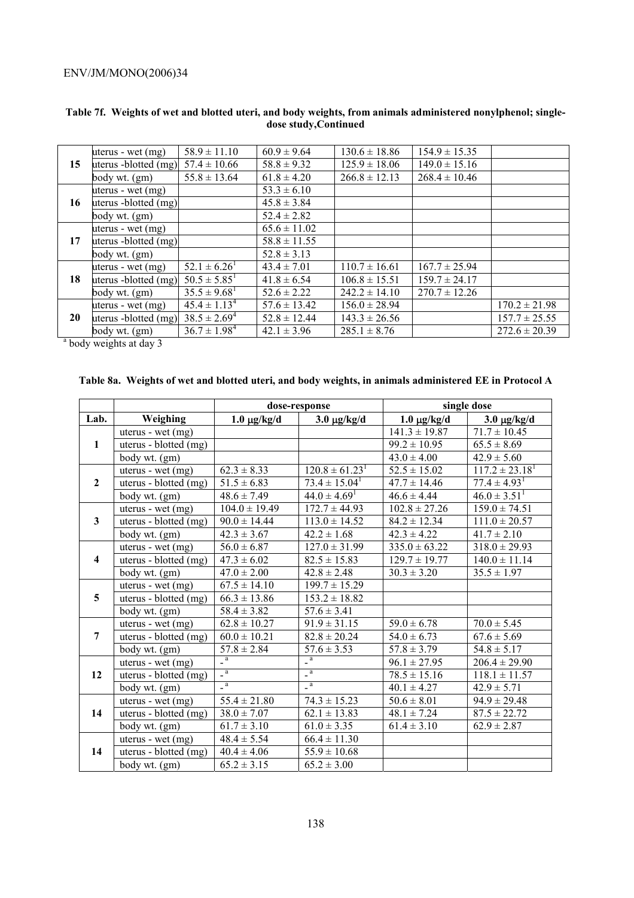**Table 7f. Weights of wet and blotted uteri, and body weights, from animals administered nonylphenol; single-dose study,Continued**

| | | | | | | |
|---|---|---|---|---|---|---|
| 15 | uterus - wet (mg) | 58.9 ± 11.10 | 60.9 ± 9.64 | 130.6 ± 18.86 | 154.9 ± 15.35 | |
| | uterus -blotted (mg) | 57.4 ± 10.66 | 58.8 ± 9.32 | 125.9 ± 18.06 | 149.0 ± 15.16 | |
| | body wt. (gm) | 55.8 ± 13.64 | 61.8 ± 4.20 | 266.8 ± 12.13 | 268.4 ± 10.46 | |
| 16 | uterus - wet (mg) | | 53.3 ± 6.10 | | | |
| | uterus -blotted (mg) | | 45.8 ± 3.84 | | | |
| | body wt. (gm) | | 52.4 ± 2.82 | | | |
| 17 | uterus - wet (mg) | | 65.6 ± 11.02 | | | |
| | uterus -blotted (mg) | | 58.8 ± 11.55 | | | |
| | body wt. (gm) | | 52.8 ± 3.13 | | | |
| 18 | uterus - wet (mg) | 52.1 ± 6.26[1] | 43.4 ± 7.01 | 110.7 ± 16.61 | 167.7 ± 25.94 | |
| | uterus -blotted (mg) | 50.5 ± 5.85[1] | 41.8 ± 6.54 | 106.8 ± 15.51 | 159.7 ± 24.17 | |
| | body wt. (gm) | 35.5 ± 9.68[1] | 52.6 ± 2.22 | 242.2 ± 14.10 | 270.7 ± 12.26 | |
| 20 | uterus - wet (mg) | 45.4 ± 1.13[4] | 57.6 ± 13.42 | 156.0 ± 28.94 | | 170.2 ± 21.98 |
| | uterus -blotted (mg) | 38.5 ± 2.69[4] | 52.8 ± 12.44 | 143.3 ± 26.56 | | 157.7 ± 25.55 |
| | body wt. (gm) | 36.7 ± 1.98[4] | 42.1 ± 3.96 | 285.1 ± 8.76 | | 272.6 ± 20.39 |

[a] body weights at day 3

**Table 8a. Weights of wet and blotted uteri, and body weights, in animals administered EE in Protocol A**

| | | dose-response | | single dose | |
|---|---|---|---|---|---|
| Lab. | Weighing | 1.0 µg/kg/d | 3.0 µg/kg/d | 1.0 µg/kg/d | 3.0 µg/kg/d |
| 1 | uterus - wet (mg) | | | 141.3 ± 19.87 | 71.7 ± 10.45 |
| | uterus - blotted (mg) | | | 99.2 ± 10.95 | 65.5 ± 8.69 |
| | body wt. (gm) | | | 43.0 ± 4.00 | 42.9 ± 5.60 |
| 2 | uterus - wet (mg) | 62.3 ± 8.33 | 120.8 ± 61.23[1] | 52.5 ± 15.02 | 117.2 ± 23.18[1] |
| | uterus - blotted (mg) | 51.5 ± 6.83 | 73.4 ± 15.04[1] | 47.7 ± 14.46 | 77.4 ± 4.93[1] |
| | body wt. (gm) | 48.6 ± 7.49 | 44.0 ± 4.69[1] | 46.6 ± 4.44 | 46.0 ± 3.51[1] |
| 3 | uterus - wet (mg) | 104.0 ± 19.49 | 172.7 ± 44.93 | 102.8 ± 27.26 | 159.0 ± 74.51 |
| | uterus - blotted (mg) | 90.0 ± 14.44 | 113.0 ± 14.52 | 84.2 ± 12.34 | 111.0 ± 20.57 |
| | body wt. (gm) | 42.3 ± 3.67 | 42.2 ± 1.68 | 42.3 ± 4.22 | 41.7 ± 2.10 |
| 4 | uterus - wet (mg) | 56.0 ± 6.87 | 127.0 ± 31.99 | 335.0 ± 63.22 | 318.0 ± 29.93 |
| | uterus - blotted (mg) | 47.3 ± 6.02 | 82.5 ± 15.83 | 129.7 ± 19.77 | 140.0 ± 11.14 |
| | body wt. (gm) | 47.0 ± 2.00 | 42.8 ± 2.48 | 30.3 ± 3.20 | 35.5 ± 1.97 |
| 5 | uterus - wet (mg) | 67.5 ± 14.10 | 199.7 ± 15.29 | | |
| | uterus - blotted (mg) | 66.3 ± 13.86 | 153.2 ± 18.82 | | |
| | body wt. (gm) | 58.4 ± 3.82 | 57.6 ± 3.41 | | |
| 7 | uterus - wet (mg) | 62.8 ± 10.27 | 91.9 ± 31.15 | 59.0 ± 6.78 | 70.0 ± 5.45 |
| | uterus - blotted (mg) | 60.0 ± 10.21 | 82.8 ± 20.24 | 54.0 ± 6.73 | 67.6 ± 5.69 |
| | body wt. (gm) | 57.8 ± 2.84 | 57.6 ± 3.53 | 57.8 ± 3.79 | 54.8 ± 5.17 |
| 12 | uterus - wet (mg) | -[a] | -[a] | 96.1 ± 27.95 | 206.4 ± 29.90 |
| | uterus - blotted (mg) | -[a] | -[a] | 78.5 ± 15.16 | 118.1 ± 11.57 |
| | body wt. (gm) | -[a] | -[a] | 40.1 ± 4.27 | 42.9 ± 5.71 |
| 14 | uterus - wet (mg) | 55.4 ± 21.80 | 74.3 ± 15.23 | 50.6 ± 8.01 | 94.9 ± 29.48 |
| | uterus - blotted (mg) | 38.0 ± 7.07 | 62.1 ± 13.83 | 48.1 ± 7.24 | 87.5 ± 22.72 |
| | body wt. (gm) | 61.7 ± 3.10 | 61.0 ± 3.35 | 61.4 ± 3.10 | 62.9 ± 2.87 |
| 14 | uterus - wet (mg) | 48.4 ± 5.54 | 66.4 ± 11.30 | | |
| | uterus - blotted (mg) | 40.4 ± 4.06 | 55.9 ± 10.68 | | |
| | body wt. (gm) | 65.2 ± 3.15 | 65.2 ± 3.00 | | |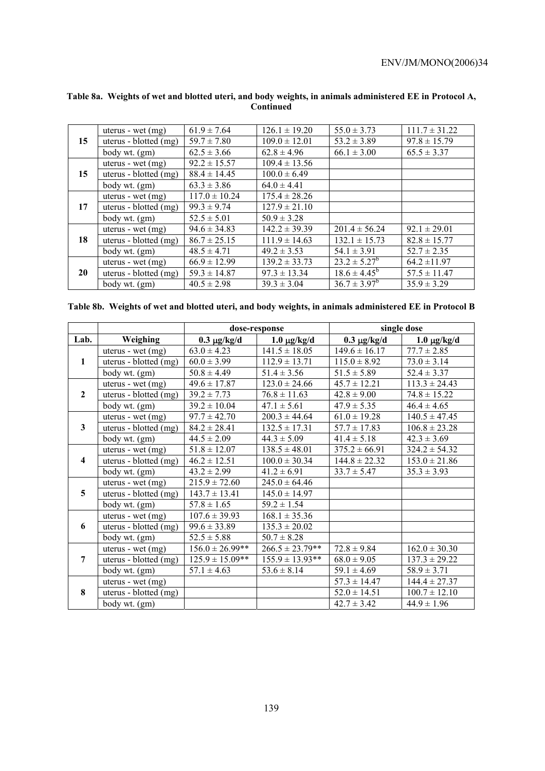**Table 8a. Weights of wet and blotted uteri, and body weights, in animals administered EE in Protocol A, Continued**

| | | | | | |
|---|---|---|---|---|---|
| **15** | uterus - wet (mg) | 61.9 ± 7.64 | 126.1 ± 19.20 | 55.0 ± 3.73 | 111.7 ± 31.22 |
| | uterus - blotted (mg) | 59.7 ± 7.80 | 109.0 ± 12.01 | 53.2 ± 3.89 | 97.8 ± 15.79 |
| | body wt. (gm) | 62.5 ± 3.66 | 62.8 ± 4.96 | 66.1 ± 3.00 | 65.5 ± 3.37 |
| **15** | uterus - wet (mg) | 92.2 ± 15.57 | 109.4 ± 13.56 | | |
| | uterus - blotted (mg) | 88.4 ± 14.45 | 100.0 ± 6.49 | | |
| | body wt. (gm) | 63.3 ± 3.86 | 64.0 ± 4.41 | | |
| **17** | uterus - wet (mg) | 117.0 ± 10.24 | 175.4 ± 28.26 | | |
| | uterus - blotted (mg) | 99.3 ± 9.74 | 127.9 ± 21.10 | | |
| | body wt. (gm) | 52.5 ± 5.01 | 50.9 ± 3.28 | | |
| **18** | uterus - wet (mg) | 94.6 ± 34.83 | 142.2 ± 39.39 | 201.4 ± 56.24 | 92.1 ± 29.01 |
| | uterus - blotted (mg) | 86.7 ± 25.15 | 111.9 ± 14.63 | 132.1 ± 15.73 | 82.8 ± 15.77 |
| | body wt. (gm) | 48.5 ± 4.71 | 49.2 ± 3.53 | 54.1 ± 3.91 | 52.7 ± 2.35 |
| **20** | uterus - wet (mg) | 66.9 ± 12.99 | 139.2 ± 33.73 | 23.2 ± 5.27[b] | 64.2 ±11.97 |
| | uterus - blotted (mg) | 59.3 ± 14.87 | 97.3 ± 13.34 | 18.6 ± 4.45[b] | 57.5 ± 11.47 |
| | body wt. (gm) | 40.5 ± 2.98 | 39.3 ± 3.04 | 36.7 ± 3.97[b] | 35.9 ± 3.29 |

**Table 8b. Weights of wet and blotted uteri, and body weights, in animals administered EE in Protocol B**

| | | dose-response | | single dose | |
|---|---|---|---|---|---|
| **Lab.** | **Weighing** | **0.3 μg/kg/d** | **1.0 μg/kg/d** | **0.3 μg/kg/d** | **1.0 μg/kg/d** |
| **1** | uterus - wet (mg) | 63.0 ± 4.23 | 141.5 ± 18.05 | 149.6 ± 16.17 | 77.7 ± 2.85 |
| | uterus - blotted (mg) | 60.0 ± 3.99 | 112.9 ± 13.71 | 115.0 ± 8.92 | 73.0 ± 3.14 |
| | body wt. (gm) | 50.8 ± 4.49 | 51.4 ± 3.56 | 51.5 ± 5.89 | 52.4 ± 3.37 |
| **2** | uterus - wet (mg) | 49.6 ± 17.87 | 123.0 ± 24.66 | 45.7 ± 12.21 | 113.3 ± 24.43 |
| | uterus - blotted (mg) | 39.2 ± 7.73 | 76.8 ± 11.63 | 42.8 ± 9.00 | 74.8 ± 15.22 |
| | body wt. (gm) | 39.2 ± 10.04 | 47.1 ± 5.61 | 47.9 ± 5.35 | 46.4 ± 4.65 |
| **3** | uterus - wet (mg) | 97.7 ± 42.70 | 200.3 ± 44.64 | 61.0 ± 19.28 | 140.5 ± 47.45 |
| | uterus - blotted (mg) | 84.2 ± 28.41 | 132.5 ± 17.31 | 57.7 ± 17.83 | 106.8 ± 23.28 |
| | body wt. (gm) | 44.5 ± 2.09 | 44.3 ± 5.09 | 41.4 ± 5.18 | 42.3 ± 3.69 |
| **4** | uterus - wet (mg) | 51.8 ± 12.07 | 138.5 ± 48.01 | 375.2 ± 66.91 | 324.2 ± 54.32 |
| | uterus - blotted (mg) | 46.2 ± 12.51 | 100.0 ± 30.34 | 144.8 ± 22.32 | 153.0 ± 21.86 |
| | body wt. (gm) | 43.2 ± 2.99 | 41.2 ± 6.91 | 33.7 ± 5.47 | 35.3 ± 3.93 |
| **5** | uterus - wet (mg) | 215.9 ± 72.60 | 245.0 ± 64.46 | | |
| | uterus - blotted (mg) | 143.7 ± 13.41 | 145.0 ± 14.97 | | |
| | body wt. (gm) | 57.8 ± 1.65 | 59.2 ± 1.54 | | |
| **6** | uterus - wet (mg) | 107.6 ± 39.93 | 168.1 ± 35.36 | | |
| | uterus - blotted (mg) | 99.6 ± 33.89 | 135.3 ± 20.02 | | |
| | body wt. (gm) | 52.5 ± 5.88 | 50.7 ± 8.28 | | |
| **7** | uterus - wet (mg) | 156.0 ± 26.99** | 266.5 ± 23.79** | 72.8 ± 9.84 | 162.0 ± 30.30 |
| | uterus - blotted (mg) | 125.9 ± 15.09** | 155.9 ± 13.93** | 68.0 ± 9.05 | 137.3 ± 29.22 |
| | body wt. (gm) | 57.1 ± 4.63 | 53.6 ± 8.14 | 59.1 ± 4.69 | 58.9 ± 3.71 |
| **8** | uterus - wet (mg) | | | 57.3 ± 14.47 | 144.4 ± 27.37 |
| | uterus - blotted (mg) | | | 52.0 ± 14.51 | 100.7 ± 12.10 |
| | body wt. (gm) | | | 42.7 ± 3.42 | 44.9 ± 1.96 |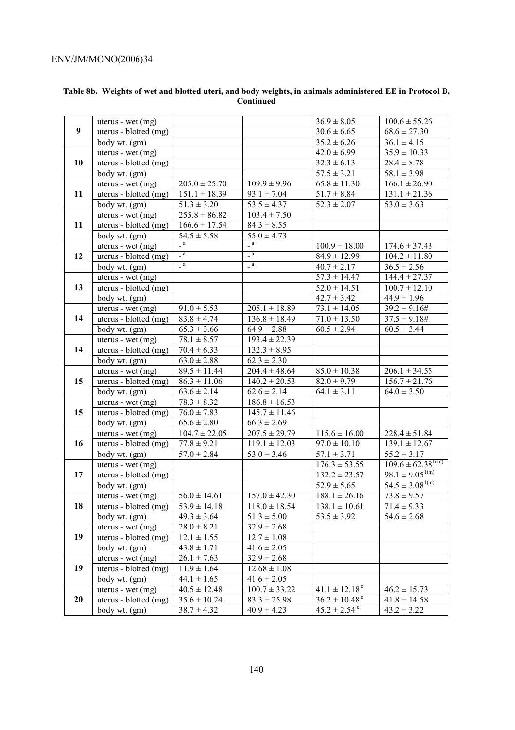**Table 8b. Weights of wet and blotted uteri, and body weights, in animals administered EE in Protocol B, Continued**

| | | | | | |
|---|---|---|---|---|---|
| 9 | uterus - wet (mg) | | | 36.9 ± 8.05 | 100.6 ± 55.26 |
| | uterus - blotted (mg) | | | 30.6 ± 6.65 | 68.6 ± 27.30 |
| | body wt. (gm) | | | 35.2 ± 6.26 | 36.1 ± 4.15 |
| 10 | uterus - wet (mg) | | | 42.0 ± 6.99 | 35.9 ± 10.33 |
| | uterus - blotted (mg) | | | 32.3 ± 6.13 | 28.4 ± 8.78 |
| | body wt. (gm) | | | 57.5 ± 3.21 | 58.1 ± 3.98 |
| 11 | uterus - wet (mg) | 205.0 ± 25.70 | 109.9 ± 9.96 | 65.8 ± 11.30 | 166.1 ± 26.90 |
| | uterus - blotted (mg) | 151.1 ± 18.39 | 93.1 ± 7.04 | 51.7 ± 8.84 | 131.1 ± 21.36 |
| | body wt. (gm) | 51.3 ± 3.20 | 53.5 ± 4.37 | 52.3 ± 2.07 | 53.0 ± 3.63 |
| 11 | uterus - wet (mg) | 255.8 ± 86.82 | 103.4 ± 7.50 | | |
| | uterus - blotted (mg) | 166.6 ± 17.54 | 84.3 ± 8.55 | | |
| | body wt. (gm) | 54.5 ± 5.58 | 55.0 ± 4.73 | | |
| 12 | uterus - wet (mg) | -[a] | -[a] | 100.9 ± 18.00 | 174.6 ± 37.43 |
| | uterus - blotted (mg) | -[a] | -[a] | 84.9 ± 12.99 | 104.2 ± 11.80 |
| | body wt. (gm) | -[a] | -[a] | 40.7 ± 2.17 | 36.5 ± 2.56 |
| 13 | uterus - wet (mg) | | | 57.3 ± 14.47 | 144.4 ± 27.37 |
| | uterus - blotted (mg) | | | 52.0 ± 14.51 | 100.7 ± 12.10 |
| | body wt. (gm) | | | 42.7 ± 3.42 | 44.9 ± 1.96 |
| 14 | uterus - wet (mg) | 91.0 ± 5.53 | 205.1 ± 18.89 | 73.1 ± 14.05 | 39.2 ± 9.16# |
| | uterus - blotted (mg) | 83.8 ± 4.74 | 136.8 ± 18.49 | 71.0 ± 13.50 | 37.5 ± 9.18# |
| | body wt. (gm) | 65.3 ± 3.66 | 64.9 ± 2.88 | 60.5 ± 2.94 | 60.5 ± 3.44 |
| 14 | uterus - wet (mg) | 78.1 ± 8.57 | 193.4 ± 22.39 | | |
| | uterus - blotted (mg) | 70.4 ± 6.33 | 132.3 ± 8.95 | | |
| | body wt. (gm) | 63.0 ± 2.88 | 62.3 ± 2.30 | | |
| 15 | uterus - wet (mg) | 89.5 ± 11.44 | 204.4 ± 48.64 | 85.0 ± 10.38 | 206.1 ± 34.55 |
| | uterus - blotted (mg) | 86.3 ± 11.06 | 140.2 ± 20.53 | 82.0 ± 9.79 | 156.7 ± 21.76 |
| | body wt. (gm) | 63.6 ± 2.14 | 62.6 ± 2.14 | 64.1 ± 3.11 | 64.0 ± 3.50 |
| 15 | uterus - wet (mg) | 78.3 ± 8.32 | 186.8 ± 16.53 | | |
| | uterus - blotted (mg) | 76.0 ± 7.83 | 145.7 ± 11.46 | | |
| | body wt. (gm) | 65.6 ± 2.80 | 66.3 ± 2.69 | | |
| 16 | uterus - wet (mg) | 104.7 ± 22.05 | 207.5 ± 29.79 | 115.6 ± 16.00 | 228.4 ± 51.84 |
| | uterus - blotted (mg) | 77.8 ± 9.21 | 119.1 ± 12.03 | 97.0 ± 10.10 | 139.1 ± 12.67 |
| | body wt. (gm) | 57.0 ± 2.84 | 53.0 ± 3.46 | 57.1 ± 3.71 | 55.2 ± 3.17 |
| 17 | uterus - wet (mg) | | | 176.3 ± 53.55 | 109.6 ± 62.38[1(m)] |
| | uterus - blotted (mg) | | | 132.2 ± 23.57 | 98.1 ± 9.05[1(m)] |
| | body wt. (gm) | | | 52.9 ± 5.65 | 54.5 ± 3.08[1(m)] |
| 18 | uterus - wet (mg) | 56.0 ± 14.61 | 157.0 ± 42.30 | 188.1 ± 26.16 | 73.8 ± 9.57 |
| | uterus - blotted (mg) | 53.9 ± 14.18 | 118.0 ± 18.54 | 138.1 ± 10.61 | 71.4 ± 9.33 |
| | body wt. (gm) | 49.3 ± 3.64 | 51.3 ± 5.00 | 53.5 ± 3.92 | 54.6 ± 2.68 |
| 19 | uterus - wet (mg) | 28.0 ± 8.21 | 32.9 ± 2.68 | | |
| | uterus - blotted (mg) | 12.1 ± 1.55 | 12.7 ± 1.08 | | |
| | body wt. (gm) | 43.8 ± 1.71 | 41.6 ± 2.05 | | |
| 19 | uterus - wet (mg) | 26.1 ± 7.63 | 32.9 ± 2.68 | | |
| | uterus - blotted (mg) | 11.9 ± 1.64 | 12.68 ± 1.08 | | |
| | body wt. (gm) | 44.1 ± 1.65 | 41.6 ± 2.05 | | |
| 20 | uterus - wet (mg) | 40.5 ± 12.48 | 100.7 ± 33.22 | 41.1 ± 12.18[c] | 46.2 ± 15.73 |
| | uterus - blotted (mg) | 35.6 ± 10.24 | 83.3 ± 25.98 | 36.2 ± 10.48[c] | 41.8 ± 14.58 |
| | body wt. (gm) | 38.7 ± 4.32 | 40.9 ± 4.23 | 45.2 ± 2.54[c] | 43.2 ± 3.22 |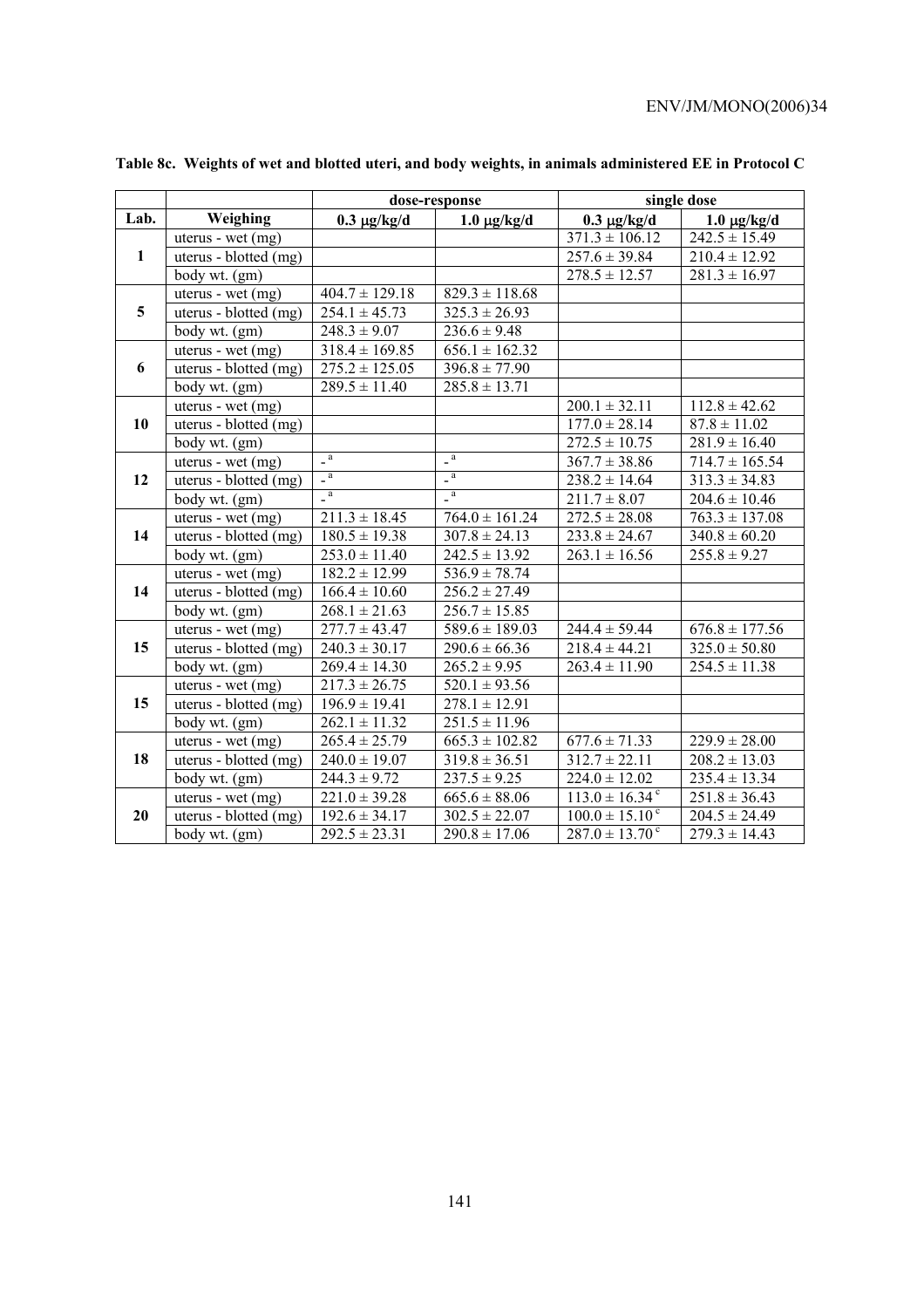**Table 8c. Weights of wet and blotted uteri, and body weights, in animals administered EE in Protocol C**

| Lab. | Weighing | dose-response | | single dose | |
|---|---|---|---|---|---|
| | | 0.3 μg/kg/d | 1.0 μg/kg/d | 0.3 μg/kg/d | 1.0 μg/kg/d |
| 1 | uterus - wet (mg) | | | 371.3 ± 106.12 | 242.5 ± 15.49 |
| | uterus - blotted (mg) | | | 257.6 ± 39.84 | 210.4 ± 12.92 |
| | body wt. (gm) | | | 278.5 ± 12.57 | 281.3 ± 16.97 |
| 5 | uterus - wet (mg) | 404.7 ± 129.18 | 829.3 ± 118.68 | | |
| | uterus - blotted (mg) | 254.1 ± 45.73 | 325.3 ± 26.93 | | |
| | body wt. (gm) | 248.3 ± 9.07 | 236.6 ± 9.48 | | |
| 6 | uterus - wet (mg) | 318.4 ± 169.85 | 656.1 ± 162.32 | | |
| | uterus - blotted (mg) | 275.2 ± 125.05 | 396.8 ± 77.90 | | |
| | body wt. (gm) | 289.5 ± 11.40 | 285.8 ± 13.71 | | |
| 10 | uterus - wet (mg) | | | 200.1 ± 32.11 | 112.8 ± 42.62 |
| | uterus - blotted (mg) | | | 177.0 ± 28.14 | 87.8 ± 11.02 |
| | body wt. (gm) | | | 272.5 ± 10.75 | 281.9 ± 16.40 |
| 12 | uterus - wet (mg) | -[a] | -[a] | 367.7 ± 38.86 | 714.7 ± 165.54 |
| | uterus - blotted (mg) | -[a] | -[a] | 238.2 ± 14.64 | 313.3 ± 34.83 |
| | body wt. (gm) | -[a] | -[a] | 211.7 ± 8.07 | 204.6 ± 10.46 |
| 14 | uterus - wet (mg) | 211.3 ± 18.45 | 764.0 ± 161.24 | 272.5 ± 28.08 | 763.3 ± 137.08 |
| | uterus - blotted (mg) | 180.5 ± 19.38 | 307.8 ± 24.13 | 233.8 ± 24.67 | 340.8 ± 60.20 |
| | body wt. (gm) | 253.0 ± 11.40 | 242.5 ± 13.92 | 263.1 ± 16.56 | 255.8 ± 9.27 |
| 14 | uterus - wet (mg) | 182.2 ± 12.99 | 536.9 ± 78.74 | | |
| | uterus - blotted (mg) | 166.4 ± 10.60 | 256.2 ± 27.49 | | |
| | body wt. (gm) | 268.1 ± 21.63 | 256.7 ± 15.85 | | |
| 15 | uterus - wet (mg) | 277.7 ± 43.47 | 589.6 ± 189.03 | 244.4 ± 59.44 | 676.8 ± 177.56 |
| | uterus - blotted (mg) | 240.3 ± 30.17 | 290.6 ± 66.36 | 218.4 ± 44.21 | 325.0 ± 50.80 |
| | body wt. (gm) | 269.4 ± 14.30 | 265.2 ± 9.95 | 263.4 ± 11.90 | 254.5 ± 11.38 |
| 15 | uterus - wet (mg) | 217.3 ± 26.75 | 520.1 ± 93.56 | | |
| | uterus - blotted (mg) | 196.9 ± 19.41 | 278.1 ± 12.91 | | |
| | body wt. (gm) | 262.1 ± 11.32 | 251.5 ± 11.96 | | |
| 18 | uterus - wet (mg) | 265.4 ± 25.79 | 665.3 ± 102.82 | 677.6 ± 71.33 | 229.9 ± 28.00 |
| | uterus - blotted (mg) | 240.0 ± 19.07 | 319.8 ± 36.51 | 312.7 ± 22.11 | 208.2 ± 13.03 |
| | body wt. (gm) | 244.3 ± 9.72 | 237.5 ± 9.25 | 224.0 ± 12.02 | 235.4 ± 13.34 |
| 20 | uterus - wet (mg) | 221.0 ± 39.28 | 665.6 ± 88.06 | 113.0 ± 16.34[c] | 251.8 ± 36.43 |
| | uterus - blotted (mg) | 192.6 ± 34.17 | 302.5 ± 22.07 | 100.0 ± 15.10[c] | 204.5 ± 24.49 |
| | body wt. (gm) | 292.5 ± 23.31 | 290.8 ± 17.06 | 287.0 ± 13.70[c] | 279.3 ± 14.43 |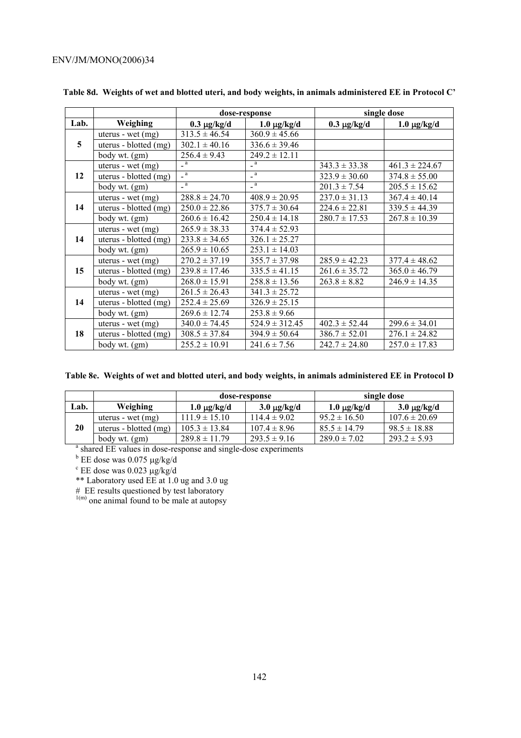**Table 8d. Weights of wet and blotted uteri, and body weights, in animals administered EE in Protocol C'**

| | | dose-response | | single dose | |
|---|---|---|---|---|---|
| Lab. | Weighing | 0.3 μg/kg/d | 1.0 μg/kg/d | 0.3 μg/kg/d | 1.0 μg/kg/d |
| 5 | uterus - wet (mg) | 313.5 ± 46.54 | 360.9 ± 45.66 | | |
| | uterus - blotted (mg) | 302.1 ± 40.16 | 336.6 ± 39.46 | | |
| | body wt. (gm) | 256.4 ± 9.43 | 249.2 ± 12.11 | | |
| 12 | uterus - wet (mg) | - [a] | - [a] | 343.3 ± 33.38 | 461.3 ± 224.67 |
| | uterus - blotted (mg) | - [a] | - [a] | 323.9 ± 30.60 | 374.8 ± 55.00 |
| | body wt. (gm) | - [a] | - [a] | 201.3 ± 7.54 | 205.5 ± 15.62 |
| 14 | uterus - wet (mg) | 288.8 ± 24.70 | 408.9 ± 20.95 | 237.0 ± 31.13 | 367.4 ± 40.14 |
| | uterus - blotted (mg) | 250.0 ± 22.86 | 375.7 ± 30.64 | 224.6 ± 22.81 | 339.5 ± 44.39 |
| | body wt. (gm) | 260.6 ± 16.42 | 250.4 ± 14.18 | 280.7 ± 17.53 | 267.8 ± 10.39 |
| 14 | uterus - wet (mg) | 265.9 ± 38.33 | 374.4 ± 52.93 | | |
| | uterus - blotted (mg) | 233.8 ± 34.65 | 326.1 ± 25.27 | | |
| | body wt. (gm) | 265.9 ± 10.65 | 253.1 ± 14.03 | | |
| 15 | uterus - wet (mg) | 270.2 ± 37.19 | 355.7 ± 37.98 | 285.9 ± 42.23 | 377.4 ± 48.62 |
| | uterus - blotted (mg) | 239.8 ± 17.46 | 335.5 ± 41.15 | 261.6 ± 35.72 | 365.0 ± 46.79 |
| | body wt. (gm) | 268.0 ± 15.91 | 258.8 ± 13.56 | 263.8 ± 8.82 | 246.9 ± 14.35 |
| 14 | uterus - wet (mg) | 261.5 ± 26.43 | 341.3 ± 25.72 | | |
| | uterus - blotted (mg) | 252.4 ± 25.69 | 326.9 ± 25.15 | | |
| | body wt. (gm) | 269.6 ± 12.74 | 253.8 ± 9.66 | | |
| 18 | uterus - wet (mg) | 340.0 ± 74.45 | 524.9 ± 312.45 | 402.3 ± 52.44 | 299.6 ± 34.01 |
| | uterus - blotted (mg) | 308.5 ± 37.84 | 394.9 ± 50.64 | 386.7 ± 52.01 | 276.1 ± 24.82 |
| | body wt. (gm) | 255.2 ± 10.91 | 241.6 ± 7.56 | 242.7 ± 24.80 | 257.0 ± 17.83 |

**Table 8e. Weights of wet and blotted uteri, and body weights, in animals administered EE in Protocol D**

| | | dose-response | | single dose | |
|---|---|---|---|---|---|
| Lab. | Weighing | 1.0 μg/kg/d | 3.0 μg/kg/d | 1.0 μg/kg/d | 3.0 μg/kg/d |
| 20 | uterus - wet (mg) | 111.9 ± 15.10 | 114.4 ± 9.02 | 95.2 ± 16.50 | 107.6 ± 20.69 |
| | uterus - blotted (mg) | 105.3 ± 13.84 | 107.4 ± 8.96 | 85.5 ± 14.79 | 98.5 ± 18.88 |
| | body wt. (gm) | 289.8 ± 11.79 | 293.5 ± 9.16 | 289.0 ± 7.02 | 293.2 ± 5.93 |

[a] shared EE values in dose-response and single-dose experiments

[b] EE dose was 0.075 μg/kg/d

[c] EE dose was 0.023 μg/kg/d

** Laboratory used EE at 1.0 ug and 3.0 ug

# EE results questioned by test laboratory

[1(m)] one animal found to be male at autopsy